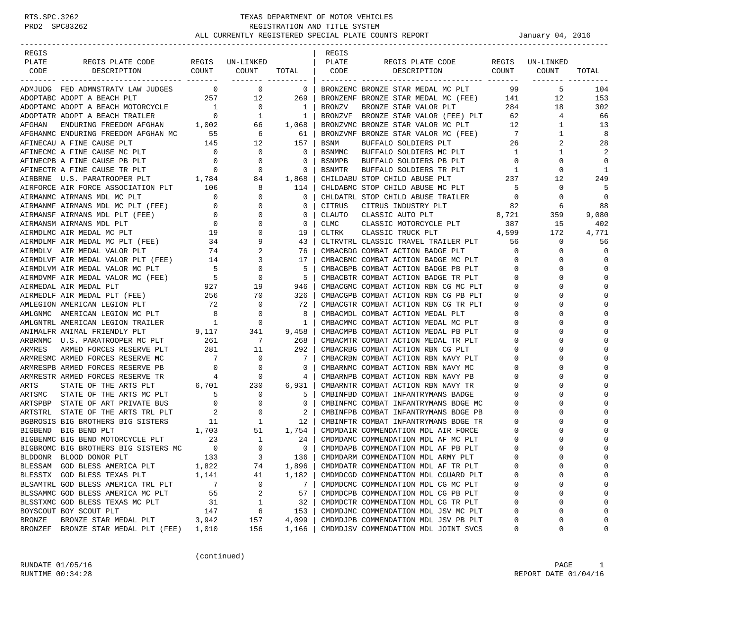RTS.SPC.3262 PRD2 SPC83262

# TEXAS DEPARTMENT OF MOTOR VEHICLES

## REGISTRATION AND TITLE SYSTEM

## ALL CURRENTLY REGISTERED SPECIAL PLATE COUNTS REPORT

January 04, 2016

| REGIS PLATE CODE | REGIS PLATE CODE DESCRIPTION | REGIS COUNT | UN-LINKED COUNT | TOTAL |
|---|---|---|---|---|
| ADMJUDG | FED ADMNSTRATV LAW JUDGES | 0 | 0 | 0 |
| ADOPTABC | ADOPT A BEACH PLT | 257 | 12 | 269 |
| ADOPTAMC | ADOPT A BEACH MOTORCYCLE | 1 | 0 | 1 |
| ADOPTATR | ADOPT A BEACH TRAILER | 0 | 1 | 1 |
| AFGHAN | ENDURING FREEDOM AFGHAN | 1,002 | 66 | 1,068 |
| AFGHANMC | ENDURING FREEDOM AFGHAN MC | 55 | 6 | 61 |
| AFINECAU | A FINE CAUSE PLT | 145 | 12 | 157 |
| AFINECMC | A FINE CAUSE MC PLT | 0 | 0 | 0 |
| AFINECPB | A FINE CAUSE PB PLT | 0 | 0 | 0 |
| AFINECTR | A FINE CAUSE TR PLT | 0 | 0 | 0 |
| AIRBRNE | U.S. PARATROOPER PLT | 1,784 | 84 | 1,868 |
| AIRFORCE | AIR FORCE ASSOCIATION PLT | 106 | 8 | 114 |
| AIRMANMC | AIRMANS MDL MC PLT | 0 | 0 | 0 |
| AIRMANMF | AIRMANS MDL MC PLT (FEE) | 0 | 0 | 0 |
| AIRMANSF | AIRMANS MDL PLT (FEE) | 0 | 0 | 0 |
| AIRMANSM | AIRMANS MDL PLT | 0 | 0 | 0 |
| AIRMDLMC | AIR MEDAL MC PLT | 19 | 0 | 19 |
| AIRMDLMF | AIR MEDAL MC PLT (FEE) | 34 | 9 | 43 |
| AIRMDLV | AIR MEDAL VALOR PLT | 74 | 2 | 76 |
| AIRMDLVF | AIR MEDAL VALOR PLT (FEE) | 14 | 3 | 17 |
| AIRMDLVM | AIR MEDAL VALOR MC PLT | 5 | 0 | 5 |
| AIRMDVMF | AIR MEDAL VALOR MC (FEE) | 5 | 0 | 5 |
| AIRMEDAL | AIR MEDAL PLT | 927 | 19 | 946 |
| AIRMEDLF | AIR MEDAL PLT (FEE) | 256 | 70 | 326 |
| AMLEGION | AMERICAN LEGION PLT | 72 | 0 | 72 |
| AMLGNMC | AMERICAN LEGION MC PLT | 8 | 0 | 8 |
| AMLGNTRL | AMERICAN LEGION TRAILER | 1 | 0 | 1 |
| ANIMALFR | ANIMAL FRIENDLY PLT | 9,117 | 341 | 9,458 |
| ARBRNMC | U.S. PARATROOPER MC PLT | 261 | 7 | 268 |
| ARMRES | ARMED FORCES RESERVE PLT | 281 | 11 | 292 |
| ARMRESMC | ARMED FORCES RESERVE MC | 7 | 0 | 7 |
| ARMRESPB | ARMED FORCES RESERVE PB | 0 | 0 | 0 |
| ARMRESTR | ARMED FORCES RESERVE TR | 4 | 0 | 4 |
| ARTS | STATE OF THE ARTS PLT | 6,701 | 230 | 6,931 |
| ARTSMC | STATE OF THE ARTS MC PLT | 5 | 0 | 5 |
| ARTSPBP | STATE OF ART PRIVATE BUS | 0 | 0 | 0 |
| ARTSTRL | STATE OF THE ARTS TRL PLT | 2 | 0 | 2 |
| BGBROSIS | BIG BROTHERS BIG SISTERS | 11 | 1 | 12 |
| BIGBEND | BIG BEND PLT | 1,703 | 51 | 1,754 |
| BIGBENMC | BIG BEND MOTORCYCLE PLT | 23 | 1 | 24 |
| BIGBROMC | BIG BROTHERS BIG SISTERS MC | 0 | 0 | 0 |
| BLDDONR | BLOOD DONOR PLT | 133 | 3 | 136 |
| BLESSAM | GOD BLESS AMERICA PLT | 1,822 | 74 | 1,896 |
| BLESSTX | GOD BLESS TEXAS PLT | 1,141 | 41 | 1,182 |
| BLSAMTRL | GOD BLESS AMERICA TRL PLT | 7 | 0 | 7 |
| BLSSAMMC | GOD BLESS AMERICA MC PLT | 55 | 2 | 57 |
| BLSSTXMC | GOD BLESS TEXAS MC PLT | 31 | 1 | 32 |
| BOYSCOUT | BOY SCOUT PLT | 147 | 6 | 153 |
| BRONZE | BRONZE STAR MEDAL PLT | 3,942 | 157 | 4,099 |
| BRONZEF | BRONZE STAR MEDAL PLT (FEE) | 1,010 | 156 | 1,166 |
| BRONZEMC | BRONZE STAR MEDAL MC PLT | 99 | 5 | 104 |
| BRONZEMF | BRONZE STAR MEDAL MC (FEE) | 141 | 12 | 153 |
| BRONZV | BRONZE STAR VALOR PLT | 284 | 18 | 302 |
| BRONZVF | BRONZE STAR VALOR (FEE) PLT | 62 | 4 | 66 |
| BRONZVMC | BRONZE STAR VALOR MC PLT | 12 | 1 | 13 |
| BRONZVMF | BRONZE STAR VALOR MC (FEE) | 7 | 1 | 8 |
| BSNM | BUFFALO SOLDIERS PLT | 26 | 2 | 28 |
| BSNMMC | BUFFALO SOLDIERS MC PLT | 1 | 1 | 2 |
| BSNMPB | BUFFALO SOLDIERS PB PLT | 0 | 0 | 0 |
| BSNMTR | BUFFALO SOLDIERS TR PLT | 1 | 0 | 1 |
| CHILDABU | STOP CHILD ABUSE PLT | 237 | 12 | 249 |
| CHLDABMC | STOP CHILD ABUSE MC PLT | 5 | 0 | 5 |
| CHLDATRL | STOP CHILD ABUSE TRAILER | 0 | 0 | 0 |
| CITRUS | CITRUS INDUSTRY PLT | 82 | 6 | 88 |
| CLAUTO | CLASSIC AUTO PLT | 8,721 | 359 | 9,080 |
| CLMC | CLASSIC MOTORCYCLE PLT | 387 | 15 | 402 |
| CLTRK | CLASSIC TRUCK PLT | 4,599 | 172 | 4,771 |
| CLTRVTRL | CLASSIC TRAVEL TRAILER PLT | 56 | 0 | 56 |
| CMBACBDG | COMBAT ACTION BADGE PLT | 0 | 0 | 0 |
| CMBACBMC | COMBAT ACTION BADGE MC PLT | 0 | 0 | 0 |
| CMBACBPB | COMBAT ACTION BADGE PB PLT | 0 | 0 | 0 |
| CMBACBTR | COMBAT ACTION BADGE TR PLT | 0 | 0 | 0 |
| CMBACGMC | COMBAT ACTION RBN CG MC PLT | 0 | 0 | 0 |
| CMBACGPB | COMBAT ACTION RBN CG PB PLT | 0 | 0 | 0 |
| CMBACGTR | COMBAT ACTION RBN CG TR PLT | 0 | 0 | 0 |
| CMBACMDL | COMBAT ACTION MEDAL PLT | 0 | 0 | 0 |
| CMBACMMC | COMBAT ACTION MEDAL MC PLT | 0 | 0 | 0 |
| CMBACMPB | COMBAT ACTION MEDAL PB PLT | 0 | 0 | 0 |
| CMBACMTR | COMBAT ACTION MEDAL TR PLT | 0 | 0 | 0 |
| CMBACRBG | COMBAT ACTION RBN CG PLT | 0 | 0 | 0 |
| CMBACRBN | COMBAT ACTION RBN NAVY PLT | 0 | 0 | 0 |
| CMBARNMC | COMBAT ACTION RBN NAVY MC | 0 | 0 | 0 |
| CMBARNPB | COMBAT ACTION RBN NAVY PB | 0 | 0 | 0 |
| CMBARNTR | COMBAT ACTION RBN NAVY TR | 0 | 0 | 0 |
| CMBINFBD | COMBAT INFANTRYMANS BADGE | 0 | 0 | 0 |
| CMBINFMC | COMBAT INFANTRYMANS BDGE MC | 0 | 0 | 0 |
| CMBINFPB | COMBAT INFANTRYMANS BDGE PB | 0 | 0 | 0 |
| CMBINFTR | COMBAT INFANTRYMANS BDGE TR | 0 | 0 | 0 |
| CMDMDAIR | COMMENDATION MDL AIR FORCE | 0 | 0 | 0 |
| CMDMDAMC | COMMENDATION MDL AF MC PLT | 0 | 0 | 0 |
| CMDMDAPB | COMMENDATION MDL AF PB PLT | 0 | 0 | 0 |
| CMDMDARM | COMMENDATION MDL ARMY PLT | 0 | 0 | 0 |
| CMDMDATR | COMMENDATION MDL AF TR PLT | 0 | 0 | 0 |
| CMDMDCGD | COMMENDATION MDL CGUARD PLT | 0 | 0 | 0 |
| CMDMDCMC | COMMENDATION MDL CG MC PLT | 0 | 0 | 0 |
| CMDMDCPB | COMMENDATION MDL CG PB PLT | 0 | 0 | 0 |
| CMDMDCTR | COMMENDATION MDL CG TR PLT | 0 | 0 | 0 |
| CMDMDJMC | COMMENDATION MDL JSV MC PLT | 0 | 0 | 0 |
| CMDMDJPB | COMMENDATION MDL JSV PB PLT | 0 | 0 | 0 |
| CMDMDJSV | COMMENDATION MDL JOINT SVCS | 0 | 0 | 0 |

(continued)

RUNDATE 01/05/16
RUNTIME 00:34:28

REPORT DATE 01/04/16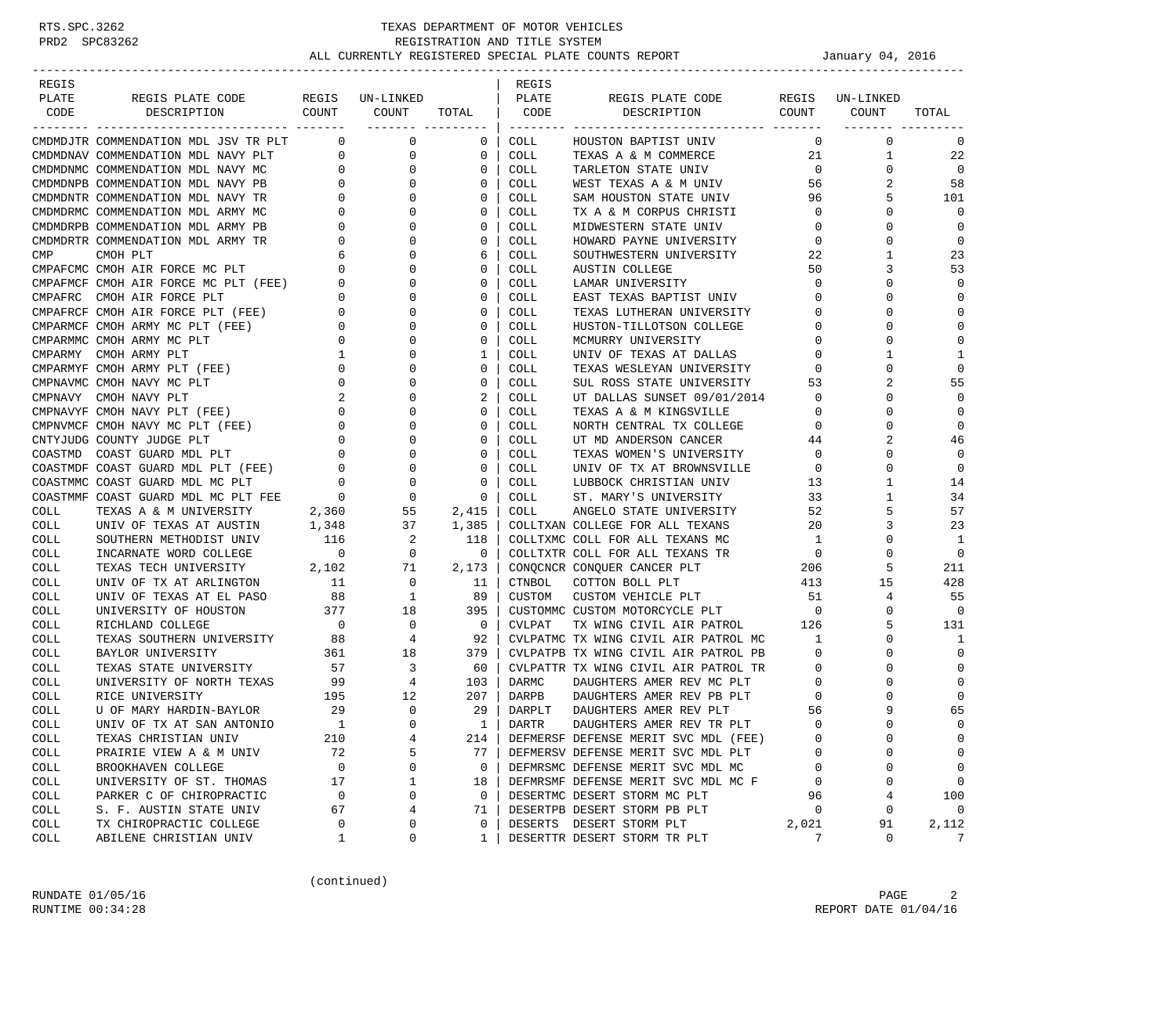TEXAS DEPARTMENT OF MOTOR VEHICLES
REGISTRATION AND TITLE SYSTEM
ALL CURRENTLY REGISTERED SPECIAL PLATE COUNTS REPORT — January 04, 2016

| REGIS PLATE CODE | REGIS PLATE CODE DESCRIPTION | REGIS COUNT | UN-LINKED COUNT | TOTAL |
|---|---|---|---|---|
| CMDMDJTR | COMMENDATION MDL JSV TR PLT | 0 | 0 | 0 |
| CMDMDNAV | COMMENDATION MDL NAVY PLT | 0 | 0 | 0 |
| CMDMDNMC | COMMENDATION MDL NAVY MC | 0 | 0 | 0 |
| CMDMDNPB | COMMENDATION MDL NAVY PB | 0 | 0 | 0 |
| CMDMDNTR | COMMENDATION MDL NAVY TR | 0 | 0 | 0 |
| CMDMDRMC | COMMENDATION MDL ARMY MC | 0 | 0 | 0 |
| CMDMDRPB | COMMENDATION MDL ARMY PB | 0 | 0 | 0 |
| CMDMDRTR | COMMENDATION MDL ARMY TR | 0 | 0 | 0 |
| CMP | CMOH PLT | 6 | 0 | 6 |
| CMPAFCMC | CMOH AIR FORCE MC PLT | 0 | 0 | 0 |
| CMPAFMCF | CMOH AIR FORCE MC PLT (FEE) | 0 | 0 | 0 |
| CMPAFRC | CMOH AIR FORCE PLT | 0 | 0 | 0 |
| CMPAFRCF | CMOH AIR FORCE PLT (FEE) | 0 | 0 | 0 |
| CMPARMCF | CMOH ARMY MC PLT (FEE) | 0 | 0 | 0 |
| CMPARMMC | CMOH ARMY MC PLT | 0 | 0 | 0 |
| CMPARMY | CMOH ARMY PLT | 1 | 0 | 1 |
| CMPARMYF | CMOH ARMY PLT (FEE) | 0 | 0 | 0 |
| CMPNAVMC | CMOH NAVY MC PLT | 0 | 0 | 0 |
| CMPNAVY | CMOH NAVY PLT | 2 | 0 | 2 |
| CMPNAVYF | CMOH NAVY PLT (FEE) | 0 | 0 | 0 |
| CMPNVMCF | CMOH NAVY MC PLT (FEE) | 0 | 0 | 0 |
| CNTYJUDG | COUNTY JUDGE PLT | 0 | 0 | 0 |
| COASTMD | COAST GUARD MDL PLT | 0 | 0 | 0 |
| COASTMDF | COAST GUARD MDL PLT (FEE) | 0 | 0 | 0 |
| COASTMMC | COAST GUARD MDL MC PLT | 0 | 0 | 0 |
| COASTMMF | COAST GUARD MDL MC PLT FEE | 0 | 0 | 0 |
| COLL | TEXAS A & M UNIVERSITY | 2,360 | 55 | 2,415 |
| COLL | UNIV OF TEXAS AT AUSTIN | 1,348 | 37 | 1,385 |
| COLL | SOUTHERN METHODIST UNIV | 116 | 2 | 118 |
| COLL | INCARNATE WORD COLLEGE | 0 | 0 | 0 |
| COLL | TEXAS TECH UNIVERSITY | 2,102 | 71 | 2,173 |
| COLL | UNIV OF TX AT ARLINGTON | 11 | 0 | 11 |
| COLL | UNIV OF TEXAS AT EL PASO | 88 | 1 | 89 |
| COLL | UNIVERSITY OF HOUSTON | 377 | 18 | 395 |
| COLL | RICHLAND COLLEGE | 0 | 0 | 0 |
| COLL | TEXAS SOUTHERN UNIVERSITY | 88 | 4 | 92 |
| COLL | BAYLOR UNIVERSITY | 361 | 18 | 379 |
| COLL | TEXAS STATE UNIVERSITY | 57 | 3 | 60 |
| COLL | UNIVERSITY OF NORTH TEXAS | 99 | 4 | 103 |
| COLL | RICE UNIVERSITY | 195 | 12 | 207 |
| COLL | U OF MARY HARDIN-BAYLOR | 29 | 0 | 29 |
| COLL | UNIV OF TX AT SAN ANTONIO | 1 | 0 | 1 |
| COLL | TEXAS CHRISTIAN UNIV | 210 | 4 | 214 |
| COLL | PRAIRIE VIEW A & M UNIV | 72 | 5 | 77 |
| COLL | BROOKHAVEN COLLEGE | 0 | 0 | 0 |
| COLL | UNIVERSITY OF ST. THOMAS | 17 | 1 | 18 |
| COLL | PARKER C OF CHIROPRACTIC | 0 | 0 | 0 |
| COLL | S. F. AUSTIN STATE UNIV | 67 | 4 | 71 |
| COLL | TX CHIROPRACTIC COLLEGE | 0 | 0 | 0 |
| COLL | ABILENE CHRISTIAN UNIV | 1 | 0 | 1 |
| COLL | HOUSTON BAPTIST UNIV | 0 | 0 | 0 |
| COLL | TEXAS A & M COMMERCE | 21 | 1 | 22 |
| COLL | TARLETON STATE UNIV | 0 | 0 | 0 |
| COLL | WEST TEXAS A & M UNIV | 56 | 2 | 58 |
| COLL | SAM HOUSTON STATE UNIV | 96 | 5 | 101 |
| COLL | TX A & M CORPUS CHRISTI | 0 | 0 | 0 |
| COLL | MIDWESTERN STATE UNIV | 0 | 0 | 0 |
| COLL | HOWARD PAYNE UNIVERSITY | 0 | 0 | 0 |
| COLL | SOUTHWESTERN UNIVERSITY | 22 | 1 | 23 |
| COLL | AUSTIN COLLEGE | 50 | 3 | 53 |
| COLL | LAMAR UNIVERSITY | 0 | 0 | 0 |
| COLL | EAST TEXAS BAPTIST UNIV | 0 | 0 | 0 |
| COLL | TEXAS LUTHERAN UNIVERSITY | 0 | 0 | 0 |
| COLL | HUSTON-TILLOTSON COLLEGE | 0 | 0 | 0 |
| COLL | MCMURRY UNIVERSITY | 0 | 0 | 0 |
| COLL | UNIV OF TEXAS AT DALLAS | 0 | 1 | 1 |
| COLL | TEXAS WESLEYAN UNIVERSITY | 0 | 0 | 0 |
| COLL | SUL ROSS STATE UNIVERSITY | 53 | 2 | 55 |
| COLL | UT DALLAS SUNSET 09/01/2014 | 0 | 0 | 0 |
| COLL | TEXAS A & M KINGSVILLE | 0 | 0 | 0 |
| COLL | NORTH CENTRAL TX COLLEGE | 0 | 0 | 0 |
| COLL | UT MD ANDERSON CANCER | 44 | 2 | 46 |
| COLL | TEXAS WOMEN'S UNIVERSITY | 0 | 0 | 0 |
| COLL | UNIV OF TX AT BROWNSVILLE | 0 | 0 | 0 |
| COLL | LUBBOCK CHRISTIAN UNIV | 13 | 1 | 14 |
| COLL | ST. MARY'S UNIVERSITY | 33 | 1 | 34 |
| COLL | ANGELO STATE UNIVERSITY | 52 | 5 | 57 |
| COLLTXAN | COLLEGE FOR ALL TEXANS | 20 | 3 | 23 |
| COLLTXMC | COLL FOR ALL TEXANS MC | 1 | 0 | 1 |
| COLLTXTR | COLL FOR ALL TEXANS TR | 0 | 0 | 0 |
| CONQCNCR | CONQUER CANCER PLT | 206 | 5 | 211 |
| CTNBOL | COTTON BOLL PLT | 413 | 15 | 428 |
| CUSTOM | CUSTOM VEHICLE PLT | 51 | 4 | 55 |
| CUSTOMMC | CUSTOM MOTORCYCLE PLT | 0 | 0 | 0 |
| CVLPAT | TX WING CIVIL AIR PATROL | 126 | 5 | 131 |
| CVLPATMC | TX WING CIVIL AIR PATROL MC | 1 | 0 | 1 |
| CVLPATPB | TX WING CIVIL AIR PATROL PB | 0 | 0 | 0 |
| CVLPATTR | TX WING CIVIL AIR PATROL TR | 0 | 0 | 0 |
| DARMC | DAUGHTERS AMER REV MC PLT | 0 | 0 | 0 |
| DARPB | DAUGHTERS AMER REV PB PLT | 0 | 0 | 0 |
| DARPLT | DAUGHTERS AMER REV PLT | 56 | 9 | 65 |
| DARTR | DAUGHTERS AMER REV TR PLT | 0 | 0 | 0 |
| DEFMERSF | DEFENSE MERIT SVC MDL (FEE) | 0 | 0 | 0 |
| DEFMERSV | DEFENSE MERIT SVC MDL PLT | 0 | 0 | 0 |
| DEFMRSMC | DEFENSE MERIT SVC MDL MC | 0 | 0 | 0 |
| DEFMRSMF | DEFENSE MERIT SVC MDL MC F | 0 | 0 | 0 |
| DESERTMC | DESERT STORM MC PLT | 96 | 4 | 100 |
| DESERTPB | DESERT STORM PB PLT | 0 | 0 | 0 |
| DESERTS | DESERT STORM PLT | 2,021 | 91 | 2,112 |
| DESERTTR | DESERT STORM TR PLT | 7 | 0 | 7 |

(continued)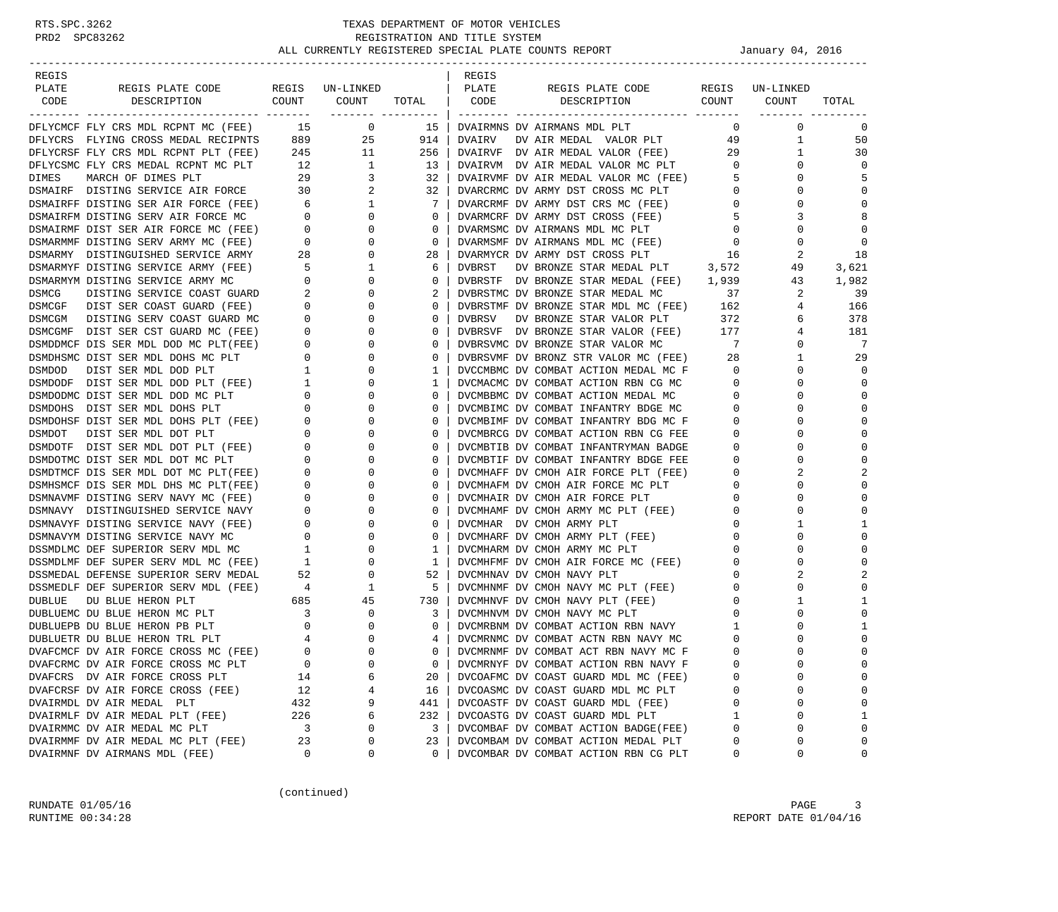# TEXAS DEPARTMENT OF MOTOR VEHICLES

## REGISTRATION AND TITLE SYSTEM

### ALL CURRENTLY REGISTERED SPECIAL PLATE COUNTS REPORT

January 04, 2016

| REGIS PLATE CODE | REGIS PLATE CODE DESCRIPTION | REGIS COUNT | UN-LINKED COUNT | TOTAL |
|---|---|---|---|---|
| DFLYCMCF | FLY CRS MDL RCPNT MC (FEE) | 15 | 0 | 15 |
| DFLYCRS | FLYING CROSS MEDAL RECIPNTS | 889 | 25 | 914 |
| DFLYCRSF | FLY CRS MDL RCPNT PLT (FEE) | 245 | 11 | 256 |
| DFLYCSMC | FLY CRS MEDAL RCPNT MC PLT | 12 | 1 | 13 |
| DIMES | MARCH OF DIMES PLT | 29 | 3 | 32 |
| DSMAIRF | DISTING SERVICE AIR FORCE | 30 | 2 | 32 |
| DSMAIRFF | DISTING SER AIR FORCE (FEE) | 6 | 1 | 7 |
| DSMAIRFM | DISTING SERV AIR FORCE MC | 0 | 0 | 0 |
| DSMAIRMF | DIST SER AIR FORCE MC (FEE) | 0 | 0 | 0 |
| DSMARMMF | DISTING SERV ARMY MC (FEE) | 0 | 0 | 0 |
| DSMARMY | DISTINGUISHED SERVICE ARMY | 28 | 0 | 28 |
| DSMARMYF | DISTING SERVICE ARMY (FEE) | 5 | 1 | 6 |
| DSMARMYM | DISTING SERVICE ARMY MC | 0 | 0 | 0 |
| DSMCG | DISTING SERVICE COAST GUARD | 2 | 0 | 2 |
| DSMCGF | DIST SER COAST GUARD (FEE) | 0 | 0 | 0 |
| DSMCGM | DISTING SERV COAST GUARD MC | 0 | 0 | 0 |
| DSMCGMF | DIST SER CST GUARD MC (FEE) | 0 | 0 | 0 |
| DSMDDMCF | DIS SER MDL DOD MC PLT(FEE) | 0 | 0 | 0 |
| DSMDHSMC | DIST SER MDL DOHS MC PLT | 0 | 0 | 0 |
| DSMDOD | DIST SER MDL DOD PLT | 1 | 0 | 1 |
| DSMDODF | DIST SER MDL DOD PLT (FEE) | 1 | 0 | 1 |
| DSMDODMC | DIST SER MDL DOD MC PLT | 0 | 0 | 0 |
| DSMDOHS | DIST SER MDL DOHS PLT | 0 | 0 | 0 |
| DSMDOHSF | DIST SER MDL DOHS PLT (FEE) | 0 | 0 | 0 |
| DSMDOT | DIST SER MDL DOT PLT | 0 | 0 | 0 |
| DSMDOTF | DIST SER MDL DOT PLT (FEE) | 0 | 0 | 0 |
| DSMDOTMC | DIST SER MDL DOT MC PLT | 0 | 0 | 0 |
| DSMDTMCF | DIS SER MDL DOT MC PLT(FEE) | 0 | 0 | 0 |
| DSMHSMCF | DIS SER MDL DHS MC PLT(FEE) | 0 | 0 | 0 |
| DSMNAVMF | DISTING SERV NAVY MC (FEE) | 0 | 0 | 0 |
| DSMNAVY | DISTINGUISHED SERVICE NAVY | 0 | 0 | 0 |
| DSMNAVYF | DISTING SERVICE NAVY (FEE) | 0 | 0 | 0 |
| DSMNAVYM | DISTING SERVICE NAVY MC | 0 | 0 | 0 |
| DSSMDLMC | DEF SUPERIOR SERV MDL MC | 1 | 0 | 1 |
| DSSMDLMF | DEF SUPER SERV MDL MC (FEE) | 1 | 0 | 1 |
| DSSMEDAL | DEFENSE SUPERIOR SERV MEDAL | 52 | 0 | 52 |
| DSSMEDLF | DEF SUPERIOR SERV MDL (FEE) | 4 | 1 | 5 |
| DUBLUE | DU BLUE HERON PLT | 685 | 45 | 730 |
| DUBLUEMC | DU BLUE HERON MC PLT | 3 | 0 | 3 |
| DUBLUEPB | DU BLUE HERON PB PLT | 0 | 0 | 0 |
| DUBLUETR | DU BLUE HERON TRL PLT | 4 | 0 | 4 |
| DVAFCMCF | DV AIR FORCE CROSS MC (FEE) | 0 | 0 | 0 |
| DVAFCRMC | DV AIR FORCE CROSS MC PLT | 0 | 0 | 0 |
| DVAFCRS | DV AIR FORCE CROSS PLT | 14 | 6 | 20 |
| DVAFCRSF | DV AIR FORCE CROSS (FEE) | 12 | 4 | 16 |
| DVAIRMDL | DV AIR MEDAL PLT | 432 | 9 | 441 |
| DVAIRMLF | DV AIR MEDAL PLT (FEE) | 226 | 6 | 232 |
| DVAIRMMC | DV AIR MEDAL MC PLT | 3 | 0 | 3 |
| DVAIRMMF | DV AIR MEDAL MC PLT (FEE) | 23 | 0 | 23 |
| DVAIRMNF | DV AIRMANS MDL (FEE) | 0 | 0 | 0 |
| DVAIRMNS | DV AIRMANS MDL PLT | 0 | 0 | 0 |
| DVAIRV | DV AIR MEDAL VALOR PLT | 49 | 1 | 50 |
| DVAIRVF | DV AIR MEDAL VALOR (FEE) | 29 | 1 | 30 |
| DVAIRVM | DV AIR MEDAL VALOR MC PLT | 0 | 0 | 0 |
| DVAIRVMF | DV AIR MEDAL VALOR MC (FEE) | 5 | 0 | 5 |
| DVARCRMC | DV ARMY DST CROSS MC PLT | 0 | 0 | 0 |
| DVARCRMF | DV ARMY DST CRS MC (FEE) | 0 | 0 | 0 |
| DVARMCRF | DV ARMY DST CROSS (FEE) | 5 | 3 | 8 |
| DVARMSMC | DV AIRMANS MDL MC PLT | 0 | 0 | 0 |
| DVARMSMF | DV AIRMANS MDL MC (FEE) | 0 | 0 | 0 |
| DVARMYCR | DV ARMY DST CROSS PLT | 16 | 2 | 18 |
| DVBRST | DV BRONZE STAR MEDAL PLT | 3,572 | 49 | 3,621 |
| DVBRSTF | DV BRONZE STAR MEDAL (FEE) | 1,939 | 43 | 1,982 |
| DVBRSTMC | DV BRONZE STAR MEDAL MC | 37 | 2 | 39 |
| DVBRSTMF | DV BRONZE STAR MDL MC (FEE) | 162 | 4 | 166 |
| DVBRSV | DV BRONZE STAR VALOR PLT | 372 | 6 | 378 |
| DVBRSVF | DV BRONZE STAR VALOR (FEE) | 177 | 4 | 181 |
| DVBRSVMC | DV BRONZE STAR VALOR MC | 7 | 0 | 7 |
| DVBRSVMF | DV BRONZ STR VALOR MC (FEE) | 28 | 1 | 29 |
| DVCCMBMC | DV COMBAT ACTION MEDAL MC F | 0 | 0 | 0 |
| DVCMACMC | DV COMBAT ACTION RBN CG MC | 0 | 0 | 0 |
| DVCMBBMC | DV COMBAT ACTION MEDAL MC | 0 | 0 | 0 |
| DVCMBIMC | DV COMBAT INFANTRY BDGE MC | 0 | 0 | 0 |
| DVCMBIMF | DV COMBAT INFANTRY BDG MC F | 0 | 0 | 0 |
| DVCMBRCG | DV COMBAT ACTION RBN CG FEE | 0 | 0 | 0 |
| DVCMBTIB | DV COMBAT INFANTRYMAN BADGE | 0 | 0 | 0 |
| DVCMBTIF | DV COMBAT INFANTRY BDGE FEE | 0 | 0 | 0 |
| DVCMHAFF | DV CMOH AIR FORCE PLT (FEE) | 0 | 2 | 2 |
| DVCMHAFM | DV CMOH AIR FORCE MC PLT | 0 | 0 | 0 |
| DVCMHAIR | DV CMOH AIR FORCE PLT | 0 | 0 | 0 |
| DVCMHAMF | DV CMOH ARMY MC PLT (FEE) | 0 | 0 | 0 |
| DVCMHAR | DV CMOH ARMY PLT | 0 | 1 | 1 |
| DVCMHARF | DV CMOH ARMY PLT (FEE) | 0 | 0 | 0 |
| DVCMHARM | DV CMOH ARMY MC PLT | 0 | 0 | 0 |
| DVCMHFMF | DV CMOH AIR FORCE MC (FEE) | 0 | 0 | 0 |
| DVCMHNAV | DV CMOH NAVY PLT | 0 | 2 | 2 |
| DVCMHNMF | DV CMOH NAVY MC PLT (FEE) | 0 | 0 | 0 |
| DVCMHNVF | DV CMOH NAVY PLT (FEE) | 0 | 1 | 1 |
| DVCMHNVM | DV CMOH NAVY MC PLT | 0 | 0 | 0 |
| DVCMRBNM | DV COMBAT ACTION RBN NAVY | 1 | 0 | 1 |
| DVCMRNMC | DV COMBAT ACTN RBN NAVY MC | 0 | 0 | 0 |
| DVCMRNMF | DV COMBAT ACT RBN NAVY MC F | 0 | 0 | 0 |
| DVCMRNYF | DV COMBAT ACTION RBN NAVY F | 0 | 0 | 0 |
| DVCOAFMC | DV COAST GUARD MDL MC (FEE) | 0 | 0 | 0 |
| DVCOASMC | DV COAST GUARD MDL MC PLT | 0 | 0 | 0 |
| DVCOASTF | DV COAST GUARD MDL (FEE) | 0 | 0 | 0 |
| DVCOASTG | DV COAST GUARD MDL PLT | 1 | 0 | 1 |
| DVCOMBAF | DV COMBAT ACTION BADGE(FEE) | 0 | 0 | 0 |
| DVCOMBAM | DV COMBAT ACTION MEDAL PLT | 0 | 0 | 0 |
| DVCOMBAR | DV COMBAT ACTION RBN CG PLT | 0 | 0 | 0 |

(continued)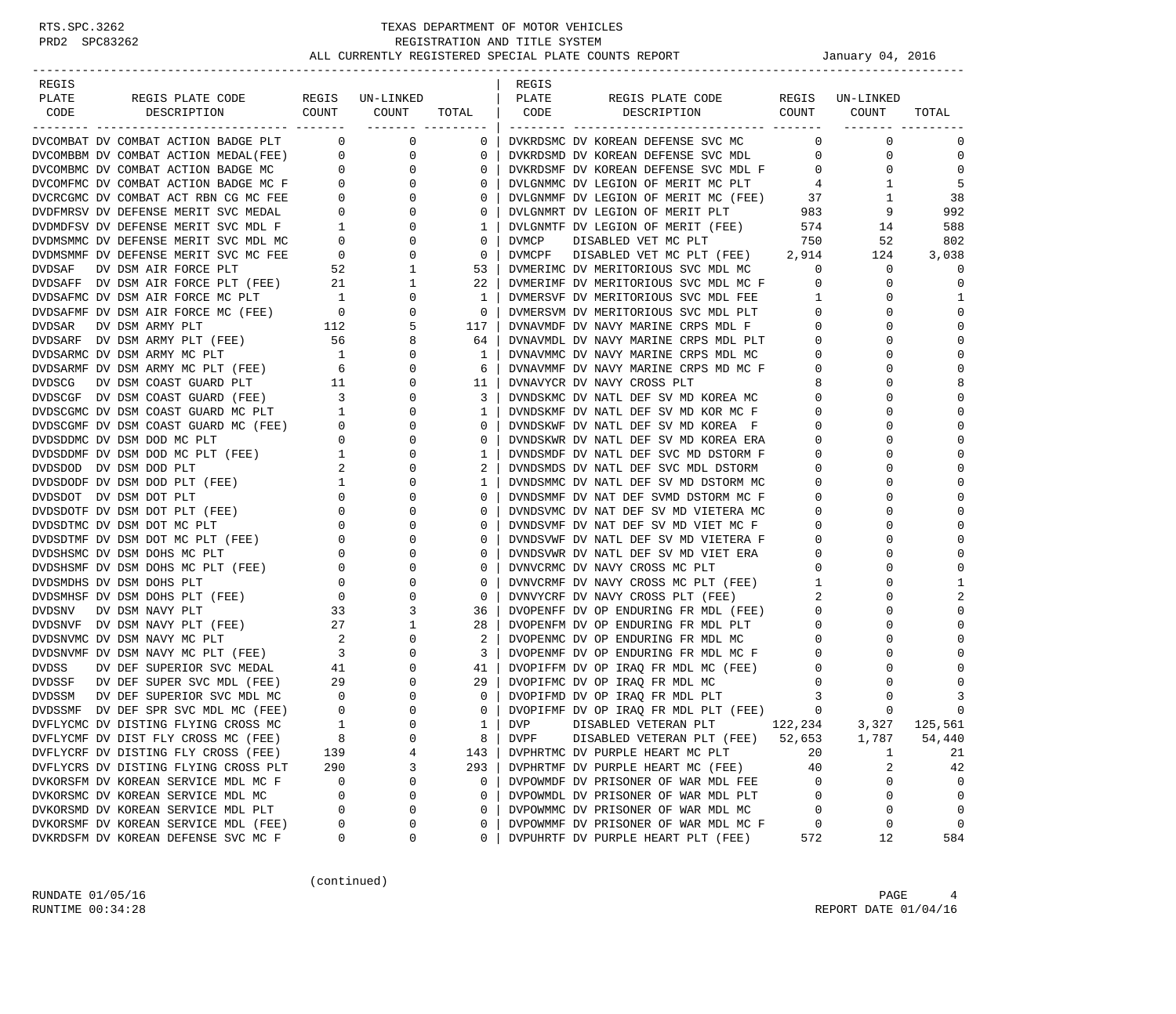TEXAS DEPARTMENT OF MOTOR VEHICLES
REGISTRATION AND TITLE SYSTEM
ALL CURRENTLY REGISTERED SPECIAL PLATE COUNTS REPORT — January 04, 2016

| REGIS PLATE CODE | REGIS PLATE CODE DESCRIPTION | REGIS COUNT | UN-LINKED COUNT | TOTAL |
|---|---|---|---|---|
| DVCOMBAT | DV COMBAT ACTION BADGE PLT | 0 | 0 | 0 |
| DVCOMBBM | DV COMBAT ACTION MEDAL(FEE) | 0 | 0 | 0 |
| DVCOMBMC | DV COMBAT ACTION BADGE MC | 0 | 0 | 0 |
| DVCOMFMC | DV COMBAT ACTION BADGE MC F | 0 | 0 | 0 |
| DVCRCGMC | DV COMBAT ACT RBN CG MC FEE | 0 | 0 | 0 |
| DVDFMRSV | DV DEFENSE MERIT SVC MEDAL | 0 | 0 | 0 |
| DVDMDFSV | DV DEFENSE MERIT SVC MDL F | 1 | 0 | 1 |
| DVDMSMMC | DV DEFENSE MERIT SVC MDL MC | 0 | 0 | 0 |
| DVDMSMMF | DV DEFENSE MERIT SVC MC FEE | 0 | 0 | 0 |
| DVDSAF | DV DSM AIR FORCE PLT | 52 | 1 | 53 |
| DVDSAFF | DV DSM AIR FORCE PLT (FEE) | 21 | 1 | 22 |
| DVDSAFMC | DV DSM AIR FORCE MC PLT | 1 | 0 | 1 |
| DVDSAFMF | DV DSM AIR FORCE MC (FEE) | 0 | 0 | 0 |
| DVDSAR | DV DSM ARMY PLT | 112 | 5 | 117 |
| DVDSARF | DV DSM ARMY PLT (FEE) | 56 | 8 | 64 |
| DVDSARMC | DV DSM ARMY MC PLT | 1 | 0 | 1 |
| DVDSARMF | DV DSM ARMY MC PLT (FEE) | 6 | 0 | 6 |
| DVDSCG | DV DSM COAST GUARD PLT | 11 | 0 | 11 |
| DVDSCGF | DV DSM COAST GUARD (FEE) | 3 | 0 | 3 |
| DVDSCGMC | DV DSM COAST GUARD MC PLT | 1 | 0 | 1 |
| DVDSCGMF | DV DSM COAST GUARD MC (FEE) | 0 | 0 | 0 |
| DVDSDDMC | DV DSM DOD MC PLT | 0 | 0 | 0 |
| DVDSDDMF | DV DSM DOD MC PLT (FEE) | 1 | 0 | 1 |
| DVDSDOD | DV DSM DOD PLT | 2 | 0 | 2 |
| DVDSDODF | DV DSM DOD PLT (FEE) | 1 | 0 | 1 |
| DVDSDOT | DV DSM DOT PLT | 0 | 0 | 0 |
| DVDSDOTF | DV DSM DOT PLT (FEE) | 0 | 0 | 0 |
| DVDSDTMC | DV DSM DOT MC PLT | 0 | 0 | 0 |
| DVDSDTMF | DV DSM DOT MC PLT (FEE) | 0 | 0 | 0 |
| DVDSHSMC | DV DSM DOHS MC PLT | 0 | 0 | 0 |
| DVDSHSMF | DV DSM DOHS MC PLT (FEE) | 0 | 0 | 0 |
| DVDSMDHS | DV DSM DOHS PLT | 0 | 0 | 0 |
| DVDSMHSF | DV DSM DOHS PLT (FEE) | 0 | 0 | 0 |
| DVDSNV | DV DSM NAVY PLT | 33 | 3 | 36 |
| DVDSNVF | DV DSM NAVY PLT (FEE) | 27 | 1 | 28 |
| DVDSNVMC | DV DSM NAVY MC PLT | 2 | 0 | 2 |
| DVDSNVMF | DV DSM NAVY MC PLT (FEE) | 3 | 0 | 3 |
| DVDSS | DV DEF SUPERIOR SVC MEDAL | 41 | 0 | 41 |
| DVDSSF | DV DEF SUPER SVC MDL (FEE) | 29 | 0 | 29 |
| DVDSSM | DV DEF SUPERIOR SVC MDL MC | 0 | 0 | 0 |
| DVDSSMF | DV DEF SPR SVC MDL MC (FEE) | 0 | 0 | 0 |
| DVFLYCMC | DV DISTING FLYING CROSS MC | 1 | 0 | 1 |
| DVFLYCMF | DV DIST FLY CROSS MC (FEE) | 8 | 0 | 8 |
| DVFLYCRF | DV DISTING FLY CROSS (FEE) | 139 | 4 | 143 |
| DVFLYCRS | DV DISTING FLYING CROSS PLT | 290 | 3 | 293 |
| DVKORSFM | DV KOREAN SERVICE MDL MC F | 0 | 0 | 0 |
| DVKORSMC | DV KOREAN SERVICE MDL MC | 0 | 0 | 0 |
| DVKORSMD | DV KOREAN SERVICE MDL PLT | 0 | 0 | 0 |
| DVKORSMF | DV KOREAN SERVICE MDL (FEE) | 0 | 0 | 0 |
| DVKRDSFM | DV KOREAN DEFENSE SVC MC F | 0 | 0 | 0 |
| DVKRDSMC | DV KOREAN DEFENSE SVC MC | 0 | 0 | 0 |
| DVKRDSMD | DV KOREAN DEFENSE SVC MDL | 0 | 0 | 0 |
| DVKRDSMF | DV KOREAN DEFENSE SVC MDL F | 0 | 0 | 0 |
| DVLGNMMC | DV LEGION OF MERIT MC PLT | 4 | 1 | 5 |
| DVLGNMMF | DV LEGION OF MERIT MC (FEE) | 37 | 1 | 38 |
| DVLGNMRT | DV LEGION OF MERIT PLT | 983 | 9 | 992 |
| DVLGNMTF | DV LEGION OF MERIT (FEE) | 574 | 14 | 588 |
| DVMCP | DISABLED VET MC PLT | 750 | 52 | 802 |
| DVMCPF | DISABLED VET MC PLT (FEE) | 2,914 | 124 | 3,038 |
| DVMERIMC | DV MERITORIOUS SVC MDL MC | 0 | 0 | 0 |
| DVMERIMF | DV MERITORIOUS SVC MDL MC F | 0 | 0 | 0 |
| DVMERSVF | DV MERITORIOUS SVC MDL FEE | 1 | 0 | 1 |
| DVMERSVM | DV MERITORIOUS SVC MDL PLT | 0 | 0 | 0 |
| DVNAVMDF | DV NAVY MARINE CRPS MDL F | 0 | 0 | 0 |
| DVNAVMDL | DV NAVY MARINE CRPS MDL PLT | 0 | 0 | 0 |
| DVNAVMMC | DV NAVY MARINE CRPS MDL MC | 0 | 0 | 0 |
| DVNAVMMF | DV NAVY MARINE CRPS MD MC F | 0 | 0 | 0 |
| DVNAVYCR | DV NAVY CROSS PLT | 8 | 0 | 8 |
| DVNDSKMC | DV NATL DEF SV MD KOREA MC | 0 | 0 | 0 |
| DVNDSKMF | DV NATL DEF SV MD KOR MC F | 0 | 0 | 0 |
| DVNDSKWF | DV NATL DEF SV MD KOREA F | 0 | 0 | 0 |
| DVNDSKWR | DV NATL DEF SV MD KOREA ERA | 0 | 0 | 0 |
| DVNDSMDF | DV NATL DEF SVC MD DSTORM F | 0 | 0 | 0 |
| DVNDSMDS | DV NATL DEF SVC MDL DSTORM | 0 | 0 | 0 |
| DVNDSMMC | DV NATL DEF SV MD DSTORM MC | 0 | 0 | 0 |
| DVNDSMMF | DV NAT DEF SVMD DSTORM MC F | 0 | 0 | 0 |
| DVNDSVMC | DV NAT DEF SV MD VIETERA MC | 0 | 0 | 0 |
| DVNDSVMF | DV NAT DEF SV MD VIET MC F | 0 | 0 | 0 |
| DVNDSVWF | DV NATL DEF SV MD VIETERA F | 0 | 0 | 0 |
| DVNDSVWR | DV NATL DEF SV MD VIET ERA | 0 | 0 | 0 |
| DVNVCRMC | DV NAVY CROSS MC PLT | 0 | 0 | 0 |
| DVNVCRMF | DV NAVY CROSS MC PLT (FEE) | 1 | 0 | 1 |
| DVNVYCRF | DV NAVY CROSS PLT (FEE) | 2 | 0 | 2 |
| DVOPENFF | DV OP ENDURING FR MDL (FEE) | 0 | 0 | 0 |
| DVOPENFM | DV OP ENDURING FR MDL PLT | 0 | 0 | 0 |
| DVOPENMC | DV OP ENDURING FR MDL MC | 0 | 0 | 0 |
| DVOPENMF | DV OP ENDURING FR MDL MC F | 0 | 0 | 0 |
| DVOPIFFM | DV OP IRAQ FR MDL MC (FEE) | 0 | 0 | 0 |
| DVOPIFMC | DV OP IRAQ FR MDL MC | 0 | 0 | 0 |
| DVOPIFMD | DV OP IRAQ FR MDL PLT | 3 | 0 | 3 |
| DVOPIFMF | DV OP IRAQ FR MDL PLT (FEE) | 0 | 0 | 0 |
| DVP | DISABLED VETERAN PLT | 122,234 | 3,327 | 125,561 |
| DVPF | DISABLED VETERAN PLT (FEE) | 52,653 | 1,787 | 54,440 |
| DVPHRTMC | DV PURPLE HEART MC PLT | 20 | 1 | 21 |
| DVPHRTMF | DV PURPLE HEART MC (FEE) | 40 | 2 | 42 |
| DVPOWMDF | DV PRISONER OF WAR MDL FEE | 0 | 0 | 0 |
| DVPOWMDL | DV PRISONER OF WAR MDL PLT | 0 | 0 | 0 |
| DVPOWMMC | DV PRISONER OF WAR MDL MC | 0 | 0 | 0 |
| DVPOWMMF | DV PRISONER OF WAR MDL MC F | 0 | 0 | 0 |
| DVPUHRTF | DV PURPLE HEART PLT (FEE) | 572 | 12 | 584 |

(continued)

RUNDATE 01/05/16
RUNTIME 00:34:28
REPORT DATE 01/04/16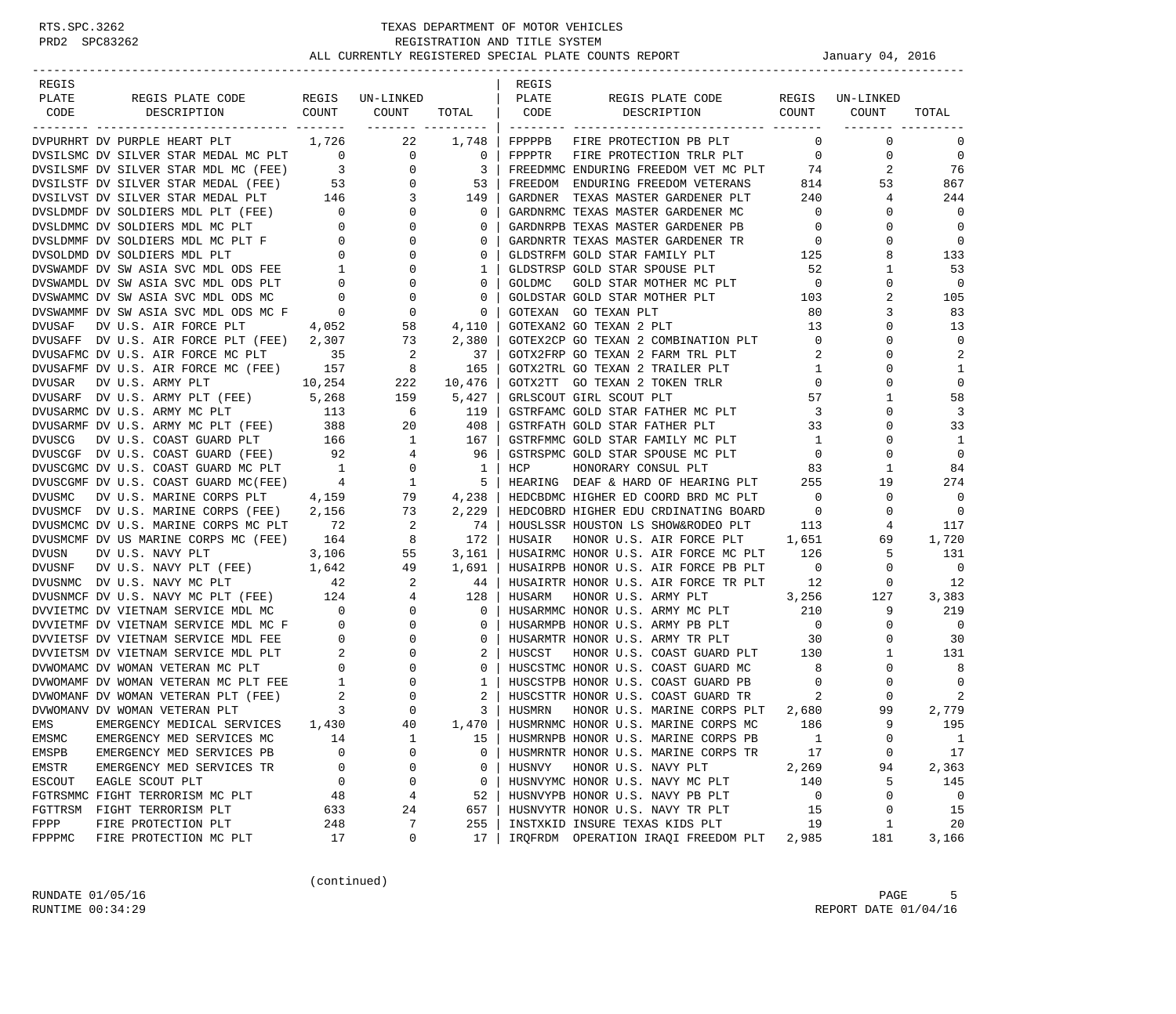# TEXAS DEPARTMENT OF MOTOR VEHICLES

## REGISTRATION AND TITLE SYSTEM

### ALL CURRENTLY REGISTERED SPECIAL PLATE COUNTS REPORT — January 04, 2016

| REGIS PLATE CODE | REGIS PLATE CODE DESCRIPTION | REGIS COUNT | UN-LINKED COUNT | TOTAL |
|---|---|---|---|---|
| DVPURHRT | DV PURPLE HEART PLT | 1,726 | 22 | 1,748 |
| DVSILSMC | DV SILVER STAR MEDAL MC PLT | 0 | 0 | 0 |
| DVSILSMF | DV SILVER STAR MDL MC (FEE) | 3 | 0 | 3 |
| DVSILSTF | DV SILVER STAR MEDAL (FEE) | 53 | 0 | 53 |
| DVSILVST | DV SILVER STAR MEDAL PLT | 146 | 3 | 149 |
| DVSLDMDF | DV SOLDIERS MDL PLT (FEE) | 0 | 0 | 0 |
| DVSLDMMC | DV SOLDIERS MDL MC PLT | 0 | 0 | 0 |
| DVSLDMMF | DV SOLDIERS MDL MC PLT F | 0 | 0 | 0 |
| DVSOLDMD | DV SOLDIERS MDL PLT | 0 | 0 | 0 |
| DVSWAMDF | DV SW ASIA SVC MDL ODS FEE | 1 | 0 | 1 |
| DVSWAMDL | DV SW ASIA SVC MDL ODS PLT | 0 | 0 | 0 |
| DVSWAMMC | DV SW ASIA SVC MDL ODS MC | 0 | 0 | 0 |
| DVSWAMMF | DV SW ASIA SVC MDL ODS MC F | 0 | 0 | 0 |
| DVUSAF | DV U.S. AIR FORCE PLT | 4,052 | 58 | 4,110 |
| DVUSAFF | DV U.S. AIR FORCE PLT (FEE) | 2,307 | 73 | 2,380 |
| DVUSAFMC | DV U.S. AIR FORCE MC PLT | 35 | 2 | 37 |
| DVUSAFMF | DV U.S. AIR FORCE MC (FEE) | 157 | 8 | 165 |
| DVUSAR | DV U.S. ARMY PLT | 10,254 | 222 | 10,476 |
| DVUSARF | DV U.S. ARMY PLT (FEE) | 5,268 | 159 | 5,427 |
| DVUSARMC | DV U.S. ARMY MC PLT | 113 | 6 | 119 |
| DVUSARMF | DV U.S. ARMY MC PLT (FEE) | 388 | 20 | 408 |
| DVUSCG | DV U.S. COAST GUARD PLT | 166 | 1 | 167 |
| DVUSCGF | DV U.S. COAST GUARD (FEE) | 92 | 4 | 96 |
| DVUSCGMC | DV U.S. COAST GUARD MC PLT | 1 | 0 | 1 |
| DVUSCGMF | DV U.S. COAST GUARD MC(FEE) | 4 | 1 | 5 |
| DVUSMC | DV U.S. MARINE CORPS PLT | 4,159 | 79 | 4,238 |
| DVUSMCF | DV U.S. MARINE CORPS (FEE) | 2,156 | 73 | 2,229 |
| DVUSMCMC | DV U.S. MARINE CORPS MC PLT | 72 | 2 | 74 |
| DVUSMCMF | DV US MARINE CORPS MC (FEE) | 164 | 8 | 172 |
| DVUSN | DV U.S. NAVY PLT | 3,106 | 55 | 3,161 |
| DVUSNF | DV U.S. NAVY PLT (FEE) | 1,642 | 49 | 1,691 |
| DVUSNMC | DV U.S. NAVY MC PLT | 42 | 2 | 44 |
| DVUSNMCF | DV U.S. NAVY MC PLT (FEE) | 124 | 4 | 128 |
| DVVIETMC | DV VIETNAM SERVICE MDL MC | 0 | 0 | 0 |
| DVVIETMF | DV VIETNAM SERVICE MDL MC F | 0 | 0 | 0 |
| DVVIETSF | DV VIETNAM SERVICE MDL FEE | 0 | 0 | 0 |
| DVVIETSM | DV VIETNAM SERVICE MDL PLT | 2 | 0 | 2 |
| DVWOMAMC | DV WOMAN VETERAN MC PLT | 0 | 0 | 0 |
| DVWOMAMF | DV WOMAN VETERAN MC PLT FEE | 1 | 0 | 1 |
| DVWOMANF | DV WOMAN VETERAN PLT (FEE) | 2 | 0 | 2 |
| DVWOMANV | DV WOMAN VETERAN PLT | 3 | 0 | 3 |
| EMS | EMERGENCY MEDICAL SERVICES | 1,430 | 40 | 1,470 |
| EMSMC | EMERGENCY MED SERVICES MC | 14 | 1 | 15 |
| EMSPB | EMERGENCY MED SERVICES PB | 0 | 0 | 0 |
| EMSTR | EMERGENCY MED SERVICES TR | 0 | 0 | 0 |
| ESCOUT | EAGLE SCOUT PLT | 0 | 0 | 0 |
| FGTRSMMC | FIGHT TERRORISM MC PLT | 48 | 4 | 52 |
| FGTTRSM | FIGHT TERRORISM PLT | 633 | 24 | 657 |
| FPPP | FIRE PROTECTION PLT | 248 | 7 | 255 |
| FPPPMC | FIRE PROTECTION MC PLT | 17 | 0 | 17 |
| FPPPPB | FIRE PROTECTION PB PLT | 0 | 0 | 0 |
| FPPPTR | FIRE PROTECTION TRLR PLT | 0 | 0 | 0 |
| FREEDMMC | ENDURING FREEDOM VET MC PLT | 74 | 2 | 76 |
| FREEDOM | ENDURING FREEDOM VETERANS | 814 | 53 | 867 |
| GARDNER | TEXAS MASTER GARDENER PLT | 240 | 4 | 244 |
| GARDNRMC | TEXAS MASTER GARDENER MC | 0 | 0 | 0 |
| GARDNRPB | TEXAS MASTER GARDENER PB | 0 | 0 | 0 |
| GARDNRTR | TEXAS MASTER GARDENER TR | 0 | 0 | 0 |
| GLDSTRFM | GOLD STAR FAMILY PLT | 125 | 8 | 133 |
| GLDSTRSP | GOLD STAR SPOUSE PLT | 52 | 1 | 53 |
| GOLDMC | GOLD STAR MOTHER MC PLT | 0 | 0 | 0 |
| GOLDSTAR | GOLD STAR MOTHER PLT | 103 | 2 | 105 |
| GOTEXAN | GO TEXAN PLT | 80 | 3 | 83 |
| GOTEXAN2 | GO TEXAN 2 PLT | 13 | 0 | 13 |
| GOTEX2CP | GO TEXAN 2 COMBINATION PLT | 0 | 0 | 0 |
| GOTX2FRP | GO TEXAN 2 FARM TRL PLT | 2 | 0 | 2 |
| GOTX2TRL | GO TEXAN 2 TRAILER PLT | 1 | 0 | 1 |
| GOTX2TT | GO TEXAN 2 TOKEN TRLR | 0 | 0 | 0 |
| GRLSCOUT | GIRL SCOUT PLT | 57 | 1 | 58 |
| GSTRFAMC | GOLD STAR FATHER MC PLT | 3 | 0 | 3 |
| GSTRFATH | GOLD STAR FATHER PLT | 33 | 0 | 33 |
| GSTRFMMC | GOLD STAR FAMILY MC PLT | 1 | 0 | 1 |
| GSTRSPMC | GOLD STAR SPOUSE MC PLT | 0 | 0 | 0 |
| HCP | HONORARY CONSUL PLT | 83 | 1 | 84 |
| HEARING | DEAF & HARD OF HEARING PLT | 255 | 19 | 274 |
| HEDCBDMC | HIGHER ED COORD BRD MC PLT | 0 | 0 | 0 |
| HEDCOBRD | HIGHER EDU CRDINATING BOARD | 0 | 0 | 0 |
| HOUSLSSR | HOUSTON LS SHOW&RODEO PLT | 113 | 4 | 117 |
| HUSAIR | HONOR U.S. AIR FORCE PLT | 1,651 | 69 | 1,720 |
| HUSAIRMC | HONOR U.S. AIR FORCE MC PLT | 126 | 5 | 131 |
| HUSAIRPB | HONOR U.S. AIR FORCE PB PLT | 0 | 0 | 0 |
| HUSAIRTR | HONOR U.S. AIR FORCE TR PLT | 12 | 0 | 12 |
| HUSARM | HONOR U.S. ARMY PLT | 3,256 | 127 | 3,383 |
| HUSARMMC | HONOR U.S. ARMY MC PLT | 210 | 9 | 219 |
| HUSARMPB | HONOR U.S. ARMY PB PLT | 0 | 0 | 0 |
| HUSARMTR | HONOR U.S. ARMY TR PLT | 30 | 0 | 30 |
| HUSCST | HONOR U.S. COAST GUARD PLT | 130 | 1 | 131 |
| HUSCSTMC | HONOR U.S. COAST GUARD MC | 8 | 0 | 8 |
| HUSCSTPB | HONOR U.S. COAST GUARD PB | 0 | 0 | 0 |
| HUSCSTTR | HONOR U.S. COAST GUARD TR | 2 | 0 | 2 |
| HUSMRN | HONOR U.S. MARINE CORPS PLT | 2,680 | 99 | 2,779 |
| HUSMRNMC | HONOR U.S. MARINE CORPS MC | 186 | 9 | 195 |
| HUSMRNPB | HONOR U.S. MARINE CORPS PB | 1 | 0 | 1 |
| HUSMRNTR | HONOR U.S. MARINE CORPS TR | 17 | 0 | 17 |
| HUSNVY | HONOR U.S. NAVY PLT | 2,269 | 94 | 2,363 |
| HUSNVYMC | HONOR U.S. NAVY MC PLT | 140 | 5 | 145 |
| HUSNVYPB | HONOR U.S. NAVY PB PLT | 0 | 0 | 0 |
| HUSNVYTR | HONOR U.S. NAVY TR PLT | 15 | 0 | 15 |
| INSTXKID | INSURE TEXAS KIDS PLT | 19 | 1 | 20 |
| IRQFRDM | OPERATION IRAQI FREEDOM PLT | 2,985 | 181 | 3,166 |

(continued)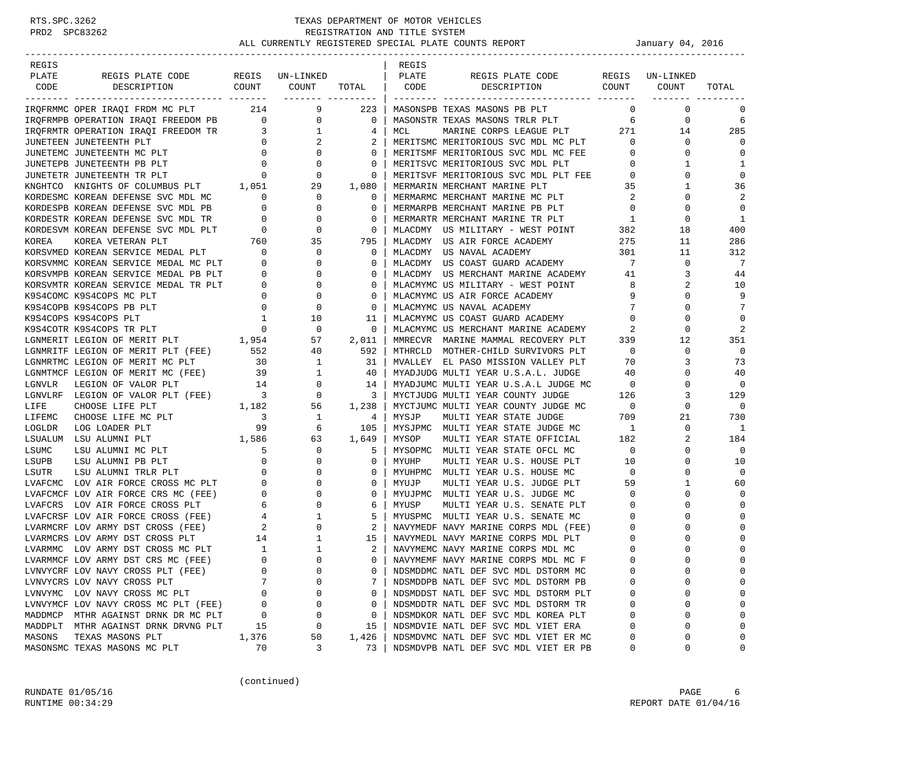# TEXAS DEPARTMENT OF MOTOR VEHICLES
## REGISTRATION AND TITLE SYSTEM
### ALL CURRENTLY REGISTERED SPECIAL PLATE COUNTS REPORT — January 04, 2016

RTS.SPC.3262
PRD2 SPC83262

| REGIS PLATE CODE | REGIS PLATE CODE DESCRIPTION | REGIS COUNT | UN-LINKED COUNT | TOTAL |
|---|---|---|---|---|
| IRQFRMMC | OPER IRAQI FRDM MC PLT | 214 | 9 | 223 |
| IRQFRMPB | OPERATION IRAQI FREEDOM PB | 0 | 0 | 0 |
| IRQFRMTR | OPERATION IRAQI FREEDOM TR | 3 | 1 | 4 |
| JUNETEEN | JUNETEENTH PLT | 0 | 2 | 2 |
| JUNETEMC | JUNETEENTH MC PLT | 0 | 0 | 0 |
| JUNETEPB | JUNETEENTH PB PLT | 0 | 0 | 0 |
| JUNETETR | JUNETEENTH TR PLT | 0 | 0 | 0 |
| KNGHTCO | KNIGHTS OF COLUMBUS PLT | 1,051 | 29 | 1,080 |
| KORDESMC | KOREAN DEFENSE SVC MDL MC | 0 | 0 | 0 |
| KORDESPB | KOREAN DEFENSE SVC MDL PB | 0 | 0 | 0 |
| KORDESTR | KOREAN DEFENSE SVC MDL TR | 0 | 0 | 0 |
| KORDESVM | KOREAN DEFENSE SVC MDL PLT | 0 | 0 | 0 |
| KOREA | KOREA VETERAN PLT | 760 | 35 | 795 |
| KORSVMED | KOREAN SERVICE MEDAL PLT | 0 | 0 | 0 |
| KORSVMMC | KOREAN SERVICE MEDAL MC PLT | 0 | 0 | 0 |
| KORSVMPB | KOREAN SERVICE MEDAL PB PLT | 0 | 0 | 0 |
| KORSVMTR | KOREAN SERVICE MEDAL TR PLT | 0 | 0 | 0 |
| K9S4COMC | K9S4COPS MC PLT | 0 | 0 | 0 |
| K9S4COPB | K9S4COPS PB PLT | 0 | 0 | 0 |
| K9S4COPS | K9S4COPS PLT | 1 | 10 | 11 |
| K9S4COTR | K9S4COPS TR PLT | 0 | 0 | 0 |
| LGNMERIT | LEGION OF MERIT PLT | 1,954 | 57 | 2,011 |
| LGNMRITF | LEGION OF MERIT PLT (FEE) | 552 | 40 | 592 |
| LGNMRTMC | LEGION OF MERIT MC PLT | 30 | 1 | 31 |
| LGNMTMCF | LEGION OF MERIT MC (FEE) | 39 | 1 | 40 |
| LGNVLR | LEGION OF VALOR PLT | 14 | 0 | 14 |
| LGNVLRF | LEGION OF VALOR PLT (FEE) | 3 | 0 | 3 |
| LIFE | CHOOSE LIFE PLT | 1,182 | 56 | 1,238 |
| LIFEMC | CHOOSE LIFE MC PLT | 3 | 1 | 4 |
| LOGLDR | LOG LOADER PLT | 99 | 6 | 105 |
| LSUALUM | LSU ALUMNI PLT | 1,586 | 63 | 1,649 |
| LSUMC | LSU ALUMNI MC PLT | 5 | 0 | 5 |
| LSUPB | LSU ALUMNI PB PLT | 0 | 0 | 0 |
| LSUTR | LSU ALUMNI TRLR PLT | 0 | 0 | 0 |
| LVAFCMC | LOV AIR FORCE CROSS MC PLT | 0 | 0 | 0 |
| LVAFCMCF | LOV AIR FORCE CRS MC (FEE) | 0 | 0 | 0 |
| LVAFCRS | LOV AIR FORCE CROSS PLT | 6 | 0 | 6 |
| LVAFCRSF | LOV AIR FORCE CROSS (FEE) | 4 | 1 | 5 |
| LVARMCRF | LOV ARMY DST CROSS (FEE) | 2 | 0 | 2 |
| LVARMCRS | LOV ARMY DST CROSS PLT | 14 | 1 | 15 |
| LVARMMC | LOV ARMY DST CROSS MC PLT | 1 | 1 | 2 |
| LVARMMCF | LOV ARMY DST CRS MC (FEE) | 0 | 0 | 0 |
| LVNVYCRF | LOV NAVY CROSS PLT (FEE) | 0 | 0 | 0 |
| LVNVYCRS | LOV NAVY CROSS PLT | 7 | 0 | 7 |
| LVNVYMC | LOV NAVY CROSS MC PLT | 0 | 0 | 0 |
| LVNVYMCF | LOV NAVY CROSS MC PLT (FEE) | 0 | 0 | 0 |
| MADDMCP | MTHR AGAINST DRNK DR MC PLT | 0 | 0 | 0 |
| MADDPLT | MTHR AGAINST DRNK DRVNG PLT | 15 | 0 | 15 |
| MASONS | TEXAS MASONS PLT | 1,376 | 50 | 1,426 |
| MASONSMC | TEXAS MASONS MC PLT | 70 | 3 | 73 |
| MASONSPB | TEXAS MASONS PB PLT | 0 | 0 | 0 |
| MASONSTR | TEXAS MASONS TRLR PLT | 6 | 0 | 6 |
| MCL | MARINE CORPS LEAGUE PLT | 271 | 14 | 285 |
| MERITSMC | MERITORIOUS SVC MDL MC PLT | 0 | 0 | 0 |
| MERITSMF | MERITORIOUS SVC MDL MC FEE | 0 | 0 | 0 |
| MERITSVC | MERITORIOUS SVC MDL PLT | 0 | 1 | 1 |
| MERITSVF | MERITORIOUS SVC MDL PLT FEE | 0 | 0 | 0 |
| MERMARIN | MERCHANT MARINE PLT | 35 | 1 | 36 |
| MERMARMC | MERCHANT MARINE MC PLT | 2 | 0 | 2 |
| MERMARPB | MERCHANT MARINE PB PLT | 0 | 0 | 0 |
| MERMARTR | MERCHANT MARINE TR PLT | 1 | 0 | 1 |
| MLACDMY | US MILITARY - WEST POINT | 382 | 18 | 400 |
| MLACDMY | US AIR FORCE ACADEMY | 275 | 11 | 286 |
| MLACDMY | US NAVAL ACADEMY | 301 | 11 | 312 |
| MLACDMY | US COAST GUARD ACADEMY | 7 | 0 | 7 |
| MLACDMY | US MERCHANT MARINE ACADEMY | 41 | 3 | 44 |
| MLACMYMC | US MILITARY - WEST POINT | 8 | 2 | 10 |
| MLACMYMC | US AIR FORCE ACADEMY | 9 | 0 | 9 |
| MLACMYMC | US NAVAL ACADEMY | 7 | 0 | 7 |
| MLACMYMC | US COAST GUARD ACADEMY | 0 | 0 | 0 |
| MLACMYMC | US MERCHANT MARINE ACADEMY | 2 | 0 | 2 |
| MMRECVR | MARINE MAMMAL RECOVERY PLT | 339 | 12 | 351 |
| MTHRCLD | MOTHER-CHILD SURVIVORS PLT | 0 | 0 | 0 |
| MVALLEY | EL PASO MISSION VALLEY PLT | 70 | 3 | 73 |
| MYADJUDG | MULTI YEAR U.S.A.L. JUDGE | 40 | 0 | 40 |
| MYADJUMC | MULTI YEAR U.S.A.L JUDGE MC | 0 | 0 | 0 |
| MYCTJUDG | MULTI YEAR COUNTY JUDGE | 126 | 3 | 129 |
| MYCTJUMC | MULTI YEAR COUNTY JUDGE MC | 0 | 0 | 0 |
| MYSJP | MULTI YEAR STATE JUDGE | 709 | 21 | 730 |
| MYSJPMC | MULTI YEAR STATE JUDGE MC | 1 | 0 | 1 |
| MYSOP | MULTI YEAR STATE OFFICIAL | 182 | 2 | 184 |
| MYSOPMC | MULTI YEAR STATE OFCL MC | 0 | 0 | 0 |
| MYUHP | MULTI YEAR U.S. HOUSE PLT | 10 | 0 | 10 |
| MYUHPMC | MULTI YEAR U.S. HOUSE MC | 0 | 0 | 0 |
| MYUJP | MULTI YEAR U.S. JUDGE PLT | 59 | 1 | 60 |
| MYUJPMC | MULTI YEAR U.S. JUDGE MC | 0 | 0 | 0 |
| MYUSP | MULTI YEAR U.S. SENATE PLT | 0 | 0 | 0 |
| MYUSPMC | MULTI YEAR U.S. SENATE MC | 0 | 0 | 0 |
| NAVYMEDF | NAVY MARINE CORPS MDL (FEE) | 0 | 0 | 0 |
| NAVYMEDL | NAVY MARINE CORPS MDL PLT | 0 | 0 | 0 |
| NAVYMEMC | NAVY MARINE CORPS MDL MC | 0 | 0 | 0 |
| NAVYMEMF | NAVY MARINE CORPS MDL MC F | 0 | 0 | 0 |
| NDSMDDMC | NATL DEF SVC MDL DSTORM MC | 0 | 0 | 0 |
| NDSMDDPB | NATL DEF SVC MDL DSTORM PB | 0 | 0 | 0 |
| NDSMDDST | NATL DEF SVC MDL DSTORM PLT | 0 | 0 | 0 |
| NDSMDDTR | NATL DEF SVC MDL DSTORM TR | 0 | 0 | 0 |
| NDSMDKOR | NATL DEF SVC MDL KOREA PLT | 0 | 0 | 0 |
| NDSMDVIE | NATL DEF SVC MDL VIET ERA | 0 | 0 | 0 |
| NDSMDVMC | NATL DEF SVC MDL VIET ER MC | 0 | 0 | 0 |
| NDSMDVPB | NATL DEF SVC MDL VIET ER PB | 0 | 0 | 0 |

(continued)

RUNDATE 01/05/16
RUNTIME 00:34:29
REPORT DATE 01/04/16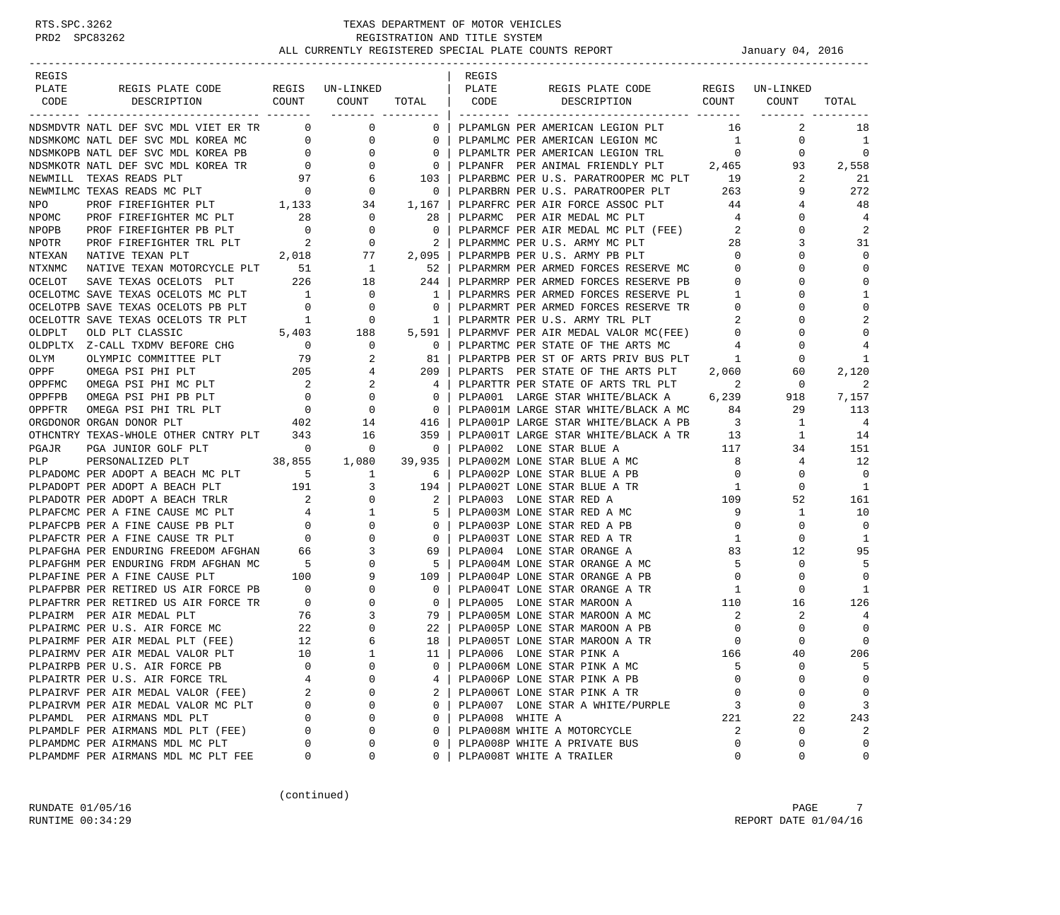# TEXAS DEPARTMENT OF MOTOR VEHICLES
## REGISTRATION AND TITLE SYSTEM
### ALL CURRENTLY REGISTERED SPECIAL PLATE COUNTS REPORT

January 04, 2016

| REGIS PLATE CODE | REGIS PLATE CODE DESCRIPTION | REGIS COUNT | UN-LINKED COUNT | TOTAL |
|---|---|---|---|---|
| NDSMDVTR | NATL DEF SVC MDL VIET ER TR | 0 | 0 | 0 |
| NDSMKOMC | NATL DEF SVC MDL KOREA MC | 0 | 0 | 0 |
| NDSMKOPB | NATL DEF SVC MDL KOREA PB | 0 | 0 | 0 |
| NDSMKOTR | NATL DEF SVC MDL KOREA TR | 0 | 0 | 0 |
| NEWMILL | TEXAS READS PLT | 97 | 6 | 103 |
| NEWMILMC | TEXAS READS MC PLT | 0 | 0 | 0 |
| NPO | PROF FIREFIGHTER PLT | 1,133 | 34 | 1,167 |
| NPOMC | PROF FIREFIGHTER MC PLT | 28 | 0 | 28 |
| NPOPB | PROF FIREFIGHTER PB PLT | 0 | 0 | 0 |
| NPOTR | PROF FIREFIGHTER TRL PLT | 2 | 0 | 2 |
| NTEXAN | NATIVE TEXAN PLT | 2,018 | 77 | 2,095 |
| NTXNMC | NATIVE TEXAN MOTORCYCLE PLT | 51 | 1 | 52 |
| OCELOT | SAVE TEXAS OCELOTS PLT | 226 | 18 | 244 |
| OCELOTMC | SAVE TEXAS OCELOTS MC PLT | 1 | 0 | 1 |
| OCELOTPB | SAVE TEXAS OCELOTS PB PLT | 0 | 0 | 0 |
| OCELOTTR | SAVE TEXAS OCELOTS TR PLT | 1 | 0 | 1 |
| OLDPLT | OLD PLT CLASSIC | 5,403 | 188 | 5,591 |
| OLDPLTX | Z-CALL TXDMV BEFORE CHG | 0 | 0 | 0 |
| OLYM | OLYMPIC COMMITTEE PLT | 79 | 2 | 81 |
| OPPF | OMEGA PSI PHI PLT | 205 | 4 | 209 |
| OPPFMC | OMEGA PSI PHI MC PLT | 2 | 2 | 4 |
| OPPFPB | OMEGA PSI PHI PB PLT | 0 | 0 | 0 |
| OPPFTR | OMEGA PSI PHI TRL PLT | 0 | 0 | 0 |
| ORGDONOR | ORGAN DONOR PLT | 402 | 14 | 416 |
| OTHCNTRY | TEXAS-WHOLE OTHER CNTRY PLT | 343 | 16 | 359 |
| PGAJR | PGA JUNIOR GOLF PLT | 0 | 0 | 0 |
| PLP | PERSONALIZED PLT | 38,855 | 1,080 | 39,935 |
| PLPADOMC | PER ADOPT A BEACH MC PLT | 5 | 1 | 6 |
| PLPADOPT | PER ADOPT A BEACH PLT | 191 | 3 | 194 |
| PLPADOTR | PER ADOPT A BEACH TRLR | 2 | 0 | 2 |
| PLPAFCMC | PER A FINE CAUSE MC PLT | 4 | 1 | 5 |
| PLPAFCPB | PER A FINE CAUSE PB PLT | 0 | 0 | 0 |
| PLPAFCTR | PER A FINE CAUSE TR PLT | 0 | 0 | 0 |
| PLPAFGHA | PER ENDURING FREEDOM AFGHAN | 66 | 3 | 69 |
| PLPAFGHM | PER ENDURING FRDM AFGHAN MC | 5 | 0 | 5 |
| PLPAFINE | PER A FINE CAUSE PLT | 100 | 9 | 109 |
| PLPAFPBR | PER RETIRED US AIR FORCE PB | 0 | 0 | 0 |
| PLPAFTRR | PER RETIRED US AIR FORCE TR | 0 | 0 | 0 |
| PLPAIRM | PER AIR MEDAL PLT | 76 | 3 | 79 |
| PLPAIRMC | PER U.S. AIR FORCE MC | 22 | 0 | 22 |
| PLPAIRMF | PER AIR MEDAL PLT (FEE) | 12 | 6 | 18 |
| PLPAIRMV | PER AIR MEDAL VALOR PLT | 10 | 1 | 11 |
| PLPAIRPB | PER U.S. AIR FORCE PB | 0 | 0 | 0 |
| PLPAIRTR | PER U.S. AIR FORCE TRL | 4 | 0 | 4 |
| PLPAIRVF | PER AIR MEDAL VALOR (FEE) | 2 | 0 | 2 |
| PLPAIRVM | PER AIR MEDAL VALOR MC PLT | 0 | 0 | 0 |
| PLPAMDL | PER AIRMANS MDL PLT | 0 | 0 | 0 |
| PLPAMDLF | PER AIRMANS MDL PLT (FEE) | 0 | 0 | 0 |
| PLPAMDMC | PER AIRMANS MDL MC PLT | 0 | 0 | 0 |
| PLPAMDMF | PER AIRMANS MDL MC PLT FEE | 0 | 0 | 0 |
| PLPAMLGN | PER AMERICAN LEGION PLT | 16 | 2 | 18 |
| PLPAMLMC | PER AMERICAN LEGION MC | 1 | 0 | 1 |
| PLPAMLTR | PER AMERICAN LEGION TRL | 0 | 0 | 0 |
| PLPANFR | PER ANIMAL FRIENDLY PLT | 2,465 | 93 | 2,558 |
| PLPARBMC | PER U.S. PARATROOPER MC PLT | 19 | 2 | 21 |
| PLPARBRN | PER U.S. PARATROOPER PLT | 263 | 9 | 272 |
| PLPARFRC | PER AIR FORCE ASSOC PLT | 44 | 4 | 48 |
| PLPARMC | PER AIR MEDAL MC PLT | 4 | 0 | 4 |
| PLPARMCF | PER AIR MEDAL MC PLT (FEE) | 2 | 0 | 2 |
| PLPARMMC | PER U.S. ARMY MC PLT | 28 | 3 | 31 |
| PLPARMPB | PER U.S. ARMY PB PLT | 0 | 0 | 0 |
| PLPARMRM | PER ARMED FORCES RESERVE MC | 0 | 0 | 0 |
| PLPARMRP | PER ARMED FORCES RESERVE PB | 0 | 0 | 0 |
| PLPARMRS | PER ARMED FORCES RESERVE PL | 1 | 0 | 1 |
| PLPARMRT | PER ARMED FORCES RESERVE TR | 0 | 0 | 0 |
| PLPARMTR | PER U.S. ARMY TRL PLT | 2 | 0 | 2 |
| PLPARMVF | PER AIR MEDAL VALOR MC(FEE) | 0 | 0 | 0 |
| PLPARTMC | PER STATE OF THE ARTS MC | 4 | 0 | 4 |
| PLPARTPB | PER ST OF ARTS PRIV BUS PLT | 1 | 0 | 1 |
| PLPARTS | PER STATE OF THE ARTS PLT | 2,060 | 60 | 2,120 |
| PLPARTTR | PER STATE OF ARTS TRL PLT | 2 | 0 | 2 |
| PLPA001 | LARGE STAR WHITE/BLACK A | 6,239 | 918 | 7,157 |
| PLPA001M | LARGE STAR WHITE/BLACK A MC | 84 | 29 | 113 |
| PLPA001P | LARGE STAR WHITE/BLACK A PB | 3 | 1 | 4 |
| PLPA001T | LARGE STAR WHITE/BLACK A TR | 13 | 1 | 14 |
| PLPA002 | LONE STAR BLUE A | 117 | 34 | 151 |
| PLPA002M | LONE STAR BLUE A MC | 8 | 4 | 12 |
| PLPA002P | LONE STAR BLUE A PB | 0 | 0 | 0 |
| PLPA002T | LONE STAR BLUE A TR | 1 | 0 | 1 |
| PLPA003 | LONE STAR RED A | 109 | 52 | 161 |
| PLPA003M | LONE STAR RED A MC | 9 | 1 | 10 |
| PLPA003P | LONE STAR RED A PB | 0 | 0 | 0 |
| PLPA003T | LONE STAR RED A TR | 1 | 0 | 1 |
| PLPA004 | LONE STAR ORANGE A | 83 | 12 | 95 |
| PLPA004M | LONE STAR ORANGE A MC | 5 | 0 | 5 |
| PLPA004P | LONE STAR ORANGE A PB | 0 | 0 | 0 |
| PLPA004T | LONE STAR ORANGE A TR | 1 | 0 | 1 |
| PLPA005 | LONE STAR MAROON A | 110 | 16 | 126 |
| PLPA005M | LONE STAR MAROON A MC | 2 | 2 | 4 |
| PLPA005P | LONE STAR MAROON A PB | 0 | 0 | 0 |
| PLPA005T | LONE STAR MAROON A TR | 0 | 0 | 0 |
| PLPA006 | LONE STAR PINK A | 166 | 40 | 206 |
| PLPA006M | LONE STAR PINK A MC | 5 | 0 | 5 |
| PLPA006P | LONE STAR PINK A PB | 0 | 0 | 0 |
| PLPA006T | LONE STAR PINK A TR | 0 | 0 | 0 |
| PLPA007 | LONE STAR A WHITE/PURPLE | 3 | 0 | 3 |
| PLPA008 | WHITE A | 221 | 22 | 243 |
| PLPA008M | WHITE A MOTORCYCLE | 2 | 0 | 2 |
| PLPA008P | WHITE A PRIVATE BUS | 0 | 0 | 0 |
| PLPA008T | WHITE A TRAILER | 0 | 0 | 0 |

(continued)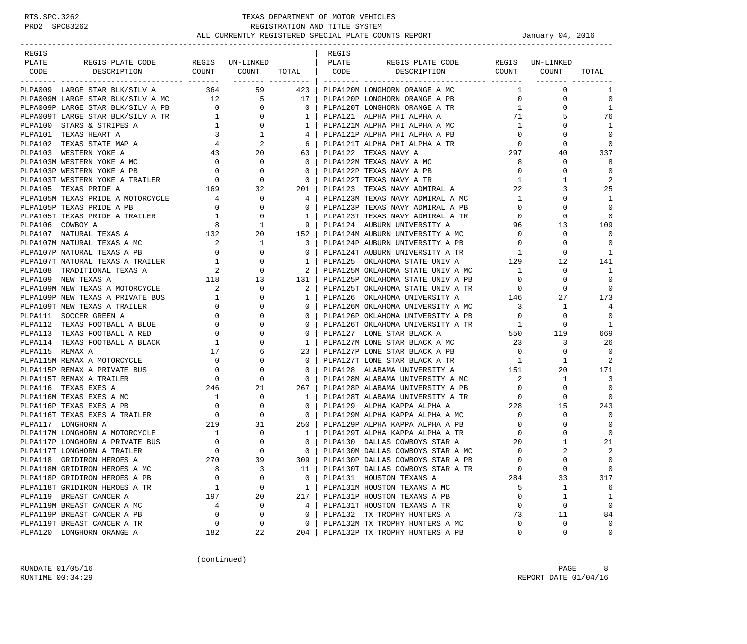# TEXAS DEPARTMENT OF MOTOR VEHICLES
## REGISTRATION AND TITLE SYSTEM
### ALL CURRENTLY REGISTERED SPECIAL PLATE COUNTS REPORT

January 04, 2016

| REGIS PLATE CODE | REGIS PLATE CODE DESCRIPTION | REGIS COUNT | UN-LINKED COUNT | TOTAL |
|---|---|---|---|---|
| PLPA009 | LARGE STAR BLK/SILV A | 364 | 59 | 423 |
| PLPA009M | LARGE STAR BLK/SILV A MC | 12 | 5 | 17 |
| PLPA009P | LARGE STAR BLK/SILV A PB | 0 | 0 | 0 |
| PLPA009T | LARGE STAR BLK/SILV A TR | 1 | 0 | 1 |
| PLPA100 | STARS & STRIPES A | 1 | 0 | 1 |
| PLPA101 | TEXAS HEART A | 3 | 1 | 4 |
| PLPA102 | TEXAS STATE MAP A | 4 | 2 | 6 |
| PLPA103 | WESTERN YOKE A | 43 | 20 | 63 |
| PLPA103M | WESTERN YOKE A MC | 0 | 0 | 0 |
| PLPA103P | WESTERN YOKE A PB | 0 | 0 | 0 |
| PLPA103T | WESTERN YOKE A TRAILER | 0 | 0 | 0 |
| PLPA105 | TEXAS PRIDE A | 169 | 32 | 201 |
| PLPA105M | TEXAS PRIDE A MOTORCYCLE | 4 | 0 | 4 |
| PLPA105P | TEXAS PRIDE A PB | 0 | 0 | 0 |
| PLPA105T | TEXAS PRIDE A TRAILER | 1 | 0 | 1 |
| PLPA106 | COWBOY A | 8 | 1 | 9 |
| PLPA107 | NATURAL TEXAS A | 132 | 20 | 152 |
| PLPA107M | NATURAL TEXAS A MC | 2 | 1 | 3 |
| PLPA107P | NATURAL TEXAS A PB | 0 | 0 | 0 |
| PLPA107T | NATURAL TEXAS A TRAILER | 1 | 0 | 1 |
| PLPA108 | TRADITIONAL TEXAS A | 2 | 0 | 2 |
| PLPA109 | NEW TEXAS A | 118 | 13 | 131 |
| PLPA109M | NEW TEXAS A MOTORCYCLE | 2 | 0 | 2 |
| PLPA109P | NEW TEXAS A PRIVATE BUS | 1 | 0 | 1 |
| PLPA109T | NEW TEXAS A TRAILER | 0 | 0 | 0 |
| PLPA111 | SOCCER GREEN A | 0 | 0 | 0 |
| PLPA112 | TEXAS FOOTBALL A BLUE | 0 | 0 | 0 |
| PLPA113 | TEXAS FOOTBALL A RED | 0 | 0 | 0 |
| PLPA114 | TEXAS FOOTBALL A BLACK | 1 | 0 | 1 |
| PLPA115 | REMAX A | 17 | 6 | 23 |
| PLPA115M | REMAX A MOTORCYCLE | 0 | 0 | 0 |
| PLPA115P | REMAX A PRIVATE BUS | 0 | 0 | 0 |
| PLPA115T | REMAX A TRAILER | 0 | 0 | 0 |
| PLPA116 | TEXAS EXES A | 246 | 21 | 267 |
| PLPA116M | TEXAS EXES A MC | 1 | 0 | 1 |
| PLPA116P | TEXAS EXES A PB | 0 | 0 | 0 |
| PLPA116T | TEXAS EXES A TRAILER | 0 | 0 | 0 |
| PLPA117 | LONGHORN A | 219 | 31 | 250 |
| PLPA117M | LONGHORN A MOTORCYCLE | 1 | 0 | 1 |
| PLPA117P | LONGHORN A PRIVATE BUS | 0 | 0 | 0 |
| PLPA117T | LONGHORN A TRAILER | 0 | 0 | 0 |
| PLPA118 | GRIDIRON HEROES A | 270 | 39 | 309 |
| PLPA118M | GRIDIRON HEROES A MC | 8 | 3 | 11 |
| PLPA118P | GRIDIRON HEROES A PB | 0 | 0 | 0 |
| PLPA118T | GRIDIRON HEROES A TR | 1 | 0 | 1 |
| PLPA119 | BREAST CANCER A | 197 | 20 | 217 |
| PLPA119M | BREAST CANCER A MC | 4 | 0 | 4 |
| PLPA119P | BREAST CANCER A PB | 0 | 0 | 0 |
| PLPA119T | BREAST CANCER A TR | 0 | 0 | 0 |
| PLPA120 | LONGHORN ORANGE A | 182 | 22 | 204 |
| PLPA120M | LONGHORN ORANGE A MC | 1 | 0 | 1 |
| PLPA120P | LONGHORN ORANGE A PB | 0 | 0 | 0 |
| PLPA120T | LONGHORN ORANGE A TR | 1 | 0 | 1 |
| PLPA121 | ALPHA PHI ALPHA A | 71 | 5 | 76 |
| PLPA121M | ALPHA PHI ALPHA A MC | 1 | 0 | 1 |
| PLPA121P | ALPHA PHI ALPHA A PB | 0 | 0 | 0 |
| PLPA121T | ALPHA PHI ALPHA A TR | 0 | 0 | 0 |
| PLPA122 | TEXAS NAVY A | 297 | 40 | 337 |
| PLPA122M | TEXAS NAVY A MC | 8 | 0 | 8 |
| PLPA122P | TEXAS NAVY A PB | 0 | 0 | 0 |
| PLPA122T | TEXAS NAVY A TR | 1 | 1 | 2 |
| PLPA123 | TEXAS NAVY ADMIRAL A | 22 | 3 | 25 |
| PLPA123M | TEXAS NAVY ADMIRAL A MC | 1 | 0 | 1 |
| PLPA123P | TEXAS NAVY ADMIRAL A PB | 0 | 0 | 0 |
| PLPA123T | TEXAS NAVY ADMIRAL A TR | 0 | 0 | 0 |
| PLPA124 | AUBURN UNIVERSITY A | 96 | 13 | 109 |
| PLPA124M | AUBURN UNIVERSITY A MC | 0 | 0 | 0 |
| PLPA124P | AUBURN UNIVERSITY A PB | 0 | 0 | 0 |
| PLPA124T | AUBURN UNIVERSITY A TR | 1 | 0 | 1 |
| PLPA125 | OKLAHOMA STATE UNIV A | 129 | 12 | 141 |
| PLPA125M | OKLAHOMA STATE UNIV A MC | 1 | 0 | 1 |
| PLPA125P | OKLAHOMA STATE UNIV A PB | 0 | 0 | 0 |
| PLPA125T | OKLAHOMA STATE UNIV A TR | 0 | 0 | 0 |
| PLPA126 | OKLAHOMA UNIVERSITY A | 146 | 27 | 173 |
| PLPA126M | OKLAHOMA UNIVERSITY A MC | 3 | 1 | 4 |
| PLPA126P | OKLAHOMA UNIVERSITY A PB | 0 | 0 | 0 |
| PLPA126T | OKLAHOMA UNIVERSITY A TR | 1 | 0 | 1 |
| PLPA127 | LONE STAR BLACK A | 550 | 119 | 669 |
| PLPA127M | LONE STAR BLACK A MC | 23 | 3 | 26 |
| PLPA127P | LONE STAR BLACK A PB | 0 | 0 | 0 |
| PLPA127T | LONE STAR BLACK A TR | 1 | 1 | 2 |
| PLPA128 | ALABAMA UNIVERSITY A | 151 | 20 | 171 |
| PLPA128M | ALABAMA UNIVERSITY A MC | 2 | 1 | 3 |
| PLPA128P | ALABAMA UNIVERSITY A PB | 0 | 0 | 0 |
| PLPA128T | ALABAMA UNIVERSITY A TR | 0 | 0 | 0 |
| PLPA129 | ALPHA KAPPA ALPHA A | 228 | 15 | 243 |
| PLPA129M | ALPHA KAPPA ALPHA A MC | 0 | 0 | 0 |
| PLPA129P | ALPHA KAPPA ALPHA A PB | 0 | 0 | 0 |
| PLPA129T | ALPHA KAPPA ALPHA A TR | 0 | 0 | 0 |
| PLPA130 | DALLAS COWBOYS STAR A | 20 | 1 | 21 |
| PLPA130M | DALLAS COWBOYS STAR A MC | 0 | 2 | 2 |
| PLPA130P | DALLAS COWBOYS STAR A PB | 0 | 0 | 0 |
| PLPA130T | DALLAS COWBOYS STAR A TR | 0 | 0 | 0 |
| PLPA131 | HOUSTON TEXANS A | 284 | 33 | 317 |
| PLPA131M | HOUSTON TEXANS A MC | 5 | 1 | 6 |
| PLPA131P | HOUSTON TEXANS A PB | 0 | 1 | 1 |
| PLPA131T | HOUSTON TEXANS A TR | 0 | 0 | 0 |
| PLPA132 | TX TROPHY HUNTERS A | 73 | 11 | 84 |
| PLPA132M | TX TROPHY HUNTERS A MC | 0 | 0 | 0 |
| PLPA132P | TX TROPHY HUNTERS A PB | 0 | 0 | 0 |

(continued)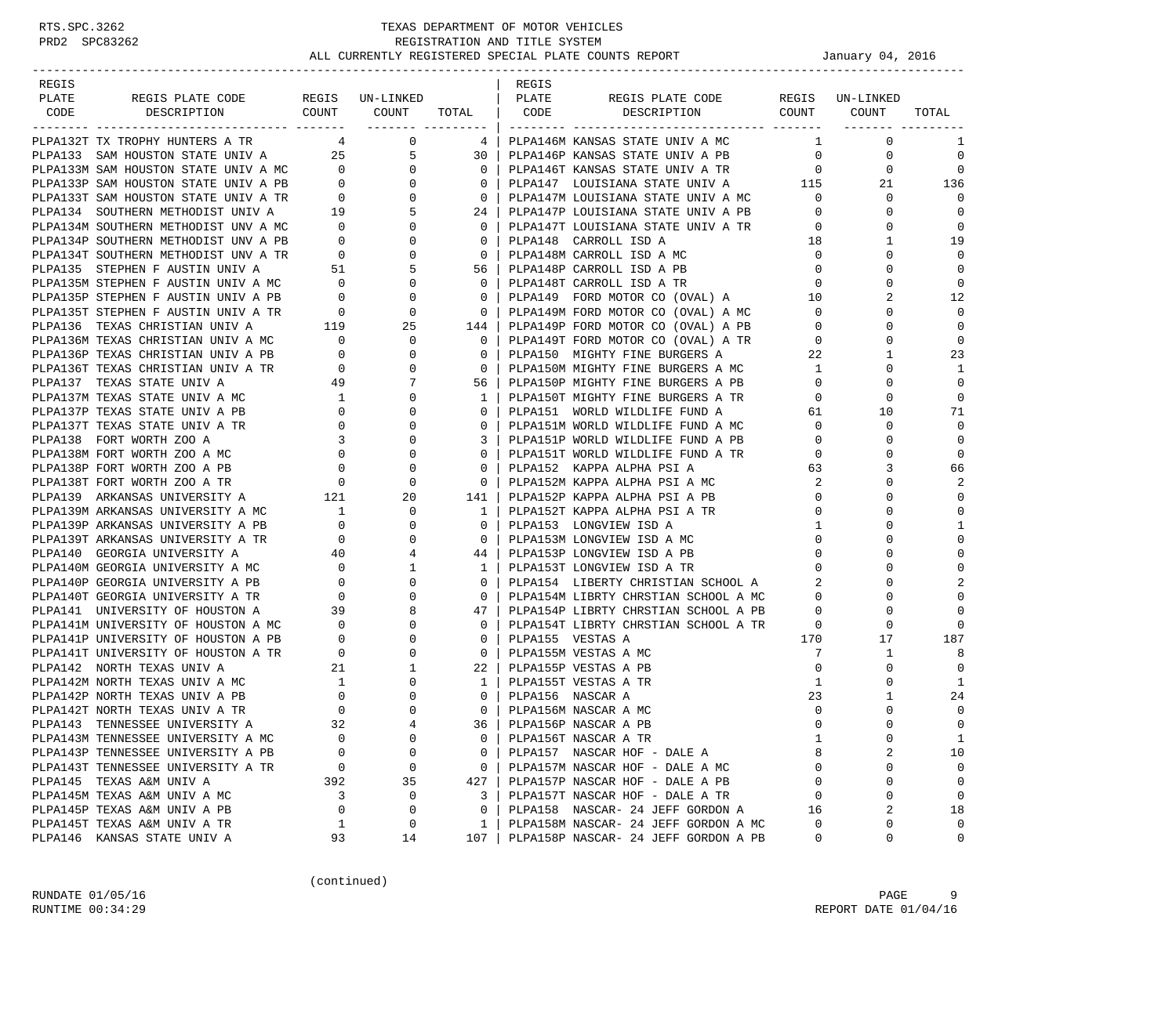RTS.SPC.3262 TEXAS DEPARTMENT OF MOTOR VEHICLES
PRD2 SPC83262 REGISTRATION AND TITLE SYSTEM

# ALL CURRENTLY REGISTERED SPECIAL PLATE COUNTS REPORT

January 04, 2016

| REGIS PLATE CODE | REGIS PLATE CODE DESCRIPTION | REGIS COUNT | UN-LINKED COUNT | TOTAL |
|---|---|---|---|---|
| PLPA132T | TX TROPHY HUNTERS A TR | 4 | 0 | 4 |
| PLPA133 | SAM HOUSTON STATE UNIV A | 25 | 5 | 30 |
| PLPA133M | SAM HOUSTON STATE UNIV A MC | 0 | 0 | 0 |
| PLPA133P | SAM HOUSTON STATE UNIV A PB | 0 | 0 | 0 |
| PLPA133T | SAM HOUSTON STATE UNIV A TR | 0 | 0 | 0 |
| PLPA134 | SOUTHERN METHODIST UNIV A | 19 | 5 | 24 |
| PLPA134M | SOUTHERN METHODIST UNIV A MC | 0 | 0 | 0 |
| PLPA134P | SOUTHERN METHODIST UNV A PB | 0 | 0 | 0 |
| PLPA134T | SOUTHERN METHODIST UNV A TR | 0 | 0 | 0 |
| PLPA135 | STEPHEN F AUSTIN UNIV A | 51 | 5 | 56 |
| PLPA135M | STEPHEN F AUSTIN UNIV A MC | 0 | 0 | 0 |
| PLPA135P | STEPHEN F AUSTIN UNIV A PB | 0 | 0 | 0 |
| PLPA135T | STEPHEN F AUSTIN UNIV A TR | 0 | 0 | 0 |
| PLPA136 | TEXAS CHRISTIAN UNIV A | 119 | 25 | 144 |
| PLPA136M | TEXAS CHRISTIAN UNIV A MC | 0 | 0 | 0 |
| PLPA136P | TEXAS CHRISTIAN UNIV A PB | 0 | 0 | 0 |
| PLPA136T | TEXAS CHRISTIAN UNIV A TR | 0 | 0 | 0 |
| PLPA137 | TEXAS STATE UNIV A | 49 | 7 | 56 |
| PLPA137M | TEXAS STATE UNIV A MC | 1 | 0 | 1 |
| PLPA137P | TEXAS STATE UNIV A PB | 0 | 0 | 0 |
| PLPA137T | TEXAS STATE UNIV A TR | 0 | 0 | 0 |
| PLPA138 | FORT WORTH ZOO A | 3 | 0 | 3 |
| PLPA138M | FORT WORTH ZOO A MC | 0 | 0 | 0 |
| PLPA138P | FORT WORTH ZOO A PB | 0 | 0 | 0 |
| PLPA138T | FORT WORTH ZOO A TR | 0 | 0 | 0 |
| PLPA139 | ARKANSAS UNIVERSITY A | 121 | 20 | 141 |
| PLPA139M | ARKANSAS UNIVERSITY A MC | 1 | 0 | 1 |
| PLPA139P | ARKANSAS UNIVERSITY A PB | 0 | 0 | 0 |
| PLPA139T | ARKANSAS UNIVERSITY A TR | 0 | 0 | 0 |
| PLPA140 | GEORGIA UNIVERSITY A | 40 | 4 | 44 |
| PLPA140M | GEORGIA UNIVERSITY A MC | 0 | 1 | 1 |
| PLPA140P | GEORGIA UNIVERSITY A PB | 0 | 0 | 0 |
| PLPA140T | GEORGIA UNIVERSITY A TR | 0 | 0 | 0 |
| PLPA141 | UNIVERSITY OF HOUSTON A | 39 | 8 | 47 |
| PLPA141M | UNIVERSITY OF HOUSTON A MC | 0 | 0 | 0 |
| PLPA141P | UNIVERSITY OF HOUSTON A PB | 0 | 0 | 0 |
| PLPA141T | UNIVERSITY OF HOUSTON A TR | 0 | 0 | 0 |
| PLPA142 | NORTH TEXAS UNIV A | 21 | 1 | 22 |
| PLPA142M | NORTH TEXAS UNIV A MC | 1 | 0 | 1 |
| PLPA142P | NORTH TEXAS UNIV A PB | 0 | 0 | 0 |
| PLPA142T | NORTH TEXAS UNIV A TR | 0 | 0 | 0 |
| PLPA143 | TENNESSEE UNIVERSITY A | 32 | 4 | 36 |
| PLPA143M | TENNESSEE UNIVERSITY A MC | 0 | 0 | 0 |
| PLPA143P | TENNESSEE UNIVERSITY A PB | 0 | 0 | 0 |
| PLPA143T | TENNESSEE UNIVERSITY A TR | 0 | 0 | 0 |
| PLPA145 | TEXAS A&M UNIV A | 392 | 35 | 427 |
| PLPA145M | TEXAS A&M UNIV A MC | 3 | 0 | 3 |
| PLPA145P | TEXAS A&M UNIV A PB | 0 | 0 | 0 |
| PLPA145T | TEXAS A&M UNIV A TR | 1 | 0 | 1 |
| PLPA146 | KANSAS STATE UNIV A | 93 | 14 | 107 |
| PLPA146M | KANSAS STATE UNIV A MC | 1 | 0 | 1 |
| PLPA146P | KANSAS STATE UNIV A PB | 0 | 0 | 0 |
| PLPA146T | KANSAS STATE UNIV A TR | 0 | 0 | 0 |
| PLPA147 | LOUISIANA STATE UNIV A | 115 | 21 | 136 |
| PLPA147M | LOUISIANA STATE UNIV A MC | 0 | 0 | 0 |
| PLPA147P | LOUISIANA STATE UNIV A PB | 0 | 0 | 0 |
| PLPA147T | LOUISIANA STATE UNIV A TR | 0 | 0 | 0 |
| PLPA148 | CARROLL ISD A | 18 | 1 | 19 |
| PLPA148M | CARROLL ISD A MC | 0 | 0 | 0 |
| PLPA148P | CARROLL ISD A PB | 0 | 0 | 0 |
| PLPA148T | CARROLL ISD A TR | 0 | 0 | 0 |
| PLPA149 | FORD MOTOR CO (OVAL) A | 10 | 2 | 12 |
| PLPA149M | FORD MOTOR CO (OVAL) A MC | 0 | 0 | 0 |
| PLPA149P | FORD MOTOR CO (OVAL) A PB | 0 | 0 | 0 |
| PLPA149T | FORD MOTOR CO (OVAL) A TR | 0 | 0 | 0 |
| PLPA150 | MIGHTY FINE BURGERS A | 22 | 1 | 23 |
| PLPA150M | MIGHTY FINE BURGERS A MC | 1 | 0 | 1 |
| PLPA150P | MIGHTY FINE BURGERS A PB | 0 | 0 | 0 |
| PLPA150T | MIGHTY FINE BURGERS A TR | 0 | 0 | 0 |
| PLPA151 | WORLD WILDLIFE FUND A | 61 | 10 | 71 |
| PLPA151M | WORLD WILDLIFE FUND A MC | 0 | 0 | 0 |
| PLPA151P | WORLD WILDLIFE FUND A PB | 0 | 0 | 0 |
| PLPA151T | WORLD WILDLIFE FUND A TR | 0 | 0 | 0 |
| PLPA152 | KAPPA ALPHA PSI A | 63 | 3 | 66 |
| PLPA152M | KAPPA ALPHA PSI A MC | 2 | 0 | 2 |
| PLPA152P | KAPPA ALPHA PSI A PB | 0 | 0 | 0 |
| PLPA152T | KAPPA ALPHA PSI A TR | 0 | 0 | 0 |
| PLPA153 | LONGVIEW ISD A | 1 | 0 | 1 |
| PLPA153M | LONGVIEW ISD A MC | 0 | 0 | 0 |
| PLPA153P | LONGVIEW ISD A PB | 0 | 0 | 0 |
| PLPA153T | LONGVIEW ISD A TR | 0 | 0 | 0 |
| PLPA154 | LIBERTY CHRISTIAN SCHOOL A | 2 | 0 | 2 |
| PLPA154M | LIBRTY CHRSTIAN SCHOOL A MC | 0 | 0 | 0 |
| PLPA154P | LIBRTY CHRSTIAN SCHOOL A PB | 0 | 0 | 0 |
| PLPA154T | LIBRTY CHRSTIAN SCHOOL A TR | 0 | 0 | 0 |
| PLPA155 | VESTAS A | 170 | 17 | 187 |
| PLPA155M | VESTAS A MC | 7 | 1 | 8 |
| PLPA155P | VESTAS A PB | 0 | 0 | 0 |
| PLPA155T | VESTAS A TR | 1 | 0 | 1 |
| PLPA156 | NASCAR A | 23 | 1 | 24 |
| PLPA156M | NASCAR A MC | 0 | 0 | 0 |
| PLPA156P | NASCAR A PB | 0 | 0 | 0 |
| PLPA156T | NASCAR A TR | 1 | 0 | 1 |
| PLPA157 | NASCAR HOF - DALE A | 8 | 2 | 10 |
| PLPA157M | NASCAR HOF - DALE A MC | 0 | 0 | 0 |
| PLPA157P | NASCAR HOF - DALE A PB | 0 | 0 | 0 |
| PLPA157T | NASCAR HOF - DALE A TR | 0 | 0 | 0 |
| PLPA158 | NASCAR- 24 JEFF GORDON A | 16 | 2 | 18 |
| PLPA158M | NASCAR- 24 JEFF GORDON A MC | 0 | 0 | 0 |
| PLPA158P | NASCAR- 24 JEFF GORDON A PB | 0 | 0 | 0 |

(continued)

RUNDATE 01/05/16
RUNTIME 00:34:29
REPORT DATE 01/04/16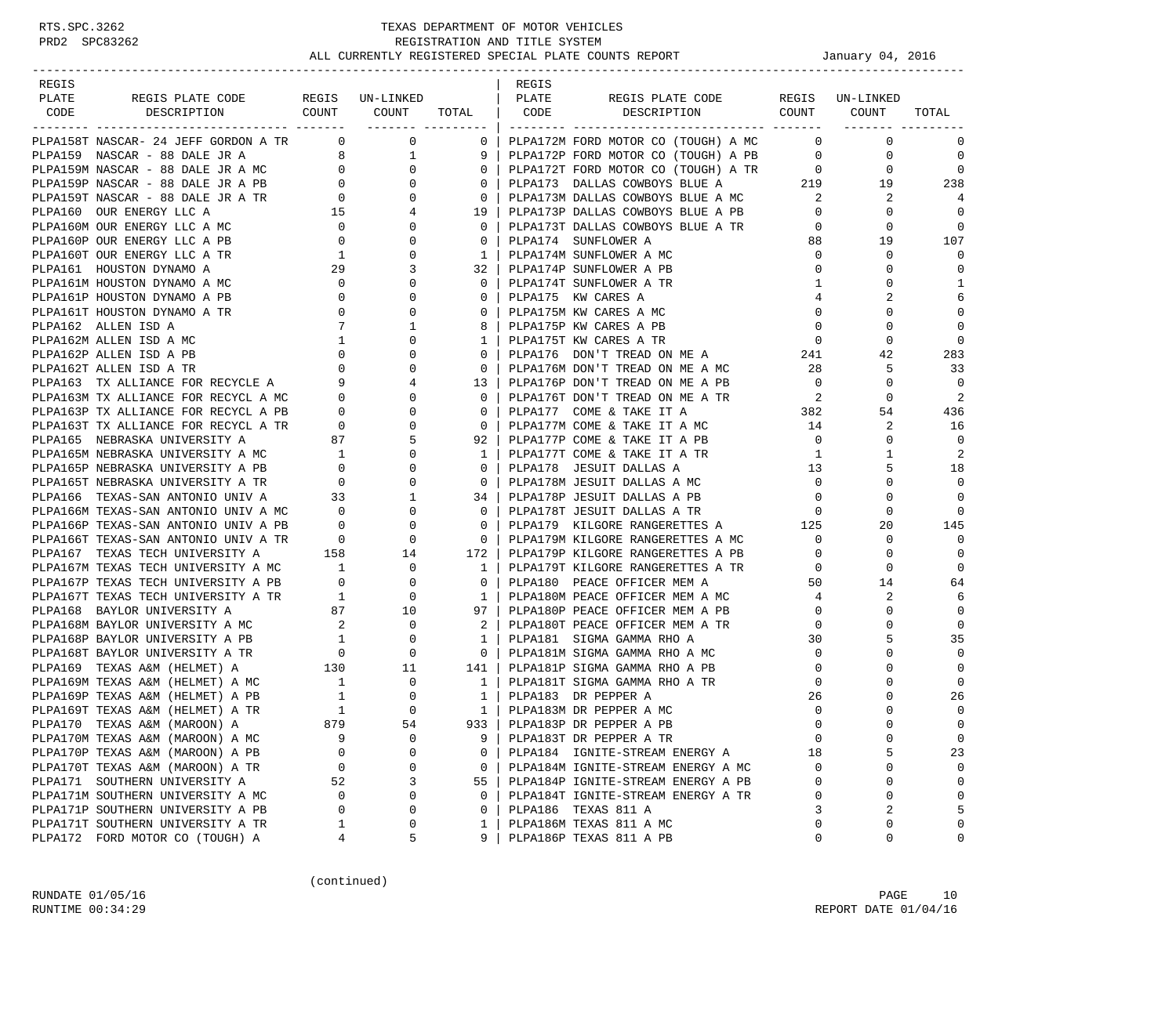RTS.SPC.3262 TEXAS DEPARTMENT OF MOTOR VEHICLES
PRD2 SPC83262 REGISTRATION AND TITLE SYSTEM

# ALL CURRENTLY REGISTERED SPECIAL PLATE COUNTS REPORT

January 04, 2016

| REGIS PLATE CODE | REGIS PLATE CODE DESCRIPTION | REGIS COUNT | UN-LINKED COUNT | TOTAL |
|---|---|---|---|---|
| PLPA158T | NASCAR- 24 JEFF GORDON A TR | 0 | 0 | 0 |
| PLPA159 | NASCAR - 88 DALE JR A | 8 | 1 | 9 |
| PLPA159M | NASCAR - 88 DALE JR A MC | 0 | 0 | 0 |
| PLPA159P | NASCAR - 88 DALE JR A PB | 0 | 0 | 0 |
| PLPA159T | NASCAR - 88 DALE JR A TR | 0 | 0 | 0 |
| PLPA160 | OUR ENERGY LLC A | 15 | 4 | 19 |
| PLPA160M | OUR ENERGY LLC A MC | 0 | 0 | 0 |
| PLPA160P | OUR ENERGY LLC A PB | 0 | 0 | 0 |
| PLPA160T | OUR ENERGY LLC A TR | 1 | 0 | 1 |
| PLPA161 | HOUSTON DYNAMO A | 29 | 3 | 32 |
| PLPA161M | HOUSTON DYNAMO A MC | 0 | 0 | 0 |
| PLPA161P | HOUSTON DYNAMO A PB | 0 | 0 | 0 |
| PLPA161T | HOUSTON DYNAMO A TR | 0 | 0 | 0 |
| PLPA162 | ALLEN ISD A | 7 | 1 | 8 |
| PLPA162M | ALLEN ISD A MC | 1 | 0 | 1 |
| PLPA162P | ALLEN ISD A PB | 0 | 0 | 0 |
| PLPA162T | ALLEN ISD A TR | 0 | 0 | 0 |
| PLPA163 | TX ALLIANCE FOR RECYCLE A | 9 | 4 | 13 |
| PLPA163M | TX ALLIANCE FOR RECYCL A MC | 0 | 0 | 0 |
| PLPA163P | TX ALLIANCE FOR RECYCL A PB | 0 | 0 | 0 |
| PLPA163T | TX ALLIANCE FOR RECYCL A TR | 0 | 0 | 0 |
| PLPA165 | NEBRASKA UNIVERSITY A | 87 | 5 | 92 |
| PLPA165M | NEBRASKA UNIVERSITY A MC | 1 | 0 | 1 |
| PLPA165P | NEBRASKA UNIVERSITY A PB | 0 | 0 | 0 |
| PLPA165T | NEBRASKA UNIVERSITY A TR | 0 | 0 | 0 |
| PLPA166 | TEXAS-SAN ANTONIO UNIV A | 33 | 1 | 34 |
| PLPA166M | TEXAS-SAN ANTONIO UNIV A MC | 0 | 0 | 0 |
| PLPA166P | TEXAS-SAN ANTONIO UNIV A PB | 0 | 0 | 0 |
| PLPA166T | TEXAS-SAN ANTONIO UNIV A TR | 0 | 0 | 0 |
| PLPA167 | TEXAS TECH UNIVERSITY A | 158 | 14 | 172 |
| PLPA167M | TEXAS TECH UNIVERSITY A MC | 1 | 0 | 1 |
| PLPA167P | TEXAS TECH UNIVERSITY A PB | 0 | 0 | 0 |
| PLPA167T | TEXAS TECH UNIVERSITY A TR | 1 | 0 | 1 |
| PLPA168 | BAYLOR UNIVERSITY A | 87 | 10 | 97 |
| PLPA168M | BAYLOR UNIVERSITY A MC | 2 | 0 | 2 |
| PLPA168P | BAYLOR UNIVERSITY A PB | 1 | 0 | 1 |
| PLPA168T | BAYLOR UNIVERSITY A TR | 0 | 0 | 0 |
| PLPA169 | TEXAS A&M (HELMET) A | 130 | 11 | 141 |
| PLPA169M | TEXAS A&M (HELMET) A MC | 1 | 0 | 1 |
| PLPA169P | TEXAS A&M (HELMET) A PB | 1 | 0 | 1 |
| PLPA169T | TEXAS A&M (HELMET) A TR | 1 | 0 | 1 |
| PLPA170 | TEXAS A&M (MAROON) A | 879 | 54 | 933 |
| PLPA170M | TEXAS A&M (MAROON) A MC | 9 | 0 | 9 |
| PLPA170P | TEXAS A&M (MAROON) A PB | 0 | 0 | 0 |
| PLPA170T | TEXAS A&M (MAROON) A TR | 0 | 0 | 0 |
| PLPA171 | SOUTHERN UNIVERSITY A | 52 | 3 | 55 |
| PLPA171M | SOUTHERN UNIVERSITY A MC | 0 | 0 | 0 |
| PLPA171P | SOUTHERN UNIVERSITY A PB | 0 | 0 | 0 |
| PLPA171T | SOUTHERN UNIVERSITY A TR | 1 | 0 | 1 |
| PLPA172 | FORD MOTOR CO (TOUGH) A | 4 | 5 | 9 |
| PLPA172M | FORD MOTOR CO (TOUGH) A MC | 0 | 0 | 0 |
| PLPA172P | FORD MOTOR CO (TOUGH) A PB | 0 | 0 | 0 |
| PLPA172T | FORD MOTOR CO (TOUGH) A TR | 0 | 0 | 0 |
| PLPA173 | DALLAS COWBOYS BLUE A | 219 | 19 | 238 |
| PLPA173M | DALLAS COWBOYS BLUE A MC | 2 | 2 | 4 |
| PLPA173P | DALLAS COWBOYS BLUE A PB | 0 | 0 | 0 |
| PLPA173T | DALLAS COWBOYS BLUE A TR | 0 | 0 | 0 |
| PLPA174 | SUNFLOWER A | 88 | 19 | 107 |
| PLPA174M | SUNFLOWER A MC | 0 | 0 | 0 |
| PLPA174P | SUNFLOWER A PB | 0 | 0 | 0 |
| PLPA174T | SUNFLOWER A TR | 1 | 0 | 1 |
| PLPA175 | KW CARES A | 4 | 2 | 6 |
| PLPA175M | KW CARES A MC | 0 | 0 | 0 |
| PLPA175P | KW CARES A PB | 0 | 0 | 0 |
| PLPA175T | KW CARES A TR | 0 | 0 | 0 |
| PLPA176 | DON'T TREAD ON ME A | 241 | 42 | 283 |
| PLPA176M | DON'T TREAD ON ME A MC | 28 | 5 | 33 |
| PLPA176P | DON'T TREAD ON ME A PB | 0 | 0 | 0 |
| PLPA176T | DON'T TREAD ON ME A TR | 2 | 0 | 2 |
| PLPA177 | COME & TAKE IT A | 382 | 54 | 436 |
| PLPA177M | COME & TAKE IT A MC | 14 | 2 | 16 |
| PLPA177P | COME & TAKE IT A PB | 0 | 0 | 0 |
| PLPA177T | COME & TAKE IT A TR | 1 | 1 | 2 |
| PLPA178 | JESUIT DALLAS A | 13 | 5 | 18 |
| PLPA178M | JESUIT DALLAS A MC | 0 | 0 | 0 |
| PLPA178P | JESUIT DALLAS A PB | 0 | 0 | 0 |
| PLPA178T | JESUIT DALLAS A TR | 0 | 0 | 0 |
| PLPA179 | KILGORE RANGERETTES A | 125 | 20 | 145 |
| PLPA179M | KILGORE RANGERETTES A MC | 0 | 0 | 0 |
| PLPA179P | KILGORE RANGERETTES A PB | 0 | 0 | 0 |
| PLPA179T | KILGORE RANGERETTES A TR | 0 | 0 | 0 |
| PLPA180 | PEACE OFFICER MEM A | 50 | 14 | 64 |
| PLPA180M | PEACE OFFICER MEM A MC | 4 | 2 | 6 |
| PLPA180P | PEACE OFFICER MEM A PB | 0 | 0 | 0 |
| PLPA180T | PEACE OFFICER MEM A TR | 0 | 0 | 0 |
| PLPA181 | SIGMA GAMMA RHO A | 30 | 5 | 35 |
| PLPA181M | SIGMA GAMMA RHO A MC | 0 | 0 | 0 |
| PLPA181P | SIGMA GAMMA RHO A PB | 0 | 0 | 0 |
| PLPA181T | SIGMA GAMMA RHO A TR | 0 | 0 | 0 |
| PLPA183 | DR PEPPER A | 26 | 0 | 26 |
| PLPA183M | DR PEPPER A MC | 0 | 0 | 0 |
| PLPA183P | DR PEPPER A PB | 0 | 0 | 0 |
| PLPA183T | DR PEPPER A TR | 0 | 0 | 0 |
| PLPA184 | IGNITE-STREAM ENERGY A | 18 | 5 | 23 |
| PLPA184M | IGNITE-STREAM ENERGY A MC | 0 | 0 | 0 |
| PLPA184P | IGNITE-STREAM ENERGY A PB | 0 | 0 | 0 |
| PLPA184T | IGNITE-STREAM ENERGY A TR | 0 | 0 | 0 |
| PLPA186 | TEXAS 811 A | 3 | 2 | 5 |
| PLPA186M | TEXAS 811 A MC | 0 | 0 | 0 |
| PLPA186P | TEXAS 811 A PB | 0 | 0 | 0 |

(continued)

RUNDATE 01/05/16
RUNTIME 00:34:29
REPORT DATE 01/04/16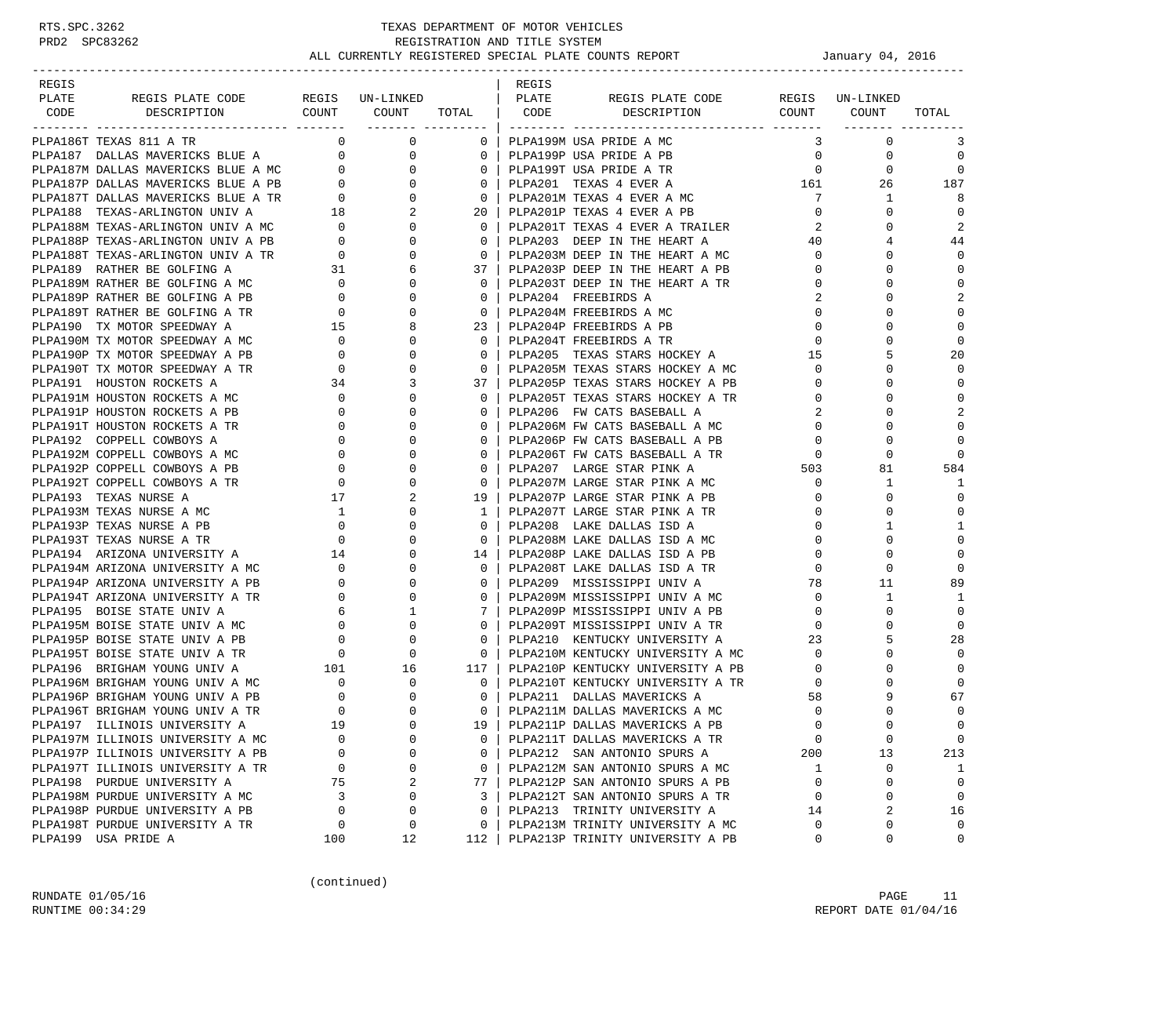# TEXAS DEPARTMENT OF MOTOR VEHICLES
## REGISTRATION AND TITLE SYSTEM
### ALL CURRENTLY REGISTERED SPECIAL PLATE COUNTS REPORT

January 04, 2016

| REGIS PLATE CODE | REGIS PLATE CODE DESCRIPTION | REGIS COUNT | UN-LINKED COUNT | TOTAL |
|---|---|---|---|---|
| PLPA186T | TEXAS 811 A TR | 0 | 0 | 0 |
| PLPA187 | DALLAS MAVERICKS BLUE A | 0 | 0 | 0 |
| PLPA187M | DALLAS MAVERICKS BLUE A MC | 0 | 0 | 0 |
| PLPA187P | DALLAS MAVERICKS BLUE A PB | 0 | 0 | 0 |
| PLPA187T | DALLAS MAVERICKS BLUE A TR | 0 | 0 | 0 |
| PLPA188 | TEXAS-ARLINGTON UNIV A | 18 | 2 | 20 |
| PLPA188M | TEXAS-ARLINGTON UNIV A MC | 0 | 0 | 0 |
| PLPA188P | TEXAS-ARLINGTON UNIV A PB | 0 | 0 | 0 |
| PLPA188T | TEXAS-ARLINGTON UNIV A TR | 0 | 0 | 0 |
| PLPA189 | RATHER BE GOLFING A | 31 | 6 | 37 |
| PLPA189M | RATHER BE GOLFING A MC | 0 | 0 | 0 |
| PLPA189P | RATHER BE GOLFING A PB | 0 | 0 | 0 |
| PLPA189T | RATHER BE GOLFING A TR | 0 | 0 | 0 |
| PLPA190 | TX MOTOR SPEEDWAY A | 15 | 8 | 23 |
| PLPA190M | TX MOTOR SPEEDWAY A MC | 0 | 0 | 0 |
| PLPA190P | TX MOTOR SPEEDWAY A PB | 0 | 0 | 0 |
| PLPA190T | TX MOTOR SPEEDWAY A TR | 0 | 0 | 0 |
| PLPA191 | HOUSTON ROCKETS A | 34 | 3 | 37 |
| PLPA191M | HOUSTON ROCKETS A MC | 0 | 0 | 0 |
| PLPA191P | HOUSTON ROCKETS A PB | 0 | 0 | 0 |
| PLPA191T | HOUSTON ROCKETS A TR | 0 | 0 | 0 |
| PLPA192 | COPPELL COWBOYS A | 0 | 0 | 0 |
| PLPA192M | COPPELL COWBOYS A MC | 0 | 0 | 0 |
| PLPA192P | COPPELL COWBOYS A PB | 0 | 0 | 0 |
| PLPA192T | COPPELL COWBOYS A TR | 0 | 0 | 0 |
| PLPA193 | TEXAS NURSE A | 17 | 2 | 19 |
| PLPA193M | TEXAS NURSE A MC | 1 | 0 | 1 |
| PLPA193P | TEXAS NURSE A PB | 0 | 0 | 0 |
| PLPA193T | TEXAS NURSE A TR | 0 | 0 | 0 |
| PLPA194 | ARIZONA UNIVERSITY A | 14 | 0 | 14 |
| PLPA194M | ARIZONA UNIVERSITY A MC | 0 | 0 | 0 |
| PLPA194P | ARIZONA UNIVERSITY A PB | 0 | 0 | 0 |
| PLPA194T | ARIZONA UNIVERSITY A TR | 0 | 0 | 0 |
| PLPA195 | BOISE STATE UNIV A | 6 | 1 | 7 |
| PLPA195M | BOISE STATE UNIV A MC | 0 | 0 | 0 |
| PLPA195P | BOISE STATE UNIV A PB | 0 | 0 | 0 |
| PLPA195T | BOISE STATE UNIV A TR | 0 | 0 | 0 |
| PLPA196 | BRIGHAM YOUNG UNIV A | 101 | 16 | 117 |
| PLPA196M | BRIGHAM YOUNG UNIV A MC | 0 | 0 | 0 |
| PLPA196P | BRIGHAM YOUNG UNIV A PB | 0 | 0 | 0 |
| PLPA196T | BRIGHAM YOUNG UNIV A TR | 0 | 0 | 0 |
| PLPA197 | ILLINOIS UNIVERSITY A | 19 | 0 | 19 |
| PLPA197M | ILLINOIS UNIVERSITY A MC | 0 | 0 | 0 |
| PLPA197P | ILLINOIS UNIVERSITY A PB | 0 | 0 | 0 |
| PLPA197T | ILLINOIS UNIVERSITY A TR | 0 | 0 | 0 |
| PLPA198 | PURDUE UNIVERSITY A | 75 | 2 | 77 |
| PLPA198M | PURDUE UNIVERSITY A MC | 3 | 0 | 3 |
| PLPA198P | PURDUE UNIVERSITY A PB | 0 | 0 | 0 |
| PLPA198T | PURDUE UNIVERSITY A TR | 0 | 0 | 0 |
| PLPA199 | USA PRIDE A | 100 | 12 | 112 |
| PLPA199M | USA PRIDE A MC | 3 | 0 | 3 |
| PLPA199P | USA PRIDE A PB | 0 | 0 | 0 |
| PLPA199T | USA PRIDE A TR | 0 | 0 | 0 |
| PLPA201 | TEXAS 4 EVER A | 161 | 26 | 187 |
| PLPA201M | TEXAS 4 EVER A MC | 7 | 1 | 8 |
| PLPA201P | TEXAS 4 EVER A PB | 0 | 0 | 0 |
| PLPA201T | TEXAS 4 EVER A TRAILER | 2 | 0 | 2 |
| PLPA203 | DEEP IN THE HEART A | 40 | 4 | 44 |
| PLPA203M | DEEP IN THE HEART A MC | 0 | 0 | 0 |
| PLPA203P | DEEP IN THE HEART A PB | 0 | 0 | 0 |
| PLPA203T | DEEP IN THE HEART A TR | 0 | 0 | 0 |
| PLPA204 | FREEBIRDS A | 2 | 0 | 2 |
| PLPA204M | FREEBIRDS A MC | 0 | 0 | 0 |
| PLPA204P | FREEBIRDS A PB | 0 | 0 | 0 |
| PLPA204T | FREEBIRDS A TR | 0 | 0 | 0 |
| PLPA205 | TEXAS STARS HOCKEY A | 15 | 5 | 20 |
| PLPA205M | TEXAS STARS HOCKEY A MC | 0 | 0 | 0 |
| PLPA205P | TEXAS STARS HOCKEY A PB | 0 | 0 | 0 |
| PLPA205T | TEXAS STARS HOCKEY A TR | 0 | 0 | 0 |
| PLPA206 | FW CATS BASEBALL A | 2 | 0 | 2 |
| PLPA206M | FW CATS BASEBALL A MC | 0 | 0 | 0 |
| PLPA206P | FW CATS BASEBALL A PB | 0 | 0 | 0 |
| PLPA206T | FW CATS BASEBALL A TR | 0 | 0 | 0 |
| PLPA207 | LARGE STAR PINK A | 503 | 81 | 584 |
| PLPA207M | LARGE STAR PINK A MC | 0 | 1 | 1 |
| PLPA207P | LARGE STAR PINK A PB | 0 | 0 | 0 |
| PLPA207T | LARGE STAR PINK A TR | 0 | 0 | 0 |
| PLPA208 | LAKE DALLAS ISD A | 0 | 1 | 1 |
| PLPA208M | LAKE DALLAS ISD A MC | 0 | 0 | 0 |
| PLPA208P | LAKE DALLAS ISD A PB | 0 | 0 | 0 |
| PLPA208T | LAKE DALLAS ISD A TR | 0 | 0 | 0 |
| PLPA209 | MISSISSIPPI UNIV A | 78 | 11 | 89 |
| PLPA209M | MISSISSIPPI UNIV A MC | 0 | 1 | 1 |
| PLPA209P | MISSISSIPPI UNIV A PB | 0 | 0 | 0 |
| PLPA209T | MISSISSIPPI UNIV A TR | 0 | 0 | 0 |
| PLPA210 | KENTUCKY UNIVERSITY A | 23 | 5 | 28 |
| PLPA210M | KENTUCKY UNIVERSITY A MC | 0 | 0 | 0 |
| PLPA210P | KENTUCKY UNIVERSITY A PB | 0 | 0 | 0 |
| PLPA210T | KENTUCKY UNIVERSITY A TR | 0 | 0 | 0 |
| PLPA211 | DALLAS MAVERICKS A | 58 | 9 | 67 |
| PLPA211M | DALLAS MAVERICKS A MC | 0 | 0 | 0 |
| PLPA211P | DALLAS MAVERICKS A PB | 0 | 0 | 0 |
| PLPA211T | DALLAS MAVERICKS A TR | 0 | 0 | 0 |
| PLPA212 | SAN ANTONIO SPURS A | 200 | 13 | 213 |
| PLPA212M | SAN ANTONIO SPURS A MC | 1 | 0 | 1 |
| PLPA212P | SAN ANTONIO SPURS A PB | 0 | 0 | 0 |
| PLPA212T | SAN ANTONIO SPURS A TR | 0 | 0 | 0 |
| PLPA213 | TRINITY UNIVERSITY A | 14 | 2 | 16 |
| PLPA213M | TRINITY UNIVERSITY A MC | 0 | 0 | 0 |
| PLPA213P | TRINITY UNIVERSITY A PB | 0 | 0 | 0 |

(continued)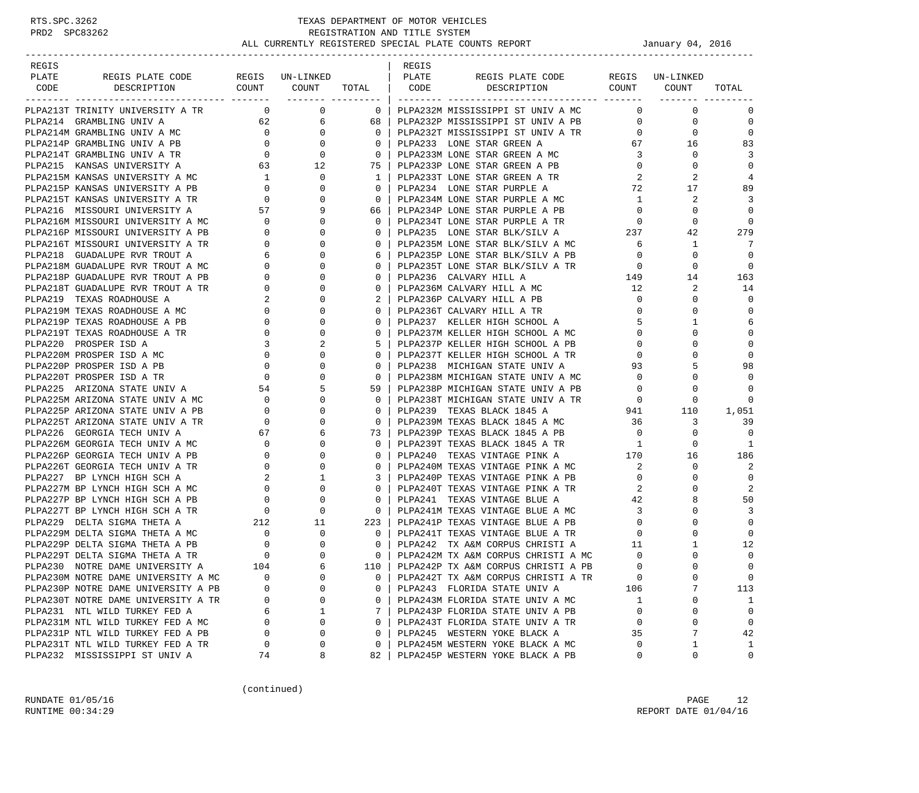# TEXAS DEPARTMENT OF MOTOR VEHICLES
## REGISTRATION AND TITLE SYSTEM
### ALL CURRENTLY REGISTERED SPECIAL PLATE COUNTS REPORT — January 04, 2016

RTS.SPC.3262
PRD2 SPC83262

| REGIS PLATE CODE | REGIS PLATE CODE DESCRIPTION | REGIS COUNT | UN-LINKED COUNT | TOTAL |
|---|---|---|---|---|
| PLPA213T | TRINITY UNIVERSITY A TR | 0 | 0 | 0 |
| PLPA214 | GRAMBLING UNIV A | 62 | 6 | 68 |
| PLPA214M | GRAMBLING UNIV A MC | 0 | 0 | 0 |
| PLPA214P | GRAMBLING UNIV A PB | 0 | 0 | 0 |
| PLPA214T | GRAMBLING UNIV A TR | 0 | 0 | 0 |
| PLPA215 | KANSAS UNIVERSITY A | 63 | 12 | 75 |
| PLPA215M | KANSAS UNIVERSITY A MC | 1 | 0 | 1 |
| PLPA215P | KANSAS UNIVERSITY A PB | 0 | 0 | 0 |
| PLPA215T | KANSAS UNIVERSITY A TR | 0 | 0 | 0 |
| PLPA216 | MISSOURI UNIVERSITY A | 57 | 9 | 66 |
| PLPA216M | MISSOURI UNIVERSITY A MC | 0 | 0 | 0 |
| PLPA216P | MISSOURI UNIVERSITY A PB | 0 | 0 | 0 |
| PLPA216T | MISSOURI UNIVERSITY A TR | 0 | 0 | 0 |
| PLPA218 | GUADALUPE RVR TROUT A | 6 | 0 | 6 |
| PLPA218M | GUADALUPE RVR TROUT A MC | 0 | 0 | 0 |
| PLPA218P | GUADALUPE RVR TROUT A PB | 0 | 0 | 0 |
| PLPA218T | GUADALUPE RVR TROUT A TR | 0 | 0 | 0 |
| PLPA219 | TEXAS ROADHOUSE A | 2 | 0 | 2 |
| PLPA219M | TEXAS ROADHOUSE A MC | 0 | 0 | 0 |
| PLPA219P | TEXAS ROADHOUSE A PB | 0 | 0 | 0 |
| PLPA219T | TEXAS ROADHOUSE A TR | 0 | 0 | 0 |
| PLPA220 | PROSPER ISD A | 3 | 2 | 5 |
| PLPA220M | PROSPER ISD A MC | 0 | 0 | 0 |
| PLPA220P | PROSPER ISD A PB | 0 | 0 | 0 |
| PLPA220T | PROSPER ISD A TR | 0 | 0 | 0 |
| PLPA225 | ARIZONA STATE UNIV A | 54 | 5 | 59 |
| PLPA225M | ARIZONA STATE UNIV A MC | 0 | 0 | 0 |
| PLPA225P | ARIZONA STATE UNIV A PB | 0 | 0 | 0 |
| PLPA225T | ARIZONA STATE UNIV A TR | 0 | 0 | 0 |
| PLPA226 | GEORGIA TECH UNIV A | 67 | 6 | 73 |
| PLPA226M | GEORGIA TECH UNIV A MC | 0 | 0 | 0 |
| PLPA226P | GEORGIA TECH UNIV A PB | 0 | 0 | 0 |
| PLPA226T | GEORGIA TECH UNIV A TR | 0 | 0 | 0 |
| PLPA227 | BP LYNCH HIGH SCH A | 2 | 1 | 3 |
| PLPA227M | BP LYNCH HIGH SCH A MC | 0 | 0 | 0 |
| PLPA227P | BP LYNCH HIGH SCH A PB | 0 | 0 | 0 |
| PLPA227T | BP LYNCH HIGH SCH A TR | 0 | 0 | 0 |
| PLPA229 | DELTA SIGMA THETA A | 212 | 11 | 223 |
| PLPA229M | DELTA SIGMA THETA A MC | 0 | 0 | 0 |
| PLPA229P | DELTA SIGMA THETA A PB | 0 | 0 | 0 |
| PLPA229T | DELTA SIGMA THETA A TR | 0 | 0 | 0 |
| PLPA230 | NOTRE DAME UNIVERSITY A | 104 | 6 | 110 |
| PLPA230M | NOTRE DAME UNIVERSITY A MC | 0 | 0 | 0 |
| PLPA230P | NOTRE DAME UNIVERSITY A PB | 0 | 0 | 0 |
| PLPA230T | NOTRE DAME UNIVERSITY A TR | 0 | 0 | 0 |
| PLPA231 | NTL WILD TURKEY FED A | 6 | 1 | 7 |
| PLPA231M | NTL WILD TURKEY FED A MC | 0 | 0 | 0 |
| PLPA231P | NTL WILD TURKEY FED A PB | 0 | 0 | 0 |
| PLPA231T | NTL WILD TURKEY FED A TR | 0 | 0 | 0 |
| PLPA232 | MISSISSIPPI ST UNIV A | 74 | 8 | 82 |
| PLPA232M | MISSISSIPPI ST UNIV A MC | 0 | 0 | 0 |
| PLPA232P | MISSISSIPPI ST UNIV A PB | 0 | 0 | 0 |
| PLPA232T | MISSISSIPPI ST UNIV A TR | 0 | 0 | 0 |
| PLPA233 | LONE STAR GREEN A | 67 | 16 | 83 |
| PLPA233M | LONE STAR GREEN A MC | 3 | 0 | 3 |
| PLPA233P | LONE STAR GREEN A PB | 0 | 0 | 0 |
| PLPA233T | LONE STAR GREEN A TR | 2 | 2 | 4 |
| PLPA234 | LONE STAR PURPLE A | 72 | 17 | 89 |
| PLPA234M | LONE STAR PURPLE A MC | 1 | 2 | 3 |
| PLPA234P | LONE STAR PURPLE A PB | 0 | 0 | 0 |
| PLPA234T | LONE STAR PURPLE A TR | 0 | 0 | 0 |
| PLPA235 | LONE STAR BLK/SILV A | 237 | 42 | 279 |
| PLPA235M | LONE STAR BLK/SILV A MC | 6 | 1 | 7 |
| PLPA235P | LONE STAR BLK/SILV A PB | 0 | 0 | 0 |
| PLPA235T | LONE STAR BLK/SILV A TR | 0 | 0 | 0 |
| PLPA236 | CALVARY HILL A | 149 | 14 | 163 |
| PLPA236M | CALVARY HILL A MC | 12 | 2 | 14 |
| PLPA236P | CALVARY HILL A PB | 0 | 0 | 0 |
| PLPA236T | CALVARY HILL A TR | 0 | 0 | 0 |
| PLPA237 | KELLER HIGH SCHOOL A | 5 | 1 | 6 |
| PLPA237M | KELLER HIGH SCHOOL A MC | 0 | 0 | 0 |
| PLPA237P | KELLER HIGH SCHOOL A PB | 0 | 0 | 0 |
| PLPA237T | KELLER HIGH SCHOOL A TR | 0 | 0 | 0 |
| PLPA238 | MICHIGAN STATE UNIV A | 93 | 5 | 98 |
| PLPA238M | MICHIGAN STATE UNIV A MC | 0 | 0 | 0 |
| PLPA238P | MICHIGAN STATE UNIV A PB | 0 | 0 | 0 |
| PLPA238T | MICHIGAN STATE UNIV A TR | 0 | 0 | 0 |
| PLPA239 | TEXAS BLACK 1845 A | 941 | 110 | 1,051 |
| PLPA239M | TEXAS BLACK 1845 A MC | 36 | 3 | 39 |
| PLPA239P | TEXAS BLACK 1845 A PB | 0 | 0 | 0 |
| PLPA239T | TEXAS BLACK 1845 A TR | 1 | 0 | 1 |
| PLPA240 | TEXAS VINTAGE PINK A | 170 | 16 | 186 |
| PLPA240M | TEXAS VINTAGE PINK A MC | 2 | 0 | 2 |
| PLPA240P | TEXAS VINTAGE PINK A PB | 0 | 0 | 0 |
| PLPA240T | TEXAS VINTAGE PINK A TR | 2 | 0 | 2 |
| PLPA241 | TEXAS VINTAGE BLUE A | 42 | 8 | 50 |
| PLPA241M | TEXAS VINTAGE BLUE A MC | 3 | 0 | 3 |
| PLPA241P | TEXAS VINTAGE BLUE A PB | 0 | 0 | 0 |
| PLPA241T | TEXAS VINTAGE BLUE A TR | 0 | 0 | 0 |
| PLPA242 | TX A&M CORPUS CHRISTI A | 11 | 1 | 12 |
| PLPA242M | TX A&M CORPUS CHRISTI A MC | 0 | 0 | 0 |
| PLPA242P | TX A&M CORPUS CHRISTI A PB | 0 | 0 | 0 |
| PLPA242T | TX A&M CORPUS CHRISTI A TR | 0 | 0 | 0 |
| PLPA243 | FLORIDA STATE UNIV A | 106 | 7 | 113 |
| PLPA243M | FLORIDA STATE UNIV A MC | 1 | 0 | 1 |
| PLPA243P | FLORIDA STATE UNIV A PB | 0 | 0 | 0 |
| PLPA243T | FLORIDA STATE UNIV A TR | 0 | 0 | 0 |
| PLPA245 | WESTERN YOKE BLACK A | 35 | 7 | 42 |
| PLPA245M | WESTERN YOKE BLACK A MC | 0 | 1 | 1 |
| PLPA245P | WESTERN YOKE BLACK A PB | 0 | 0 | 0 |

(continued)

RUNDATE 01/05/16
RUNTIME 00:34:29
REPORT DATE 01/04/16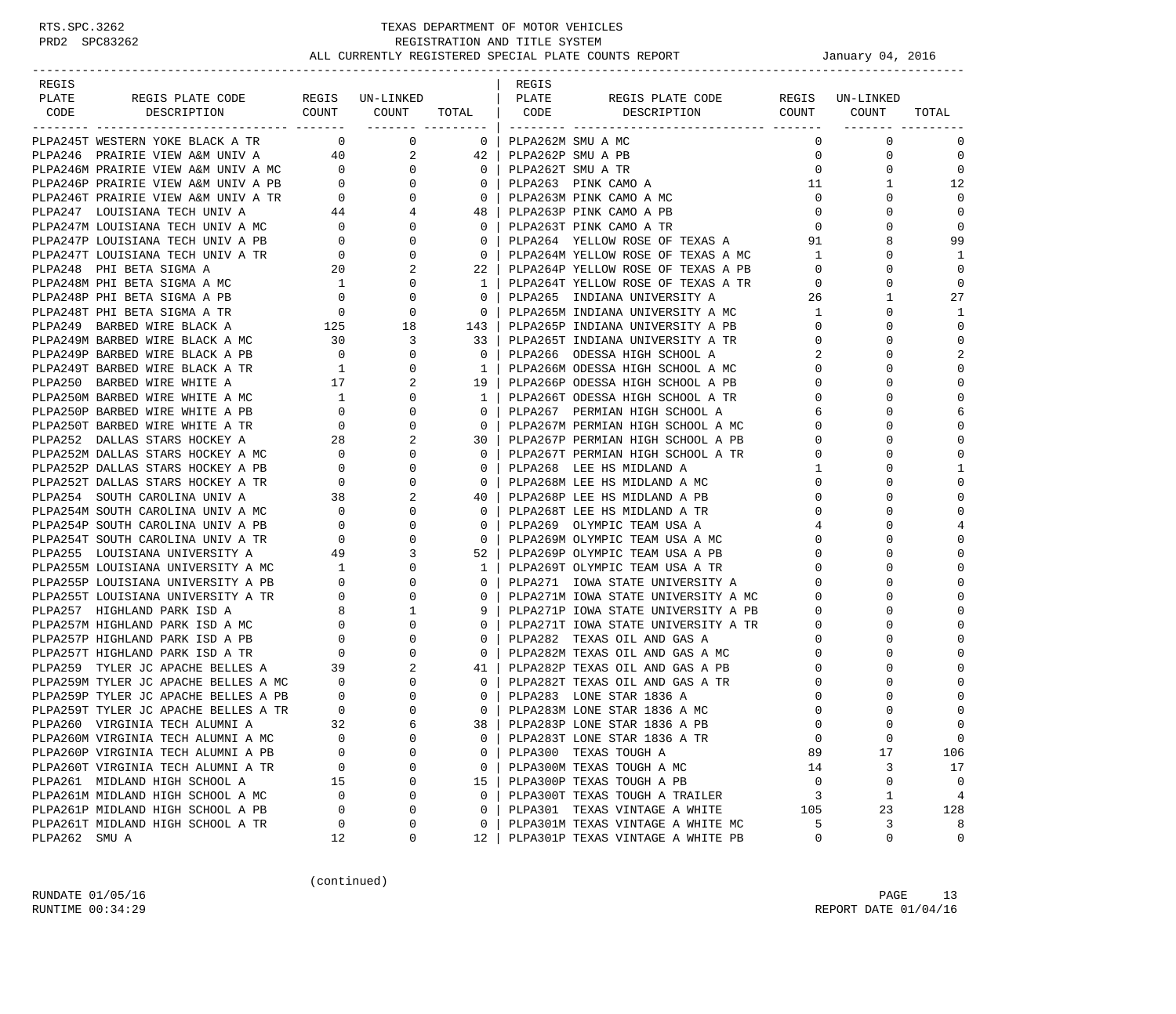TEXAS DEPARTMENT OF MOTOR VEHICLES
REGISTRATION AND TITLE SYSTEM
ALL CURRENTLY REGISTERED SPECIAL PLATE COUNTS REPORT — January 04, 2016

| REGIS PLATE CODE | REGIS PLATE CODE DESCRIPTION | REGIS COUNT | UN-LINKED COUNT | TOTAL |
|---|---|---|---|---|
| PLPA245T | WESTERN YOKE BLACK A TR | 0 | 0 | 0 |
| PLPA246 | PRAIRIE VIEW A&M UNIV A | 40 | 2 | 42 |
| PLPA246M | PRAIRIE VIEW A&M UNIV A MC | 0 | 0 | 0 |
| PLPA246P | PRAIRIE VIEW A&M UNIV A PB | 0 | 0 | 0 |
| PLPA246T | PRAIRIE VIEW A&M UNIV A TR | 0 | 0 | 0 |
| PLPA247 | LOUISIANA TECH UNIV A | 44 | 4 | 48 |
| PLPA247M | LOUISIANA TECH UNIV A MC | 0 | 0 | 0 |
| PLPA247P | LOUISIANA TECH UNIV A PB | 0 | 0 | 0 |
| PLPA247T | LOUISIANA TECH UNIV A TR | 0 | 0 | 0 |
| PLPA248 | PHI BETA SIGMA A | 20 | 2 | 22 |
| PLPA248M | PHI BETA SIGMA A MC | 1 | 0 | 1 |
| PLPA248P | PHI BETA SIGMA A PB | 0 | 0 | 0 |
| PLPA248T | PHI BETA SIGMA A TR | 0 | 0 | 0 |
| PLPA249 | BARBED WIRE BLACK A | 125 | 18 | 143 |
| PLPA249M | BARBED WIRE BLACK A MC | 30 | 3 | 33 |
| PLPA249P | BARBED WIRE BLACK A PB | 0 | 0 | 0 |
| PLPA249T | BARBED WIRE BLACK A TR | 1 | 0 | 1 |
| PLPA250 | BARBED WIRE WHITE A | 17 | 2 | 19 |
| PLPA250M | BARBED WIRE WHITE A MC | 1 | 0 | 1 |
| PLPA250P | BARBED WIRE WHITE A PB | 0 | 0 | 0 |
| PLPA250T | BARBED WIRE WHITE A TR | 0 | 0 | 0 |
| PLPA252 | DALLAS STARS HOCKEY A | 28 | 2 | 30 |
| PLPA252M | DALLAS STARS HOCKEY A MC | 0 | 0 | 0 |
| PLPA252P | DALLAS STARS HOCKEY A PB | 0 | 0 | 0 |
| PLPA252T | DALLAS STARS HOCKEY A TR | 0 | 0 | 0 |
| PLPA254 | SOUTH CAROLINA UNIV A | 38 | 2 | 40 |
| PLPA254M | SOUTH CAROLINA UNIV A MC | 0 | 0 | 0 |
| PLPA254P | SOUTH CAROLINA UNIV A PB | 0 | 0 | 0 |
| PLPA254T | SOUTH CAROLINA UNIV A TR | 0 | 0 | 0 |
| PLPA255 | LOUISIANA UNIVERSITY A | 49 | 3 | 52 |
| PLPA255M | LOUISIANA UNIVERSITY A MC | 1 | 0 | 1 |
| PLPA255P | LOUISIANA UNIVERSITY A PB | 0 | 0 | 0 |
| PLPA255T | LOUISIANA UNIVERSITY A TR | 0 | 0 | 0 |
| PLPA257 | HIGHLAND PARK ISD A | 8 | 1 | 9 |
| PLPA257M | HIGHLAND PARK ISD A MC | 0 | 0 | 0 |
| PLPA257P | HIGHLAND PARK ISD A PB | 0 | 0 | 0 |
| PLPA257T | HIGHLAND PARK ISD A TR | 0 | 0 | 0 |
| PLPA259 | TYLER JC APACHE BELLES A | 39 | 2 | 41 |
| PLPA259M | TYLER JC APACHE BELLES A MC | 0 | 0 | 0 |
| PLPA259P | TYLER JC APACHE BELLES A PB | 0 | 0 | 0 |
| PLPA259T | TYLER JC APACHE BELLES A TR | 0 | 0 | 0 |
| PLPA260 | VIRGINIA TECH ALUMNI A | 32 | 6 | 38 |
| PLPA260M | VIRGINIA TECH ALUMNI A MC | 0 | 0 | 0 |
| PLPA260P | VIRGINIA TECH ALUMNI A PB | 0 | 0 | 0 |
| PLPA260T | VIRGINIA TECH ALUMNI A TR | 0 | 0 | 0 |
| PLPA261 | MIDLAND HIGH SCHOOL A | 15 | 0 | 15 |
| PLPA261M | MIDLAND HIGH SCHOOL A MC | 0 | 0 | 0 |
| PLPA261P | MIDLAND HIGH SCHOOL A PB | 0 | 0 | 0 |
| PLPA261T | MIDLAND HIGH SCHOOL A TR | 0 | 0 | 0 |
| PLPA262 | SMU A | 12 | 0 | 12 |
| PLPA262M | SMU A MC | 0 | 0 | 0 |
| PLPA262P | SMU A PB | 0 | 0 | 0 |
| PLPA262T | SMU A TR | 0 | 0 | 0 |
| PLPA263 | PINK CAMO A | 11 | 1 | 12 |
| PLPA263M | PINK CAMO A MC | 0 | 0 | 0 |
| PLPA263P | PINK CAMO A PB | 0 | 0 | 0 |
| PLPA263T | PINK CAMO A TR | 0 | 0 | 0 |
| PLPA264 | YELLOW ROSE OF TEXAS A | 91 | 8 | 99 |
| PLPA264M | YELLOW ROSE OF TEXAS A MC | 1 | 0 | 1 |
| PLPA264P | YELLOW ROSE OF TEXAS A PB | 0 | 0 | 0 |
| PLPA264T | YELLOW ROSE OF TEXAS A TR | 0 | 0 | 0 |
| PLPA265 | INDIANA UNIVERSITY A | 26 | 1 | 27 |
| PLPA265M | INDIANA UNIVERSITY A MC | 1 | 0 | 1 |
| PLPA265P | INDIANA UNIVERSITY A PB | 0 | 0 | 0 |
| PLPA265T | INDIANA UNIVERSITY A TR | 0 | 0 | 0 |
| PLPA266 | ODESSA HIGH SCHOOL A | 2 | 0 | 2 |
| PLPA266M | ODESSA HIGH SCHOOL A MC | 0 | 0 | 0 |
| PLPA266P | ODESSA HIGH SCHOOL A PB | 0 | 0 | 0 |
| PLPA266T | ODESSA HIGH SCHOOL A TR | 0 | 0 | 0 |
| PLPA267 | PERMIAN HIGH SCHOOL A | 6 | 0 | 6 |
| PLPA267M | PERMIAN HIGH SCHOOL A MC | 0 | 0 | 0 |
| PLPA267P | PERMIAN HIGH SCHOOL A PB | 0 | 0 | 0 |
| PLPA267T | PERMIAN HIGH SCHOOL A TR | 0 | 0 | 0 |
| PLPA268 | LEE HS MIDLAND A | 1 | 0 | 1 |
| PLPA268M | LEE HS MIDLAND A MC | 0 | 0 | 0 |
| PLPA268P | LEE HS MIDLAND A PB | 0 | 0 | 0 |
| PLPA268T | LEE HS MIDLAND A TR | 0 | 0 | 0 |
| PLPA269 | OLYMPIC TEAM USA A | 4 | 0 | 4 |
| PLPA269M | OLYMPIC TEAM USA A MC | 0 | 0 | 0 |
| PLPA269P | OLYMPIC TEAM USA A PB | 0 | 0 | 0 |
| PLPA269T | OLYMPIC TEAM USA A TR | 0 | 0 | 0 |
| PLPA271 | IOWA STATE UNIVERSITY A | 0 | 0 | 0 |
| PLPA271M | IOWA STATE UNIVERSITY A MC | 0 | 0 | 0 |
| PLPA271P | IOWA STATE UNIVERSITY A PB | 0 | 0 | 0 |
| PLPA271T | IOWA STATE UNIVERSITY A TR | 0 | 0 | 0 |
| PLPA282 | TEXAS OIL AND GAS A | 0 | 0 | 0 |
| PLPA282M | TEXAS OIL AND GAS A MC | 0 | 0 | 0 |
| PLPA282P | TEXAS OIL AND GAS A PB | 0 | 0 | 0 |
| PLPA282T | TEXAS OIL AND GAS A TR | 0 | 0 | 0 |
| PLPA283 | LONE STAR 1836 A | 0 | 0 | 0 |
| PLPA283M | LONE STAR 1836 A MC | 0 | 0 | 0 |
| PLPA283P | LONE STAR 1836 A PB | 0 | 0 | 0 |
| PLPA283T | LONE STAR 1836 A TR | 0 | 0 | 0 |
| PLPA300 | TEXAS TOUGH A | 89 | 17 | 106 |
| PLPA300M | TEXAS TOUGH A MC | 14 | 3 | 17 |
| PLPA300P | TEXAS TOUGH A PB | 0 | 0 | 0 |
| PLPA300T | TEXAS TOUGH A TRAILER | 3 | 1 | 4 |
| PLPA301 | TEXAS VINTAGE A WHITE | 105 | 23 | 128 |
| PLPA301M | TEXAS VINTAGE A WHITE MC | 5 | 3 | 8 |
| PLPA301P | TEXAS VINTAGE A WHITE PB | 0 | 0 | 0 |

(continued)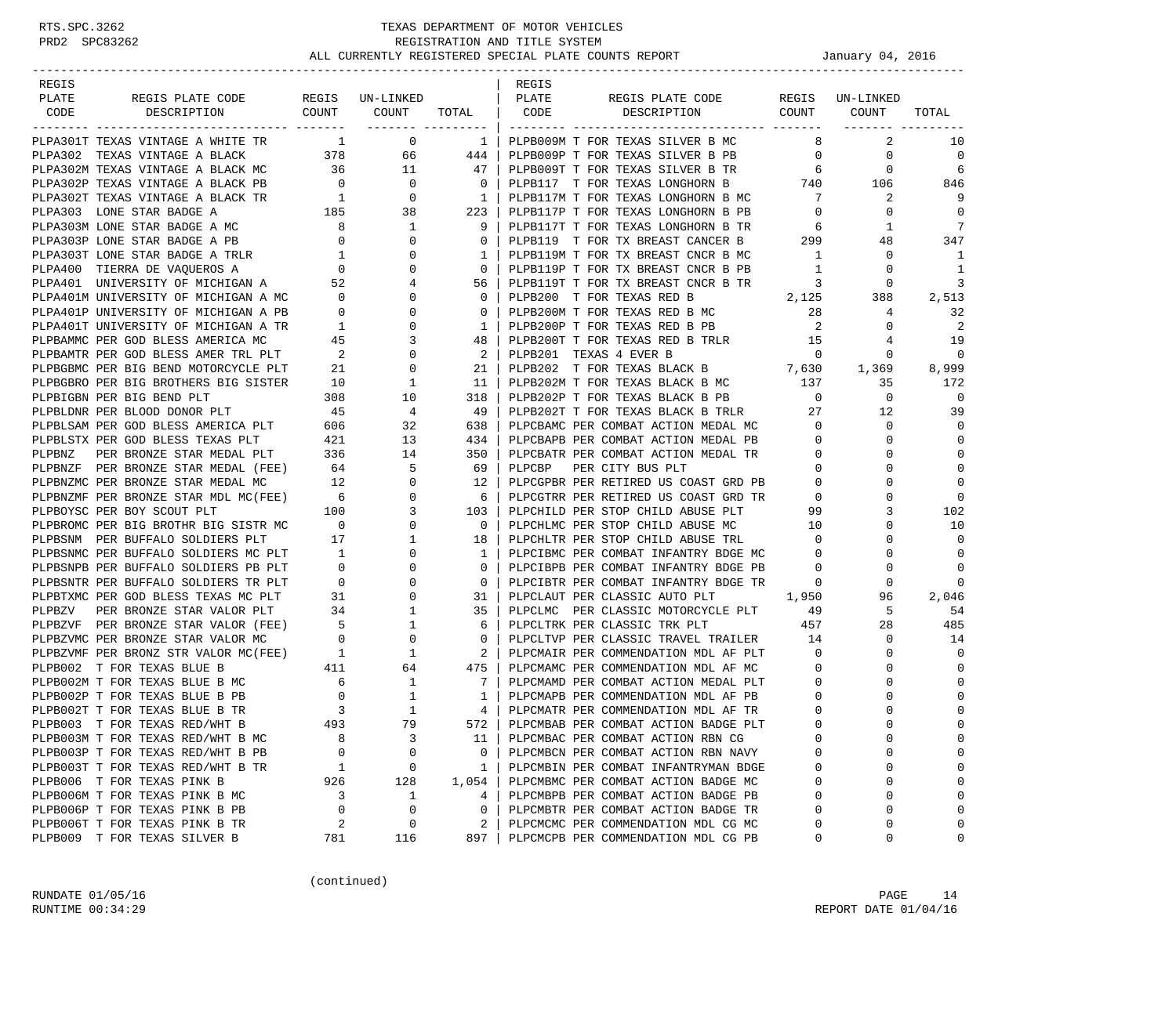# TEXAS DEPARTMENT OF MOTOR VEHICLES
## REGISTRATION AND TITLE SYSTEM
### ALL CURRENTLY REGISTERED SPECIAL PLATE COUNTS REPORT

January 04, 2016

RTS.SPC.3262
PRD2 SPC83262

| REGIS PLATE CODE | REGIS PLATE CODE DESCRIPTION | REGIS COUNT | UN-LINKED COUNT | TOTAL |
|---|---|---|---|---|
| PLPA301T | TEXAS VINTAGE A WHITE TR | 1 | 0 | 1 |
| PLPA302 | TEXAS VINTAGE A BLACK | 378 | 66 | 444 |
| PLPA302M | TEXAS VINTAGE A BLACK MC | 36 | 11 | 47 |
| PLPA302P | TEXAS VINTAGE A BLACK PB | 0 | 0 | 0 |
| PLPA302T | TEXAS VINTAGE A BLACK TR | 1 | 0 | 1 |
| PLPA303 | LONE STAR BADGE A | 185 | 38 | 223 |
| PLPA303M | LONE STAR BADGE A MC | 8 | 1 | 9 |
| PLPA303P | LONE STAR BADGE A PB | 0 | 0 | 0 |
| PLPA303T | LONE STAR BADGE A TRLR | 1 | 0 | 1 |
| PLPA400 | TIERRA DE VAQUEROS A | 0 | 0 | 0 |
| PLPA401 | UNIVERSITY OF MICHIGAN A | 52 | 4 | 56 |
| PLPA401M | UNIVERSITY OF MICHIGAN A MC | 0 | 0 | 0 |
| PLPA401P | UNIVERSITY OF MICHIGAN A PB | 0 | 0 | 0 |
| PLPA401T | UNIVERSITY OF MICHIGAN A TR | 1 | 0 | 1 |
| PLPBAMMC | PER GOD BLESS AMERICA MC | 45 | 3 | 48 |
| PLPBAMTR | PER GOD BLESS AMER TRL PLT | 2 | 0 | 2 |
| PLPBGBMC | PER BIG BEND MOTORCYCLE PLT | 21 | 0 | 21 |
| PLPBGBRO | PER BIG BROTHERS BIG SISTER | 10 | 1 | 11 |
| PLPBIGBN | PER BIG BEND PLT | 308 | 10 | 318 |
| PLPBLDNR | PER BLOOD DONOR PLT | 45 | 4 | 49 |
| PLPBLSAM | PER GOD BLESS AMERICA PLT | 606 | 32 | 638 |
| PLPBLSTX | PER GOD BLESS TEXAS PLT | 421 | 13 | 434 |
| PLPBNZ | PER BRONZE STAR MEDAL PLT | 336 | 14 | 350 |
| PLPBNZF | PER BRONZE STAR MEDAL (FEE) | 64 | 5 | 69 |
| PLPBNZMC | PER BRONZE STAR MEDAL MC | 12 | 0 | 12 |
| PLPBNZMF | PER BRONZE STAR MDL MC(FEE) | 6 | 0 | 6 |
| PLPBOYSC | PER BOY SCOUT PLT | 100 | 3 | 103 |
| PLPBROMC | PER BIG BROTHR BIG SISTR MC | 0 | 0 | 0 |
| PLPBSNM | PER BUFFALO SOLDIERS PLT | 17 | 1 | 18 |
| PLPBSNMC | PER BUFFALO SOLDIERS MC PLT | 1 | 0 | 1 |
| PLPBSNPB | PER BUFFALO SOLDIERS PB PLT | 0 | 0 | 0 |
| PLPBSNTR | PER BUFFALO SOLDIERS TR PLT | 0 | 0 | 0 |
| PLPBTXMC | PER GOD BLESS TEXAS MC PLT | 31 | 0 | 31 |
| PLPBZV | PER BRONZE STAR VALOR PLT | 34 | 1 | 35 |
| PLPBZVF | PER BRONZE STAR VALOR (FEE) | 5 | 1 | 6 |
| PLPBZVMC | PER BRONZE STAR VALOR MC | 0 | 0 | 0 |
| PLPBZVMF | PER BRONZ STR VALOR MC(FEE) | 1 | 1 | 2 |
| PLPB002 | T FOR TEXAS BLUE B | 411 | 64 | 475 |
| PLPB002M | T FOR TEXAS BLUE B MC | 6 | 1 | 7 |
| PLPB002P | T FOR TEXAS BLUE B PB | 0 | 1 | 1 |
| PLPB002T | T FOR TEXAS BLUE B TR | 3 | 1 | 4 |
| PLPB003 | T FOR TEXAS RED/WHT B | 493 | 79 | 572 |
| PLPB003M | T FOR TEXAS RED/WHT B MC | 8 | 3 | 11 |
| PLPB003P | T FOR TEXAS RED/WHT B PB | 0 | 0 | 0 |
| PLPB003T | T FOR TEXAS RED/WHT B TR | 1 | 0 | 1 |
| PLPB006 | T FOR TEXAS PINK B | 926 | 128 | 1,054 |
| PLPB006M | T FOR TEXAS PINK B MC | 3 | 1 | 4 |
| PLPB006P | T FOR TEXAS PINK B PB | 0 | 0 | 0 |
| PLPB006T | T FOR TEXAS PINK B TR | 2 | 0 | 2 |
| PLPB009 | T FOR TEXAS SILVER B | 781 | 116 | 897 |
| PLPB009M | T FOR TEXAS SILVER B MC | 8 | 2 | 10 |
| PLPB009P | T FOR TEXAS SILVER B PB | 0 | 0 | 0 |
| PLPB009T | T FOR TEXAS SILVER B TR | 6 | 0 | 6 |
| PLPB117 | T FOR TEXAS LONGHORN B | 740 | 106 | 846 |
| PLPB117M | T FOR TEXAS LONGHORN B MC | 7 | 2 | 9 |
| PLPB117P | T FOR TEXAS LONGHORN B PB | 0 | 0 | 0 |
| PLPB117T | T FOR TEXAS LONGHORN B TR | 6 | 1 | 7 |
| PLPB119 | T FOR TX BREAST CANCER B | 299 | 48 | 347 |
| PLPB119M | T FOR TX BREAST CNCR B MC | 1 | 0 | 1 |
| PLPB119P | T FOR TX BREAST CNCR B PB | 1 | 0 | 1 |
| PLPB119T | T FOR TX BREAST CNCR B TR | 3 | 0 | 3 |
| PLPB200 | T FOR TEXAS RED B | 2,125 | 388 | 2,513 |
| PLPB200M | T FOR TEXAS RED B MC | 28 | 4 | 32 |
| PLPB200P | T FOR TEXAS RED B PB | 2 | 0 | 2 |
| PLPB200T | T FOR TEXAS RED B TRLR | 15 | 4 | 19 |
| PLPB201 | TEXAS 4 EVER B | 0 | 0 | 0 |
| PLPB202 | T FOR TEXAS BLACK B | 7,630 | 1,369 | 8,999 |
| PLPB202M | T FOR TEXAS BLACK B MC | 137 | 35 | 172 |
| PLPB202P | T FOR TEXAS BLACK B PB | 0 | 0 | 0 |
| PLPB202T | T FOR TEXAS BLACK B TRLR | 27 | 12 | 39 |
| PLPCBAMC | PER COMBAT ACTION MEDAL MC | 0 | 0 | 0 |
| PLPCBAPB | PER COMBAT ACTION MEDAL PB | 0 | 0 | 0 |
| PLPCBATR | PER COMBAT ACTION MEDAL TR | 0 | 0 | 0 |
| PLPCBP | PER CITY BUS PLT | 0 | 0 | 0 |
| PLPCGPBR | PER RETIRED US COAST GRD PB | 0 | 0 | 0 |
| PLPCGTRR | PER RETIRED US COAST GRD TR | 0 | 0 | 0 |
| PLPCHILD | PER STOP CHILD ABUSE PLT | 99 | 3 | 102 |
| PLPCHLMC | PER STOP CHILD ABUSE MC | 10 | 0 | 10 |
| PLPCHLTR | PER STOP CHILD ABUSE TRL | 0 | 0 | 0 |
| PLPCIBMC | PER COMBAT INFANTRY BDGE MC | 0 | 0 | 0 |
| PLPCIBPB | PER COMBAT INFANTRY BDGE PB | 0 | 0 | 0 |
| PLPCIBTR | PER COMBAT INFANTRY BDGE TR | 0 | 0 | 0 |
| PLPCLAUT | PER CLASSIC AUTO PLT | 1,950 | 96 | 2,046 |
| PLPCLMC | PER CLASSIC MOTORCYCLE PLT | 49 | 5 | 54 |
| PLPCLTRK | PER CLASSIC TRK PLT | 457 | 28 | 485 |
| PLPCLTVP | PER CLASSIC TRAVEL TRAILER | 14 | 0 | 14 |
| PLPCMAIR | PER COMMENDATION MDL AF PLT | 0 | 0 | 0 |
| PLPCMAMC | PER COMMENDATION MDL AF MC | 0 | 0 | 0 |
| PLPCMAMD | PER COMBAT ACTION MEDAL PLT | 0 | 0 | 0 |
| PLPCMAPB | PER COMMENDATION MDL AF PB | 0 | 0 | 0 |
| PLPCMATR | PER COMMENDATION MDL AF TR | 0 | 0 | 0 |
| PLPCMBAB | PER COMBAT ACTION BADGE PLT | 0 | 0 | 0 |
| PLPCMBAC | PER COMBAT ACTION RBN CG | 0 | 0 | 0 |
| PLPCMBCN | PER COMBAT ACTION RBN NAVY | 0 | 0 | 0 |
| PLPCMBIN | PER COMBAT INFANTRYMAN BDGE | 0 | 0 | 0 |
| PLPCMBMC | PER COMBAT ACTION BADGE MC | 0 | 0 | 0 |
| PLPCMBPB | PER COMBAT ACTION BADGE PB | 0 | 0 | 0 |
| PLPCMBTR | PER COMBAT ACTION BADGE TR | 0 | 0 | 0 |
| PLPCMCMC | PER COMMENDATION MDL CG MC | 0 | 0 | 0 |
| PLPCMCPB | PER COMMENDATION MDL CG PB | 0 | 0 | 0 |

(continued)

RUNDATE 01/05/16
RUNTIME 00:34:29
REPORT DATE 01/04/16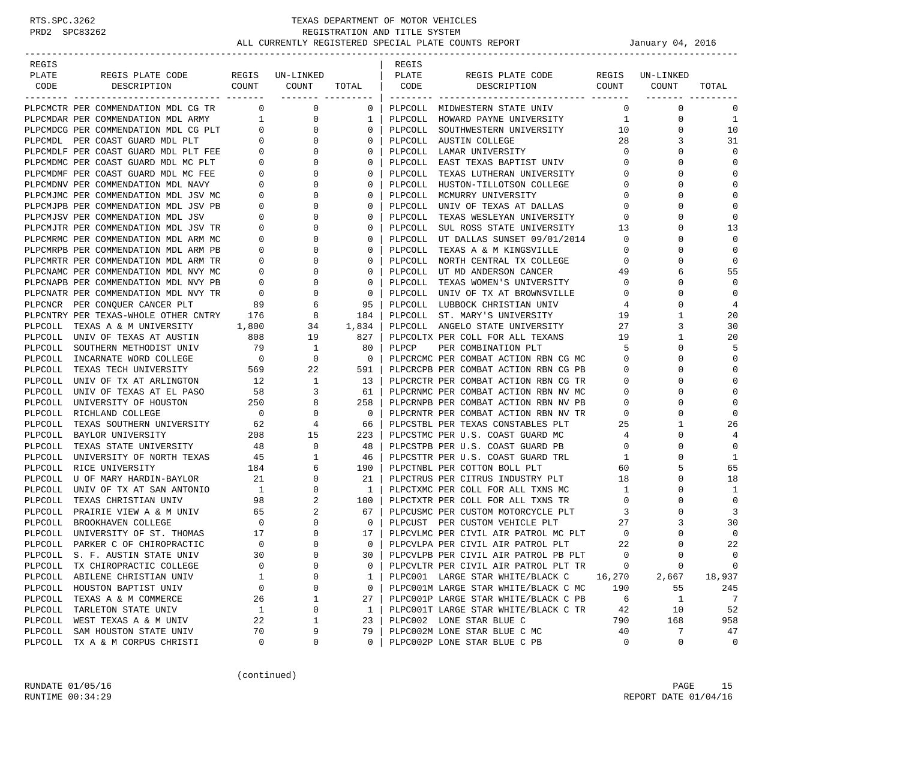# TEXAS DEPARTMENT OF MOTOR VEHICLES
## REGISTRATION AND TITLE SYSTEM
### ALL CURRENTLY REGISTERED SPECIAL PLATE COUNTS REPORT — January 04, 2016

RTS.SPC.3262
PRD2 SPC83262

| REGIS PLATE CODE | REGIS PLATE CODE DESCRIPTION | REGIS COUNT | UN-LINKED COUNT | TOTAL |
|---|---|---|---|---|
| PLPCMCTR | PER COMMENDATION MDL CG TR | 0 | 0 | 0 |
| PLPCMDAR | PER COMMENDATION MDL ARMY | 1 | 0 | 1 |
| PLPCMDCG | PER COMMENDATION MDL CG PLT | 0 | 0 | 0 |
| PLPCMDL | PER COAST GUARD MDL PLT | 0 | 0 | 0 |
| PLPCMDLF | PER COAST GUARD MDL PLT FEE | 0 | 0 | 0 |
| PLPCMDMC | PER COAST GUARD MDL MC PLT | 0 | 0 | 0 |
| PLPCMDMF | PER COAST GUARD MDL MC FEE | 0 | 0 | 0 |
| PLPCMDNV | PER COMMENDATION MDL NAVY | 0 | 0 | 0 |
| PLPCMJMC | PER COMMENDATION MDL JSV MC | 0 | 0 | 0 |
| PLPCMJPB | PER COMMENDATION MDL JSV PB | 0 | 0 | 0 |
| PLPCMJSV | PER COMMENDATION MDL JSV | 0 | 0 | 0 |
| PLPCMJTR | PER COMMENDATION MDL JSV TR | 0 | 0 | 0 |
| PLPCMRMC | PER COMMENDATION MDL ARM MC | 0 | 0 | 0 |
| PLPCMRPB | PER COMMENDATION MDL ARM PB | 0 | 0 | 0 |
| PLPCMRTR | PER COMMENDATION MDL ARM TR | 0 | 0 | 0 |
| PLPCNAMC | PER COMMENDATION MDL NVY MC | 0 | 0 | 0 |
| PLPCNAPB | PER COMMENDATION MDL NVY PB | 0 | 0 | 0 |
| PLPCNATR | PER COMMENDATION MDL NVY TR | 0 | 0 | 0 |
| PLPCNCR | PER CONQUER CANCER PLT | 89 | 6 | 95 |
| PLPCNTRY | PER TEXAS-WHOLE OTHER CNTRY | 176 | 8 | 184 |
| PLPCOLL | TEXAS A & M UNIVERSITY | 1,800 | 34 | 1,834 |
| PLPCOLL | UNIV OF TEXAS AT AUSTIN | 808 | 19 | 827 |
| PLPCOLL | SOUTHERN METHODIST UNIV | 79 | 1 | 80 |
| PLPCOLL | INCARNATE WORD COLLEGE | 0 | 0 | 0 |
| PLPCOLL | TEXAS TECH UNIVERSITY | 569 | 22 | 591 |
| PLPCOLL | UNIV OF TX AT ARLINGTON | 12 | 1 | 13 |
| PLPCOLL | UNIV OF TEXAS AT EL PASO | 58 | 3 | 61 |
| PLPCOLL | UNIVERSITY OF HOUSTON | 250 | 8 | 258 |
| PLPCOLL | RICHLAND COLLEGE | 0 | 0 | 0 |
| PLPCOLL | TEXAS SOUTHERN UNIVERSITY | 62 | 4 | 66 |
| PLPCOLL | BAYLOR UNIVERSITY | 208 | 15 | 223 |
| PLPCOLL | TEXAS STATE UNIVERSITY | 48 | 0 | 48 |
| PLPCOLL | UNIVERSITY OF NORTH TEXAS | 45 | 1 | 46 |
| PLPCOLL | RICE UNIVERSITY | 184 | 6 | 190 |
| PLPCOLL | U OF MARY HARDIN-BAYLOR | 21 | 0 | 21 |
| PLPCOLL | UNIV OF TX AT SAN ANTONIO | 1 | 0 | 1 |
| PLPCOLL | TEXAS CHRISTIAN UNIV | 98 | 2 | 100 |
| PLPCOLL | PRAIRIE VIEW A & M UNIV | 65 | 2 | 67 |
| PLPCOLL | BROOKHAVEN COLLEGE | 0 | 0 | 0 |
| PLPCOLL | UNIVERSITY OF ST. THOMAS | 17 | 0 | 17 |
| PLPCOLL | PARKER C OF CHIROPRACTIC | 0 | 0 | 0 |
| PLPCOLL | S. F. AUSTIN STATE UNIV | 30 | 0 | 30 |
| PLPCOLL | TX CHIROPRACTIC COLLEGE | 0 | 0 | 0 |
| PLPCOLL | ABILENE CHRISTIAN UNIV | 1 | 0 | 1 |
| PLPCOLL | HOUSTON BAPTIST UNIV | 0 | 0 | 0 |
| PLPCOLL | TEXAS A & M COMMERCE | 26 | 1 | 27 |
| PLPCOLL | TARLETON STATE UNIV | 1 | 0 | 1 |
| PLPCOLL | WEST TEXAS A & M UNIV | 22 | 1 | 23 |
| PLPCOLL | SAM HOUSTON STATE UNIV | 70 | 9 | 79 |
| PLPCOLL | TX A & M CORPUS CHRISTI | 0 | 0 | 0 |
| PLPCOLL | MIDWESTERN STATE UNIV | 0 | 0 | 0 |
| PLPCOLL | HOWARD PAYNE UNIVERSITY | 1 | 0 | 1 |
| PLPCOLL | SOUTHWESTERN UNIVERSITY | 10 | 0 | 10 |
| PLPCOLL | AUSTIN COLLEGE | 28 | 3 | 31 |
| PLPCOLL | LAMAR UNIVERSITY | 0 | 0 | 0 |
| PLPCOLL | EAST TEXAS BAPTIST UNIV | 0 | 0 | 0 |
| PLPCOLL | TEXAS LUTHERAN UNIVERSITY | 0 | 0 | 0 |
| PLPCOLL | HUSTON-TILLOTSON COLLEGE | 0 | 0 | 0 |
| PLPCOLL | MCMURRY UNIVERSITY | 0 | 0 | 0 |
| PLPCOLL | UNIV OF TEXAS AT DALLAS | 0 | 0 | 0 |
| PLPCOLL | TEXAS WESLEYAN UNIVERSITY | 0 | 0 | 0 |
| PLPCOLL | SUL ROSS STATE UNIVERSITY | 13 | 0 | 13 |
| PLPCOLL | UT DALLAS SUNSET 09/01/2014 | 0 | 0 | 0 |
| PLPCOLL | TEXAS A & M KINGSVILLE | 0 | 0 | 0 |
| PLPCOLL | NORTH CENTRAL TX COLLEGE | 0 | 0 | 0 |
| PLPCOLL | UT MD ANDERSON CANCER | 49 | 6 | 55 |
| PLPCOLL | TEXAS WOMEN'S UNIVERSITY | 0 | 0 | 0 |
| PLPCOLL | UNIV OF TX AT BROWNSVILLE | 0 | 0 | 0 |
| PLPCOLL | LUBBOCK CHRISTIAN UNIV | 4 | 0 | 4 |
| PLPCOLL | ST. MARY'S UNIVERSITY | 19 | 1 | 20 |
| PLPCOLL | ANGELO STATE UNIVERSITY | 27 | 3 | 30 |
| PLPCOLTX | PER COLL FOR ALL TEXANS | 19 | 1 | 20 |
| PLPCP | PER COMBINATION PLT | 5 | 0 | 5 |
| PLPCRCMC | PER COMBAT ACTION RBN CG MC | 0 | 0 | 0 |
| PLPCRCPB | PER COMBAT ACTION RBN CG PB | 0 | 0 | 0 |
| PLPCRCTR | PER COMBAT ACTION RBN CG TR | 0 | 0 | 0 |
| PLPCRNMC | PER COMBAT ACTION RBN NV MC | 0 | 0 | 0 |
| PLPCRNPB | PER COMBAT ACTION RBN NV PB | 0 | 0 | 0 |
| PLPCRNTR | PER COMBAT ACTION RBN NV TR | 0 | 0 | 0 |
| PLPCSTBL | PER TEXAS CONSTABLES PLT | 25 | 1 | 26 |
| PLPCSTMC | PER U.S. COAST GUARD MC | 4 | 0 | 4 |
| PLPCSTPB | PER U.S. COAST GUARD PB | 0 | 0 | 0 |
| PLPCSTTR | PER U.S. COAST GUARD TRL | 1 | 0 | 1 |
| PLPCTNBL | PER COTTON BOLL PLT | 60 | 5 | 65 |
| PLPCTRUS | PER CITRUS INDUSTRY PLT | 18 | 0 | 18 |
| PLPCTXMC | PER COLL FOR ALL TXNS MC | 1 | 0 | 1 |
| PLPCTXTR | PER COLL FOR ALL TXNS TR | 0 | 0 | 0 |
| PLPCUSMC | PER CUSTOM MOTORCYCLE PLT | 3 | 0 | 3 |
| PLPCUST | PER CUSTOM VEHICLE PLT | 27 | 3 | 30 |
| PLPCVLMC | PER CIVIL AIR PATROL MC PLT | 0 | 0 | 0 |
| PLPCVLPA | PER CIVIL AIR PATROL PLT | 22 | 0 | 22 |
| PLPCVLPB | PER CIVIL AIR PATROL PB PLT | 0 | 0 | 0 |
| PLPCVLTR | PER CIVIL AIR PATROL PLT TR | 0 | 0 | 0 |
| PLPC001 | LARGE STAR WHITE/BLACK C | 16,270 | 2,667 | 18,937 |
| PLPC001M | LARGE STAR WHITE/BLACK C MC | 190 | 55 | 245 |
| PLPC001P | LARGE STAR WHITE/BLACK C PB | 6 | 1 | 7 |
| PLPC001T | LARGE STAR WHITE/BLACK C TR | 42 | 10 | 52 |
| PLPC002 | LONE STAR BLUE C | 790 | 168 | 958 |
| PLPC002M | LONE STAR BLUE C MC | 40 | 7 | 47 |
| PLPC002P | LONE STAR BLUE C PB | 0 | 0 | 0 |

(continued)

RUNDATE 01/05/16
RUNTIME 00:34:29
REPORT DATE 01/04/16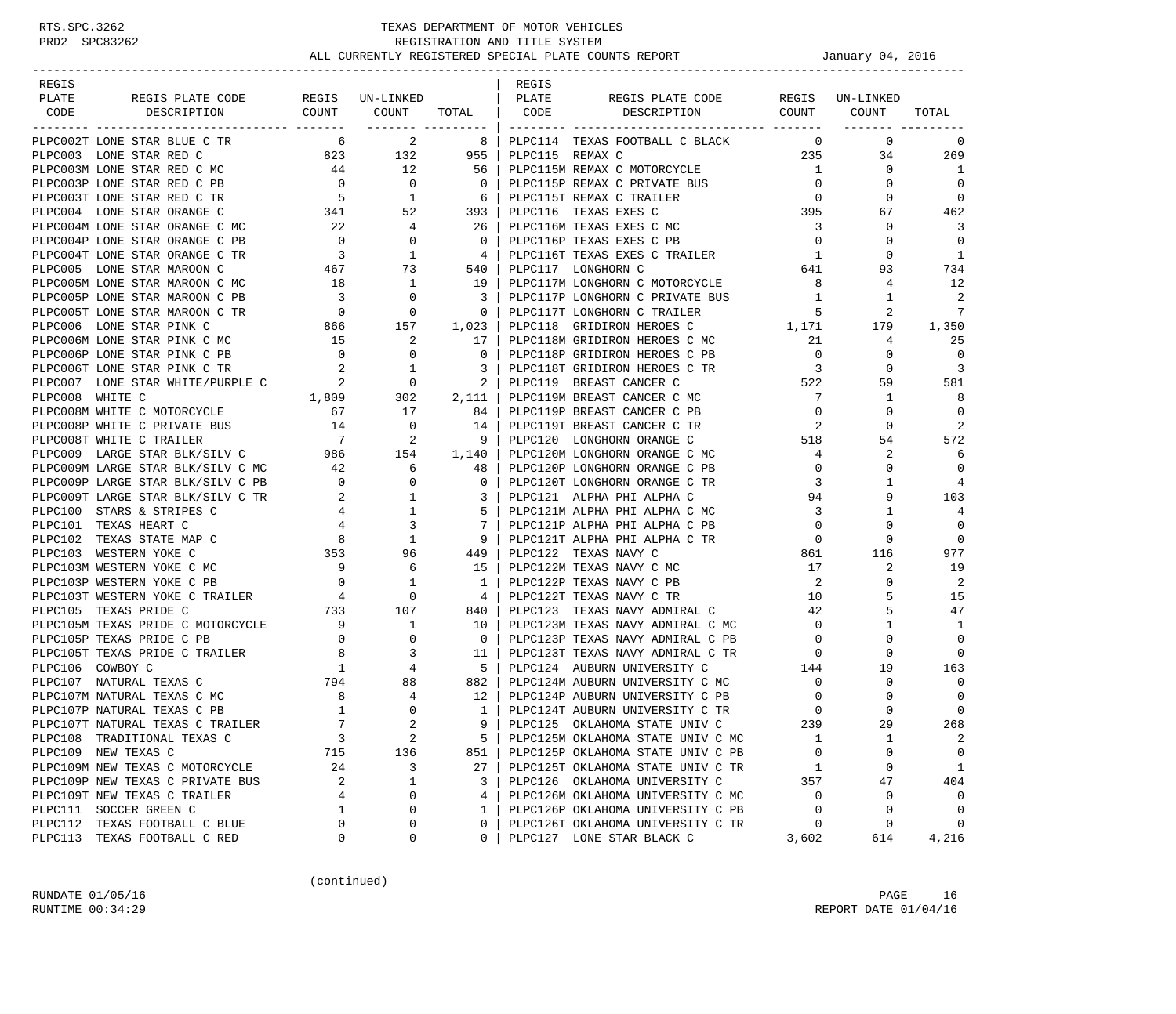RTS.SPC.3262 TEXAS DEPARTMENT OF MOTOR VEHICLES
PRD2 SPC83262 REGISTRATION AND TITLE SYSTEM
ALL CURRENTLY REGISTERED SPECIAL PLATE COUNTS REPORT January 04, 2016

| REGIS PLATE CODE | REGIS PLATE CODE DESCRIPTION | REGIS COUNT | UN-LINKED COUNT | TOTAL |
|---|---|---|---|---|
| PLPC002T | LONE STAR BLUE C TR | 6 | 2 | 8 |
| PLPC003 | LONE STAR RED C | 823 | 132 | 955 |
| PLPC003M | LONE STAR RED C MC | 44 | 12 | 56 |
| PLPC003P | LONE STAR RED C PB | 0 | 0 | 0 |
| PLPC003T | LONE STAR RED C TR | 5 | 1 | 6 |
| PLPC004 | LONE STAR ORANGE C | 341 | 52 | 393 |
| PLPC004M | LONE STAR ORANGE C MC | 22 | 4 | 26 |
| PLPC004P | LONE STAR ORANGE C PB | 0 | 0 | 0 |
| PLPC004T | LONE STAR ORANGE C TR | 3 | 1 | 4 |
| PLPC005 | LONE STAR MAROON C | 467 | 73 | 540 |
| PLPC005M | LONE STAR MAROON C MC | 18 | 1 | 19 |
| PLPC005P | LONE STAR MAROON C PB | 3 | 0 | 3 |
| PLPC005T | LONE STAR MAROON C TR | 0 | 0 | 0 |
| PLPC006 | LONE STAR PINK C | 866 | 157 | 1,023 |
| PLPC006M | LONE STAR PINK C MC | 15 | 2 | 17 |
| PLPC006P | LONE STAR PINK C PB | 0 | 0 | 0 |
| PLPC006T | LONE STAR PINK C TR | 2 | 1 | 3 |
| PLPC007 | LONE STAR WHITE/PURPLE C | 2 | 0 | 2 |
| PLPC008 | WHITE C | 1,809 | 302 | 2,111 |
| PLPC008M | WHITE C MOTORCYCLE | 67 | 17 | 84 |
| PLPC008P | WHITE C PRIVATE BUS | 14 | 0 | 14 |
| PLPC008T | WHITE C TRAILER | 7 | 2 | 9 |
| PLPC009 | LARGE STAR BLK/SILV C | 986 | 154 | 1,140 |
| PLPC009M | LARGE STAR BLK/SILV C MC | 42 | 6 | 48 |
| PLPC009P | LARGE STAR BLK/SILV C PB | 0 | 0 | 0 |
| PLPC009T | LARGE STAR BLK/SILV C TR | 2 | 1 | 3 |
| PLPC100 | STARS & STRIPES C | 4 | 1 | 5 |
| PLPC101 | TEXAS HEART C | 4 | 3 | 7 |
| PLPC102 | TEXAS STATE MAP C | 8 | 1 | 9 |
| PLPC103 | WESTERN YOKE C | 353 | 96 | 449 |
| PLPC103M | WESTERN YOKE C MC | 9 | 6 | 15 |
| PLPC103P | WESTERN YOKE C PB | 0 | 1 | 1 |
| PLPC103T | WESTERN YOKE C TRAILER | 4 | 0 | 4 |
| PLPC105 | TEXAS PRIDE C | 733 | 107 | 840 |
| PLPC105M | TEXAS PRIDE C MOTORCYCLE | 9 | 1 | 10 |
| PLPC105P | TEXAS PRIDE C PB | 0 | 0 | 0 |
| PLPC105T | TEXAS PRIDE C TRAILER | 8 | 3 | 11 |
| PLPC106 | COWBOY C | 1 | 4 | 5 |
| PLPC107 | NATURAL TEXAS C | 794 | 88 | 882 |
| PLPC107M | NATURAL TEXAS C MC | 8 | 4 | 12 |
| PLPC107P | NATURAL TEXAS C PB | 1 | 0 | 1 |
| PLPC107T | NATURAL TEXAS C TRAILER | 7 | 2 | 9 |
| PLPC108 | TRADITIONAL TEXAS C | 3 | 2 | 5 |
| PLPC109 | NEW TEXAS C | 715 | 136 | 851 |
| PLPC109M | NEW TEXAS C MOTORCYCLE | 24 | 3 | 27 |
| PLPC109P | NEW TEXAS C PRIVATE BUS | 2 | 1 | 3 |
| PLPC109T | NEW TEXAS C TRAILER | 4 | 0 | 4 |
| PLPC111 | SOCCER GREEN C | 1 | 0 | 1 |
| PLPC112 | TEXAS FOOTBALL C BLUE | 0 | 0 | 0 |
| PLPC113 | TEXAS FOOTBALL C RED | 0 | 0 | 0 |
| PLPC114 | TEXAS FOOTBALL C BLACK | 0 | 0 | 0 |
| PLPC115 | REMAX C | 235 | 34 | 269 |
| PLPC115M | REMAX C MOTORCYCLE | 1 | 0 | 1 |
| PLPC115P | REMAX C PRIVATE BUS | 0 | 0 | 0 |
| PLPC115T | REMAX C TRAILER | 0 | 0 | 0 |
| PLPC116 | TEXAS EXES C | 395 | 67 | 462 |
| PLPC116M | TEXAS EXES C MC | 3 | 0 | 3 |
| PLPC116P | TEXAS EXES C PB | 0 | 0 | 0 |
| PLPC116T | TEXAS EXES C TRAILER | 1 | 0 | 1 |
| PLPC117 | LONGHORN C | 641 | 93 | 734 |
| PLPC117M | LONGHORN C MOTORCYCLE | 8 | 4 | 12 |
| PLPC117P | LONGHORN C PRIVATE BUS | 1 | 1 | 2 |
| PLPC117T | LONGHORN C TRAILER | 5 | 2 | 7 |
| PLPC118 | GRIDIRON HEROES C | 1,171 | 179 | 1,350 |
| PLPC118M | GRIDIRON HEROES C MC | 21 | 4 | 25 |
| PLPC118P | GRIDIRON HEROES C PB | 0 | 0 | 0 |
| PLPC118T | GRIDIRON HEROES C TR | 3 | 0 | 3 |
| PLPC119 | BREAST CANCER C | 522 | 59 | 581 |
| PLPC119M | BREAST CANCER C MC | 7 | 1 | 8 |
| PLPC119P | BREAST CANCER C PB | 0 | 0 | 0 |
| PLPC119T | BREAST CANCER C TR | 2 | 0 | 2 |
| PLPC120 | LONGHORN ORANGE C | 518 | 54 | 572 |
| PLPC120M | LONGHORN ORANGE C MC | 4 | 2 | 6 |
| PLPC120P | LONGHORN ORANGE C PB | 0 | 0 | 0 |
| PLPC120T | LONGHORN ORANGE C TR | 3 | 1 | 4 |
| PLPC121 | ALPHA PHI ALPHA C | 94 | 9 | 103 |
| PLPC121M | ALPHA PHI ALPHA C MC | 3 | 1 | 4 |
| PLPC121P | ALPHA PHI ALPHA C PB | 0 | 0 | 0 |
| PLPC121T | ALPHA PHI ALPHA C TR | 0 | 0 | 0 |
| PLPC122 | TEXAS NAVY C | 861 | 116 | 977 |
| PLPC122M | TEXAS NAVY C MC | 17 | 2 | 19 |
| PLPC122P | TEXAS NAVY C PB | 2 | 0 | 2 |
| PLPC122T | TEXAS NAVY C TR | 10 | 5 | 15 |
| PLPC123 | TEXAS NAVY ADMIRAL C | 42 | 5 | 47 |
| PLPC123M | TEXAS NAVY ADMIRAL C MC | 0 | 1 | 1 |
| PLPC123P | TEXAS NAVY ADMIRAL C PB | 0 | 0 | 0 |
| PLPC123T | TEXAS NAVY ADMIRAL C TR | 0 | 0 | 0 |
| PLPC124 | AUBURN UNIVERSITY C | 144 | 19 | 163 |
| PLPC124M | AUBURN UNIVERSITY C MC | 0 | 0 | 0 |
| PLPC124P | AUBURN UNIVERSITY C PB | 0 | 0 | 0 |
| PLPC124T | AUBURN UNIVERSITY C TR | 0 | 0 | 0 |
| PLPC125 | OKLAHOMA STATE UNIV C | 239 | 29 | 268 |
| PLPC125M | OKLAHOMA STATE UNIV C MC | 1 | 1 | 2 |
| PLPC125P | OKLAHOMA STATE UNIV C PB | 0 | 0 | 0 |
| PLPC125T | OKLAHOMA STATE UNIV C TR | 1 | 0 | 1 |
| PLPC126 | OKLAHOMA UNIVERSITY C | 357 | 47 | 404 |
| PLPC126M | OKLAHOMA UNIVERSITY C MC | 0 | 0 | 0 |
| PLPC126P | OKLAHOMA UNIVERSITY C PB | 0 | 0 | 0 |
| PLPC126T | OKLAHOMA UNIVERSITY C TR | 0 | 0 | 0 |
| PLPC127 | LONE STAR BLACK C | 3,602 | 614 | 4,216 |

(continued)

RUNDATE 01/05/16
RUNTIME 00:34:29
REPORT DATE 01/04/16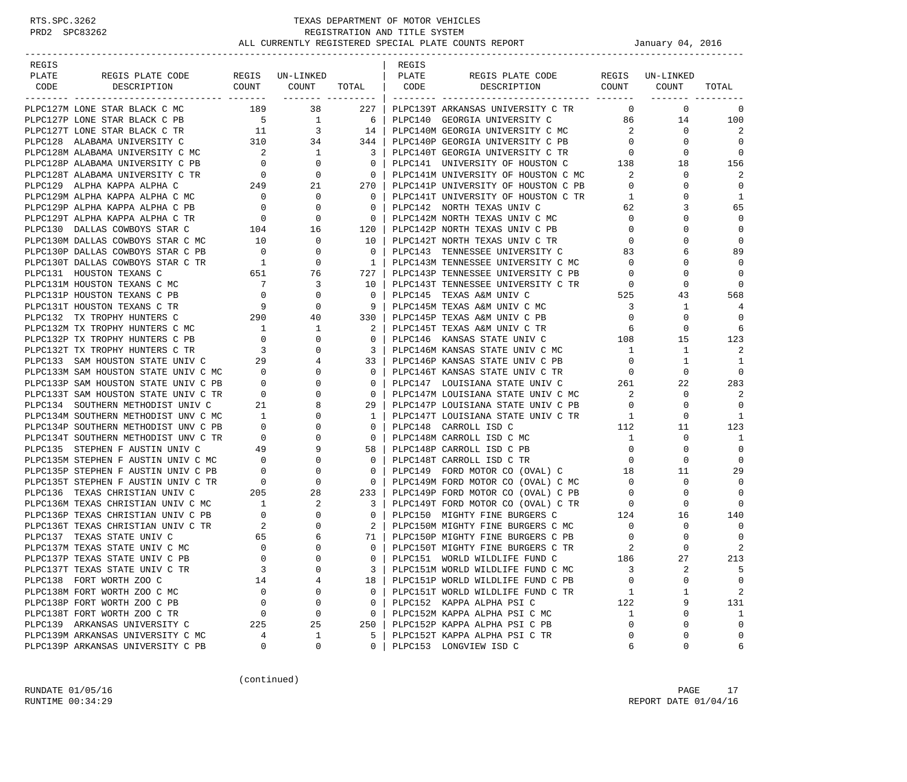# TEXAS DEPARTMENT OF MOTOR VEHICLES
## REGISTRATION AND TITLE SYSTEM
### ALL CURRENTLY REGISTERED SPECIAL PLATE COUNTS REPORT — January 04, 2016

| REGIS PLATE CODE | REGIS PLATE CODE DESCRIPTION | REGIS COUNT | UN-LINKED COUNT | TOTAL |
|---|---|---|---|---|
| PLPC127M | LONE STAR BLACK C MC | 189 | 38 | 227 |
| PLPC127P | LONE STAR BLACK C PB | 5 | 1 | 6 |
| PLPC127T | LONE STAR BLACK C TR | 11 | 3 | 14 |
| PLPC128 | ALABAMA UNIVERSITY C | 310 | 34 | 344 |
| PLPC128M | ALABAMA UNIVERSITY C MC | 2 | 1 | 3 |
| PLPC128P | ALABAMA UNIVERSITY C PB | 0 | 0 | 0 |
| PLPC128T | ALABAMA UNIVERSITY C TR | 0 | 0 | 0 |
| PLPC129 | ALPHA KAPPA ALPHA C | 249 | 21 | 270 |
| PLPC129M | ALPHA KAPPA ALPHA C MC | 0 | 0 | 0 |
| PLPC129P | ALPHA KAPPA ALPHA C PB | 0 | 0 | 0 |
| PLPC129T | ALPHA KAPPA ALPHA C TR | 0 | 0 | 0 |
| PLPC130 | DALLAS COWBOYS STAR C | 104 | 16 | 120 |
| PLPC130M | DALLAS COWBOYS STAR C MC | 10 | 0 | 10 |
| PLPC130P | DALLAS COWBOYS STAR C PB | 0 | 0 | 0 |
| PLPC130T | DALLAS COWBOYS STAR C TR | 1 | 0 | 1 |
| PLPC131 | HOUSTON TEXANS C | 651 | 76 | 727 |
| PLPC131M | HOUSTON TEXANS C MC | 7 | 3 | 10 |
| PLPC131P | HOUSTON TEXANS C PB | 0 | 0 | 0 |
| PLPC131T | HOUSTON TEXANS C TR | 9 | 0 | 9 |
| PLPC132 | TX TROPHY HUNTERS C | 290 | 40 | 330 |
| PLPC132M | TX TROPHY HUNTERS C MC | 1 | 1 | 2 |
| PLPC132P | TX TROPHY HUNTERS C PB | 0 | 0 | 0 |
| PLPC132T | TX TROPHY HUNTERS C TR | 3 | 0 | 3 |
| PLPC133 | SAM HOUSTON STATE UNIV C | 29 | 4 | 33 |
| PLPC133M | SAM HOUSTON STATE UNIV C MC | 0 | 0 | 0 |
| PLPC133P | SAM HOUSTON STATE UNIV C PB | 0 | 0 | 0 |
| PLPC133T | SAM HOUSTON STATE UNIV C TR | 0 | 0 | 0 |
| PLPC134 | SOUTHERN METHODIST UNIV C | 21 | 8 | 29 |
| PLPC134M | SOUTHERN METHODIST UNV C MC | 1 | 0 | 1 |
| PLPC134P | SOUTHERN METHODIST UNV C PB | 0 | 0 | 0 |
| PLPC134T | SOUTHERN METHODIST UNV C TR | 0 | 0 | 0 |
| PLPC135 | STEPHEN F AUSTIN UNIV C | 49 | 9 | 58 |
| PLPC135M | STEPHEN F AUSTIN UNIV C MC | 0 | 0 | 0 |
| PLPC135P | STEPHEN F AUSTIN UNIV C PB | 0 | 0 | 0 |
| PLPC135T | STEPHEN F AUSTIN UNIV C TR | 0 | 0 | 0 |
| PLPC136 | TEXAS CHRISTIAN UNIV C | 205 | 28 | 233 |
| PLPC136M | TEXAS CHRISTIAN UNIV C MC | 1 | 2 | 3 |
| PLPC136P | TEXAS CHRISTIAN UNIV C PB | 0 | 0 | 0 |
| PLPC136T | TEXAS CHRISTIAN UNIV C TR | 2 | 0 | 2 |
| PLPC137 | TEXAS STATE UNIV C | 65 | 6 | 71 |
| PLPC137M | TEXAS STATE UNIV C MC | 0 | 0 | 0 |
| PLPC137P | TEXAS STATE UNIV C PB | 0 | 0 | 0 |
| PLPC137T | TEXAS STATE UNIV C TR | 3 | 0 | 3 |
| PLPC138 | FORT WORTH ZOO C | 14 | 4 | 18 |
| PLPC138M | FORT WORTH ZOO C MC | 0 | 0 | 0 |
| PLPC138P | FORT WORTH ZOO C PB | 0 | 0 | 0 |
| PLPC138T | FORT WORTH ZOO C TR | 0 | 0 | 0 |
| PLPC139 | ARKANSAS UNIVERSITY C | 225 | 25 | 250 |
| PLPC139M | ARKANSAS UNIVERSITY C MC | 4 | 1 | 5 |
| PLPC139P | ARKANSAS UNIVERSITY C PB | 0 | 0 | 0 |
| PLPC139T | ARKANSAS UNIVERSITY C TR | 0 | 0 | 0 |
| PLPC140 | GEORGIA UNIVERSITY C | 86 | 14 | 100 |
| PLPC140M | GEORGIA UNIVERSITY C MC | 2 | 0 | 2 |
| PLPC140P | GEORGIA UNIVERSITY C PB | 0 | 0 | 0 |
| PLPC140T | GEORGIA UNIVERSITY C TR | 0 | 0 | 0 |
| PLPC141 | UNIVERSITY OF HOUSTON C | 138 | 18 | 156 |
| PLPC141M | UNIVERSITY OF HOUSTON C MC | 2 | 0 | 2 |
| PLPC141P | UNIVERSITY OF HOUSTON C PB | 0 | 0 | 0 |
| PLPC141T | UNIVERSITY OF HOUSTON C TR | 1 | 0 | 1 |
| PLPC142 | NORTH TEXAS UNIV C | 62 | 3 | 65 |
| PLPC142M | NORTH TEXAS UNIV C MC | 0 | 0 | 0 |
| PLPC142P | NORTH TEXAS UNIV C PB | 0 | 0 | 0 |
| PLPC142T | NORTH TEXAS UNIV C TR | 0 | 0 | 0 |
| PLPC143 | TENNESSEE UNIVERSITY C | 83 | 6 | 89 |
| PLPC143M | TENNESSEE UNIVERSITY C MC | 0 | 0 | 0 |
| PLPC143P | TENNESSEE UNIVERSITY C PB | 0 | 0 | 0 |
| PLPC143T | TENNESSEE UNIVERSITY C TR | 0 | 0 | 0 |
| PLPC145 | TEXAS A&M UNIV C | 525 | 43 | 568 |
| PLPC145M | TEXAS A&M UNIV C MC | 3 | 1 | 4 |
| PLPC145P | TEXAS A&M UNIV C PB | 0 | 0 | 0 |
| PLPC145T | TEXAS A&M UNIV C TR | 6 | 0 | 6 |
| PLPC146 | KANSAS STATE UNIV C | 108 | 15 | 123 |
| PLPC146M | KANSAS STATE UNIV C MC | 1 | 1 | 2 |
| PLPC146P | KANSAS STATE UNIV C PB | 0 | 1 | 1 |
| PLPC146T | KANSAS STATE UNIV C TR | 0 | 0 | 0 |
| PLPC147 | LOUISIANA STATE UNIV C | 261 | 22 | 283 |
| PLPC147M | LOUISIANA STATE UNIV C MC | 2 | 0 | 2 |
| PLPC147P | LOUISIANA STATE UNIV C PB | 0 | 0 | 0 |
| PLPC147T | LOUISIANA STATE UNIV C TR | 1 | 0 | 1 |
| PLPC148 | CARROLL ISD C | 112 | 11 | 123 |
| PLPC148M | CARROLL ISD C MC | 1 | 0 | 1 |
| PLPC148P | CARROLL ISD C PB | 0 | 0 | 0 |
| PLPC148T | CARROLL ISD C TR | 0 | 0 | 0 |
| PLPC149 | FORD MOTOR CO (OVAL) C | 18 | 11 | 29 |
| PLPC149M | FORD MOTOR CO (OVAL) C MC | 0 | 0 | 0 |
| PLPC149P | FORD MOTOR CO (OVAL) C PB | 0 | 0 | 0 |
| PLPC149T | FORD MOTOR CO (OVAL) C TR | 0 | 0 | 0 |
| PLPC150 | MIGHTY FINE BURGERS C | 124 | 16 | 140 |
| PLPC150M | MIGHTY FINE BURGERS C MC | 0 | 0 | 0 |
| PLPC150P | MIGHTY FINE BURGERS C PB | 0 | 0 | 0 |
| PLPC150T | MIGHTY FINE BURGERS C TR | 2 | 0 | 2 |
| PLPC151 | WORLD WILDLIFE FUND C | 186 | 27 | 213 |
| PLPC151M | WORLD WILDLIFE FUND C MC | 3 | 2 | 5 |
| PLPC151P | WORLD WILDLIFE FUND C PB | 0 | 0 | 0 |
| PLPC151T | WORLD WILDLIFE FUND C TR | 1 | 1 | 2 |
| PLPC152 | KAPPA ALPHA PSI C | 122 | 9 | 131 |
| PLPC152M | KAPPA ALPHA PSI C MC | 1 | 0 | 1 |
| PLPC152P | KAPPA ALPHA PSI C PB | 0 | 0 | 0 |
| PLPC152T | KAPPA ALPHA PSI C TR | 0 | 0 | 0 |
| PLPC153 | LONGVIEW ISD C | 6 | 0 | 6 |

(continued)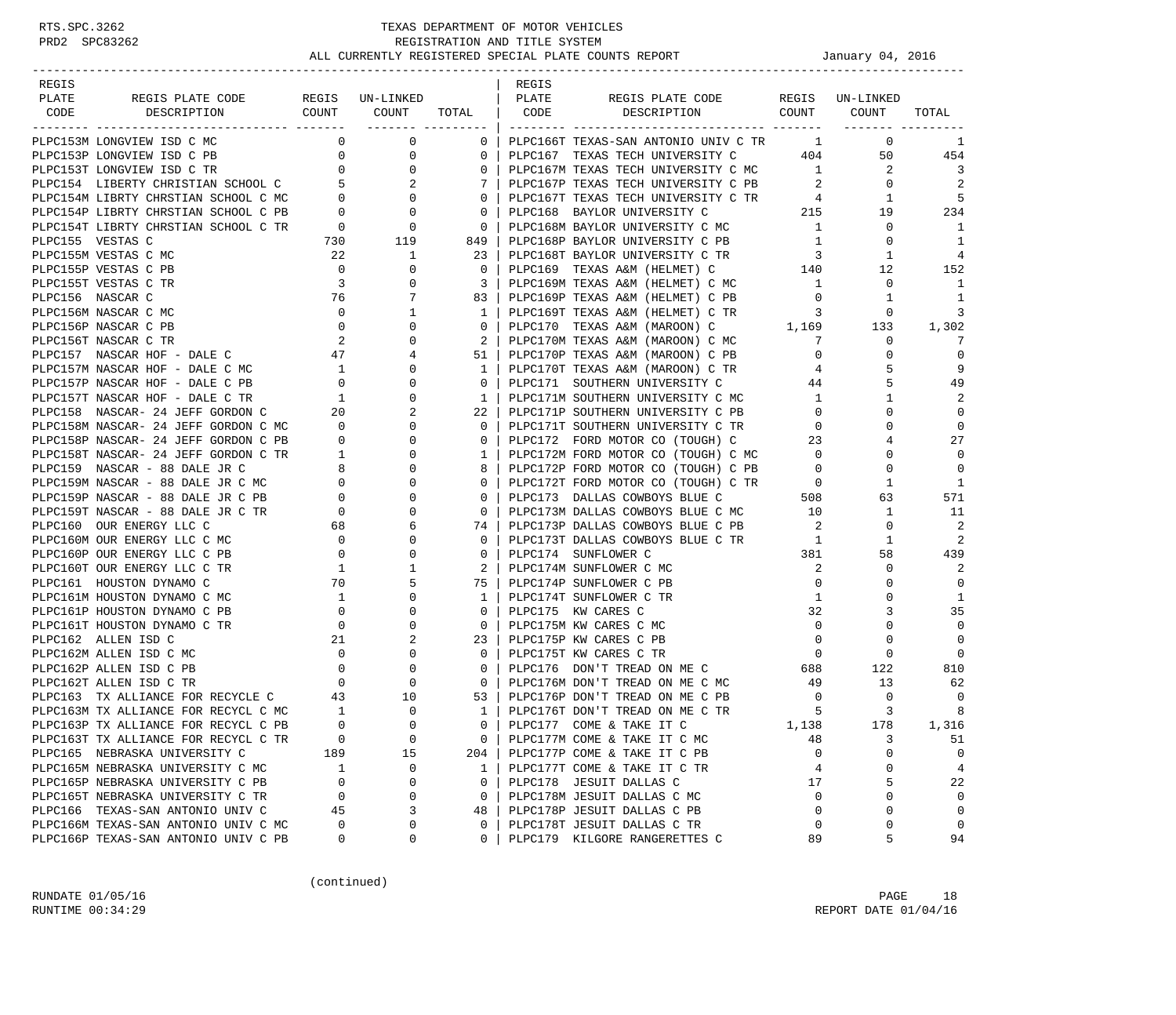TEXAS DEPARTMENT OF MOTOR VEHICLES
REGISTRATION AND TITLE SYSTEM
ALL CURRENTLY REGISTERED SPECIAL PLATE COUNTS REPORT — January 04, 2016

| REGIS PLATE CODE | REGIS PLATE CODE DESCRIPTION | REGIS COUNT | UN-LINKED COUNT | TOTAL |
|---|---|---|---|---|
| PLPC153M | LONGVIEW ISD C MC | 0 | 0 | 0 |
| PLPC153P | LONGVIEW ISD C PB | 0 | 0 | 0 |
| PLPC153T | LONGVIEW ISD C TR | 0 | 0 | 0 |
| PLPC154 | LIBERTY CHRISTIAN SCHOOL C | 5 | 2 | 7 |
| PLPC154M | LIBRTY CHRSTIAN SCHOOL C MC | 0 | 0 | 0 |
| PLPC154P | LIBRTY CHRSTIAN SCHOOL C PB | 0 | 0 | 0 |
| PLPC154T | LIBRTY CHRSTIAN SCHOOL C TR | 0 | 0 | 0 |
| PLPC155 | VESTAS C | 730 | 119 | 849 |
| PLPC155M | VESTAS C MC | 22 | 1 | 23 |
| PLPC155P | VESTAS C PB | 0 | 0 | 0 |
| PLPC155T | VESTAS C TR | 3 | 0 | 3 |
| PLPC156 | NASCAR C | 76 | 7 | 83 |
| PLPC156M | NASCAR C MC | 0 | 1 | 1 |
| PLPC156P | NASCAR C PB | 0 | 0 | 0 |
| PLPC156T | NASCAR C TR | 2 | 0 | 2 |
| PLPC157 | NASCAR HOF - DALE C | 47 | 4 | 51 |
| PLPC157M | NASCAR HOF - DALE C MC | 1 | 0 | 1 |
| PLPC157P | NASCAR HOF - DALE C PB | 0 | 0 | 0 |
| PLPC157T | NASCAR HOF - DALE C TR | 1 | 0 | 1 |
| PLPC158 | NASCAR- 24 JEFF GORDON C | 20 | 2 | 22 |
| PLPC158M | NASCAR- 24 JEFF GORDON C MC | 0 | 0 | 0 |
| PLPC158P | NASCAR- 24 JEFF GORDON C PB | 0 | 0 | 0 |
| PLPC158T | NASCAR- 24 JEFF GORDON C TR | 1 | 0 | 1 |
| PLPC159 | NASCAR - 88 DALE JR C | 8 | 0 | 8 |
| PLPC159M | NASCAR - 88 DALE JR C MC | 0 | 0 | 0 |
| PLPC159P | NASCAR - 88 DALE JR C PB | 0 | 0 | 0 |
| PLPC159T | NASCAR - 88 DALE JR C TR | 0 | 0 | 0 |
| PLPC160 | OUR ENERGY LLC C | 68 | 6 | 74 |
| PLPC160M | OUR ENERGY LLC C MC | 0 | 0 | 0 |
| PLPC160P | OUR ENERGY LLC C PB | 0 | 0 | 0 |
| PLPC160T | OUR ENERGY LLC C TR | 1 | 1 | 2 |
| PLPC161 | HOUSTON DYNAMO C | 70 | 5 | 75 |
| PLPC161M | HOUSTON DYNAMO C MC | 1 | 0 | 1 |
| PLPC161P | HOUSTON DYNAMO C PB | 0 | 0 | 0 |
| PLPC161T | HOUSTON DYNAMO C TR | 0 | 0 | 0 |
| PLPC162 | ALLEN ISD C | 21 | 2 | 23 |
| PLPC162M | ALLEN ISD C MC | 0 | 0 | 0 |
| PLPC162P | ALLEN ISD C PB | 0 | 0 | 0 |
| PLPC162T | ALLEN ISD C TR | 0 | 0 | 0 |
| PLPC163 | TX ALLIANCE FOR RECYCLE C | 43 | 10 | 53 |
| PLPC163M | TX ALLIANCE FOR RECYCL C MC | 1 | 0 | 1 |
| PLPC163P | TX ALLIANCE FOR RECYCL C PB | 0 | 0 | 0 |
| PLPC163T | TX ALLIANCE FOR RECYCL C TR | 0 | 0 | 0 |
| PLPC165 | NEBRASKA UNIVERSITY C | 189 | 15 | 204 |
| PLPC165M | NEBRASKA UNIVERSITY C MC | 1 | 0 | 1 |
| PLPC165P | NEBRASKA UNIVERSITY C PB | 0 | 0 | 0 |
| PLPC165T | NEBRASKA UNIVERSITY C TR | 0 | 0 | 0 |
| PLPC166 | TEXAS-SAN ANTONIO UNIV C | 45 | 3 | 48 |
| PLPC166M | TEXAS-SAN ANTONIO UNIV C MC | 0 | 0 | 0 |
| PLPC166P | TEXAS-SAN ANTONIO UNIV C PB | 0 | 0 | 0 |
| PLPC166T | TEXAS-SAN ANTONIO UNIV C TR | 1 | 0 | 1 |
| PLPC167 | TEXAS TECH UNIVERSITY C | 404 | 50 | 454 |
| PLPC167M | TEXAS TECH UNIVERSITY C MC | 1 | 2 | 3 |
| PLPC167P | TEXAS TECH UNIVERSITY C PB | 2 | 0 | 2 |
| PLPC167T | TEXAS TECH UNIVERSITY C TR | 4 | 1 | 5 |
| PLPC168 | BAYLOR UNIVERSITY C | 215 | 19 | 234 |
| PLPC168M | BAYLOR UNIVERSITY C MC | 1 | 0 | 1 |
| PLPC168P | BAYLOR UNIVERSITY C PB | 1 | 0 | 1 |
| PLPC168T | BAYLOR UNIVERSITY C TR | 3 | 1 | 4 |
| PLPC169 | TEXAS A&M (HELMET) C | 140 | 12 | 152 |
| PLPC169M | TEXAS A&M (HELMET) C MC | 1 | 0 | 1 |
| PLPC169P | TEXAS A&M (HELMET) C PB | 0 | 1 | 1 |
| PLPC169T | TEXAS A&M (HELMET) C TR | 3 | 0 | 3 |
| PLPC170 | TEXAS A&M (MAROON) C | 1,169 | 133 | 1,302 |
| PLPC170M | TEXAS A&M (MAROON) C MC | 7 | 0 | 7 |
| PLPC170P | TEXAS A&M (MAROON) C PB | 0 | 0 | 0 |
| PLPC170T | TEXAS A&M (MAROON) C TR | 4 | 5 | 9 |
| PLPC171 | SOUTHERN UNIVERSITY C | 44 | 5 | 49 |
| PLPC171M | SOUTHERN UNIVERSITY C MC | 1 | 1 | 2 |
| PLPC171P | SOUTHERN UNIVERSITY C PB | 0 | 0 | 0 |
| PLPC171T | SOUTHERN UNIVERSITY C TR | 0 | 0 | 0 |
| PLPC172 | FORD MOTOR CO (TOUGH) C | 23 | 4 | 27 |
| PLPC172M | FORD MOTOR CO (TOUGH) C MC | 0 | 0 | 0 |
| PLPC172P | FORD MOTOR CO (TOUGH) C PB | 0 | 0 | 0 |
| PLPC172T | FORD MOTOR CO (TOUGH) C TR | 0 | 1 | 1 |
| PLPC173 | DALLAS COWBOYS BLUE C | 508 | 63 | 571 |
| PLPC173M | DALLAS COWBOYS BLUE C MC | 10 | 1 | 11 |
| PLPC173P | DALLAS COWBOYS BLUE C PB | 2 | 0 | 2 |
| PLPC173T | DALLAS COWBOYS BLUE C TR | 1 | 1 | 2 |
| PLPC174 | SUNFLOWER C | 381 | 58 | 439 |
| PLPC174M | SUNFLOWER C MC | 2 | 0 | 2 |
| PLPC174P | SUNFLOWER C PB | 0 | 0 | 0 |
| PLPC174T | SUNFLOWER C TR | 1 | 0 | 1 |
| PLPC175 | KW CARES C | 32 | 3 | 35 |
| PLPC175M | KW CARES C MC | 0 | 0 | 0 |
| PLPC175P | KW CARES C PB | 0 | 0 | 0 |
| PLPC175T | KW CARES C TR | 0 | 0 | 0 |
| PLPC176 | DON'T TREAD ON ME C | 688 | 122 | 810 |
| PLPC176M | DON'T TREAD ON ME C MC | 49 | 13 | 62 |
| PLPC176P | DON'T TREAD ON ME C PB | 0 | 0 | 0 |
| PLPC176T | DON'T TREAD ON ME C TR | 5 | 3 | 8 |
| PLPC177 | COME & TAKE IT C | 1,138 | 178 | 1,316 |
| PLPC177M | COME & TAKE IT C MC | 48 | 3 | 51 |
| PLPC177P | COME & TAKE IT C PB | 0 | 0 | 0 |
| PLPC177T | COME & TAKE IT C TR | 4 | 0 | 4 |
| PLPC178 | JESUIT DALLAS C | 17 | 5 | 22 |
| PLPC178M | JESUIT DALLAS C MC | 0 | 0 | 0 |
| PLPC178P | JESUIT DALLAS C PB | 0 | 0 | 0 |
| PLPC178T | JESUIT DALLAS C TR | 0 | 0 | 0 |
| PLPC179 | KILGORE RANGERETTES C | 89 | 5 | 94 |

(continued)

RUNDATE 01/05/16
RUNTIME 00:34:29
REPORT DATE 01/04/16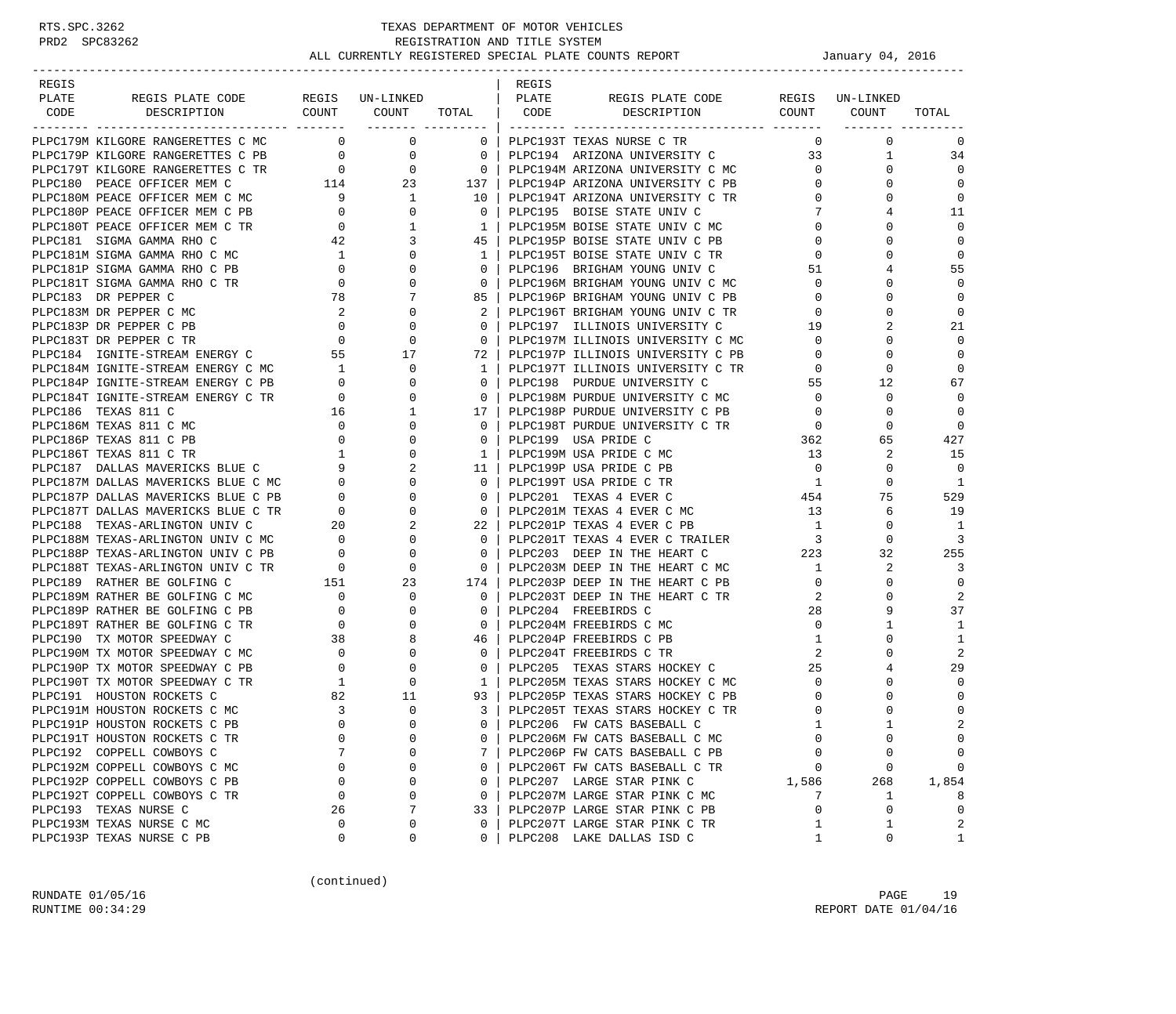TEXAS DEPARTMENT OF MOTOR VEHICLES
REGISTRATION AND TITLE SYSTEM
ALL CURRENTLY REGISTERED SPECIAL PLATE COUNTS REPORT — January 04, 2016

| REGIS PLATE CODE | REGIS PLATE CODE DESCRIPTION | REGIS COUNT | UN-LINKED COUNT | TOTAL |
|---|---|---|---|---|
| PLPC179M | KILGORE RANGERETTES C MC | 0 | 0 | 0 |
| PLPC179P | KILGORE RANGERETTES C PB | 0 | 0 | 0 |
| PLPC179T | KILGORE RANGERETTES C TR | 0 | 0 | 0 |
| PLPC180 | PEACE OFFICER MEM C | 114 | 23 | 137 |
| PLPC180M | PEACE OFFICER MEM C MC | 9 | 1 | 10 |
| PLPC180P | PEACE OFFICER MEM C PB | 0 | 0 | 0 |
| PLPC180T | PEACE OFFICER MEM C TR | 0 | 1 | 1 |
| PLPC181 | SIGMA GAMMA RHO C | 42 | 3 | 45 |
| PLPC181M | SIGMA GAMMA RHO C MC | 1 | 0 | 1 |
| PLPC181P | SIGMA GAMMA RHO C PB | 0 | 0 | 0 |
| PLPC181T | SIGMA GAMMA RHO C TR | 0 | 0 | 0 |
| PLPC183 | DR PEPPER C | 78 | 7 | 85 |
| PLPC183M | DR PEPPER C MC | 2 | 0 | 2 |
| PLPC183P | DR PEPPER C PB | 0 | 0 | 0 |
| PLPC183T | DR PEPPER C TR | 0 | 0 | 0 |
| PLPC184 | IGNITE-STREAM ENERGY C | 55 | 17 | 72 |
| PLPC184M | IGNITE-STREAM ENERGY C MC | 1 | 0 | 1 |
| PLPC184P | IGNITE-STREAM ENERGY C PB | 0 | 0 | 0 |
| PLPC184T | IGNITE-STREAM ENERGY C TR | 0 | 0 | 0 |
| PLPC186 | TEXAS 811 C | 16 | 1 | 17 |
| PLPC186M | TEXAS 811 C MC | 0 | 0 | 0 |
| PLPC186P | TEXAS 811 C PB | 0 | 0 | 0 |
| PLPC186T | TEXAS 811 C TR | 1 | 0 | 1 |
| PLPC187 | DALLAS MAVERICKS BLUE C | 9 | 2 | 11 |
| PLPC187M | DALLAS MAVERICKS BLUE C MC | 0 | 0 | 0 |
| PLPC187P | DALLAS MAVERICKS BLUE C PB | 0 | 0 | 0 |
| PLPC187T | DALLAS MAVERICKS BLUE C TR | 0 | 0 | 0 |
| PLPC188 | TEXAS-ARLINGTON UNIV C | 20 | 2 | 22 |
| PLPC188M | TEXAS-ARLINGTON UNIV C MC | 0 | 0 | 0 |
| PLPC188P | TEXAS-ARLINGTON UNIV C PB | 0 | 0 | 0 |
| PLPC188T | TEXAS-ARLINGTON UNIV C TR | 0 | 0 | 0 |
| PLPC189 | RATHER BE GOLFING C | 151 | 23 | 174 |
| PLPC189M | RATHER BE GOLFING C MC | 0 | 0 | 0 |
| PLPC189P | RATHER BE GOLFING C PB | 0 | 0 | 0 |
| PLPC189T | RATHER BE GOLFING C TR | 0 | 0 | 0 |
| PLPC190 | TX MOTOR SPEEDWAY C | 38 | 8 | 46 |
| PLPC190M | TX MOTOR SPEEDWAY C MC | 0 | 0 | 0 |
| PLPC190P | TX MOTOR SPEEDWAY C PB | 0 | 0 | 0 |
| PLPC190T | TX MOTOR SPEEDWAY C TR | 1 | 0 | 1 |
| PLPC191 | HOUSTON ROCKETS C | 82 | 11 | 93 |
| PLPC191M | HOUSTON ROCKETS C MC | 3 | 0 | 3 |
| PLPC191P | HOUSTON ROCKETS C PB | 0 | 0 | 0 |
| PLPC191T | HOUSTON ROCKETS C TR | 0 | 0 | 0 |
| PLPC192 | COPPELL COWBOYS C | 7 | 0 | 7 |
| PLPC192M | COPPELL COWBOYS C MC | 0 | 0 | 0 |
| PLPC192P | COPPELL COWBOYS C PB | 0 | 0 | 0 |
| PLPC192T | COPPELL COWBOYS C TR | 0 | 0 | 0 |
| PLPC193 | TEXAS NURSE C | 26 | 7 | 33 |
| PLPC193M | TEXAS NURSE C MC | 0 | 0 | 0 |
| PLPC193P | TEXAS NURSE C PB | 0 | 0 | 0 |
| PLPC193T | TEXAS NURSE C TR | 0 | 0 | 0 |
| PLPC194 | ARIZONA UNIVERSITY C | 33 | 1 | 34 |
| PLPC194M | ARIZONA UNIVERSITY C MC | 0 | 0 | 0 |
| PLPC194P | ARIZONA UNIVERSITY C PB | 0 | 0 | 0 |
| PLPC194T | ARIZONA UNIVERSITY C TR | 0 | 0 | 0 |
| PLPC195 | BOISE STATE UNIV C | 7 | 4 | 11 |
| PLPC195M | BOISE STATE UNIV C MC | 0 | 0 | 0 |
| PLPC195P | BOISE STATE UNIV C PB | 0 | 0 | 0 |
| PLPC195T | BOISE STATE UNIV C TR | 0 | 0 | 0 |
| PLPC196 | BRIGHAM YOUNG UNIV C | 51 | 4 | 55 |
| PLPC196M | BRIGHAM YOUNG UNIV C MC | 0 | 0 | 0 |
| PLPC196P | BRIGHAM YOUNG UNIV C PB | 0 | 0 | 0 |
| PLPC196T | BRIGHAM YOUNG UNIV C TR | 0 | 0 | 0 |
| PLPC197 | ILLINOIS UNIVERSITY C | 19 | 2 | 21 |
| PLPC197M | ILLINOIS UNIVERSITY C MC | 0 | 0 | 0 |
| PLPC197P | ILLINOIS UNIVERSITY C PB | 0 | 0 | 0 |
| PLPC197T | ILLINOIS UNIVERSITY C TR | 0 | 0 | 0 |
| PLPC198 | PURDUE UNIVERSITY C | 55 | 12 | 67 |
| PLPC198M | PURDUE UNIVERSITY C MC | 0 | 0 | 0 |
| PLPC198P | PURDUE UNIVERSITY C PB | 0 | 0 | 0 |
| PLPC198T | PURDUE UNIVERSITY C TR | 0 | 0 | 0 |
| PLPC199 | USA PRIDE C | 362 | 65 | 427 |
| PLPC199M | USA PRIDE C MC | 13 | 2 | 15 |
| PLPC199P | USA PRIDE C PB | 0 | 0 | 0 |
| PLPC199T | USA PRIDE C TR | 1 | 0 | 1 |
| PLPC201 | TEXAS 4 EVER C | 454 | 75 | 529 |
| PLPC201M | TEXAS 4 EVER C MC | 13 | 6 | 19 |
| PLPC201P | TEXAS 4 EVER C PB | 1 | 0 | 1 |
| PLPC201T | TEXAS 4 EVER C TRAILER | 3 | 0 | 3 |
| PLPC203 | DEEP IN THE HEART C | 223 | 32 | 255 |
| PLPC203M | DEEP IN THE HEART C MC | 1 | 2 | 3 |
| PLPC203P | DEEP IN THE HEART C PB | 0 | 0 | 0 |
| PLPC203T | DEEP IN THE HEART C TR | 2 | 0 | 2 |
| PLPC204 | FREEBIRDS C | 28 | 9 | 37 |
| PLPC204M | FREEBIRDS C MC | 0 | 1 | 1 |
| PLPC204P | FREEBIRDS C PB | 1 | 0 | 1 |
| PLPC204T | FREEBIRDS C TR | 2 | 0 | 2 |
| PLPC205 | TEXAS STARS HOCKEY C | 25 | 4 | 29 |
| PLPC205M | TEXAS STARS HOCKEY C MC | 0 | 0 | 0 |
| PLPC205P | TEXAS STARS HOCKEY C PB | 0 | 0 | 0 |
| PLPC205T | TEXAS STARS HOCKEY C TR | 0 | 0 | 0 |
| PLPC206 | FW CATS BASEBALL C | 1 | 1 | 2 |
| PLPC206M | FW CATS BASEBALL C MC | 0 | 0 | 0 |
| PLPC206P | FW CATS BASEBALL C PB | 0 | 0 | 0 |
| PLPC206T | FW CATS BASEBALL C TR | 0 | 0 | 0 |
| PLPC207 | LARGE STAR PINK C | 1,586 | 268 | 1,854 |
| PLPC207M | LARGE STAR PINK C MC | 7 | 1 | 8 |
| PLPC207P | LARGE STAR PINK C PB | 0 | 0 | 0 |
| PLPC207T | LARGE STAR PINK C TR | 1 | 1 | 2 |
| PLPC208 | LAKE DALLAS ISD C | 1 | 0 | 1 |

(continued)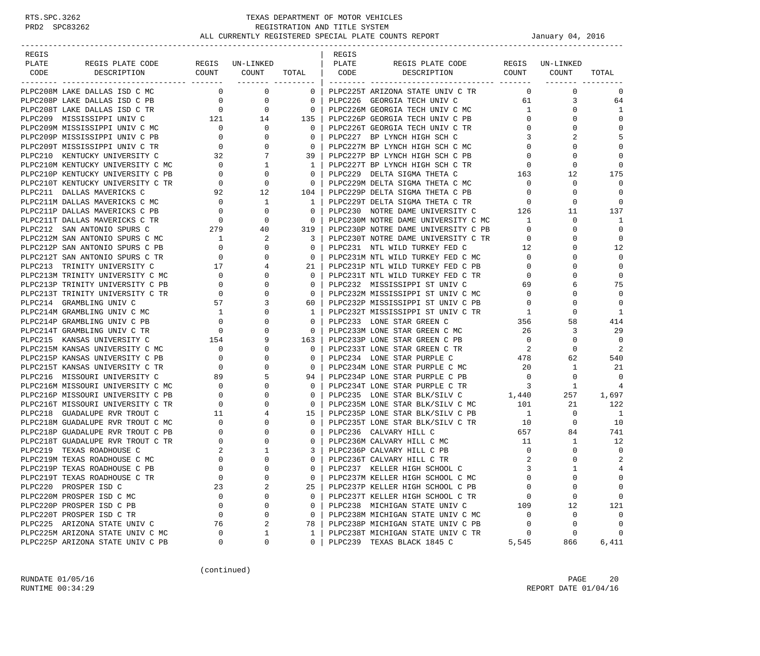# TEXAS DEPARTMENT OF MOTOR VEHICLES
## REGISTRATION AND TITLE SYSTEM
### ALL CURRENTLY REGISTERED SPECIAL PLATE COUNTS REPORT — January 04, 2016

| REGIS PLATE CODE | REGIS PLATE CODE DESCRIPTION | REGIS COUNT | UN-LINKED COUNT | TOTAL |
|---|---|---|---|---|
| PLPC208M | LAKE DALLAS ISD C MC | 0 | 0 | 0 |
| PLPC208P | LAKE DALLAS ISD C PB | 0 | 0 | 0 |
| PLPC208T | LAKE DALLAS ISD C TR | 0 | 0 | 0 |
| PLPC209 | MISSISSIPPI UNIV C | 121 | 14 | 135 |
| PLPC209M | MISSISSIPPI UNIV C MC | 0 | 0 | 0 |
| PLPC209P | MISSISSIPPI UNIV C PB | 0 | 0 | 0 |
| PLPC209T | MISSISSIPPI UNIV C TR | 0 | 0 | 0 |
| PLPC210 | KENTUCKY UNIVERSITY C | 32 | 7 | 39 |
| PLPC210M | KENTUCKY UNIVERSITY C MC | 0 | 1 | 1 |
| PLPC210P | KENTUCKY UNIVERSITY C PB | 0 | 0 | 0 |
| PLPC210T | KENTUCKY UNIVERSITY C TR | 0 | 0 | 0 |
| PLPC211 | DALLAS MAVERICKS C | 92 | 12 | 104 |
| PLPC211M | DALLAS MAVERICKS C MC | 0 | 1 | 1 |
| PLPC211P | DALLAS MAVERICKS C PB | 0 | 0 | 0 |
| PLPC211T | DALLAS MAVERICKS C TR | 0 | 0 | 0 |
| PLPC212 | SAN ANTONIO SPURS C | 279 | 40 | 319 |
| PLPC212M | SAN ANTONIO SPURS C MC | 1 | 2 | 3 |
| PLPC212P | SAN ANTONIO SPURS C PB | 0 | 0 | 0 |
| PLPC212T | SAN ANTONIO SPURS C TR | 0 | 0 | 0 |
| PLPC213 | TRINITY UNIVERSITY C | 17 | 4 | 21 |
| PLPC213M | TRINITY UNIVERSITY C MC | 0 | 0 | 0 |
| PLPC213P | TRINITY UNIVERSITY C PB | 0 | 0 | 0 |
| PLPC213T | TRINITY UNIVERSITY C TR | 0 | 0 | 0 |
| PLPC214 | GRAMBLING UNIV C | 57 | 3 | 60 |
| PLPC214M | GRAMBLING UNIV C MC | 1 | 0 | 1 |
| PLPC214P | GRAMBLING UNIV C PB | 0 | 0 | 0 |
| PLPC214T | GRAMBLING UNIV C TR | 0 | 0 | 0 |
| PLPC215 | KANSAS UNIVERSITY C | 154 | 9 | 163 |
| PLPC215M | KANSAS UNIVERSITY C MC | 0 | 0 | 0 |
| PLPC215P | KANSAS UNIVERSITY C PB | 0 | 0 | 0 |
| PLPC215T | KANSAS UNIVERSITY C TR | 0 | 0 | 0 |
| PLPC216 | MISSOURI UNIVERSITY C | 89 | 5 | 94 |
| PLPC216M | MISSOURI UNIVERSITY C MC | 0 | 0 | 0 |
| PLPC216P | MISSOURI UNIVERSITY C PB | 0 | 0 | 0 |
| PLPC216T | MISSOURI UNIVERSITY C TR | 0 | 0 | 0 |
| PLPC218 | GUADALUPE RVR TROUT C | 11 | 4 | 15 |
| PLPC218M | GUADALUPE RVR TROUT C MC | 0 | 0 | 0 |
| PLPC218P | GUADALUPE RVR TROUT C PB | 0 | 0 | 0 |
| PLPC218T | GUADALUPE RVR TROUT C TR | 0 | 0 | 0 |
| PLPC219 | TEXAS ROADHOUSE C | 2 | 1 | 3 |
| PLPC219M | TEXAS ROADHOUSE C MC | 0 | 0 | 0 |
| PLPC219P | TEXAS ROADHOUSE C PB | 0 | 0 | 0 |
| PLPC219T | TEXAS ROADHOUSE C TR | 0 | 0 | 0 |
| PLPC220 | PROSPER ISD C | 23 | 2 | 25 |
| PLPC220M | PROSPER ISD C MC | 0 | 0 | 0 |
| PLPC220P | PROSPER ISD C PB | 0 | 0 | 0 |
| PLPC220T | PROSPER ISD C TR | 0 | 0 | 0 |
| PLPC225 | ARIZONA STATE UNIV C | 76 | 2 | 78 |
| PLPC225M | ARIZONA STATE UNIV C MC | 0 | 1 | 1 |
| PLPC225P | ARIZONA STATE UNIV C PB | 0 | 0 | 0 |
| PLPC225T | ARIZONA STATE UNIV C TR | 0 | 0 | 0 |
| PLPC226 | GEORGIA TECH UNIV C | 61 | 3 | 64 |
| PLPC226M | GEORGIA TECH UNIV C MC | 1 | 0 | 1 |
| PLPC226P | GEORGIA TECH UNIV C PB | 0 | 0 | 0 |
| PLPC226T | GEORGIA TECH UNIV C TR | 0 | 0 | 0 |
| PLPC227 | BP LYNCH HIGH SCH C | 3 | 2 | 5 |
| PLPC227M | BP LYNCH HIGH SCH C MC | 0 | 0 | 0 |
| PLPC227P | BP LYNCH HIGH SCH C PB | 0 | 0 | 0 |
| PLPC227T | BP LYNCH HIGH SCH C TR | 0 | 0 | 0 |
| PLPC229 | DELTA SIGMA THETA C | 163 | 12 | 175 |
| PLPC229M | DELTA SIGMA THETA C MC | 0 | 0 | 0 |
| PLPC229P | DELTA SIGMA THETA C PB | 0 | 0 | 0 |
| PLPC229T | DELTA SIGMA THETA C TR | 0 | 0 | 0 |
| PLPC230 | NOTRE DAME UNIVERSITY C | 126 | 11 | 137 |
| PLPC230M | NOTRE DAME UNIVERSITY C MC | 1 | 0 | 1 |
| PLPC230P | NOTRE DAME UNIVERSITY C PB | 0 | 0 | 0 |
| PLPC230T | NOTRE DAME UNIVERSITY C TR | 0 | 0 | 0 |
| PLPC231 | NTL WILD TURKEY FED C | 12 | 0 | 12 |
| PLPC231M | NTL WILD TURKEY FED C MC | 0 | 0 | 0 |
| PLPC231P | NTL WILD TURKEY FED C PB | 0 | 0 | 0 |
| PLPC231T | NTL WILD TURKEY FED C TR | 0 | 0 | 0 |
| PLPC232 | MISSISSIPPI ST UNIV C | 69 | 6 | 75 |
| PLPC232M | MISSISSIPPI ST UNIV C MC | 0 | 0 | 0 |
| PLPC232P | MISSISSIPPI ST UNIV C PB | 0 | 0 | 0 |
| PLPC232T | MISSISSIPPI ST UNIV C TR | 1 | 0 | 1 |
| PLPC233 | LONE STAR GREEN C | 356 | 58 | 414 |
| PLPC233M | LONE STAR GREEN C MC | 26 | 3 | 29 |
| PLPC233P | LONE STAR GREEN C PB | 0 | 0 | 0 |
| PLPC233T | LONE STAR GREEN C TR | 2 | 0 | 2 |
| PLPC234 | LONE STAR PURPLE C | 478 | 62 | 540 |
| PLPC234M | LONE STAR PURPLE C MC | 20 | 1 | 21 |
| PLPC234P | LONE STAR PURPLE C PB | 0 | 0 | 0 |
| PLPC234T | LONE STAR PURPLE C TR | 3 | 1 | 4 |
| PLPC235 | LONE STAR BLK/SILV C | 1,440 | 257 | 1,697 |
| PLPC235M | LONE STAR BLK/SILV C MC | 101 | 21 | 122 |
| PLPC235P | LONE STAR BLK/SILV C PB | 1 | 0 | 1 |
| PLPC235T | LONE STAR BLK/SILV C TR | 10 | 0 | 10 |
| PLPC236 | CALVARY HILL C | 657 | 84 | 741 |
| PLPC236M | CALVARY HILL C MC | 11 | 1 | 12 |
| PLPC236P | CALVARY HILL C PB | 0 | 0 | 0 |
| PLPC236T | CALVARY HILL C TR | 2 | 0 | 2 |
| PLPC237 | KELLER HIGH SCHOOL C | 3 | 1 | 4 |
| PLPC237M | KELLER HIGH SCHOOL C MC | 0 | 0 | 0 |
| PLPC237P | KELLER HIGH SCHOOL C PB | 0 | 0 | 0 |
| PLPC237T | KELLER HIGH SCHOOL C TR | 0 | 0 | 0 |
| PLPC238 | MICHIGAN STATE UNIV C | 109 | 12 | 121 |
| PLPC238M | MICHIGAN STATE UNIV C MC | 0 | 0 | 0 |
| PLPC238P | MICHIGAN STATE UNIV C PB | 0 | 0 | 0 |
| PLPC238T | MICHIGAN STATE UNIV C TR | 0 | 0 | 0 |
| PLPC239 | TEXAS BLACK 1845 C | 5,545 | 866 | 6,411 |

(continued)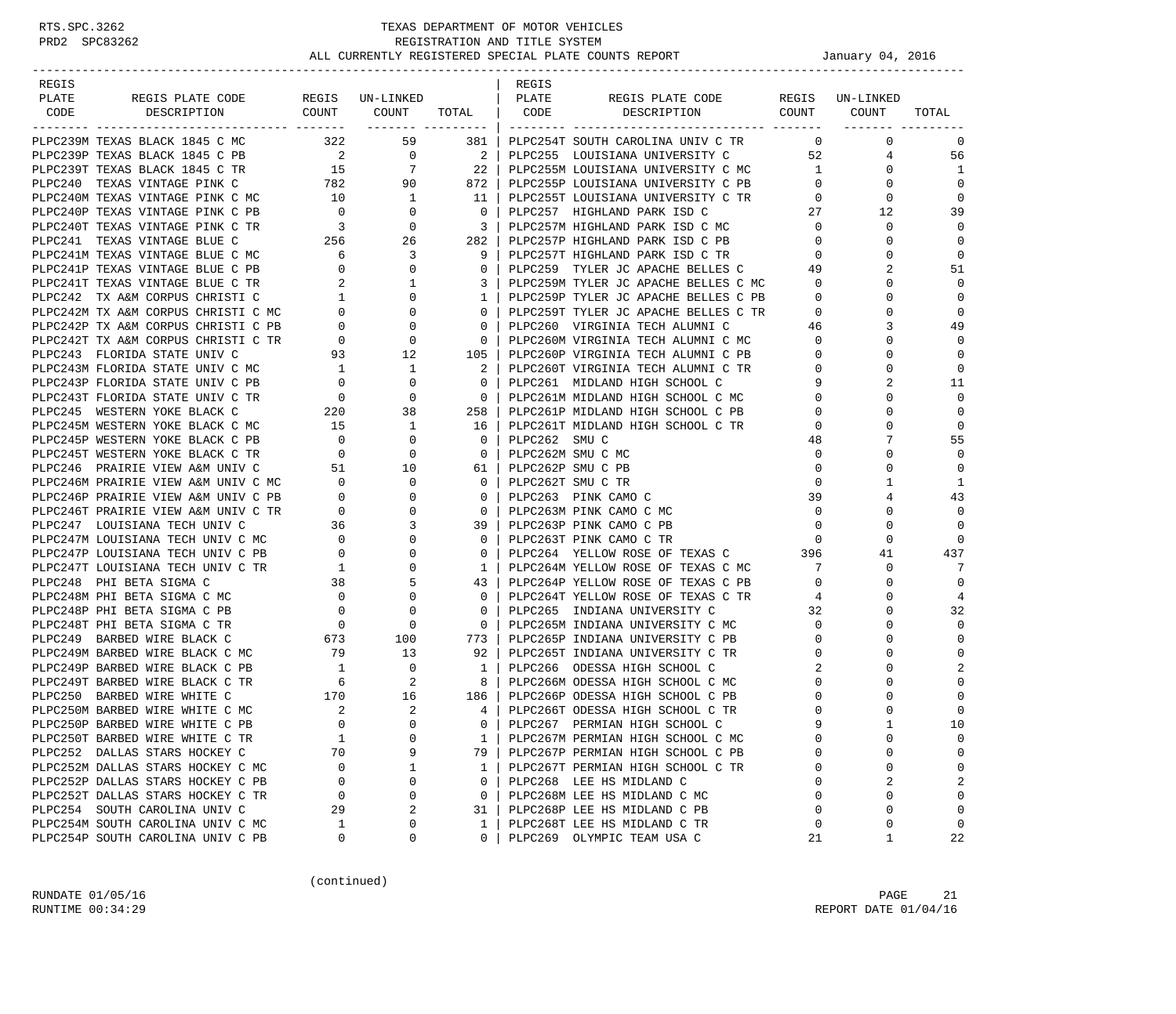RTS.SPC.3262
PRD2 SPC83262

# TEXAS DEPARTMENT OF MOTOR VEHICLES
## REGISTRATION AND TITLE SYSTEM
### ALL CURRENTLY REGISTERED SPECIAL PLATE COUNTS REPORT

January 04, 2016

| REGIS PLATE CODE | REGIS PLATE CODE DESCRIPTION | REGIS COUNT | UN-LINKED COUNT | TOTAL |
|---|---|---|---|---|
| PLPC239M | TEXAS BLACK 1845 C MC | 322 | 59 | 381 |
| PLPC239P | TEXAS BLACK 1845 C PB | 2 | 0 | 2 |
| PLPC239T | TEXAS BLACK 1845 C TR | 15 | 7 | 22 |
| PLPC240 | TEXAS VINTAGE PINK C | 782 | 90 | 872 |
| PLPC240M | TEXAS VINTAGE PINK C MC | 10 | 1 | 11 |
| PLPC240P | TEXAS VINTAGE PINK C PB | 0 | 0 | 0 |
| PLPC240T | TEXAS VINTAGE PINK C TR | 3 | 0 | 3 |
| PLPC241 | TEXAS VINTAGE BLUE C | 256 | 26 | 282 |
| PLPC241M | TEXAS VINTAGE BLUE C MC | 6 | 3 | 9 |
| PLPC241P | TEXAS VINTAGE BLUE C PB | 0 | 0 | 0 |
| PLPC241T | TEXAS VINTAGE BLUE C TR | 2 | 1 | 3 |
| PLPC242 | TX A&M CORPUS CHRISTI C | 1 | 0 | 1 |
| PLPC242M | TX A&M CORPUS CHRISTI C MC | 0 | 0 | 0 |
| PLPC242P | TX A&M CORPUS CHRISTI C PB | 0 | 0 | 0 |
| PLPC242T | TX A&M CORPUS CHRISTI C TR | 0 | 0 | 0 |
| PLPC243 | FLORIDA STATE UNIV C | 93 | 12 | 105 |
| PLPC243M | FLORIDA STATE UNIV C MC | 1 | 1 | 2 |
| PLPC243P | FLORIDA STATE UNIV C PB | 0 | 0 | 0 |
| PLPC243T | FLORIDA STATE UNIV C TR | 0 | 0 | 0 |
| PLPC245 | WESTERN YOKE BLACK C | 220 | 38 | 258 |
| PLPC245M | WESTERN YOKE BLACK C MC | 15 | 1 | 16 |
| PLPC245P | WESTERN YOKE BLACK C PB | 0 | 0 | 0 |
| PLPC245T | WESTERN YOKE BLACK C TR | 0 | 0 | 0 |
| PLPC246 | PRAIRIE VIEW A&M UNIV C | 51 | 10 | 61 |
| PLPC246M | PRAIRIE VIEW A&M UNIV C MC | 0 | 0 | 0 |
| PLPC246P | PRAIRIE VIEW A&M UNIV C PB | 0 | 0 | 0 |
| PLPC246T | PRAIRIE VIEW A&M UNIV C TR | 0 | 0 | 0 |
| PLPC247 | LOUISIANA TECH UNIV C | 36 | 3 | 39 |
| PLPC247M | LOUISIANA TECH UNIV C MC | 0 | 0 | 0 |
| PLPC247P | LOUISIANA TECH UNIV C PB | 0 | 0 | 0 |
| PLPC247T | LOUISIANA TECH UNIV C TR | 1 | 0 | 1 |
| PLPC248 | PHI BETA SIGMA C | 38 | 5 | 43 |
| PLPC248M | PHI BETA SIGMA C MC | 0 | 0 | 0 |
| PLPC248P | PHI BETA SIGMA C PB | 0 | 0 | 0 |
| PLPC248T | PHI BETA SIGMA C TR | 0 | 0 | 0 |
| PLPC249 | BARBED WIRE BLACK C | 673 | 100 | 773 |
| PLPC249M | BARBED WIRE BLACK C MC | 79 | 13 | 92 |
| PLPC249P | BARBED WIRE BLACK C PB | 1 | 0 | 1 |
| PLPC249T | BARBED WIRE BLACK C TR | 6 | 2 | 8 |
| PLPC250 | BARBED WIRE WHITE C | 170 | 16 | 186 |
| PLPC250M | BARBED WIRE WHITE C MC | 2 | 2 | 4 |
| PLPC250P | BARBED WIRE WHITE C PB | 0 | 0 | 0 |
| PLPC250T | BARBED WIRE WHITE C TR | 1 | 0 | 1 |
| PLPC252 | DALLAS STARS HOCKEY C | 70 | 9 | 79 |
| PLPC252M | DALLAS STARS HOCKEY C MC | 0 | 1 | 1 |
| PLPC252P | DALLAS STARS HOCKEY C PB | 0 | 0 | 0 |
| PLPC252T | DALLAS STARS HOCKEY C TR | 0 | 0 | 0 |
| PLPC254 | SOUTH CAROLINA UNIV C | 29 | 2 | 31 |
| PLPC254M | SOUTH CAROLINA UNIV C MC | 1 | 0 | 1 |
| PLPC254P | SOUTH CAROLINA UNIV C PB | 0 | 0 | 0 |
| PLPC254T | SOUTH CAROLINA UNIV C TR | 0 | 0 | 0 |
| PLPC255 | LOUISIANA UNIVERSITY C | 52 | 4 | 56 |
| PLPC255M | LOUISIANA UNIVERSITY C MC | 1 | 0 | 1 |
| PLPC255P | LOUISIANA UNIVERSITY C PB | 0 | 0 | 0 |
| PLPC255T | LOUISIANA UNIVERSITY C TR | 0 | 0 | 0 |
| PLPC257 | HIGHLAND PARK ISD C | 27 | 12 | 39 |
| PLPC257M | HIGHLAND PARK ISD C MC | 0 | 0 | 0 |
| PLPC257P | HIGHLAND PARK ISD C PB | 0 | 0 | 0 |
| PLPC257T | HIGHLAND PARK ISD C TR | 0 | 0 | 0 |
| PLPC259 | TYLER JC APACHE BELLES C | 49 | 2 | 51 |
| PLPC259M | TYLER JC APACHE BELLES C MC | 0 | 0 | 0 |
| PLPC259P | TYLER JC APACHE BELLES C PB | 0 | 0 | 0 |
| PLPC259T | TYLER JC APACHE BELLES C TR | 0 | 0 | 0 |
| PLPC260 | VIRGINIA TECH ALUMNI C | 46 | 3 | 49 |
| PLPC260M | VIRGINIA TECH ALUMNI C MC | 0 | 0 | 0 |
| PLPC260P | VIRGINIA TECH ALUMNI C PB | 0 | 0 | 0 |
| PLPC260T | VIRGINIA TECH ALUMNI C TR | 0 | 0 | 0 |
| PLPC261 | MIDLAND HIGH SCHOOL C | 9 | 2 | 11 |
| PLPC261M | MIDLAND HIGH SCHOOL C MC | 0 | 0 | 0 |
| PLPC261P | MIDLAND HIGH SCHOOL C PB | 0 | 0 | 0 |
| PLPC261T | MIDLAND HIGH SCHOOL C TR | 0 | 0 | 0 |
| PLPC262 | SMU C | 48 | 7 | 55 |
| PLPC262M | SMU C MC | 0 | 0 | 0 |
| PLPC262P | SMU C PB | 0 | 0 | 0 |
| PLPC262T | SMU C TR | 0 | 1 | 1 |
| PLPC263 | PINK CAMO C | 39 | 4 | 43 |
| PLPC263M | PINK CAMO C MC | 0 | 0 | 0 |
| PLPC263P | PINK CAMO C PB | 0 | 0 | 0 |
| PLPC263T | PINK CAMO C TR | 0 | 0 | 0 |
| PLPC264 | YELLOW ROSE OF TEXAS C | 396 | 41 | 437 |
| PLPC264M | YELLOW ROSE OF TEXAS C MC | 7 | 0 | 7 |
| PLPC264P | YELLOW ROSE OF TEXAS C PB | 0 | 0 | 0 |
| PLPC264T | YELLOW ROSE OF TEXAS C TR | 4 | 0 | 4 |
| PLPC265 | INDIANA UNIVERSITY C | 32 | 0 | 32 |
| PLPC265M | INDIANA UNIVERSITY C MC | 0 | 0 | 0 |
| PLPC265P | INDIANA UNIVERSITY C PB | 0 | 0 | 0 |
| PLPC265T | INDIANA UNIVERSITY C TR | 0 | 0 | 0 |
| PLPC266 | ODESSA HIGH SCHOOL C | 2 | 0 | 2 |
| PLPC266M | ODESSA HIGH SCHOOL C MC | 0 | 0 | 0 |
| PLPC266P | ODESSA HIGH SCHOOL C PB | 0 | 0 | 0 |
| PLPC266T | ODESSA HIGH SCHOOL C TR | 0 | 0 | 0 |
| PLPC267 | PERMIAN HIGH SCHOOL C | 9 | 1 | 10 |
| PLPC267M | PERMIAN HIGH SCHOOL C MC | 0 | 0 | 0 |
| PLPC267P | PERMIAN HIGH SCHOOL C PB | 0 | 0 | 0 |
| PLPC267T | PERMIAN HIGH SCHOOL C TR | 0 | 0 | 0 |
| PLPC268 | LEE HS MIDLAND C | 0 | 2 | 2 |
| PLPC268M | LEE HS MIDLAND C MC | 0 | 0 | 0 |
| PLPC268P | LEE HS MIDLAND C PB | 0 | 0 | 0 |
| PLPC268T | LEE HS MIDLAND C TR | 0 | 0 | 0 |
| PLPC269 | OLYMPIC TEAM USA C | 21 | 1 | 22 |

(continued)

RUNDATE 01/05/16
RUNTIME 00:34:29

REPORT DATE 01/04/16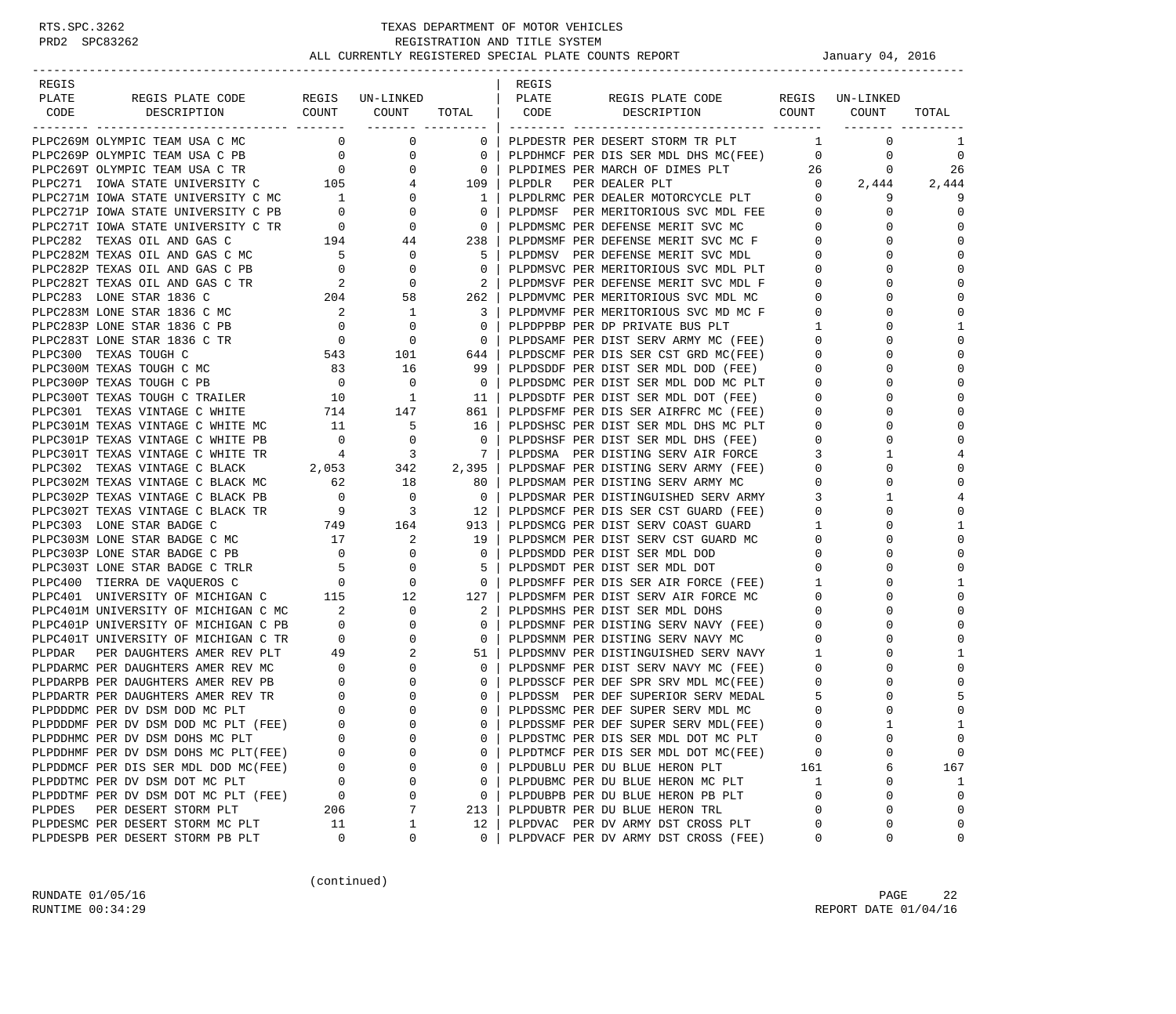TEXAS DEPARTMENT OF MOTOR VEHICLES
REGISTRATION AND TITLE SYSTEM
ALL CURRENTLY REGISTERED SPECIAL PLATE COUNTS REPORT — January 04, 2016

RTS.SPC.3262
PRD2 SPC83262

| REGIS PLATE CODE | REGIS PLATE CODE DESCRIPTION | REGIS COUNT | UN-LINKED COUNT | TOTAL |
|---|---|---|---|---|
| PLPC269M | OLYMPIC TEAM USA C MC | 0 | 0 | 0 |
| PLPC269P | OLYMPIC TEAM USA C PB | 0 | 0 | 0 |
| PLPC269T | OLYMPIC TEAM USA C TR | 0 | 0 | 0 |
| PLPC271 | IOWA STATE UNIVERSITY C | 105 | 4 | 109 |
| PLPC271M | IOWA STATE UNIVERSITY C MC | 1 | 0 | 1 |
| PLPC271P | IOWA STATE UNIVERSITY C PB | 0 | 0 | 0 |
| PLPC271T | IOWA STATE UNIVERSITY C TR | 0 | 0 | 0 |
| PLPC282 | TEXAS OIL AND GAS C | 194 | 44 | 238 |
| PLPC282M | TEXAS OIL AND GAS C MC | 5 | 0 | 5 |
| PLPC282P | TEXAS OIL AND GAS C PB | 0 | 0 | 0 |
| PLPC282T | TEXAS OIL AND GAS C TR | 2 | 0 | 2 |
| PLPC283 | LONE STAR 1836 C | 204 | 58 | 262 |
| PLPC283M | LONE STAR 1836 C MC | 2 | 1 | 3 |
| PLPC283P | LONE STAR 1836 C PB | 0 | 0 | 0 |
| PLPC283T | LONE STAR 1836 C TR | 0 | 0 | 0 |
| PLPC300 | TEXAS TOUGH C | 543 | 101 | 644 |
| PLPC300M | TEXAS TOUGH C MC | 83 | 16 | 99 |
| PLPC300P | TEXAS TOUGH C PB | 0 | 0 | 0 |
| PLPC300T | TEXAS TOUGH C TRAILER | 10 | 1 | 11 |
| PLPC301 | TEXAS VINTAGE C WHITE | 714 | 147 | 861 |
| PLPC301M | TEXAS VINTAGE C WHITE MC | 11 | 5 | 16 |
| PLPC301P | TEXAS VINTAGE C WHITE PB | 0 | 0 | 0 |
| PLPC301T | TEXAS VINTAGE C WHITE TR | 4 | 3 | 7 |
| PLPC302 | TEXAS VINTAGE C BLACK | 2,053 | 342 | 2,395 |
| PLPC302M | TEXAS VINTAGE C BLACK MC | 62 | 18 | 80 |
| PLPC302P | TEXAS VINTAGE C BLACK PB | 0 | 0 | 0 |
| PLPC302T | TEXAS VINTAGE C BLACK TR | 9 | 3 | 12 |
| PLPC303 | LONE STAR BADGE C | 749 | 164 | 913 |
| PLPC303M | LONE STAR BADGE C MC | 17 | 2 | 19 |
| PLPC303P | LONE STAR BADGE C PB | 0 | 0 | 0 |
| PLPC303T | LONE STAR BADGE C TRLR | 5 | 0 | 5 |
| PLPC400 | TIERRA DE VAQUEROS C | 0 | 0 | 0 |
| PLPC401 | UNIVERSITY OF MICHIGAN C | 115 | 12 | 127 |
| PLPC401M | UNIVERSITY OF MICHIGAN C MC | 2 | 0 | 2 |
| PLPC401P | UNIVERSITY OF MICHIGAN C PB | 0 | 0 | 0 |
| PLPC401T | UNIVERSITY OF MICHIGAN C TR | 0 | 0 | 0 |
| PLPDAR | PER DAUGHTERS AMER REV PLT | 49 | 2 | 51 |
| PLPDARMC | PER DAUGHTERS AMER REV MC | 0 | 0 | 0 |
| PLPDARPB | PER DAUGHTERS AMER REV PB | 0 | 0 | 0 |
| PLPDARTR | PER DAUGHTERS AMER REV TR | 0 | 0 | 0 |
| PLPDDDMC | PER DV DSM DOD MC PLT | 0 | 0 | 0 |
| PLPDDDMF | PER DV DSM DOD MC PLT (FEE) | 0 | 0 | 0 |
| PLPDDHMC | PER DV DSM DOHS MC PLT | 0 | 0 | 0 |
| PLPDDHMF | PER DV DSM DOHS MC PLT(FEE) | 0 | 0 | 0 |
| PLPDDMCF | PER DIS SER MDL DOD MC(FEE) | 0 | 0 | 0 |
| PLPDDTMC | PER DV DSM DOT MC PLT | 0 | 0 | 0 |
| PLPDDTMF | PER DV DSM DOT MC PLT (FEE) | 0 | 0 | 0 |
| PLPDES | PER DESERT STORM PLT | 206 | 7 | 213 |
| PLPDESMC | PER DESERT STORM MC PLT | 11 | 1 | 12 |
| PLPDESPB | PER DESERT STORM PB PLT | 0 | 0 | 0 |
| PLPDESTR | PER DESERT STORM TR PLT | 1 | 0 | 1 |
| PLPDHMCF | PER DIS SER MDL DHS MC(FEE) | 0 | 0 | 0 |
| PLPDIMES | PER MARCH OF DIMES PLT | 26 | 0 | 26 |
| PLPDLR | PER DEALER PLT | 0 | 2,444 | 2,444 |
| PLPDLRMC | PER DEALER MOTORCYCLE PLT | 0 | 9 | 9 |
| PLPDMSF | PER MERITORIOUS SVC MDL FEE | 0 | 0 | 0 |
| PLPDMSMC | PER DEFENSE MERIT SVC MC | 0 | 0 | 0 |
| PLPDMSMF | PER DEFENSE MERIT SVC MC F | 0 | 0 | 0 |
| PLPDMSV | PER DEFENSE MERIT SVC MDL | 0 | 0 | 0 |
| PLPDMSVC | PER MERITORIOUS SVC MDL PLT | 0 | 0 | 0 |
| PLPDMSVF | PER DEFENSE MERIT SVC MDL F | 0 | 0 | 0 |
| PLPDMVMC | PER MERITORIOUS SVC MDL MC | 0 | 0 | 0 |
| PLPDMVMF | PER MERITORIOUS SVC MD MC F | 0 | 0 | 0 |
| PLPDPPBP | PER DP PRIVATE BUS PLT | 1 | 0 | 1 |
| PLPDSAMF | PER DIST SERV ARMY MC (FEE) | 0 | 0 | 0 |
| PLPDSCMF | PER DIS SER CST GRD MC(FEE) | 0 | 0 | 0 |
| PLPDSDDF | PER DIST SER MDL DOD (FEE) | 0 | 0 | 0 |
| PLPDSDMC | PER DIST SER MDL DOD MC PLT | 0 | 0 | 0 |
| PLPDSDTF | PER DIST SER MDL DOT (FEE) | 0 | 0 | 0 |
| PLPDSFMF | PER DIS SER AIRFRC MC (FEE) | 0 | 0 | 0 |
| PLPDSHSC | PER DIST SER MDL DHS MC PLT | 0 | 0 | 0 |
| PLPDSHSF | PER DIST SER MDL DHS (FEE) | 0 | 0 | 0 |
| PLPDSMA | PER DISTING SERV AIR FORCE | 3 | 1 | 4 |
| PLPDSMAF | PER DISTING SERV ARMY (FEE) | 0 | 0 | 0 |
| PLPDSMAM | PER DISTING SERV ARMY MC | 0 | 0 | 0 |
| PLPDSMAR | PER DISTINGUISHED SERV ARMY | 3 | 1 | 4 |
| PLPDSMCF | PER DIS SER CST GUARD (FEE) | 0 | 0 | 0 |
| PLPDSMCG | PER DIST SERV COAST GUARD | 1 | 0 | 1 |
| PLPDSMCM | PER DIST SERV CST GUARD MC | 0 | 0 | 0 |
| PLPDSMDD | PER DIST SER MDL DOD | 0 | 0 | 0 |
| PLPDSMDT | PER DIST SER MDL DOT | 0 | 0 | 0 |
| PLPDSMFF | PER DIS SER AIR FORCE (FEE) | 1 | 0 | 1 |
| PLPDSMFM | PER DIST SERV AIR FORCE MC | 0 | 0 | 0 |
| PLPDSMHS | PER DIST SER MDL DOHS | 0 | 0 | 0 |
| PLPDSMNF | PER DISTING SERV NAVY (FEE) | 0 | 0 | 0 |
| PLPDSMNM | PER DISTING SERV NAVY MC | 0 | 0 | 0 |
| PLPDSMNV | PER DISTINGUISHED SERV NAVY | 1 | 0 | 1 |
| PLPDSNMF | PER DIST SERV NAVY MC (FEE) | 0 | 0 | 0 |
| PLPDSSCF | PER DEF SPR SRV MDL MC(FEE) | 0 | 0 | 0 |
| PLPDSSM | PER DEF SUPERIOR SERV MEDAL | 5 | 0 | 5 |
| PLPDSSMC | PER DEF SUPER SERV MDL MC | 0 | 0 | 0 |
| PLPDSSMF | PER DEF SUPER SERV MDL(FEE) | 0 | 1 | 1 |
| PLPDSTMC | PER DIS SER MDL DOT MC PLT | 0 | 0 | 0 |
| PLPDTMCF | PER DIS SER MDL DOT MC(FEE) | 0 | 0 | 0 |
| PLPDUBLU | PER DU BLUE HERON PLT | 161 | 6 | 167 |
| PLPDUBMC | PER DU BLUE HERON MC PLT | 1 | 0 | 1 |
| PLPDUBPB | PER DU BLUE HERON PB PLT | 0 | 0 | 0 |
| PLPDUBTR | PER DU BLUE HERON TRL | 0 | 0 | 0 |
| PLPDVAC | PER DV ARMY DST CROSS PLT | 0 | 0 | 0 |
| PLPDVACF | PER DV ARMY DST CROSS (FEE) | 0 | 0 | 0 |

(continued)

RUNDATE 01/05/16
RUNTIME 00:34:29
REPORT DATE 01/04/16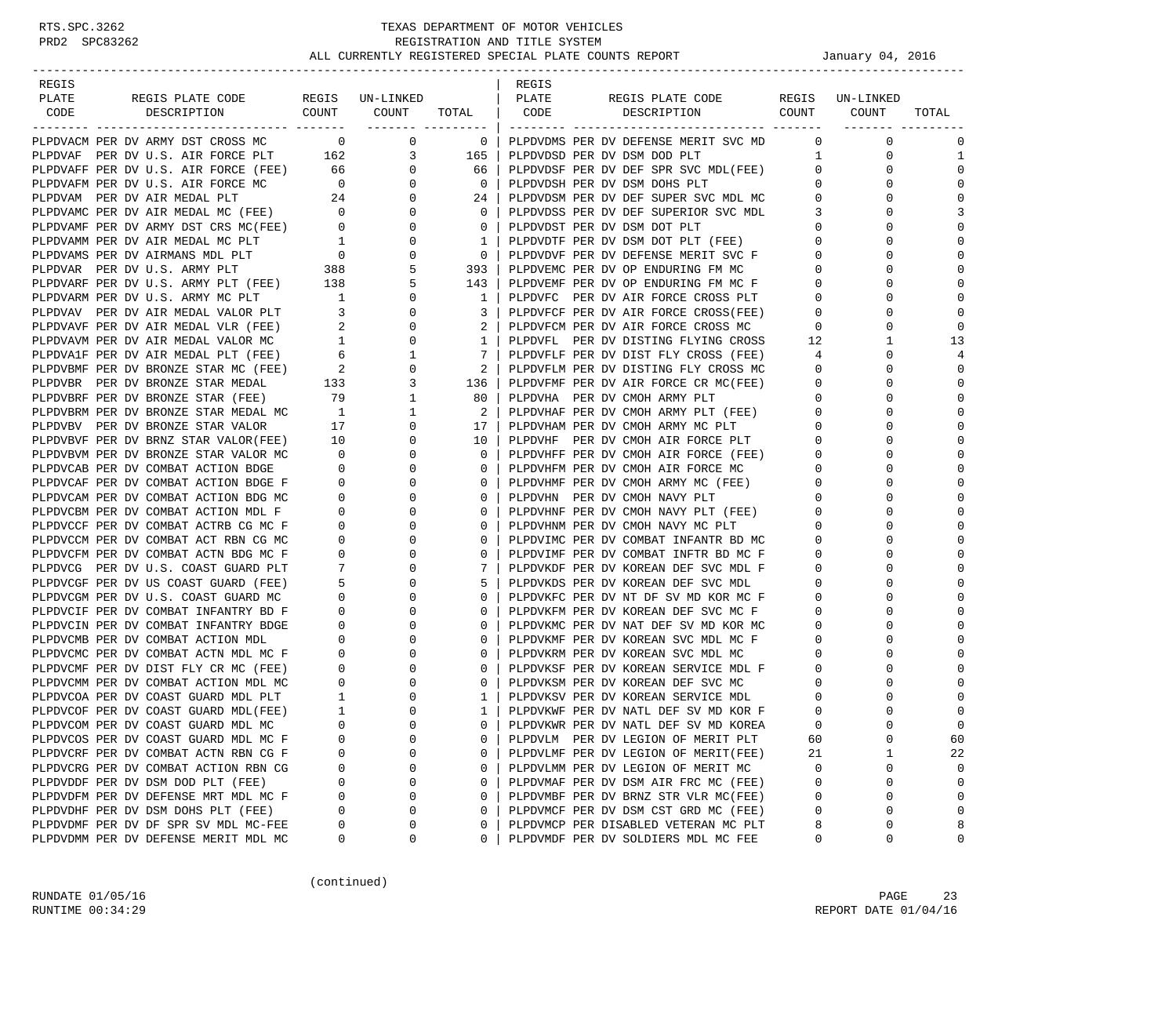TEXAS DEPARTMENT OF MOTOR VEHICLES
REGISTRATION AND TITLE SYSTEM
ALL CURRENTLY REGISTERED SPECIAL PLATE COUNTS REPORT — January 04, 2016

| REGIS PLATE CODE | REGIS PLATE CODE DESCRIPTION | REGIS COUNT | UN-LINKED COUNT | TOTAL |
|---|---|---|---|---|
| PLPDVACM | PER DV ARMY DST CROSS MC | 0 | 0 | 0 |
| PLPDVAF | PER DV U.S. AIR FORCE PLT | 162 | 3 | 165 |
| PLPDVAFF | PER DV U.S. AIR FORCE (FEE) | 66 | 0 | 66 |
| PLPDVAFM | PER DV U.S. AIR FORCE MC | 0 | 0 | 0 |
| PLPDVAM | PER DV AIR MEDAL PLT | 24 | 0 | 24 |
| PLPDVAMC | PER DV AIR MEDAL MC (FEE) | 0 | 0 | 0 |
| PLPDVAMF | PER DV ARMY DST CRS MC(FEE) | 0 | 0 | 0 |
| PLPDVAMM | PER DV AIR MEDAL MC PLT | 1 | 0 | 1 |
| PLPDVAMS | PER DV AIRMANS MDL PLT | 0 | 0 | 0 |
| PLPDVAR | PER DV U.S. ARMY PLT | 388 | 5 | 393 |
| PLPDVARF | PER DV U.S. ARMY PLT (FEE) | 138 | 5 | 143 |
| PLPDVARM | PER DV U.S. ARMY MC PLT | 1 | 0 | 1 |
| PLPDVAV | PER DV AIR MEDAL VALOR PLT | 3 | 0 | 3 |
| PLPDVAVF | PER DV AIR MEDAL VLR (FEE) | 2 | 0 | 2 |
| PLPDVAVM | PER DV AIR MEDAL VALOR MC | 1 | 0 | 1 |
| PLPDVA1F | PER DV AIR MEDAL PLT (FEE) | 6 | 1 | 7 |
| PLPDVBMF | PER DV BRONZE STAR MC (FEE) | 2 | 0 | 2 |
| PLPDVBR | PER DV BRONZE STAR MEDAL | 133 | 3 | 136 |
| PLPDVBRF | PER DV BRONZE STAR (FEE) | 79 | 1 | 80 |
| PLPDVBRM | PER DV BRONZE STAR MEDAL MC | 1 | 1 | 2 |
| PLPDVBV | PER DV BRONZE STAR VALOR | 17 | 0 | 17 |
| PLPDVBVF | PER DV BRNZ STAR VALOR(FEE) | 10 | 0 | 10 |
| PLPDVBVM | PER DV BRONZE STAR VALOR MC | 0 | 0 | 0 |
| PLPDVCAB | PER DV COMBAT ACTION BDGE | 0 | 0 | 0 |
| PLPDVCAF | PER DV COMBAT ACTION BDGE F | 0 | 0 | 0 |
| PLPDVCAM | PER DV COMBAT ACTION BDG MC | 0 | 0 | 0 |
| PLPDVCBM | PER DV COMBAT ACTION MDL F | 0 | 0 | 0 |
| PLPDVCCF | PER DV COMBAT ACTRB CG MC F | 0 | 0 | 0 |
| PLPDVCCM | PER DV COMBAT ACT RBN CG MC | 0 | 0 | 0 |
| PLPDVCFM | PER DV COMBAT ACTN BDG MC F | 0 | 0 | 0 |
| PLPDVCG | PER DV U.S. COAST GUARD PLT | 7 | 0 | 7 |
| PLPDVCGF | PER DV US COAST GUARD (FEE) | 5 | 0 | 5 |
| PLPDVCGM | PER DV U.S. COAST GUARD MC | 0 | 0 | 0 |
| PLPDVCIF | PER DV COMBAT INFANTRY BD F | 0 | 0 | 0 |
| PLPDVCIN | PER DV COMBAT INFANTRY BDGE | 0 | 0 | 0 |
| PLPDVCMB | PER DV COMBAT ACTION MDL | 0 | 0 | 0 |
| PLPDVCMC | PER DV COMBAT ACTN MDL MC F | 0 | 0 | 0 |
| PLPDVCMF | PER DV DIST FLY CR MC (FEE) | 0 | 0 | 0 |
| PLPDVCMM | PER DV COMBAT ACTION MDL MC | 0 | 0 | 0 |
| PLPDVCOA | PER DV COAST GUARD MDL PLT | 1 | 0 | 1 |
| PLPDVCOF | PER DV COAST GUARD MDL(FEE) | 1 | 0 | 1 |
| PLPDVCOM | PER DV COAST GUARD MDL MC | 0 | 0 | 0 |
| PLPDVCOS | PER DV COAST GUARD MDL MC F | 0 | 0 | 0 |
| PLPDVCRF | PER DV COMBAT ACTN RBN CG F | 0 | 0 | 0 |
| PLPDVCRG | PER DV COMBAT ACTION RBN CG | 0 | 0 | 0 |
| PLPDVDDF | PER DV DSM DOD PLT (FEE) | 0 | 0 | 0 |
| PLPDVDFM | PER DV DEFENSE MRT MDL MC F | 0 | 0 | 0 |
| PLPDVDHF | PER DV DSM DOHS PLT (FEE) | 0 | 0 | 0 |
| PLPDVDMF | PER DV DF SPR SV MDL MC-FEE | 0 | 0 | 0 |
| PLPDVDMM | PER DV DEFENSE MERIT MDL MC | 0 | 0 | 0 |
| PLPDVDMS | PER DV DEFENSE MERIT SVC MD | 0 | 0 | 0 |
| PLPDVDSD | PER DV DSM DOD PLT | 1 | 0 | 1 |
| PLPDVDSF | PER DV DEF SPR SVC MDL(FEE) | 0 | 0 | 0 |
| PLPDVDSH | PER DV DSM DOHS PLT | 0 | 0 | 0 |
| PLPDVDSM | PER DV DEF SUPER SVC MDL MC | 0 | 0 | 0 |
| PLPDVDSS | PER DV DEF SUPERIOR SVC MDL | 3 | 0 | 3 |
| PLPDVDST | PER DV DSM DOT PLT | 0 | 0 | 0 |
| PLPDVDTF | PER DV DSM DOT PLT (FEE) | 0 | 0 | 0 |
| PLPDVDVF | PER DV DEFENSE MERIT SVC F | 0 | 0 | 0 |
| PLPDVEMC | PER DV OP ENDURING FM MC | 0 | 0 | 0 |
| PLPDVEMF | PER DV OP ENDURING FM MC F | 0 | 0 | 0 |
| PLPDVFC | PER DV AIR FORCE CROSS PLT | 0 | 0 | 0 |
| PLPDVFCF | PER DV AIR FORCE CROSS(FEE) | 0 | 0 | 0 |
| PLPDVFCM | PER DV AIR FORCE CROSS MC | 0 | 0 | 0 |
| PLPDVFL | PER DV DISTING FLYING CROSS | 12 | 1 | 13 |
| PLPDVFLF | PER DV DIST FLY CROSS (FEE) | 4 | 0 | 4 |
| PLPDVFLM | PER DV DISTING FLY CROSS MC | 0 | 0 | 0 |
| PLPDVFMF | PER DV AIR FORCE CR MC(FEE) | 0 | 0 | 0 |
| PLPDVHA | PER DV CMOH ARMY PLT | 0 | 0 | 0 |
| PLPDVHAF | PER DV CMOH ARMY PLT (FEE) | 0 | 0 | 0 |
| PLPDVHAM | PER DV CMOH ARMY MC PLT | 0 | 0 | 0 |
| PLPDVHF | PER DV CMOH AIR FORCE PLT | 0 | 0 | 0 |
| PLPDVHFF | PER DV CMOH AIR FORCE (FEE) | 0 | 0 | 0 |
| PLPDVHFM | PER DV CMOH AIR FORCE MC | 0 | 0 | 0 |
| PLPDVHMF | PER DV CMOH ARMY MC (FEE) | 0 | 0 | 0 |
| PLPDVHN | PER DV CMOH NAVY PLT | 0 | 0 | 0 |
| PLPDVHNF | PER DV CMOH NAVY PLT (FEE) | 0 | 0 | 0 |
| PLPDVHNM | PER DV CMOH NAVY MC PLT | 0 | 0 | 0 |
| PLPDVIMC | PER DV COMBAT INFANTR BD MC | 0 | 0 | 0 |
| PLPDVIMF | PER DV COMBAT INFTR BD MC F | 0 | 0 | 0 |
| PLPDVKDF | PER DV KOREAN DEF SVC MDL F | 0 | 0 | 0 |
| PLPDVKDS | PER DV KOREAN DEF SVC MDL | 0 | 0 | 0 |
| PLPDVKFC | PER DV NT DF SV MD KOR MC F | 0 | 0 | 0 |
| PLPDVKFM | PER DV KOREAN DEF SVC MC F | 0 | 0 | 0 |
| PLPDVKMC | PER DV NAT DEF SV MD KOR MC | 0 | 0 | 0 |
| PLPDVKMF | PER DV KOREAN SVC MDL MC F | 0 | 0 | 0 |
| PLPDVKRM | PER DV KOREAN SVC MDL MC | 0 | 0 | 0 |
| PLPDVKSF | PER DV KOREAN SERVICE MDL F | 0 | 0 | 0 |
| PLPDVKSM | PER DV KOREAN DEF SVC MC | 0 | 0 | 0 |
| PLPDVKSV | PER DV KOREAN SERVICE MDL | 0 | 0 | 0 |
| PLPDVKWF | PER DV NATL DEF SV MD KOR F | 0 | 0 | 0 |
| PLPDVKWR | PER DV NATL DEF SV MD KOREA | 0 | 0 | 0 |
| PLPDVLM | PER DV LEGION OF MERIT PLT | 60 | 0 | 60 |
| PLPDVLMF | PER DV LEGION OF MERIT(FEE) | 21 | 1 | 22 |
| PLPDVLMM | PER DV LEGION OF MERIT MC | 0 | 0 | 0 |
| PLPDVMAF | PER DV DSM AIR FRC MC (FEE) | 0 | 0 | 0 |
| PLPDVMBF | PER DV BRNZ STR VLR MC(FEE) | 0 | 0 | 0 |
| PLPDVMCF | PER DV DSM CST GRD MC (FEE) | 0 | 0 | 0 |
| PLPDVMCP | PER DISABLED VETERAN MC PLT | 8 | 0 | 8 |
| PLPDVMDF | PER DV SOLDIERS MDL MC FEE | 0 | 0 | 0 |

(continued)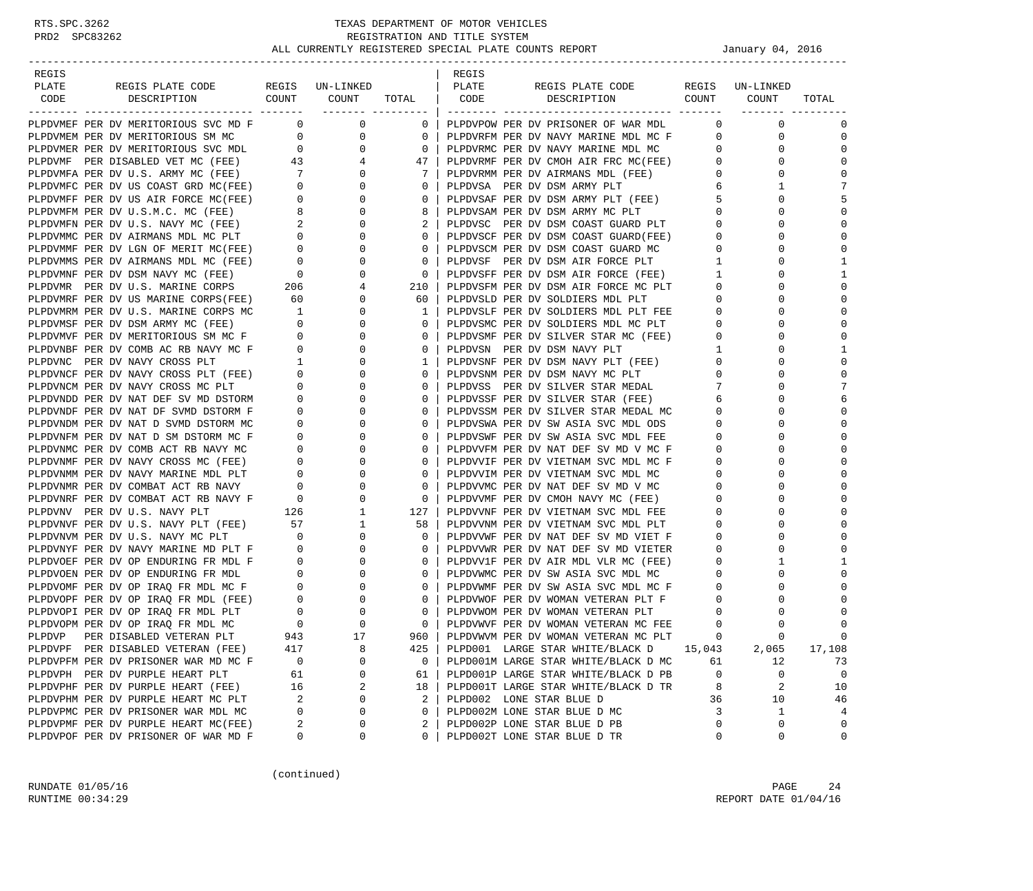RTS.SPC.3262
PRD2 SPC83262

# TEXAS DEPARTMENT OF MOTOR VEHICLES
## REGISTRATION AND TITLE SYSTEM
### ALL CURRENTLY REGISTERED SPECIAL PLATE COUNTS REPORT

January 04, 2016

| REGIS PLATE CODE | REGIS PLATE CODE DESCRIPTION | REGIS COUNT | UN-LINKED COUNT | TOTAL |
|---|---|---|---|---|
| PLPDVMEF | PER DV MERITORIOUS SVC MD F | 0 | 0 | 0 |
| PLPDVMEM | PER DV MERITORIOUS SM MC | 0 | 0 | 0 |
| PLPDVMER | PER DV MERITORIOUS SVC MDL | 0 | 0 | 0 |
| PLPDVMF | PER DISABLED VET MC (FEE) | 43 | 4 | 47 |
| PLPDVMFA | PER DV U.S. ARMY MC (FEE) | 7 | 0 | 7 |
| PLPDVMFC | PER DV US COAST GRD MC(FEE) | 0 | 0 | 0 |
| PLPDVMFF | PER DV US AIR FORCE MC(FEE) | 0 | 0 | 0 |
| PLPDVMFM | PER DV U.S.M.C. MC (FEE) | 8 | 0 | 8 |
| PLPDVMFN | PER DV U.S. NAVY MC (FEE) | 2 | 0 | 2 |
| PLPDVMMC | PER DV AIRMANS MDL MC PLT | 0 | 0 | 0 |
| PLPDVMMF | PER DV LGN OF MERIT MC(FEE) | 0 | 0 | 0 |
| PLPDVMMS | PER DV AIRMANS MDL MC (FEE) | 0 | 0 | 0 |
| PLPDVMNF | PER DV DSM NAVY MC (FEE) | 0 | 0 | 0 |
| PLPDVMR | PER DV U.S. MARINE CORPS | 206 | 4 | 210 |
| PLPDVMRF | PER DV US MARINE CORPS(FEE) | 60 | 0 | 60 |
| PLPDVMRM | PER DV U.S. MARINE CORPS MC | 1 | 0 | 1 |
| PLPDVMSF | PER DV DSM ARMY MC (FEE) | 0 | 0 | 0 |
| PLPDVMVF | PER DV MERITORIOUS SM MC F | 0 | 0 | 0 |
| PLPDVNBF | PER DV COMB AC RB NAVY MC F | 0 | 0 | 0 |
| PLPDVNC | PER DV NAVY CROSS PLT | 1 | 0 | 1 |
| PLPDVNCF | PER DV NAVY CROSS PLT (FEE) | 0 | 0 | 0 |
| PLPDVNCM | PER DV NAVY CROSS MC PLT | 0 | 0 | 0 |
| PLPDVNDD | PER DV NAT DEF SV MD DSTORM | 0 | 0 | 0 |
| PLPDVNDF | PER DV NAT DF SVMD DSTORM F | 0 | 0 | 0 |
| PLPDVNDM | PER DV NAT D SVMD DSTORM MC | 0 | 0 | 0 |
| PLPDVNFM | PER DV NAT D SM DSTORM MC F | 0 | 0 | 0 |
| PLPDVNMC | PER DV COMB ACT RB NAVY MC | 0 | 0 | 0 |
| PLPDVNMF | PER DV NAVY CROSS MC (FEE) | 0 | 0 | 0 |
| PLPDVNMM | PER DV NAVY MARINE MDL PLT | 0 | 0 | 0 |
| PLPDVNMR | PER DV COMBAT ACT RB NAVY | 0 | 0 | 0 |
| PLPDVNRF | PER DV COMBAT ACT RB NAVY F | 0 | 0 | 0 |
| PLPDVNV | PER DV U.S. NAVY PLT | 126 | 1 | 127 |
| PLPDVNVF | PER DV U.S. NAVY PLT (FEE) | 57 | 1 | 58 |
| PLPDVNVM | PER DV U.S. NAVY MC PLT | 0 | 0 | 0 |
| PLPDVNYF | PER DV NAVY MARINE MD PLT F | 0 | 0 | 0 |
| PLPDVOEF | PER DV OP ENDURING FR MDL F | 0 | 0 | 0 |
| PLPDVOEN | PER DV OP ENDURING FR MDL | 0 | 0 | 0 |
| PLPDVOMF | PER DV OP IRAQ FR MDL MC F | 0 | 0 | 0 |
| PLPDVOPF | PER DV OP IRAQ FR MDL (FEE) | 0 | 0 | 0 |
| PLPDVOPI | PER DV OP IRAQ FR MDL PLT | 0 | 0 | 0 |
| PLPDVOPM | PER DV OP IRAQ FR MDL MC | 0 | 0 | 0 |
| PLPDVP | PER DISABLED VETERAN PLT | 943 | 17 | 960 |
| PLPDVPF | PER DISABLED VETERAN (FEE) | 417 | 8 | 425 |
| PLPDVPFM | PER DV PRISONER WAR MD MC F | 0 | 0 | 0 |
| PLPDVPH | PER DV PURPLE HEART PLT | 61 | 0 | 61 |
| PLPDVPHF | PER DV PURPLE HEART (FEE) | 16 | 2 | 18 |
| PLPDVPHM | PER DV PURPLE HEART MC PLT | 2 | 0 | 2 |
| PLPDVPMC | PER DV PRISONER WAR MDL MC | 0 | 0 | 0 |
| PLPDVPMF | PER DV PURPLE HEART MC(FEE) | 2 | 0 | 2 |
| PLPDVPOF | PER DV PRISONER OF WAR MD F | 0 | 0 | 0 |
| PLPDVPOW | PER DV PRISONER OF WAR MDL | 0 | 0 | 0 |
| PLPDVRFM | PER DV NAVY MARINE MDL MC F | 0 | 0 | 0 |
| PLPDVRMC | PER DV NAVY MARINE MDL MC | 0 | 0 | 0 |
| PLPDVRMF | PER DV CMOH AIR FRC MC(FEE) | 0 | 0 | 0 |
| PLPDVRMM | PER DV AIRMANS MDL (FEE) | 0 | 0 | 0 |
| PLPDVSA | PER DV DSM ARMY PLT | 6 | 1 | 7 |
| PLPDVSAF | PER DV DSM ARMY PLT (FEE) | 5 | 0 | 5 |
| PLPDVSAM | PER DV DSM ARMY MC PLT | 0 | 0 | 0 |
| PLPDVSC | PER DV DSM COAST GUARD PLT | 0 | 0 | 0 |
| PLPDVSCF | PER DV DSM COAST GUARD(FEE) | 0 | 0 | 0 |
| PLPDVSCM | PER DV DSM COAST GUARD MC | 0 | 0 | 0 |
| PLPDVSF | PER DV DSM AIR FORCE PLT | 1 | 0 | 1 |
| PLPDVSFF | PER DV DSM AIR FORCE (FEE) | 1 | 0 | 1 |
| PLPDVSFM | PER DV DSM AIR FORCE MC PLT | 0 | 0 | 0 |
| PLPDVSLD | PER DV SOLDIERS MDL PLT | 0 | 0 | 0 |
| PLPDVSLF | PER DV SOLDIERS MDL PLT FEE | 0 | 0 | 0 |
| PLPDVSMC | PER DV SOLDIERS MDL MC PLT | 0 | 0 | 0 |
| PLPDVSMF | PER DV SILVER STAR MC (FEE) | 0 | 0 | 0 |
| PLPDVSN | PER DV DSM NAVY PLT | 1 | 0 | 1 |
| PLPDVSNF | PER DV DSM NAVY PLT (FEE) | 0 | 0 | 0 |
| PLPDVSNM | PER DV DSM NAVY MC PLT | 0 | 0 | 0 |
| PLPDVSS | PER DV SILVER STAR MEDAL | 7 | 0 | 7 |
| PLPDVSSF | PER DV SILVER STAR (FEE) | 6 | 0 | 6 |
| PLPDVSSM | PER DV SILVER STAR MEDAL MC | 0 | 0 | 0 |
| PLPDVSWA | PER DV SW ASIA SVC MDL ODS | 0 | 0 | 0 |
| PLPDVSWF | PER DV SW ASIA SVC MDL FEE | 0 | 0 | 0 |
| PLPDVVFM | PER DV NAT DEF SV MD V MC F | 0 | 0 | 0 |
| PLPDVVIF | PER DV VIETNAM SVC MDL MC F | 0 | 0 | 0 |
| PLPDVVIM | PER DV VIETNAM SVC MDL MC | 0 | 0 | 0 |
| PLPDVVMC | PER DV NAT DEF SV MD V MC | 0 | 0 | 0 |
| PLPDVVMF | PER DV CMOH NAVY MC (FEE) | 0 | 0 | 0 |
| PLPDVVNF | PER DV VIETNAM SVC MDL FEE | 0 | 0 | 0 |
| PLPDVVNM | PER DV VIETNAM SVC MDL PLT | 0 | 0 | 0 |
| PLPDVVWF | PER DV NAT DEF SV MD VIET F | 0 | 0 | 0 |
| PLPDVVWR | PER DV NAT DEF SV MD VIETER | 0 | 0 | 0 |
| PLPDVV1F | PER DV AIR MDL VLR MC (FEE) | 0 | 1 | 1 |
| PLPDVWMC | PER DV SW ASIA SVC MDL MC | 0 | 0 | 0 |
| PLPDVWMF | PER DV SW ASIA SVC MDL MC F | 0 | 0 | 0 |
| PLPDVWOF | PER DV WOMAN VETERAN PLT F | 0 | 0 | 0 |
| PLPDVWOM | PER DV WOMAN VETERAN PLT | 0 | 0 | 0 |
| PLPDVWVF | PER DV WOMAN VETERAN MC FEE | 0 | 0 | 0 |
| PLPDVWVM | PER DV WOMAN VETERAN MC PLT | 0 | 0 | 0 |
| PLPD001 | LARGE STAR WHITE/BLACK D | 15,043 | 2,065 | 17,108 |
| PLPD001M | LARGE STAR WHITE/BLACK D MC | 61 | 12 | 73 |
| PLPD001P | LARGE STAR WHITE/BLACK D PB | 0 | 0 | 0 |
| PLPD001T | LARGE STAR WHITE/BLACK D TR | 8 | 2 | 10 |
| PLPD002 | LONE STAR BLUE D | 36 | 10 | 46 |
| PLPD002M | LONE STAR BLUE D MC | 3 | 1 | 4 |
| PLPD002P | LONE STAR BLUE D PB | 0 | 0 | 0 |
| PLPD002T | LONE STAR BLUE D TR | 0 | 0 | 0 |

(continued)

RUNDATE 01/05/16
RUNTIME 00:34:29

REPORT DATE 01/04/16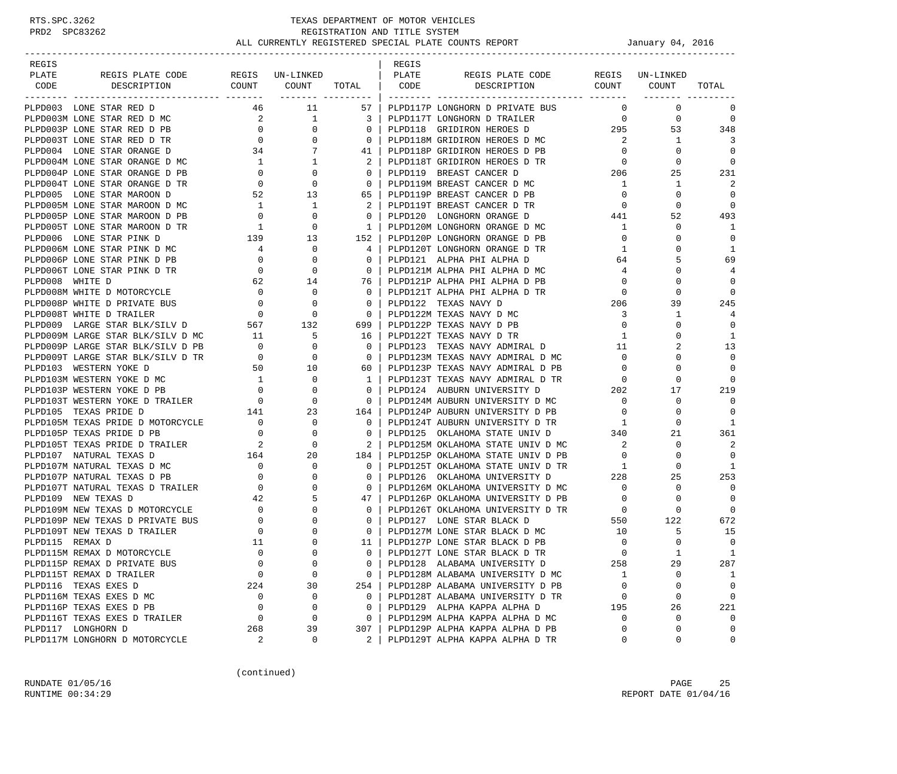# TEXAS DEPARTMENT OF MOTOR VEHICLES
## REGISTRATION AND TITLE SYSTEM
### ALL CURRENTLY REGISTERED SPECIAL PLATE COUNTS REPORT — January 04, 2016

| REGIS PLATE CODE | REGIS PLATE CODE DESCRIPTION | REGIS COUNT | UN-LINKED COUNT | TOTAL |
|---|---|---|---|---|
| PLPD003 | LONE STAR RED D | 46 | 11 | 57 |
| PLPD003M | LONE STAR RED D MC | 2 | 1 | 3 |
| PLPD003P | LONE STAR RED D PB | 0 | 0 | 0 |
| PLPD003T | LONE STAR RED D TR | 0 | 0 | 0 |
| PLPD004 | LONE STAR ORANGE D | 34 | 7 | 41 |
| PLPD004M | LONE STAR ORANGE D MC | 1 | 1 | 2 |
| PLPD004P | LONE STAR ORANGE D PB | 0 | 0 | 0 |
| PLPD004T | LONE STAR ORANGE D TR | 0 | 0 | 0 |
| PLPD005 | LONE STAR MAROON D | 52 | 13 | 65 |
| PLPD005M | LONE STAR MAROON D MC | 1 | 1 | 2 |
| PLPD005P | LONE STAR MAROON D PB | 0 | 0 | 0 |
| PLPD005T | LONE STAR MAROON D TR | 1 | 0 | 1 |
| PLPD006 | LONE STAR PINK D | 139 | 13 | 152 |
| PLPD006M | LONE STAR PINK D MC | 4 | 0 | 4 |
| PLPD006P | LONE STAR PINK D PB | 0 | 0 | 0 |
| PLPD006T | LONE STAR PINK D TR | 0 | 0 | 0 |
| PLPD008 | WHITE D | 62 | 14 | 76 |
| PLPD008M | WHITE D MOTORCYCLE | 0 | 0 | 0 |
| PLPD008P | WHITE D PRIVATE BUS | 0 | 0 | 0 |
| PLPD008T | WHITE D TRAILER | 0 | 0 | 0 |
| PLPD009 | LARGE STAR BLK/SILV D | 567 | 132 | 699 |
| PLPD009M | LARGE STAR BLK/SILV D MC | 11 | 5 | 16 |
| PLPD009P | LARGE STAR BLK/SILV D PB | 0 | 0 | 0 |
| PLPD009T | LARGE STAR BLK/SILV D TR | 0 | 0 | 0 |
| PLPD103 | WESTERN YOKE D | 50 | 10 | 60 |
| PLPD103M | WESTERN YOKE D MC | 1 | 0 | 1 |
| PLPD103P | WESTERN YOKE D PB | 0 | 0 | 0 |
| PLPD103T | WESTERN YOKE D TRAILER | 0 | 0 | 0 |
| PLPD105 | TEXAS PRIDE D | 141 | 23 | 164 |
| PLPD105M | TEXAS PRIDE D MOTORCYCLE | 0 | 0 | 0 |
| PLPD105P | TEXAS PRIDE D PB | 0 | 0 | 0 |
| PLPD105T | TEXAS PRIDE D TRAILER | 2 | 0 | 2 |
| PLPD107 | NATURAL TEXAS D | 164 | 20 | 184 |
| PLPD107M | NATURAL TEXAS D MC | 0 | 0 | 0 |
| PLPD107P | NATURAL TEXAS D PB | 0 | 0 | 0 |
| PLPD107T | NATURAL TEXAS D TRAILER | 0 | 0 | 0 |
| PLPD109 | NEW TEXAS D | 42 | 5 | 47 |
| PLPD109M | NEW TEXAS D MOTORCYCLE | 0 | 0 | 0 |
| PLPD109P | NEW TEXAS D PRIVATE BUS | 0 | 0 | 0 |
| PLPD109T | NEW TEXAS D TRAILER | 0 | 0 | 0 |
| PLPD115 | REMAX D | 11 | 0 | 11 |
| PLPD115M | REMAX D MOTORCYCLE | 0 | 0 | 0 |
| PLPD115P | REMAX D PRIVATE BUS | 0 | 0 | 0 |
| PLPD115T | REMAX D TRAILER | 0 | 0 | 0 |
| PLPD116 | TEXAS EXES D | 224 | 30 | 254 |
| PLPD116M | TEXAS EXES D MC | 0 | 0 | 0 |
| PLPD116P | TEXAS EXES D PB | 0 | 0 | 0 |
| PLPD116T | TEXAS EXES D TRAILER | 0 | 0 | 0 |
| PLPD117 | LONGHORN D | 268 | 39 | 307 |
| PLPD117M | LONGHORN D MOTORCYCLE | 2 | 0 | 2 |
| PLPD117P | LONGHORN D PRIVATE BUS | 0 | 0 | 0 |
| PLPD117T | LONGHORN D TRAILER | 0 | 0 | 0 |
| PLPD118 | GRIDIRON HEROES D | 295 | 53 | 348 |
| PLPD118M | GRIDIRON HEROES D MC | 2 | 1 | 3 |
| PLPD118P | GRIDIRON HEROES D PB | 0 | 0 | 0 |
| PLPD118T | GRIDIRON HEROES D TR | 0 | 0 | 0 |
| PLPD119 | BREAST CANCER D | 206 | 25 | 231 |
| PLPD119M | BREAST CANCER D MC | 1 | 1 | 2 |
| PLPD119P | BREAST CANCER D PB | 0 | 0 | 0 |
| PLPD119T | BREAST CANCER D TR | 0 | 0 | 0 |
| PLPD120 | LONGHORN ORANGE D | 441 | 52 | 493 |
| PLPD120M | LONGHORN ORANGE D MC | 1 | 0 | 1 |
| PLPD120P | LONGHORN ORANGE D PB | 0 | 0 | 0 |
| PLPD120T | LONGHORN ORANGE D TR | 1 | 0 | 1 |
| PLPD121 | ALPHA PHI ALPHA D | 64 | 5 | 69 |
| PLPD121M | ALPHA PHI ALPHA D MC | 4 | 0 | 4 |
| PLPD121P | ALPHA PHI ALPHA D PB | 0 | 0 | 0 |
| PLPD121T | ALPHA PHI ALPHA D TR | 0 | 0 | 0 |
| PLPD122 | TEXAS NAVY D | 206 | 39 | 245 |
| PLPD122M | TEXAS NAVY D MC | 3 | 1 | 4 |
| PLPD122P | TEXAS NAVY D PB | 0 | 0 | 0 |
| PLPD122T | TEXAS NAVY D TR | 1 | 0 | 1 |
| PLPD123 | TEXAS NAVY ADMIRAL D | 11 | 2 | 13 |
| PLPD123M | TEXAS NAVY ADMIRAL D MC | 0 | 0 | 0 |
| PLPD123P | TEXAS NAVY ADMIRAL D PB | 0 | 0 | 0 |
| PLPD123T | TEXAS NAVY ADMIRAL D TR | 0 | 0 | 0 |
| PLPD124 | AUBURN UNIVERSITY D | 202 | 17 | 219 |
| PLPD124M | AUBURN UNIVERSITY D MC | 0 | 0 | 0 |
| PLPD124P | AUBURN UNIVERSITY D PB | 0 | 0 | 0 |
| PLPD124T | AUBURN UNIVERSITY D TR | 1 | 0 | 1 |
| PLPD125 | OKLAHOMA STATE UNIV D | 340 | 21 | 361 |
| PLPD125M | OKLAHOMA STATE UNIV D MC | 2 | 0 | 2 |
| PLPD125P | OKLAHOMA STATE UNIV D PB | 0 | 0 | 0 |
| PLPD125T | OKLAHOMA STATE UNIV D TR | 1 | 0 | 1 |
| PLPD126 | OKLAHOMA UNIVERSITY D | 228 | 25 | 253 |
| PLPD126M | OKLAHOMA UNIVERSITY D MC | 0 | 0 | 0 |
| PLPD126P | OKLAHOMA UNIVERSITY D PB | 0 | 0 | 0 |
| PLPD126T | OKLAHOMA UNIVERSITY D TR | 0 | 0 | 0 |
| PLPD127 | LONE STAR BLACK D | 550 | 122 | 672 |
| PLPD127M | LONE STAR BLACK D MC | 10 | 5 | 15 |
| PLPD127P | LONE STAR BLACK D PB | 0 | 0 | 0 |
| PLPD127T | LONE STAR BLACK D TR | 0 | 1 | 1 |
| PLPD128 | ALABAMA UNIVERSITY D | 258 | 29 | 287 |
| PLPD128M | ALABAMA UNIVERSITY D MC | 1 | 0 | 1 |
| PLPD128P | ALABAMA UNIVERSITY D PB | 0 | 0 | 0 |
| PLPD128T | ALABAMA UNIVERSITY D TR | 0 | 0 | 0 |
| PLPD129 | ALPHA KAPPA ALPHA D | 195 | 26 | 221 |
| PLPD129M | ALPHA KAPPA ALPHA D MC | 0 | 0 | 0 |
| PLPD129P | ALPHA KAPPA ALPHA D PB | 0 | 0 | 0 |
| PLPD129T | ALPHA KAPPA ALPHA D TR | 0 | 0 | 0 |

(continued)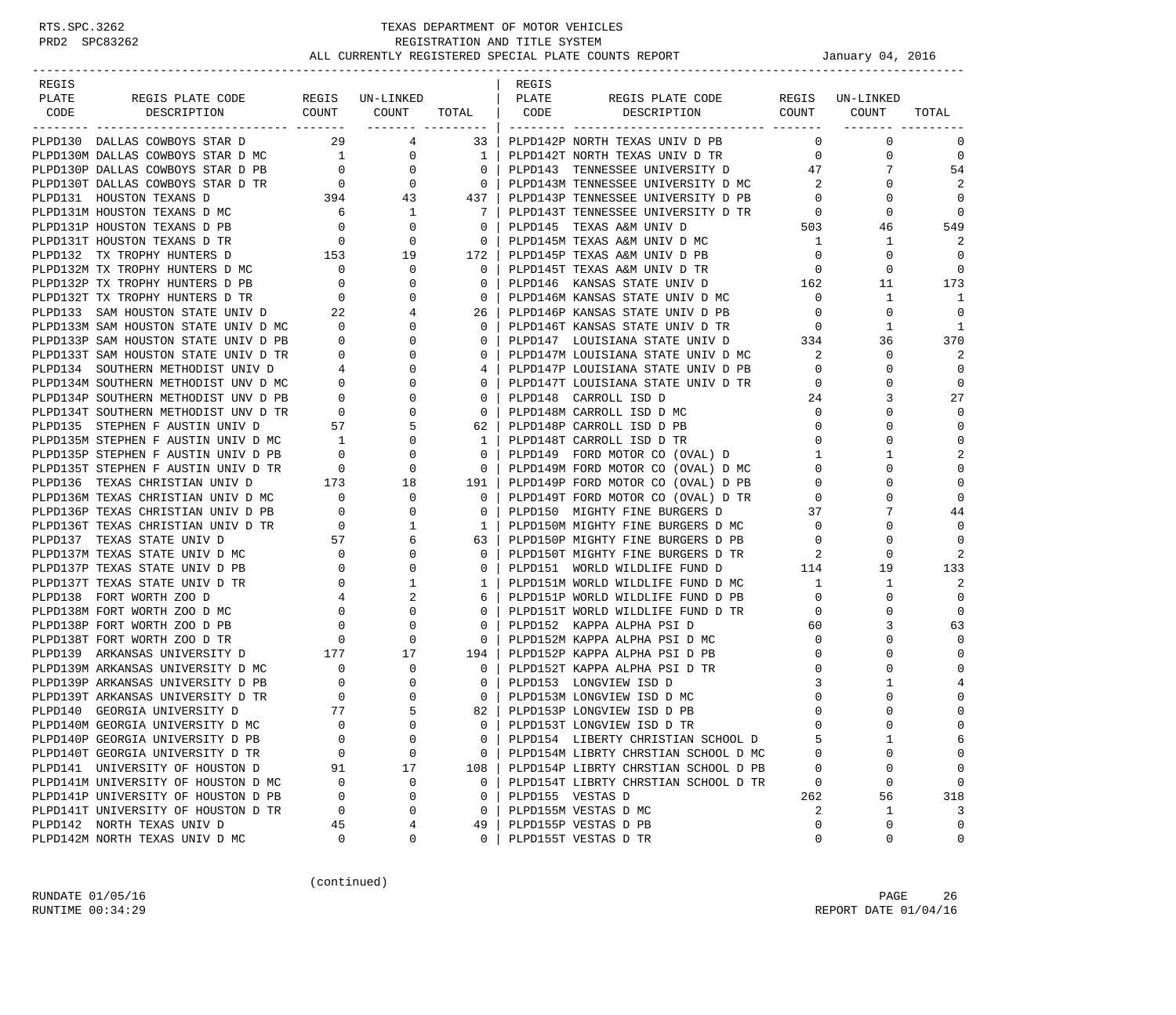RTS.SPC.3262 PRD2 SPC83262

# TEXAS DEPARTMENT OF MOTOR VEHICLES
## REGISTRATION AND TITLE SYSTEM
### ALL CURRENTLY REGISTERED SPECIAL PLATE COUNTS REPORT

January 04, 2016

| REGIS PLATE CODE | REGIS PLATE CODE DESCRIPTION | REGIS COUNT | UN-LINKED COUNT | TOTAL |
|---|---|---|---|---|
| PLPD130 | DALLAS COWBOYS STAR D | 29 | 4 | 33 |
| PLPD130M | DALLAS COWBOYS STAR D MC | 1 | 0 | 1 |
| PLPD130P | DALLAS COWBOYS STAR D PB | 0 | 0 | 0 |
| PLPD130T | DALLAS COWBOYS STAR D TR | 0 | 0 | 0 |
| PLPD131 | HOUSTON TEXANS D | 394 | 43 | 437 |
| PLPD131M | HOUSTON TEXANS D MC | 6 | 1 | 7 |
| PLPD131P | HOUSTON TEXANS D PB | 0 | 0 | 0 |
| PLPD131T | HOUSTON TEXANS D TR | 0 | 0 | 0 |
| PLPD132 | TX TROPHY HUNTERS D | 153 | 19 | 172 |
| PLPD132M | TX TROPHY HUNTERS D MC | 0 | 0 | 0 |
| PLPD132P | TX TROPHY HUNTERS D PB | 0 | 0 | 0 |
| PLPD132T | TX TROPHY HUNTERS D TR | 0 | 0 | 0 |
| PLPD133 | SAM HOUSTON STATE UNIV D | 22 | 4 | 26 |
| PLPD133M | SAM HOUSTON STATE UNIV D MC | 0 | 0 | 0 |
| PLPD133P | SAM HOUSTON STATE UNIV D PB | 0 | 0 | 0 |
| PLPD133T | SAM HOUSTON STATE UNIV D TR | 0 | 0 | 0 |
| PLPD134 | SOUTHERN METHODIST UNIV D | 4 | 0 | 4 |
| PLPD134M | SOUTHERN METHODIST UNV D MC | 0 | 0 | 0 |
| PLPD134P | SOUTHERN METHODIST UNV D PB | 0 | 0 | 0 |
| PLPD134T | SOUTHERN METHODIST UNV D TR | 0 | 0 | 0 |
| PLPD135 | STEPHEN F AUSTIN UNIV D | 57 | 5 | 62 |
| PLPD135M | STEPHEN F AUSTIN UNIV D MC | 1 | 0 | 1 |
| PLPD135P | STEPHEN F AUSTIN UNIV D PB | 0 | 0 | 0 |
| PLPD135T | STEPHEN F AUSTIN UNIV D TR | 0 | 0 | 0 |
| PLPD136 | TEXAS CHRISTIAN UNIV D | 173 | 18 | 191 |
| PLPD136M | TEXAS CHRISTIAN UNIV D MC | 0 | 0 | 0 |
| PLPD136P | TEXAS CHRISTIAN UNIV D PB | 0 | 0 | 0 |
| PLPD136T | TEXAS CHRISTIAN UNIV D TR | 0 | 1 | 1 |
| PLPD137 | TEXAS STATE UNIV D | 57 | 6 | 63 |
| PLPD137M | TEXAS STATE UNIV D MC | 0 | 0 | 0 |
| PLPD137P | TEXAS STATE UNIV D PB | 0 | 0 | 0 |
| PLPD137T | TEXAS STATE UNIV D TR | 0 | 1 | 1 |
| PLPD138 | FORT WORTH ZOO D | 4 | 2 | 6 |
| PLPD138M | FORT WORTH ZOO D MC | 0 | 0 | 0 |
| PLPD138P | FORT WORTH ZOO D PB | 0 | 0 | 0 |
| PLPD138T | FORT WORTH ZOO D TR | 0 | 0 | 0 |
| PLPD139 | ARKANSAS UNIVERSITY D | 177 | 17 | 194 |
| PLPD139M | ARKANSAS UNIVERSITY D MC | 0 | 0 | 0 |
| PLPD139P | ARKANSAS UNIVERSITY D PB | 0 | 0 | 0 |
| PLPD139T | ARKANSAS UNIVERSITY D TR | 0 | 0 | 0 |
| PLPD140 | GEORGIA UNIVERSITY D | 77 | 5 | 82 |
| PLPD140M | GEORGIA UNIVERSITY D MC | 0 | 0 | 0 |
| PLPD140P | GEORGIA UNIVERSITY D PB | 0 | 0 | 0 |
| PLPD140T | GEORGIA UNIVERSITY D TR | 0 | 0 | 0 |
| PLPD141 | UNIVERSITY OF HOUSTON D | 91 | 17 | 108 |
| PLPD141M | UNIVERSITY OF HOUSTON D MC | 0 | 0 | 0 |
| PLPD141P | UNIVERSITY OF HOUSTON D PB | 0 | 0 | 0 |
| PLPD141T | UNIVERSITY OF HOUSTON D TR | 0 | 0 | 0 |
| PLPD142 | NORTH TEXAS UNIV D | 45 | 4 | 49 |
| PLPD142M | NORTH TEXAS UNIV D MC | 0 | 0 | 0 |
| PLPD142P | NORTH TEXAS UNIV D PB | 0 | 0 | 0 |
| PLPD142T | NORTH TEXAS UNIV D TR | 0 | 0 | 0 |
| PLPD143 | TENNESSEE UNIVERSITY D | 47 | 7 | 54 |
| PLPD143M | TENNESSEE UNIVERSITY D MC | 2 | 0 | 2 |
| PLPD143P | TENNESSEE UNIVERSITY D PB | 0 | 0 | 0 |
| PLPD143T | TENNESSEE UNIVERSITY D TR | 0 | 0 | 0 |
| PLPD145 | TEXAS A&M UNIV D | 503 | 46 | 549 |
| PLPD145M | TEXAS A&M UNIV D MC | 1 | 1 | 2 |
| PLPD145P | TEXAS A&M UNIV D PB | 0 | 0 | 0 |
| PLPD145T | TEXAS A&M UNIV D TR | 0 | 0 | 0 |
| PLPD146 | KANSAS STATE UNIV D | 162 | 11 | 173 |
| PLPD146M | KANSAS STATE UNIV D MC | 0 | 1 | 1 |
| PLPD146P | KANSAS STATE UNIV D PB | 0 | 0 | 0 |
| PLPD146T | KANSAS STATE UNIV D TR | 0 | 1 | 1 |
| PLPD147 | LOUISIANA STATE UNIV D | 334 | 36 | 370 |
| PLPD147M | LOUISIANA STATE UNIV D MC | 2 | 0 | 2 |
| PLPD147P | LOUISIANA STATE UNIV D PB | 0 | 0 | 0 |
| PLPD147T | LOUISIANA STATE UNIV D TR | 0 | 0 | 0 |
| PLPD148 | CARROLL ISD D | 24 | 3 | 27 |
| PLPD148M | CARROLL ISD D MC | 0 | 0 | 0 |
| PLPD148P | CARROLL ISD D PB | 0 | 0 | 0 |
| PLPD148T | CARROLL ISD D TR | 0 | 0 | 0 |
| PLPD149 | FORD MOTOR CO (OVAL) D | 1 | 1 | 2 |
| PLPD149M | FORD MOTOR CO (OVAL) D MC | 0 | 0 | 0 |
| PLPD149P | FORD MOTOR CO (OVAL) D PB | 0 | 0 | 0 |
| PLPD149T | FORD MOTOR CO (OVAL) D TR | 0 | 0 | 0 |
| PLPD150 | MIGHTY FINE BURGERS D | 37 | 7 | 44 |
| PLPD150M | MIGHTY FINE BURGERS D MC | 0 | 0 | 0 |
| PLPD150P | MIGHTY FINE BURGERS D PB | 0 | 0 | 0 |
| PLPD150T | MIGHTY FINE BURGERS D TR | 2 | 0 | 2 |
| PLPD151 | WORLD WILDLIFE FUND D | 114 | 19 | 133 |
| PLPD151M | WORLD WILDLIFE FUND D MC | 1 | 1 | 2 |
| PLPD151P | WORLD WILDLIFE FUND D PB | 0 | 0 | 0 |
| PLPD151T | WORLD WILDLIFE FUND D TR | 0 | 0 | 0 |
| PLPD152 | KAPPA ALPHA PSI D | 60 | 3 | 63 |
| PLPD152M | KAPPA ALPHA PSI D MC | 0 | 0 | 0 |
| PLPD152P | KAPPA ALPHA PSI D PB | 0 | 0 | 0 |
| PLPD152T | KAPPA ALPHA PSI D TR | 0 | 0 | 0 |
| PLPD153 | LONGVIEW ISD D | 3 | 1 | 4 |
| PLPD153M | LONGVIEW ISD D MC | 0 | 0 | 0 |
| PLPD153P | LONGVIEW ISD D PB | 0 | 0 | 0 |
| PLPD153T | LONGVIEW ISD D TR | 0 | 0 | 0 |
| PLPD154 | LIBERTY CHRISTIAN SCHOOL D | 5 | 1 | 6 |
| PLPD154M | LIBRTY CHRSTIAN SCHOOL D MC | 0 | 0 | 0 |
| PLPD154P | LIBRTY CHRSTIAN SCHOOL D PB | 0 | 0 | 0 |
| PLPD154T | LIBRTY CHRSTIAN SCHOOL D TR | 0 | 0 | 0 |
| PLPD155 | VESTAS D | 262 | 56 | 318 |
| PLPD155M | VESTAS D MC | 2 | 1 | 3 |
| PLPD155P | VESTAS D PB | 0 | 0 | 0 |
| PLPD155T | VESTAS D TR | 0 | 0 | 0 |

(continued)

RUNDATE 01/05/16
RUNTIME 00:34:29

REPORT DATE 01/04/16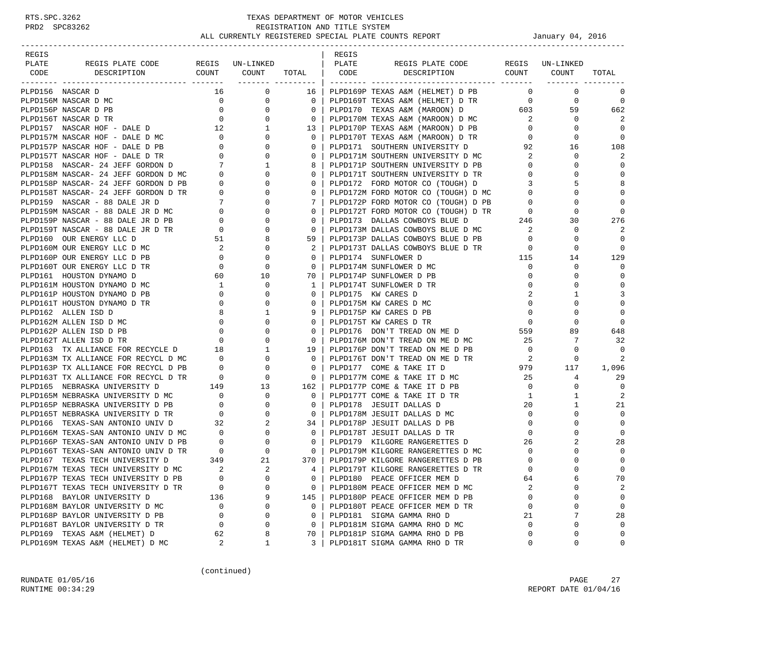# TEXAS DEPARTMENT OF MOTOR VEHICLES
## REGISTRATION AND TITLE SYSTEM
### ALL CURRENTLY REGISTERED SPECIAL PLATE COUNTS REPORT

RTS.SPC.3262
PRD2 SPC83262

January 04, 2016

| REGIS PLATE CODE | REGIS PLATE CODE DESCRIPTION | REGIS COUNT | UN-LINKED COUNT | TOTAL |
|---|---|---|---|---|
| PLPD156 | NASCAR D | 16 | 0 | 16 |
| PLPD156M | NASCAR D MC | 0 | 0 | 0 |
| PLPD156P | NASCAR D PB | 0 | 0 | 0 |
| PLPD156T | NASCAR D TR | 0 | 0 | 0 |
| PLPD157 | NASCAR HOF - DALE D | 12 | 1 | 13 |
| PLPD157M | NASCAR HOF - DALE D MC | 0 | 0 | 0 |
| PLPD157P | NASCAR HOF - DALE D PB | 0 | 0 | 0 |
| PLPD157T | NASCAR HOF - DALE D TR | 0 | 0 | 0 |
| PLPD158 | NASCAR- 24 JEFF GORDON D | 7 | 1 | 8 |
| PLPD158M | NASCAR- 24 JEFF GORDON D MC | 0 | 0 | 0 |
| PLPD158P | NASCAR- 24 JEFF GORDON D PB | 0 | 0 | 0 |
| PLPD158T | NASCAR- 24 JEFF GORDON D TR | 0 | 0 | 0 |
| PLPD159 | NASCAR - 88 DALE JR D | 7 | 0 | 7 |
| PLPD159M | NASCAR - 88 DALE JR D MC | 0 | 0 | 0 |
| PLPD159P | NASCAR - 88 DALE JR D PB | 0 | 0 | 0 |
| PLPD159T | NASCAR - 88 DALE JR D TR | 0 | 0 | 0 |
| PLPD160 | OUR ENERGY LLC D | 51 | 8 | 59 |
| PLPD160M | OUR ENERGY LLC D MC | 2 | 0 | 2 |
| PLPD160P | OUR ENERGY LLC D PB | 0 | 0 | 0 |
| PLPD160T | OUR ENERGY LLC D TR | 0 | 0 | 0 |
| PLPD161 | HOUSTON DYNAMO D | 60 | 10 | 70 |
| PLPD161M | HOUSTON DYNAMO D MC | 1 | 0 | 1 |
| PLPD161P | HOUSTON DYNAMO D PB | 0 | 0 | 0 |
| PLPD161T | HOUSTON DYNAMO D TR | 0 | 0 | 0 |
| PLPD162 | ALLEN ISD D | 8 | 1 | 9 |
| PLPD162M | ALLEN ISD D MC | 0 | 0 | 0 |
| PLPD162P | ALLEN ISD D PB | 0 | 0 | 0 |
| PLPD162T | ALLEN ISD D TR | 0 | 0 | 0 |
| PLPD163 | TX ALLIANCE FOR RECYCLE D | 18 | 1 | 19 |
| PLPD163M | TX ALLIANCE FOR RECYCL D MC | 0 | 0 | 0 |
| PLPD163P | TX ALLIANCE FOR RECYCL D PB | 0 | 0 | 0 |
| PLPD163T | TX ALLIANCE FOR RECYCL D TR | 0 | 0 | 0 |
| PLPD165 | NEBRASKA UNIVERSITY D | 149 | 13 | 162 |
| PLPD165M | NEBRASKA UNIVERSITY D MC | 0 | 0 | 0 |
| PLPD165P | NEBRASKA UNIVERSITY D PB | 0 | 0 | 0 |
| PLPD165T | NEBRASKA UNIVERSITY D TR | 0 | 0 | 0 |
| PLPD166 | TEXAS-SAN ANTONIO UNIV D | 32 | 2 | 34 |
| PLPD166M | TEXAS-SAN ANTONIO UNIV D MC | 0 | 0 | 0 |
| PLPD166P | TEXAS-SAN ANTONIO UNIV D PB | 0 | 0 | 0 |
| PLPD166T | TEXAS-SAN ANTONIO UNIV D TR | 0 | 0 | 0 |
| PLPD167 | TEXAS TECH UNIVERSITY D | 349 | 21 | 370 |
| PLPD167M | TEXAS TECH UNIVERSITY D MC | 2 | 2 | 4 |
| PLPD167P | TEXAS TECH UNIVERSITY D PB | 0 | 0 | 0 |
| PLPD167T | TEXAS TECH UNIVERSITY D TR | 0 | 0 | 0 |
| PLPD168 | BAYLOR UNIVERSITY D | 136 | 9 | 145 |
| PLPD168M | BAYLOR UNIVERSITY D MC | 0 | 0 | 0 |
| PLPD168P | BAYLOR UNIVERSITY D PB | 0 | 0 | 0 |
| PLPD168T | BAYLOR UNIVERSITY D TR | 0 | 0 | 0 |
| PLPD169 | TEXAS A&M (HELMET) D | 62 | 8 | 70 |
| PLPD169M | TEXAS A&M (HELMET) D MC | 2 | 1 | 3 |
| PLPD169P | TEXAS A&M (HELMET) D PB | 0 | 0 | 0 |
| PLPD169T | TEXAS A&M (HELMET) D TR | 0 | 0 | 0 |
| PLPD170 | TEXAS A&M (MAROON) D | 603 | 59 | 662 |
| PLPD170M | TEXAS A&M (MAROON) D MC | 2 | 0 | 2 |
| PLPD170P | TEXAS A&M (MAROON) D PB | 0 | 0 | 0 |
| PLPD170T | TEXAS A&M (MAROON) D TR | 0 | 0 | 0 |
| PLPD171 | SOUTHERN UNIVERSITY D | 92 | 16 | 108 |
| PLPD171M | SOUTHERN UNIVERSITY D MC | 2 | 0 | 2 |
| PLPD171P | SOUTHERN UNIVERSITY D PB | 0 | 0 | 0 |
| PLPD171T | SOUTHERN UNIVERSITY D TR | 0 | 0 | 0 |
| PLPD172 | FORD MOTOR CO (TOUGH) D | 3 | 5 | 8 |
| PLPD172M | FORD MOTOR CO (TOUGH) D MC | 0 | 0 | 0 |
| PLPD172P | FORD MOTOR CO (TOUGH) D PB | 0 | 0 | 0 |
| PLPD172T | FORD MOTOR CO (TOUGH) D TR | 0 | 0 | 0 |
| PLPD173 | DALLAS COWBOYS BLUE D | 246 | 30 | 276 |
| PLPD173M | DALLAS COWBOYS BLUE D MC | 2 | 0 | 2 |
| PLPD173P | DALLAS COWBOYS BLUE D PB | 0 | 0 | 0 |
| PLPD173T | DALLAS COWBOYS BLUE D TR | 0 | 0 | 0 |
| PLPD174 | SUNFLOWER D | 115 | 14 | 129 |
| PLPD174M | SUNFLOWER D MC | 0 | 0 | 0 |
| PLPD174P | SUNFLOWER D PB | 0 | 0 | 0 |
| PLPD174T | SUNFLOWER D TR | 0 | 0 | 0 |
| PLPD175 | KW CARES D | 2 | 1 | 3 |
| PLPD175M | KW CARES D MC | 0 | 0 | 0 |
| PLPD175P | KW CARES D PB | 0 | 0 | 0 |
| PLPD175T | KW CARES D TR | 0 | 0 | 0 |
| PLPD176 | DON'T TREAD ON ME D | 559 | 89 | 648 |
| PLPD176M | DON'T TREAD ON ME D MC | 25 | 7 | 32 |
| PLPD176P | DON'T TREAD ON ME D PB | 0 | 0 | 0 |
| PLPD176T | DON'T TREAD ON ME D TR | 2 | 0 | 2 |
| PLPD177 | COME & TAKE IT D | 979 | 117 | 1,096 |
| PLPD177M | COME & TAKE IT D MC | 25 | 4 | 29 |
| PLPD177P | COME & TAKE IT D PB | 0 | 0 | 0 |
| PLPD177T | COME & TAKE IT D TR | 1 | 1 | 2 |
| PLPD178 | JESUIT DALLAS D | 20 | 1 | 21 |
| PLPD178M | JESUIT DALLAS D MC | 0 | 0 | 0 |
| PLPD178P | JESUIT DALLAS D PB | 0 | 0 | 0 |
| PLPD178T | JESUIT DALLAS D TR | 0 | 0 | 0 |
| PLPD179 | KILGORE RANGERETTES D | 26 | 2 | 28 |
| PLPD179M | KILGORE RANGERETTES D MC | 0 | 0 | 0 |
| PLPD179P | KILGORE RANGERETTES D PB | 0 | 0 | 0 |
| PLPD179T | KILGORE RANGERETTES D TR | 0 | 0 | 0 |
| PLPD180 | PEACE OFFICER MEM D | 64 | 6 | 70 |
| PLPD180M | PEACE OFFICER MEM D MC | 2 | 0 | 2 |
| PLPD180P | PEACE OFFICER MEM D PB | 0 | 0 | 0 |
| PLPD180T | PEACE OFFICER MEM D TR | 0 | 0 | 0 |
| PLPD181 | SIGMA GAMMA RHO D | 21 | 7 | 28 |
| PLPD181M | SIGMA GAMMA RHO D MC | 0 | 0 | 0 |
| PLPD181P | SIGMA GAMMA RHO D PB | 0 | 0 | 0 |
| PLPD181T | SIGMA GAMMA RHO D TR | 0 | 0 | 0 |

(continued)

RUNDATE 01/05/16
RUNTIME 00:34:29

REPORT DATE 01/04/16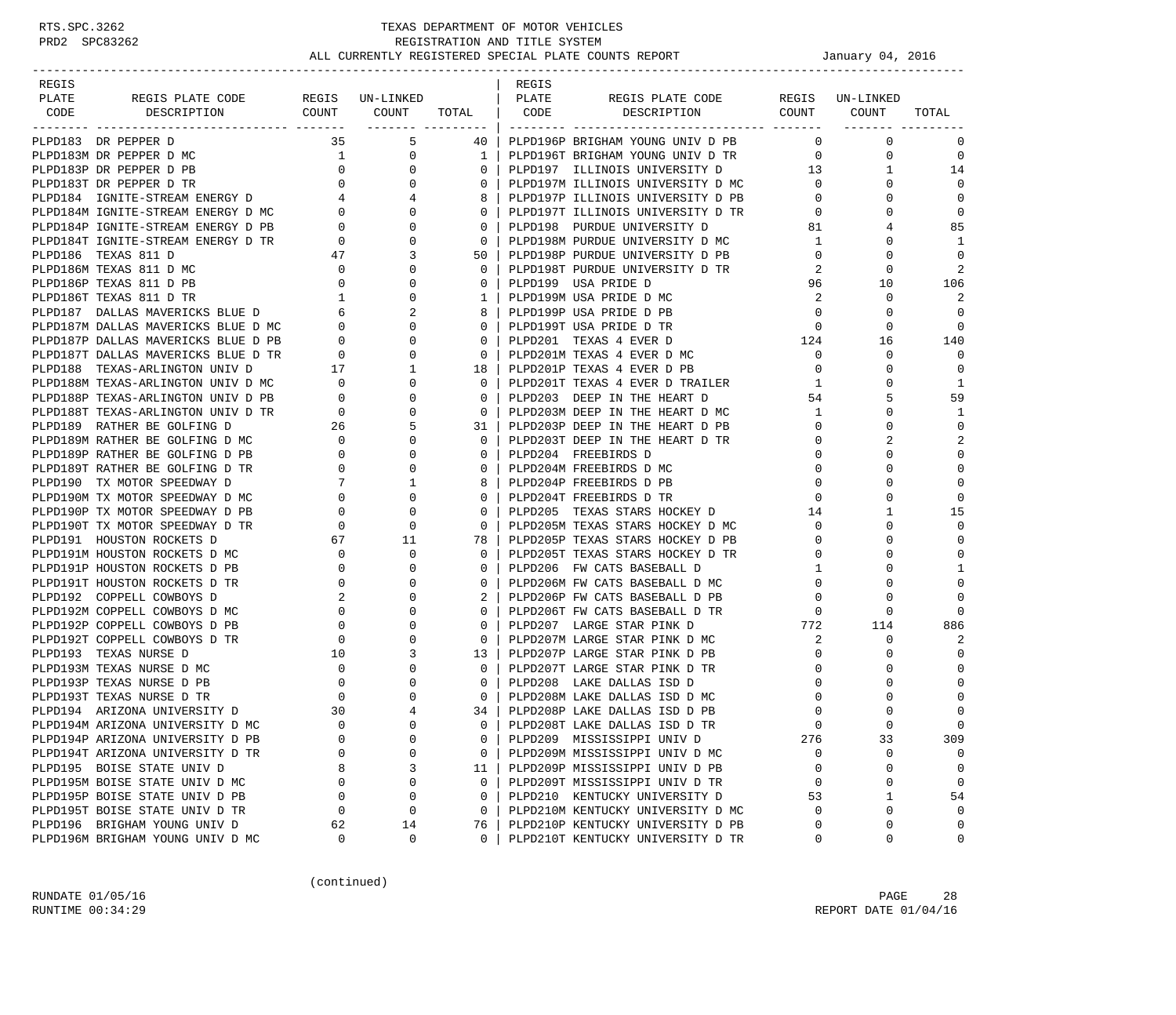RTS.SPC.3262 PRD2 SPC83262

# TEXAS DEPARTMENT OF MOTOR VEHICLES
## REGISTRATION AND TITLE SYSTEM
### ALL CURRENTLY REGISTERED SPECIAL PLATE COUNTS REPORT — January 04, 2016

| REGIS PLATE CODE | REGIS PLATE CODE DESCRIPTION | REGIS COUNT | UN-LINKED COUNT | TOTAL |
|---|---|---|---|---|
| PLPD183 | DR PEPPER D | 35 | 5 | 40 |
| PLPD183M | DR PEPPER D MC | 1 | 0 | 1 |
| PLPD183P | DR PEPPER D PB | 0 | 0 | 0 |
| PLPD183T | DR PEPPER D TR | 0 | 0 | 0 |
| PLPD184 | IGNITE-STREAM ENERGY D | 4 | 4 | 8 |
| PLPD184M | IGNITE-STREAM ENERGY D MC | 0 | 0 | 0 |
| PLPD184P | IGNITE-STREAM ENERGY D PB | 0 | 0 | 0 |
| PLPD184T | IGNITE-STREAM ENERGY D TR | 0 | 0 | 0 |
| PLPD186 | TEXAS 811 D | 47 | 3 | 50 |
| PLPD186M | TEXAS 811 D MC | 0 | 0 | 0 |
| PLPD186P | TEXAS 811 D PB | 0 | 0 | 0 |
| PLPD186T | TEXAS 811 D TR | 1 | 0 | 1 |
| PLPD187 | DALLAS MAVERICKS BLUE D | 6 | 2 | 8 |
| PLPD187M | DALLAS MAVERICKS BLUE D MC | 0 | 0 | 0 |
| PLPD187P | DALLAS MAVERICKS BLUE D PB | 0 | 0 | 0 |
| PLPD187T | DALLAS MAVERICKS BLUE D TR | 0 | 0 | 0 |
| PLPD188 | TEXAS-ARLINGTON UNIV D | 17 | 1 | 18 |
| PLPD188M | TEXAS-ARLINGTON UNIV D MC | 0 | 0 | 0 |
| PLPD188P | TEXAS-ARLINGTON UNIV D PB | 0 | 0 | 0 |
| PLPD188T | TEXAS-ARLINGTON UNIV D TR | 0 | 0 | 0 |
| PLPD189 | RATHER BE GOLFING D | 26 | 5 | 31 |
| PLPD189M | RATHER BE GOLFING D MC | 0 | 0 | 0 |
| PLPD189P | RATHER BE GOLFING D PB | 0 | 0 | 0 |
| PLPD189T | RATHER BE GOLFING D TR | 0 | 0 | 0 |
| PLPD190 | TX MOTOR SPEEDWAY D | 7 | 1 | 8 |
| PLPD190M | TX MOTOR SPEEDWAY D MC | 0 | 0 | 0 |
| PLPD190P | TX MOTOR SPEEDWAY D PB | 0 | 0 | 0 |
| PLPD190T | TX MOTOR SPEEDWAY D TR | 0 | 0 | 0 |
| PLPD191 | HOUSTON ROCKETS D | 67 | 11 | 78 |
| PLPD191M | HOUSTON ROCKETS D MC | 0 | 0 | 0 |
| PLPD191P | HOUSTON ROCKETS D PB | 0 | 0 | 0 |
| PLPD191T | HOUSTON ROCKETS D TR | 0 | 0 | 0 |
| PLPD192 | COPPELL COWBOYS D | 2 | 0 | 2 |
| PLPD192M | COPPELL COWBOYS D MC | 0 | 0 | 0 |
| PLPD192P | COPPELL COWBOYS D PB | 0 | 0 | 0 |
| PLPD192T | COPPELL COWBOYS D TR | 0 | 0 | 0 |
| PLPD193 | TEXAS NURSE D | 10 | 3 | 13 |
| PLPD193M | TEXAS NURSE D MC | 0 | 0 | 0 |
| PLPD193P | TEXAS NURSE D PB | 0 | 0 | 0 |
| PLPD193T | TEXAS NURSE D TR | 0 | 0 | 0 |
| PLPD194 | ARIZONA UNIVERSITY D | 30 | 4 | 34 |
| PLPD194M | ARIZONA UNIVERSITY D MC | 0 | 0 | 0 |
| PLPD194P | ARIZONA UNIVERSITY D PB | 0 | 0 | 0 |
| PLPD194T | ARIZONA UNIVERSITY D TR | 0 | 0 | 0 |
| PLPD195 | BOISE STATE UNIV D | 8 | 3 | 11 |
| PLPD195M | BOISE STATE UNIV D MC | 0 | 0 | 0 |
| PLPD195P | BOISE STATE UNIV D PB | 0 | 0 | 0 |
| PLPD195T | BOISE STATE UNIV D TR | 0 | 0 | 0 |
| PLPD196 | BRIGHAM YOUNG UNIV D | 62 | 14 | 76 |
| PLPD196M | BRIGHAM YOUNG UNIV D MC | 0 | 0 | 0 |
| PLPD196P | BRIGHAM YOUNG UNIV D PB | 0 | 0 | 0 |
| PLPD196T | BRIGHAM YOUNG UNIV D TR | 0 | 0 | 0 |
| PLPD197 | ILLINOIS UNIVERSITY D | 13 | 1 | 14 |
| PLPD197M | ILLINOIS UNIVERSITY D MC | 0 | 0 | 0 |
| PLPD197P | ILLINOIS UNIVERSITY D PB | 0 | 0 | 0 |
| PLPD197T | ILLINOIS UNIVERSITY D TR | 0 | 0 | 0 |
| PLPD198 | PURDUE UNIVERSITY D | 81 | 4 | 85 |
| PLPD198M | PURDUE UNIVERSITY D MC | 1 | 0 | 1 |
| PLPD198P | PURDUE UNIVERSITY D PB | 0 | 0 | 0 |
| PLPD198T | PURDUE UNIVERSITY D TR | 2 | 0 | 2 |
| PLPD199 | USA PRIDE D | 96 | 10 | 106 |
| PLPD199M | USA PRIDE D MC | 2 | 0 | 2 |
| PLPD199P | USA PRIDE D PB | 0 | 0 | 0 |
| PLPD199T | USA PRIDE D TR | 0 | 0 | 0 |
| PLPD201 | TEXAS 4 EVER D | 124 | 16 | 140 |
| PLPD201M | TEXAS 4 EVER D MC | 0 | 0 | 0 |
| PLPD201P | TEXAS 4 EVER D PB | 0 | 0 | 0 |
| PLPD201T | TEXAS 4 EVER D TRAILER | 1 | 0 | 1 |
| PLPD203 | DEEP IN THE HEART D | 54 | 5 | 59 |
| PLPD203M | DEEP IN THE HEART D MC | 1 | 0 | 1 |
| PLPD203P | DEEP IN THE HEART D PB | 0 | 0 | 0 |
| PLPD203T | DEEP IN THE HEART D TR | 0 | 2 | 2 |
| PLPD204 | FREEBIRDS D | 0 | 0 | 0 |
| PLPD204M | FREEBIRDS D MC | 0 | 0 | 0 |
| PLPD204P | FREEBIRDS D PB | 0 | 0 | 0 |
| PLPD204T | FREEBIRDS D TR | 0 | 0 | 0 |
| PLPD205 | TEXAS STARS HOCKEY D | 14 | 1 | 15 |
| PLPD205M | TEXAS STARS HOCKEY D MC | 0 | 0 | 0 |
| PLPD205P | TEXAS STARS HOCKEY D PB | 0 | 0 | 0 |
| PLPD205T | TEXAS STARS HOCKEY D TR | 0 | 0 | 0 |
| PLPD206 | FW CATS BASEBALL D | 1 | 0 | 1 |
| PLPD206M | FW CATS BASEBALL D MC | 0 | 0 | 0 |
| PLPD206P | FW CATS BASEBALL D PB | 0 | 0 | 0 |
| PLPD206T | FW CATS BASEBALL D TR | 0 | 0 | 0 |
| PLPD207 | LARGE STAR PINK D | 772 | 114 | 886 |
| PLPD207M | LARGE STAR PINK D MC | 2 | 0 | 2 |
| PLPD207P | LARGE STAR PINK D PB | 0 | 0 | 0 |
| PLPD207T | LARGE STAR PINK D TR | 0 | 0 | 0 |
| PLPD208 | LAKE DALLAS ISD D | 0 | 0 | 0 |
| PLPD208M | LAKE DALLAS ISD D MC | 0 | 0 | 0 |
| PLPD208P | LAKE DALLAS ISD D PB | 0 | 0 | 0 |
| PLPD208T | LAKE DALLAS ISD D TR | 0 | 0 | 0 |
| PLPD209 | MISSISSIPPI UNIV D | 276 | 33 | 309 |
| PLPD209M | MISSISSIPPI UNIV D MC | 0 | 0 | 0 |
| PLPD209P | MISSISSIPPI UNIV D PB | 0 | 0 | 0 |
| PLPD209T | MISSISSIPPI UNIV D TR | 0 | 0 | 0 |
| PLPD210 | KENTUCKY UNIVERSITY D | 53 | 1 | 54 |
| PLPD210M | KENTUCKY UNIVERSITY D MC | 0 | 0 | 0 |
| PLPD210P | KENTUCKY UNIVERSITY D PB | 0 | 0 | 0 |
| PLPD210T | KENTUCKY UNIVERSITY D TR | 0 | 0 | 0 |

(continued)

RUNDATE 01/05/16
RUNTIME 00:34:29
REPORT DATE 01/04/16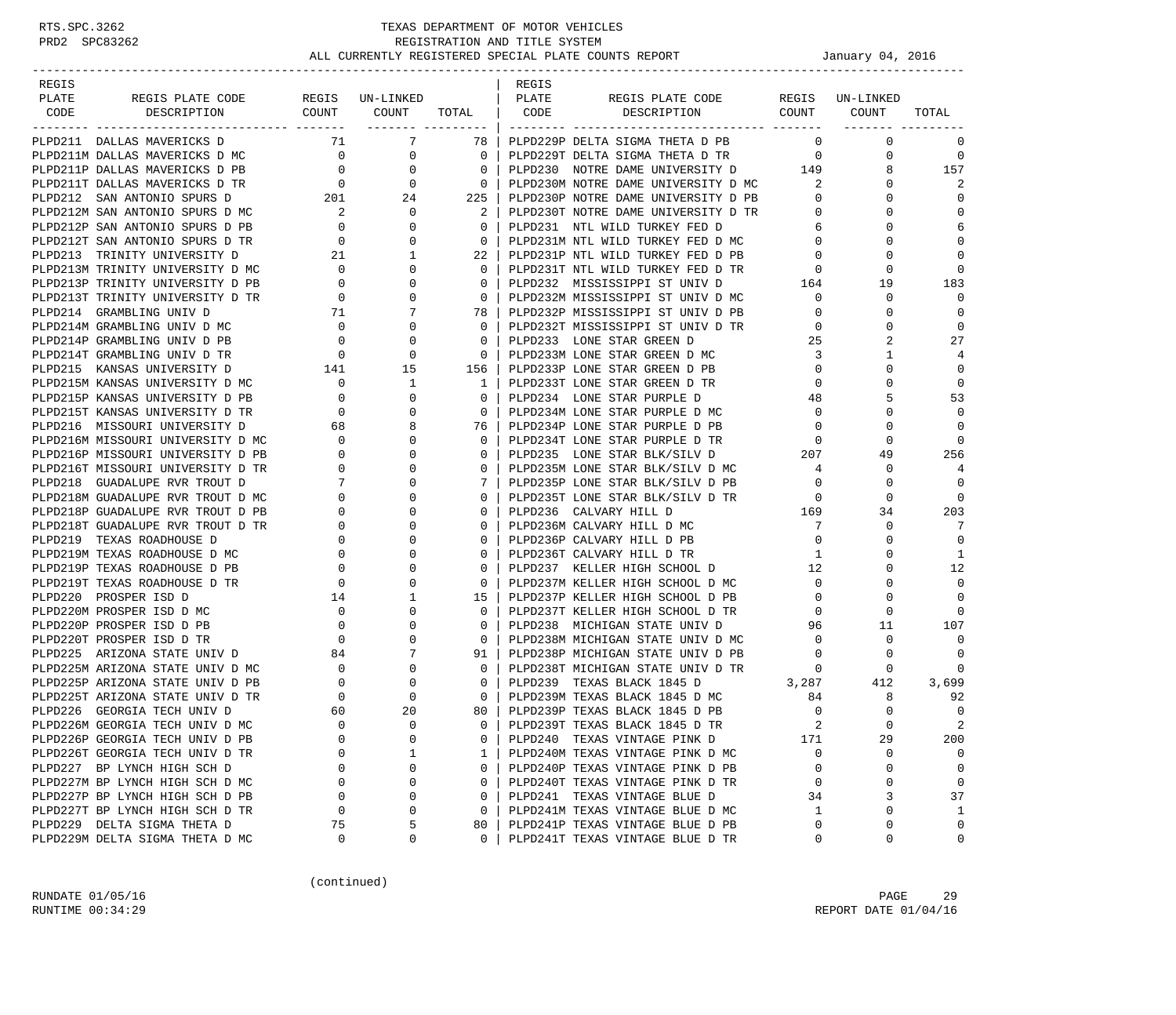RTS.SPC.3262
PRD2 SPC83262

# TEXAS DEPARTMENT OF MOTOR VEHICLES
## REGISTRATION AND TITLE SYSTEM
## ALL CURRENTLY REGISTERED SPECIAL PLATE COUNTS REPORT

January 04, 2016

| REGIS PLATE CODE | REGIS PLATE CODE DESCRIPTION | REGIS COUNT | UN-LINKED COUNT | TOTAL |
|---|---|---|---|---|
| PLPD211 | DALLAS MAVERICKS D | 71 | 7 | 78 |
| PLPD211M | DALLAS MAVERICKS D MC | 0 | 0 | 0 |
| PLPD211P | DALLAS MAVERICKS D PB | 0 | 0 | 0 |
| PLPD211T | DALLAS MAVERICKS D TR | 0 | 0 | 0 |
| PLPD212 | SAN ANTONIO SPURS D | 201 | 24 | 225 |
| PLPD212M | SAN ANTONIO SPURS D MC | 2 | 0 | 2 |
| PLPD212P | SAN ANTONIO SPURS D PB | 0 | 0 | 0 |
| PLPD212T | SAN ANTONIO SPURS D TR | 0 | 0 | 0 |
| PLPD213 | TRINITY UNIVERSITY D | 21 | 1 | 22 |
| PLPD213M | TRINITY UNIVERSITY D MC | 0 | 0 | 0 |
| PLPD213P | TRINITY UNIVERSITY D PB | 0 | 0 | 0 |
| PLPD213T | TRINITY UNIVERSITY D TR | 0 | 0 | 0 |
| PLPD214 | GRAMBLING UNIV D | 71 | 7 | 78 |
| PLPD214M | GRAMBLING UNIV D MC | 0 | 0 | 0 |
| PLPD214P | GRAMBLING UNIV D PB | 0 | 0 | 0 |
| PLPD214T | GRAMBLING UNIV D TR | 0 | 0 | 0 |
| PLPD215 | KANSAS UNIVERSITY D | 141 | 15 | 156 |
| PLPD215M | KANSAS UNIVERSITY D MC | 0 | 1 | 1 |
| PLPD215P | KANSAS UNIVERSITY D PB | 0 | 0 | 0 |
| PLPD215T | KANSAS UNIVERSITY D TR | 0 | 0 | 0 |
| PLPD216 | MISSOURI UNIVERSITY D | 68 | 8 | 76 |
| PLPD216M | MISSOURI UNIVERSITY D MC | 0 | 0 | 0 |
| PLPD216P | MISSOURI UNIVERSITY D PB | 0 | 0 | 0 |
| PLPD216T | MISSOURI UNIVERSITY D TR | 0 | 0 | 0 |
| PLPD218 | GUADALUPE RVR TROUT D | 7 | 0 | 7 |
| PLPD218M | GUADALUPE RVR TROUT D MC | 0 | 0 | 0 |
| PLPD218P | GUADALUPE RVR TROUT D PB | 0 | 0 | 0 |
| PLPD218T | GUADALUPE RVR TROUT D TR | 0 | 0 | 0 |
| PLPD219 | TEXAS ROADHOUSE D | 0 | 0 | 0 |
| PLPD219M | TEXAS ROADHOUSE D MC | 0 | 0 | 0 |
| PLPD219P | TEXAS ROADHOUSE D PB | 0 | 0 | 0 |
| PLPD219T | TEXAS ROADHOUSE D TR | 0 | 0 | 0 |
| PLPD220 | PROSPER ISD D | 14 | 1 | 15 |
| PLPD220M | PROSPER ISD D MC | 0 | 0 | 0 |
| PLPD220P | PROSPER ISD D PB | 0 | 0 | 0 |
| PLPD220T | PROSPER ISD D TR | 0 | 0 | 0 |
| PLPD225 | ARIZONA STATE UNIV D | 84 | 7 | 91 |
| PLPD225M | ARIZONA STATE UNIV D MC | 0 | 0 | 0 |
| PLPD225P | ARIZONA STATE UNIV D PB | 0 | 0 | 0 |
| PLPD225T | ARIZONA STATE UNIV D TR | 0 | 0 | 0 |
| PLPD226 | GEORGIA TECH UNIV D | 60 | 20 | 80 |
| PLPD226M | GEORGIA TECH UNIV D MC | 0 | 0 | 0 |
| PLPD226P | GEORGIA TECH UNIV D PB | 0 | 0 | 0 |
| PLPD226T | GEORGIA TECH UNIV D TR | 0 | 1 | 1 |
| PLPD227 | BP LYNCH HIGH SCH D | 0 | 0 | 0 |
| PLPD227M | BP LYNCH HIGH SCH D MC | 0 | 0 | 0 |
| PLPD227P | BP LYNCH HIGH SCH D PB | 0 | 0 | 0 |
| PLPD227T | BP LYNCH HIGH SCH D TR | 0 | 0 | 0 |
| PLPD229 | DELTA SIGMA THETA D | 75 | 5 | 80 |
| PLPD229M | DELTA SIGMA THETA D MC | 0 | 0 | 0 |
| PLPD229P | DELTA SIGMA THETA D PB | 0 | 0 | 0 |
| PLPD229T | DELTA SIGMA THETA D TR | 0 | 0 | 0 |
| PLPD230 | NOTRE DAME UNIVERSITY D | 149 | 8 | 157 |
| PLPD230M | NOTRE DAME UNIVERSITY D MC | 2 | 0 | 2 |
| PLPD230P | NOTRE DAME UNIVERSITY D PB | 0 | 0 | 0 |
| PLPD230T | NOTRE DAME UNIVERSITY D TR | 0 | 0 | 0 |
| PLPD231 | NTL WILD TURKEY FED D | 6 | 0 | 6 |
| PLPD231M | NTL WILD TURKEY FED D MC | 0 | 0 | 0 |
| PLPD231P | NTL WILD TURKEY FED D PB | 0 | 0 | 0 |
| PLPD231T | NTL WILD TURKEY FED D TR | 0 | 0 | 0 |
| PLPD232 | MISSISSIPPI ST UNIV D | 164 | 19 | 183 |
| PLPD232M | MISSISSIPPI ST UNIV D MC | 0 | 0 | 0 |
| PLPD232P | MISSISSIPPI ST UNIV D PB | 0 | 0 | 0 |
| PLPD232T | MISSISSIPPI ST UNIV D TR | 0 | 0 | 0 |
| PLPD233 | LONE STAR GREEN D | 25 | 2 | 27 |
| PLPD233M | LONE STAR GREEN D MC | 3 | 1 | 4 |
| PLPD233P | LONE STAR GREEN D PB | 0 | 0 | 0 |
| PLPD233T | LONE STAR GREEN D TR | 0 | 0 | 0 |
| PLPD234 | LONE STAR PURPLE D | 48 | 5 | 53 |
| PLPD234M | LONE STAR PURPLE D MC | 0 | 0 | 0 |
| PLPD234P | LONE STAR PURPLE D PB | 0 | 0 | 0 |
| PLPD234T | LONE STAR PURPLE D TR | 0 | 0 | 0 |
| PLPD235 | LONE STAR BLK/SILV D | 207 | 49 | 256 |
| PLPD235M | LONE STAR BLK/SILV D MC | 4 | 0 | 4 |
| PLPD235P | LONE STAR BLK/SILV D PB | 0 | 0 | 0 |
| PLPD235T | LONE STAR BLK/SILV D TR | 0 | 0 | 0 |
| PLPD236 | CALVARY HILL D | 169 | 34 | 203 |
| PLPD236M | CALVARY HILL D MC | 7 | 0 | 7 |
| PLPD236P | CALVARY HILL D PB | 0 | 0 | 0 |
| PLPD236T | CALVARY HILL D TR | 1 | 0 | 1 |
| PLPD237 | KELLER HIGH SCHOOL D | 12 | 0 | 12 |
| PLPD237M | KELLER HIGH SCHOOL D MC | 0 | 0 | 0 |
| PLPD237P | KELLER HIGH SCHOOL D PB | 0 | 0 | 0 |
| PLPD237T | KELLER HIGH SCHOOL D TR | 0 | 0 | 0 |
| PLPD238 | MICHIGAN STATE UNIV D | 96 | 11 | 107 |
| PLPD238M | MICHIGAN STATE UNIV D MC | 0 | 0 | 0 |
| PLPD238P | MICHIGAN STATE UNIV D PB | 0 | 0 | 0 |
| PLPD238T | MICHIGAN STATE UNIV D TR | 0 | 0 | 0 |
| PLPD239 | TEXAS BLACK 1845 D | 3,287 | 412 | 3,699 |
| PLPD239M | TEXAS BLACK 1845 D MC | 84 | 8 | 92 |
| PLPD239P | TEXAS BLACK 1845 D PB | 0 | 0 | 0 |
| PLPD239T | TEXAS BLACK 1845 D TR | 2 | 0 | 2 |
| PLPD240 | TEXAS VINTAGE PINK D | 171 | 29 | 200 |
| PLPD240M | TEXAS VINTAGE PINK D MC | 0 | 0 | 0 |
| PLPD240P | TEXAS VINTAGE PINK D PB | 0 | 0 | 0 |
| PLPD240T | TEXAS VINTAGE PINK D TR | 0 | 0 | 0 |
| PLPD241 | TEXAS VINTAGE BLUE D | 34 | 3 | 37 |
| PLPD241M | TEXAS VINTAGE BLUE D MC | 1 | 0 | 1 |
| PLPD241P | TEXAS VINTAGE BLUE D PB | 0 | 0 | 0 |
| PLPD241T | TEXAS VINTAGE BLUE D TR | 0 | 0 | 0 |

(continued)

RUNDATE 01/05/16
RUNTIME 00:34:29

REPORT DATE 01/04/16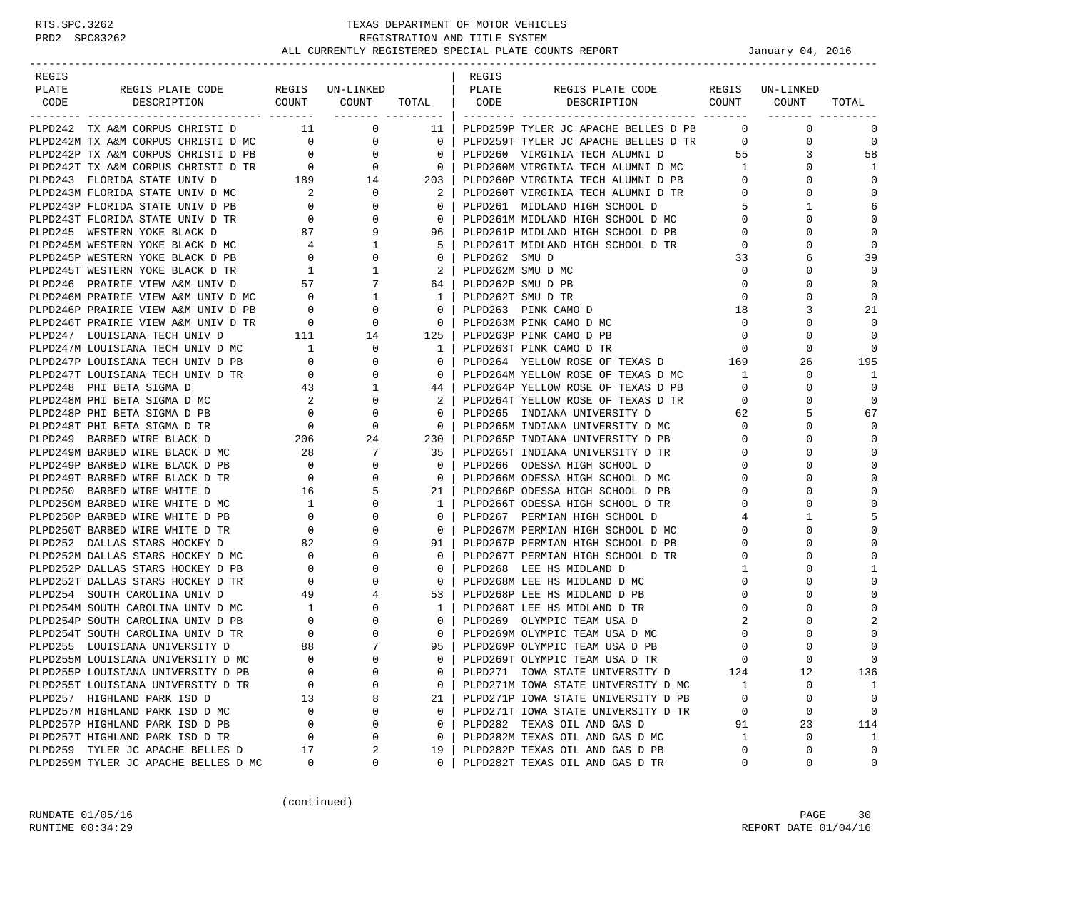RTS.SPC.3262 TEXAS DEPARTMENT OF MOTOR VEHICLES
PRD2 SPC83262 REGISTRATION AND TITLE SYSTEM
ALL CURRENTLY REGISTERED SPECIAL PLATE COUNTS REPORT January 04, 2016

| REGIS PLATE CODE | REGIS PLATE CODE DESCRIPTION | REGIS COUNT | UN-LINKED COUNT | TOTAL |
|---|---|---|---|---|
| PLPD242 | TX A&M CORPUS CHRISTI D | 11 | 0 | 11 |
| PLPD242M | TX A&M CORPUS CHRISTI D MC | 0 | 0 | 0 |
| PLPD242P | TX A&M CORPUS CHRISTI D PB | 0 | 0 | 0 |
| PLPD242T | TX A&M CORPUS CHRISTI D TR | 0 | 0 | 0 |
| PLPD243 | FLORIDA STATE UNIV D | 189 | 14 | 203 |
| PLPD243M | FLORIDA STATE UNIV D MC | 2 | 0 | 2 |
| PLPD243P | FLORIDA STATE UNIV D PB | 0 | 0 | 0 |
| PLPD243T | FLORIDA STATE UNIV D TR | 0 | 0 | 0 |
| PLPD245 | WESTERN YOKE BLACK D | 87 | 9 | 96 |
| PLPD245M | WESTERN YOKE BLACK D MC | 4 | 1 | 5 |
| PLPD245P | WESTERN YOKE BLACK D PB | 0 | 0 | 0 |
| PLPD245T | WESTERN YOKE BLACK D TR | 1 | 1 | 2 |
| PLPD246 | PRAIRIE VIEW A&M UNIV D | 57 | 7 | 64 |
| PLPD246M | PRAIRIE VIEW A&M UNIV D MC | 0 | 1 | 1 |
| PLPD246P | PRAIRIE VIEW A&M UNIV D PB | 0 | 0 | 0 |
| PLPD246T | PRAIRIE VIEW A&M UNIV D TR | 0 | 0 | 0 |
| PLPD247 | LOUISIANA TECH UNIV D | 111 | 14 | 125 |
| PLPD247M | LOUISIANA TECH UNIV D MC | 1 | 0 | 1 |
| PLPD247P | LOUISIANA TECH UNIV D PB | 0 | 0 | 0 |
| PLPD247T | LOUISIANA TECH UNIV D TR | 0 | 0 | 0 |
| PLPD248 | PHI BETA SIGMA D | 43 | 1 | 44 |
| PLPD248M | PHI BETA SIGMA D MC | 2 | 0 | 2 |
| PLPD248P | PHI BETA SIGMA D PB | 0 | 0 | 0 |
| PLPD248T | PHI BETA SIGMA D TR | 0 | 0 | 0 |
| PLPD249 | BARBED WIRE BLACK D | 206 | 24 | 230 |
| PLPD249M | BARBED WIRE BLACK D MC | 28 | 7 | 35 |
| PLPD249P | BARBED WIRE BLACK D PB | 0 | 0 | 0 |
| PLPD249T | BARBED WIRE BLACK D TR | 0 | 0 | 0 |
| PLPD250 | BARBED WIRE WHITE D | 16 | 5 | 21 |
| PLPD250M | BARBED WIRE WHITE D MC | 1 | 0 | 1 |
| PLPD250P | BARBED WIRE WHITE D PB | 0 | 0 | 0 |
| PLPD250T | BARBED WIRE WHITE D TR | 0 | 0 | 0 |
| PLPD252 | DALLAS STARS HOCKEY D | 82 | 9 | 91 |
| PLPD252M | DALLAS STARS HOCKEY D MC | 0 | 0 | 0 |
| PLPD252P | DALLAS STARS HOCKEY D PB | 0 | 0 | 0 |
| PLPD252T | DALLAS STARS HOCKEY D TR | 0 | 0 | 0 |
| PLPD254 | SOUTH CAROLINA UNIV D | 49 | 4 | 53 |
| PLPD254M | SOUTH CAROLINA UNIV D MC | 1 | 0 | 1 |
| PLPD254P | SOUTH CAROLINA UNIV D PB | 0 | 0 | 0 |
| PLPD254T | SOUTH CAROLINA UNIV D TR | 0 | 0 | 0 |
| PLPD255 | LOUISIANA UNIVERSITY D | 88 | 7 | 95 |
| PLPD255M | LOUISIANA UNIVERSITY D MC | 0 | 0 | 0 |
| PLPD255P | LOUISIANA UNIVERSITY D PB | 0 | 0 | 0 |
| PLPD255T | LOUISIANA UNIVERSITY D TR | 0 | 0 | 0 |
| PLPD257 | HIGHLAND PARK ISD D | 13 | 8 | 21 |
| PLPD257M | HIGHLAND PARK ISD D MC | 0 | 0 | 0 |
| PLPD257P | HIGHLAND PARK ISD D PB | 0 | 0 | 0 |
| PLPD257T | HIGHLAND PARK ISD D TR | 0 | 0 | 0 |
| PLPD259 | TYLER JC APACHE BELLES D | 17 | 2 | 19 |
| PLPD259M | TYLER JC APACHE BELLES D MC | 0 | 0 | 0 |
| PLPD259P | TYLER JC APACHE BELLES D PB | 0 | 0 | 0 |
| PLPD259T | TYLER JC APACHE BELLES D TR | 0 | 0 | 0 |
| PLPD260 | VIRGINIA TECH ALUMNI D | 55 | 3 | 58 |
| PLPD260M | VIRGINIA TECH ALUMNI D MC | 1 | 0 | 1 |
| PLPD260P | VIRGINIA TECH ALUMNI D PB | 0 | 0 | 0 |
| PLPD260T | VIRGINIA TECH ALUMNI D TR | 0 | 0 | 0 |
| PLPD261 | MIDLAND HIGH SCHOOL D | 5 | 1 | 6 |
| PLPD261M | MIDLAND HIGH SCHOOL D MC | 0 | 0 | 0 |
| PLPD261P | MIDLAND HIGH SCHOOL D PB | 0 | 0 | 0 |
| PLPD261T | MIDLAND HIGH SCHOOL D TR | 0 | 0 | 0 |
| PLPD262 | SMU D | 33 | 6 | 39 |
| PLPD262M | SMU D MC | 0 | 0 | 0 |
| PLPD262P | SMU D PB | 0 | 0 | 0 |
| PLPD262T | SMU D TR | 0 | 0 | 0 |
| PLPD263 | PINK CAMO D | 18 | 3 | 21 |
| PLPD263M | PINK CAMO D MC | 0 | 0 | 0 |
| PLPD263P | PINK CAMO D PB | 0 | 0 | 0 |
| PLPD263T | PINK CAMO D TR | 0 | 0 | 0 |
| PLPD264 | YELLOW ROSE OF TEXAS D | 169 | 26 | 195 |
| PLPD264M | YELLOW ROSE OF TEXAS D MC | 1 | 0 | 1 |
| PLPD264P | YELLOW ROSE OF TEXAS D PB | 0 | 0 | 0 |
| PLPD264T | YELLOW ROSE OF TEXAS D TR | 0 | 0 | 0 |
| PLPD265 | INDIANA UNIVERSITY D | 62 | 5 | 67 |
| PLPD265M | INDIANA UNIVERSITY D MC | 0 | 0 | 0 |
| PLPD265P | INDIANA UNIVERSITY D PB | 0 | 0 | 0 |
| PLPD265T | INDIANA UNIVERSITY D TR | 0 | 0 | 0 |
| PLPD266 | ODESSA HIGH SCHOOL D | 0 | 0 | 0 |
| PLPD266M | ODESSA HIGH SCHOOL D MC | 0 | 0 | 0 |
| PLPD266P | ODESSA HIGH SCHOOL D PB | 0 | 0 | 0 |
| PLPD266T | ODESSA HIGH SCHOOL D TR | 0 | 0 | 0 |
| PLPD267 | PERMIAN HIGH SCHOOL D | 4 | 1 | 5 |
| PLPD267M | PERMIAN HIGH SCHOOL D MC | 0 | 0 | 0 |
| PLPD267P | PERMIAN HIGH SCHOOL D PB | 0 | 0 | 0 |
| PLPD267T | PERMIAN HIGH SCHOOL D TR | 0 | 0 | 0 |
| PLPD268 | LEE HS MIDLAND D | 1 | 0 | 1 |
| PLPD268M | LEE HS MIDLAND D MC | 0 | 0 | 0 |
| PLPD268P | LEE HS MIDLAND D PB | 0 | 0 | 0 |
| PLPD268T | LEE HS MIDLAND D TR | 0 | 0 | 0 |
| PLPD269 | OLYMPIC TEAM USA D | 2 | 0 | 2 |
| PLPD269M | OLYMPIC TEAM USA D MC | 0 | 0 | 0 |
| PLPD269P | OLYMPIC TEAM USA D PB | 0 | 0 | 0 |
| PLPD269T | OLYMPIC TEAM USA D TR | 0 | 0 | 0 |
| PLPD271 | IOWA STATE UNIVERSITY D | 124 | 12 | 136 |
| PLPD271M | IOWA STATE UNIVERSITY D MC | 1 | 0 | 1 |
| PLPD271P | IOWA STATE UNIVERSITY D PB | 0 | 0 | 0 |
| PLPD271T | IOWA STATE UNIVERSITY D TR | 0 | 0 | 0 |
| PLPD282 | TEXAS OIL AND GAS D | 91 | 23 | 114 |
| PLPD282M | TEXAS OIL AND GAS D MC | 1 | 0 | 1 |
| PLPD282P | TEXAS OIL AND GAS D PB | 0 | 0 | 0 |
| PLPD282T | TEXAS OIL AND GAS D TR | 0 | 0 | 0 |

(continued)

RUNDATE 01/05/16
RUNTIME 00:34:29
REPORT DATE 01/04/16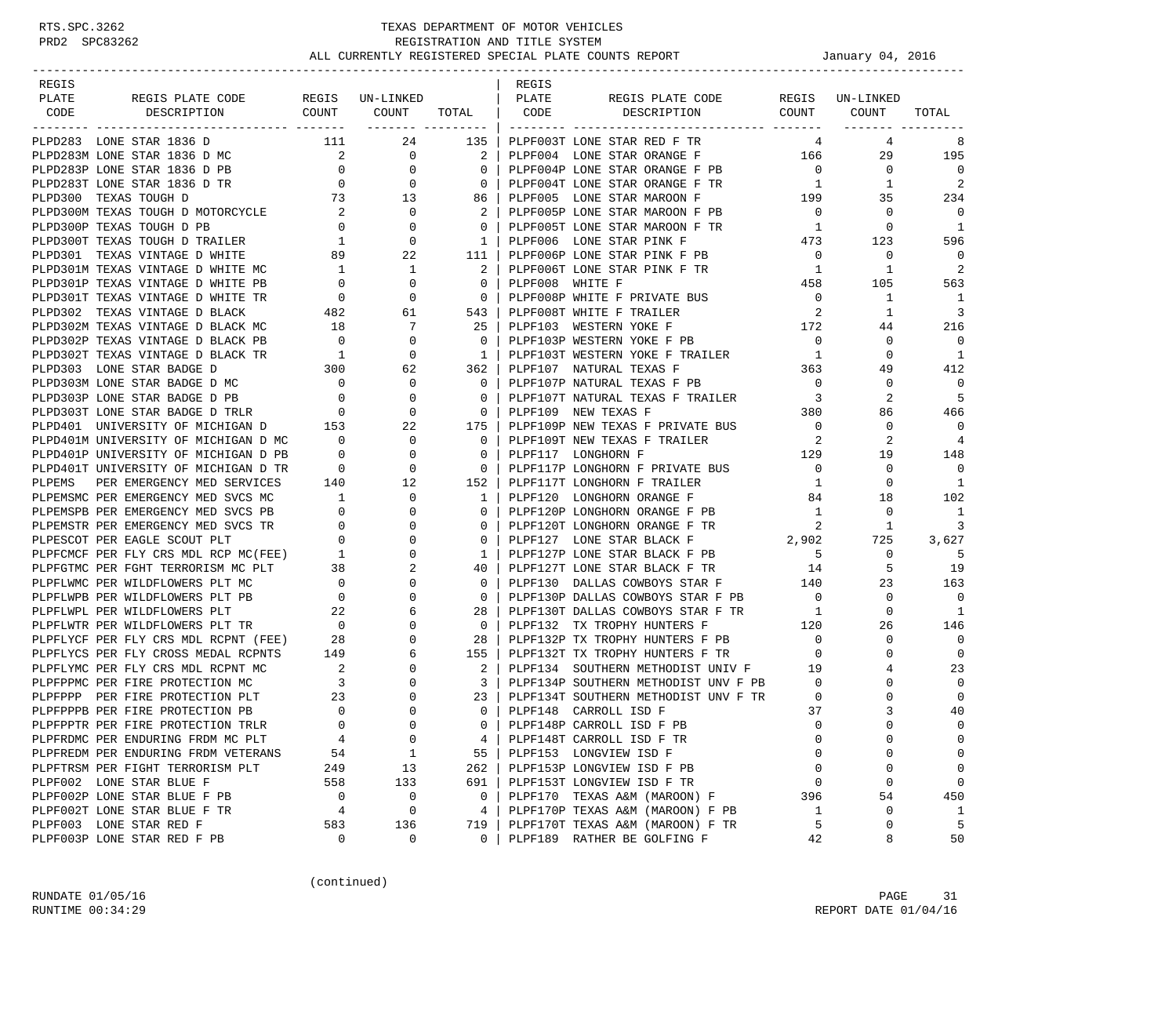# TEXAS DEPARTMENT OF MOTOR VEHICLES
## REGISTRATION AND TITLE SYSTEM
### ALL CURRENTLY REGISTERED SPECIAL PLATE COUNTS REPORT — January 04, 2016

RTS.SPC.3262
PRD2 SPC83262

| REGIS PLATE CODE | REGIS PLATE CODE DESCRIPTION | REGIS COUNT | UN-LINKED COUNT | TOTAL |
|---|---|---|---|---|
| PLPD283 | LONE STAR 1836 D | 111 | 24 | 135 |
| PLPD283M | LONE STAR 1836 D MC | 2 | 0 | 2 |
| PLPD283P | LONE STAR 1836 D PB | 0 | 0 | 0 |
| PLPD283T | LONE STAR 1836 D TR | 0 | 0 | 0 |
| PLPD300 | TEXAS TOUGH D | 73 | 13 | 86 |
| PLPD300M | TEXAS TOUGH D MOTORCYCLE | 2 | 0 | 2 |
| PLPD300P | TEXAS TOUGH D PB | 0 | 0 | 0 |
| PLPD300T | TEXAS TOUGH D TRAILER | 1 | 0 | 1 |
| PLPD301 | TEXAS VINTAGE D WHITE | 89 | 22 | 111 |
| PLPD301M | TEXAS VINTAGE D WHITE MC | 1 | 1 | 2 |
| PLPD301P | TEXAS VINTAGE D WHITE PB | 0 | 0 | 0 |
| PLPD301T | TEXAS VINTAGE D WHITE TR | 0 | 0 | 0 |
| PLPD302 | TEXAS VINTAGE D BLACK | 482 | 61 | 543 |
| PLPD302M | TEXAS VINTAGE D BLACK MC | 18 | 7 | 25 |
| PLPD302P | TEXAS VINTAGE D BLACK PB | 0 | 0 | 0 |
| PLPD302T | TEXAS VINTAGE D BLACK TR | 1 | 0 | 1 |
| PLPD303 | LONE STAR BADGE D | 300 | 62 | 362 |
| PLPD303M | LONE STAR BADGE D MC | 0 | 0 | 0 |
| PLPD303P | LONE STAR BADGE D PB | 0 | 0 | 0 |
| PLPD303T | LONE STAR BADGE D TRLR | 0 | 0 | 0 |
| PLPD401 | UNIVERSITY OF MICHIGAN D | 153 | 22 | 175 |
| PLPD401M | UNIVERSITY OF MICHIGAN D MC | 0 | 0 | 0 |
| PLPD401P | UNIVERSITY OF MICHIGAN D PB | 0 | 0 | 0 |
| PLPD401T | UNIVERSITY OF MICHIGAN D TR | 0 | 0 | 0 |
| PLPEMS | PER EMERGENCY MED SERVICES | 140 | 12 | 152 |
| PLPEMSMC | PER EMERGENCY MED SVCS MC | 1 | 0 | 1 |
| PLPEMSPB | PER EMERGENCY MED SVCS PB | 0 | 0 | 0 |
| PLPEMSTR | PER EMERGENCY MED SVCS TR | 0 | 0 | 0 |
| PLPESCOT | PER EAGLE SCOUT PLT | 0 | 0 | 0 |
| PLPFCMCF | PER FLY CRS MDL RCP MC(FEE) | 1 | 0 | 1 |
| PLPFGTMC | PER FGHT TERRORISM MC PLT | 38 | 2 | 40 |
| PLPFLWMC | PER WILDFLOWERS PLT MC | 0 | 0 | 0 |
| PLPFLWPB | PER WILDFLOWERS PLT PB | 0 | 0 | 0 |
| PLPFLWPL | PER WILDFLOWERS PLT | 22 | 6 | 28 |
| PLPFLWTR | PER WILDFLOWERS PLT TR | 0 | 0 | 0 |
| PLPFLYCF | PER FLY CRS MDL RCPNT (FEE) | 28 | 0 | 28 |
| PLPFLYCS | PER FLY CROSS MEDAL RCPNTS | 149 | 6 | 155 |
| PLPFLYMC | PER FLY CRS MDL RCPNT MC | 2 | 0 | 2 |
| PLPFPPMC | PER FIRE PROTECTION MC | 3 | 0 | 3 |
| PLPFPPP | PER FIRE PROTECTION PLT | 23 | 0 | 23 |
| PLPFPPPB | PER FIRE PROTECTION PB | 0 | 0 | 0 |
| PLPFPPTR | PER FIRE PROTECTION TRLR | 0 | 0 | 0 |
| PLPFRDMC | PER ENDURING FRDM MC PLT | 4 | 0 | 4 |
| PLPFREDM | PER ENDURING FRDM VETERANS | 54 | 1 | 55 |
| PLPFTRSM | PER FIGHT TERRORISM PLT | 249 | 13 | 262 |
| PLPF002 | LONE STAR BLUE F | 558 | 133 | 691 |
| PLPF002P | LONE STAR BLUE F PB | 0 | 0 | 0 |
| PLPF002T | LONE STAR BLUE F TR | 4 | 0 | 4 |
| PLPF003 | LONE STAR RED F | 583 | 136 | 719 |
| PLPF003P | LONE STAR RED F PB | 0 | 0 | 0 |
| PLPF003T | LONE STAR RED F TR | 4 | 4 | 8 |
| PLPF004 | LONE STAR ORANGE F | 166 | 29 | 195 |
| PLPF004P | LONE STAR ORANGE F PB | 0 | 0 | 0 |
| PLPF004T | LONE STAR ORANGE F TR | 1 | 1 | 2 |
| PLPF005 | LONE STAR MAROON F | 199 | 35 | 234 |
| PLPF005P | LONE STAR MAROON F PB | 0 | 0 | 0 |
| PLPF005T | LONE STAR MAROON F TR | 1 | 0 | 1 |
| PLPF006 | LONE STAR PINK F | 473 | 123 | 596 |
| PLPF006P | LONE STAR PINK F PB | 0 | 0 | 0 |
| PLPF006T | LONE STAR PINK F TR | 1 | 1 | 2 |
| PLPF008 | WHITE F | 458 | 105 | 563 |
| PLPF008P | WHITE F PRIVATE BUS | 0 | 1 | 1 |
| PLPF008T | WHITE F TRAILER | 2 | 1 | 3 |
| PLPF103 | WESTERN YOKE F | 172 | 44 | 216 |
| PLPF103P | WESTERN YOKE F PB | 0 | 0 | 0 |
| PLPF103T | WESTERN YOKE F TRAILER | 1 | 0 | 1 |
| PLPF107 | NATURAL TEXAS F | 363 | 49 | 412 |
| PLPF107P | NATURAL TEXAS F PB | 0 | 0 | 0 |
| PLPF107T | NATURAL TEXAS F TRAILER | 3 | 2 | 5 |
| PLPF109 | NEW TEXAS F | 380 | 86 | 466 |
| PLPF109P | NEW TEXAS F PRIVATE BUS | 0 | 0 | 0 |
| PLPF109T | NEW TEXAS F TRAILER | 2 | 2 | 4 |
| PLPF117 | LONGHORN F | 129 | 19 | 148 |
| PLPF117P | LONGHORN F PRIVATE BUS | 0 | 0 | 0 |
| PLPF117T | LONGHORN F TRAILER | 1 | 0 | 1 |
| PLPF120 | LONGHORN ORANGE F | 84 | 18 | 102 |
| PLPF120P | LONGHORN ORANGE F PB | 1 | 0 | 1 |
| PLPF120T | LONGHORN ORANGE F TR | 2 | 1 | 3 |
| PLPF127 | LONE STAR BLACK F | 2,902 | 725 | 3,627 |
| PLPF127P | LONE STAR BLACK F PB | 5 | 0 | 5 |
| PLPF127T | LONE STAR BLACK F TR | 14 | 5 | 19 |
| PLPF130 | DALLAS COWBOYS STAR F | 140 | 23 | 163 |
| PLPF130P | DALLAS COWBOYS STAR F PB | 0 | 0 | 0 |
| PLPF130T | DALLAS COWBOYS STAR F TR | 1 | 0 | 1 |
| PLPF132 | TX TROPHY HUNTERS F | 120 | 26 | 146 |
| PLPF132P | TX TROPHY HUNTERS F PB | 0 | 0 | 0 |
| PLPF132T | TX TROPHY HUNTERS F TR | 0 | 0 | 0 |
| PLPF134 | SOUTHERN METHODIST UNIV F | 19 | 4 | 23 |
| PLPF134P | SOUTHERN METHODIST UNV F PB | 0 | 0 | 0 |
| PLPF134T | SOUTHERN METHODIST UNV F TR | 0 | 0 | 0 |
| PLPF148 | CARROLL ISD F | 37 | 3 | 40 |
| PLPF148P | CARROLL ISD F PB | 0 | 0 | 0 |
| PLPF148T | CARROLL ISD F TR | 0 | 0 | 0 |
| PLPF153 | LONGVIEW ISD F | 0 | 0 | 0 |
| PLPF153P | LONGVIEW ISD F PB | 0 | 0 | 0 |
| PLPF153T | LONGVIEW ISD F TR | 0 | 0 | 0 |
| PLPF170 | TEXAS A&M (MAROON) F | 396 | 54 | 450 |
| PLPF170P | TEXAS A&M (MAROON) F PB | 1 | 0 | 1 |
| PLPF170T | TEXAS A&M (MAROON) F TR | 5 | 0 | 5 |
| PLPF189 | RATHER BE GOLFING F | 42 | 8 | 50 |

(continued)

RUNDATE 01/05/16
RUNTIME 00:34:29
REPORT DATE 01/04/16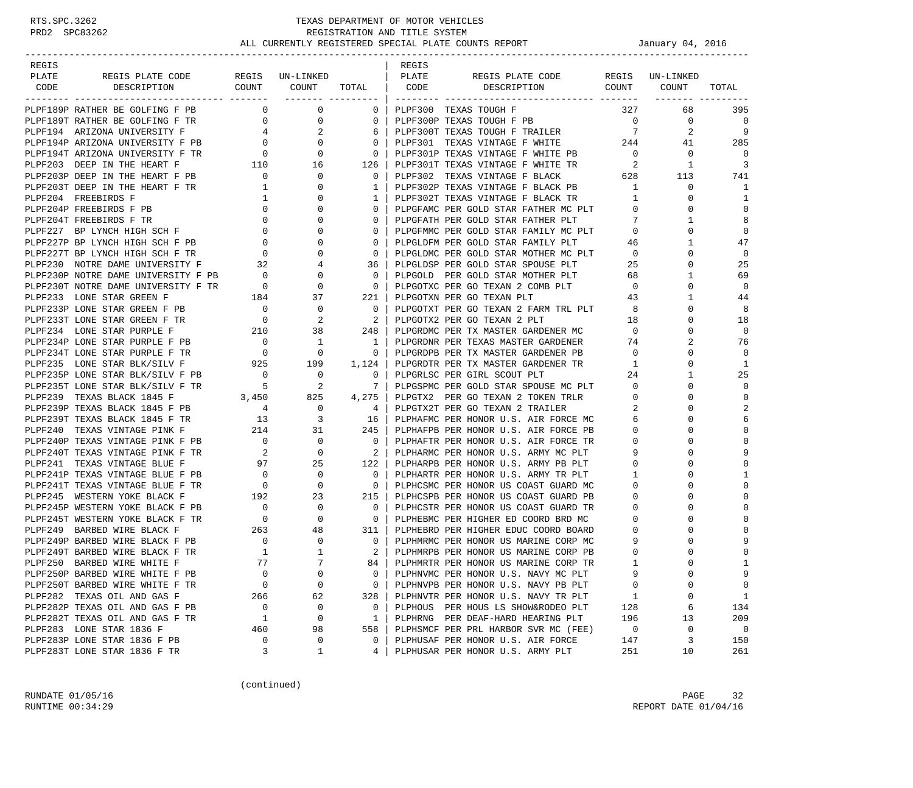RTS.SPC.3262
PRD2 SPC83262

# TEXAS DEPARTMENT OF MOTOR VEHICLES
## REGISTRATION AND TITLE SYSTEM
## ALL CURRENTLY REGISTERED SPECIAL PLATE COUNTS REPORT

January 04, 2016

| REGIS PLATE CODE | REGIS PLATE CODE DESCRIPTION | REGIS COUNT | UN-LINKED COUNT | TOTAL |
|---|---|---|---|---|
| PLPF189P | RATHER BE GOLFING F PB | 0 | 0 | 0 |
| PLPF189T | RATHER BE GOLFING F TR | 0 | 0 | 0 |
| PLPF194 | ARIZONA UNIVERSITY F | 4 | 2 | 6 |
| PLPF194P | ARIZONA UNIVERSITY F PB | 0 | 0 | 0 |
| PLPF194T | ARIZONA UNIVERSITY F TR | 0 | 0 | 0 |
| PLPF203 | DEEP IN THE HEART F | 110 | 16 | 126 |
| PLPF203P | DEEP IN THE HEART F PB | 0 | 0 | 0 |
| PLPF203T | DEEP IN THE HEART F TR | 1 | 0 | 1 |
| PLPF204 | FREEBIRDS F | 1 | 0 | 1 |
| PLPF204P | FREEBIRDS F PB | 0 | 0 | 0 |
| PLPF204T | FREEBIRDS F TR | 0 | 0 | 0 |
| PLPF227 | BP LYNCH HIGH SCH F | 0 | 0 | 0 |
| PLPF227P | BP LYNCH HIGH SCH F PB | 0 | 0 | 0 |
| PLPF227T | BP LYNCH HIGH SCH F TR | 0 | 0 | 0 |
| PLPF230 | NOTRE DAME UNIVERSITY F | 32 | 4 | 36 |
| PLPF230P | NOTRE DAME UNIVERSITY F PB | 0 | 0 | 0 |
| PLPF230T | NOTRE DAME UNIVERSITY F TR | 0 | 0 | 0 |
| PLPF233 | LONE STAR GREEN F | 184 | 37 | 221 |
| PLPF233P | LONE STAR GREEN F PB | 0 | 0 | 0 |
| PLPF233T | LONE STAR GREEN F TR | 0 | 2 | 2 |
| PLPF234 | LONE STAR PURPLE F | 210 | 38 | 248 |
| PLPF234P | LONE STAR PURPLE F PB | 0 | 1 | 1 |
| PLPF234T | LONE STAR PURPLE F TR | 0 | 0 | 0 |
| PLPF235 | LONE STAR BLK/SILV F | 925 | 199 | 1,124 |
| PLPF235P | LONE STAR BLK/SILV F PB | 0 | 0 | 0 |
| PLPF235T | LONE STAR BLK/SILV F TR | 5 | 2 | 7 |
| PLPF239 | TEXAS BLACK 1845 F | 3,450 | 825 | 4,275 |
| PLPF239P | TEXAS BLACK 1845 F PB | 4 | 0 | 4 |
| PLPF239T | TEXAS BLACK 1845 F TR | 13 | 3 | 16 |
| PLPF240 | TEXAS VINTAGE PINK F | 214 | 31 | 245 |
| PLPF240P | TEXAS VINTAGE PINK F PB | 0 | 0 | 0 |
| PLPF240T | TEXAS VINTAGE PINK F TR | 2 | 0 | 2 |
| PLPF241 | TEXAS VINTAGE BLUE F | 97 | 25 | 122 |
| PLPF241P | TEXAS VINTAGE BLUE F PB | 0 | 0 | 0 |
| PLPF241T | TEXAS VINTAGE BLUE F TR | 0 | 0 | 0 |
| PLPF245 | WESTERN YOKE BLACK F | 192 | 23 | 215 |
| PLPF245P | WESTERN YOKE BLACK F PB | 0 | 0 | 0 |
| PLPF245T | WESTERN YOKE BLACK F TR | 0 | 0 | 0 |
| PLPF249 | BARBED WIRE BLACK F | 263 | 48 | 311 |
| PLPF249P | BARBED WIRE BLACK F PB | 0 | 0 | 0 |
| PLPF249T | BARBED WIRE BLACK F TR | 1 | 1 | 2 |
| PLPF250 | BARBED WIRE WHITE F | 77 | 7 | 84 |
| PLPF250P | BARBED WIRE WHITE F PB | 0 | 0 | 0 |
| PLPF250T | BARBED WIRE WHITE F TR | 0 | 0 | 0 |
| PLPF282 | TEXAS OIL AND GAS F | 266 | 62 | 328 |
| PLPF282P | TEXAS OIL AND GAS F PB | 0 | 0 | 0 |
| PLPF282T | TEXAS OIL AND GAS F TR | 1 | 0 | 1 |
| PLPF283 | LONE STAR 1836 F | 460 | 98 | 558 |
| PLPF283P | LONE STAR 1836 F PB | 0 | 0 | 0 |
| PLPF283T | LONE STAR 1836 F TR | 3 | 1 | 4 |
| PLPF300 | TEXAS TOUGH F | 327 | 68 | 395 |
| PLPF300P | TEXAS TOUGH F PB | 0 | 0 | 0 |
| PLPF300T | TEXAS TOUGH F TRAILER | 7 | 2 | 9 |
| PLPF301 | TEXAS VINTAGE F WHITE | 244 | 41 | 285 |
| PLPF301P | TEXAS VINTAGE F WHITE PB | 0 | 0 | 0 |
| PLPF301T | TEXAS VINTAGE F WHITE TR | 2 | 1 | 3 |
| PLPF302 | TEXAS VINTAGE F BLACK | 628 | 113 | 741 |
| PLPF302P | TEXAS VINTAGE F BLACK PB | 1 | 0 | 1 |
| PLPF302T | TEXAS VINTAGE F BLACK TR | 1 | 0 | 1 |
| PLPGFAMC | PER GOLD STAR FATHER MC PLT | 0 | 0 | 0 |
| PLPGFATH | PER GOLD STAR FATHER PLT | 7 | 1 | 8 |
| PLPGFMMC | PER GOLD STAR FAMILY MC PLT | 0 | 0 | 0 |
| PLPGLDFM | PER GOLD STAR FAMILY PLT | 46 | 1 | 47 |
| PLPGLDMC | PER GOLD STAR MOTHER MC PLT | 0 | 0 | 0 |
| PLPGLDSP | PER GOLD STAR SPOUSE PLT | 25 | 0 | 25 |
| PLPGOLD | PER GOLD STAR MOTHER PLT | 68 | 1 | 69 |
| PLPGOTXC | PER GO TEXAN 2 COMB PLT | 0 | 0 | 0 |
| PLPGOTXN | PER GO TEXAN PLT | 43 | 1 | 44 |
| PLPGOTXT | PER GO TEXAN 2 FARM TRL PLT | 8 | 0 | 8 |
| PLPGOTX2 | PER GO TEXAN 2 PLT | 18 | 0 | 18 |
| PLPGRDMC | PER TX MASTER GARDENER MC | 0 | 0 | 0 |
| PLPGRDNR | PER TEXAS MASTER GARDENER | 74 | 2 | 76 |
| PLPGRDPB | PER TX MASTER GARDENER PB | 0 | 0 | 0 |
| PLPGRDTR | PER TX MASTER GARDENER TR | 1 | 0 | 1 |
| PLPGRLSC | PER GIRL SCOUT PLT | 24 | 1 | 25 |
| PLPGSPMC | PER GOLD STAR SPOUSE MC PLT | 0 | 0 | 0 |
| PLPGTX2 | PER GO TEXAN 2 TOKEN TRLR | 0 | 0 | 0 |
| PLPGTX2T | PER GO TEXAN 2 TRAILER | 2 | 0 | 2 |
| PLPHAFMC | PER HONOR U.S. AIR FORCE MC | 6 | 0 | 6 |
| PLPHAFPB | PER HONOR U.S. AIR FORCE PB | 0 | 0 | 0 |
| PLPHAFTR | PER HONOR U.S. AIR FORCE TR | 0 | 0 | 0 |
| PLPHARMC | PER HONOR U.S. ARMY MC PLT | 9 | 0 | 9 |
| PLPHARPB | PER HONOR U.S. ARMY PB PLT | 0 | 0 | 0 |
| PLPHARTR | PER HONOR U.S. ARMY TR PLT | 1 | 0 | 1 |
| PLPHCSMC | PER HONOR US COAST GUARD MC | 0 | 0 | 0 |
| PLPHCSPB | PER HONOR US COAST GUARD PB | 0 | 0 | 0 |
| PLPHCSTR | PER HONOR US COAST GUARD TR | 0 | 0 | 0 |
| PLPHEBMC | PER HIGHER ED COORD BRD MC | 0 | 0 | 0 |
| PLPHEBRD | PER HIGHER EDUC COORD BOARD | 0 | 0 | 0 |
| PLPHMRMC | PER HONOR US MARINE CORP MC | 9 | 0 | 9 |
| PLPHMRPB | PER HONOR US MARINE CORP PB | 0 | 0 | 0 |
| PLPHMRTR | PER HONOR US MARINE CORP TR | 1 | 0 | 1 |
| PLPHNVMC | PER HONOR U.S. NAVY MC PLT | 9 | 0 | 9 |
| PLPHNVPB | PER HONOR U.S. NAVY PB PLT | 0 | 0 | 0 |
| PLPHNVTR | PER HONOR U.S. NAVY TR PLT | 1 | 0 | 1 |
| PLPHOUS | PER HOUS LS SHOW&RODEO PLT | 128 | 6 | 134 |
| PLPHRNG | PER DEAF-HARD HEARING PLT | 196 | 13 | 209 |
| PLPHSMCF | PER PRL HARBOR SVR MC (FEE) | 0 | 0 | 0 |
| PLPHUSAF | PER HONOR U.S. AIR FORCE | 147 | 3 | 150 |
| PLPHUSAR | PER HONOR U.S. ARMY PLT | 251 | 10 | 261 |

(continued)

RUNDATE 01/05/16
RUNTIME 00:34:29

REPORT DATE 01/04/16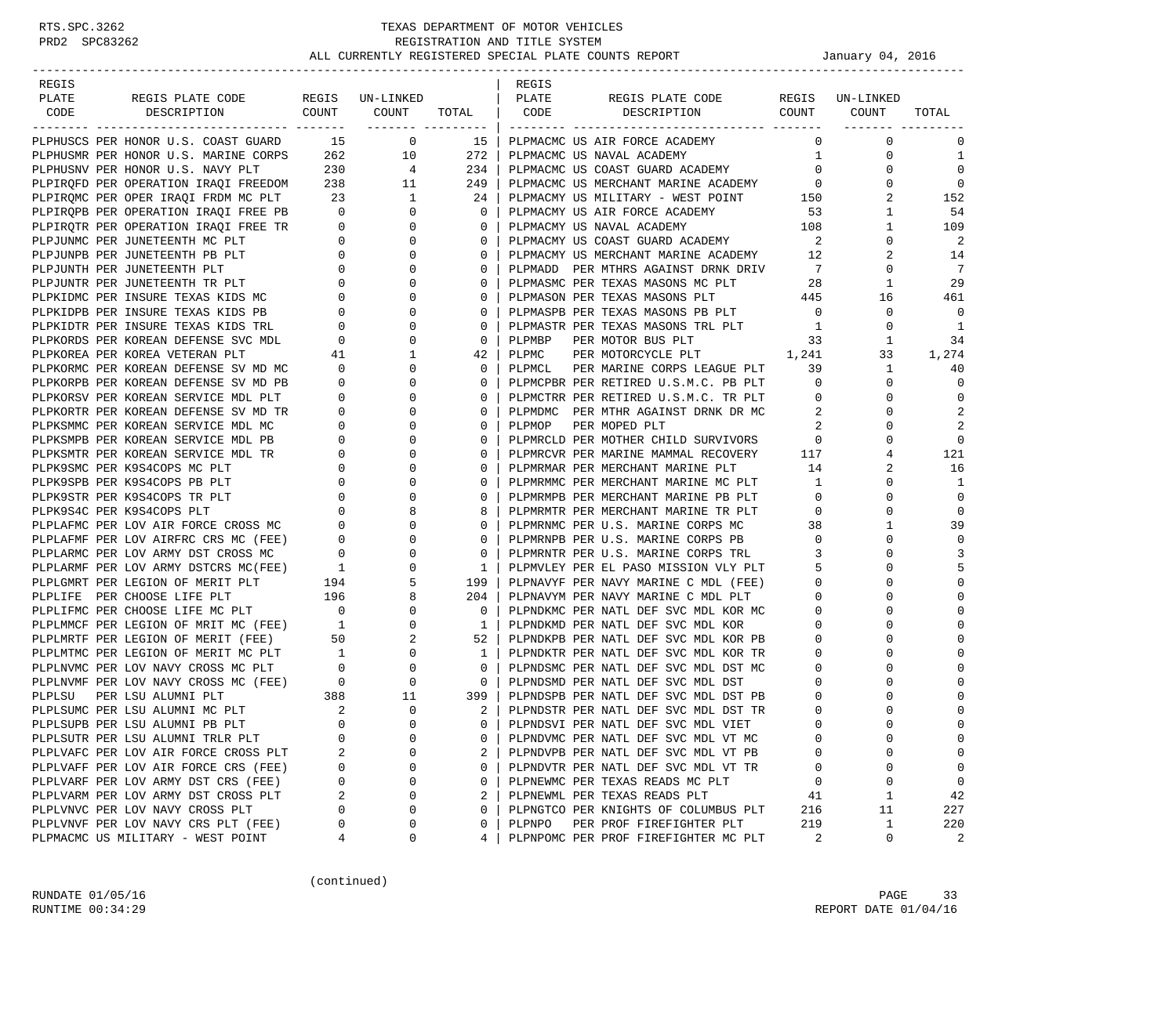RTS.SPC.3262
PRD2 SPC83262

# TEXAS DEPARTMENT OF MOTOR VEHICLES
## REGISTRATION AND TITLE SYSTEM
### ALL CURRENTLY REGISTERED SPECIAL PLATE COUNTS REPORT

January 04, 2016

| REGIS PLATE CODE | REGIS PLATE CODE DESCRIPTION | REGIS COUNT | UN-LINKED COUNT | TOTAL |
|---|---|---|---|---|
| PLPHUSCS | PER HONOR U.S. COAST GUARD | 15 | 0 | 15 |
| PLPHUSMR | PER HONOR U.S. MARINE CORPS | 262 | 10 | 272 |
| PLPHUSNV | PER HONOR U.S. NAVY PLT | 230 | 4 | 234 |
| PLPIRQFD | PER OPERATION IRAQI FREEDOM | 238 | 11 | 249 |
| PLPIRQMC | PER OPER IRAQI FRDM MC PLT | 23 | 1 | 24 |
| PLPIRQPB | PER OPERATION IRAQI FREE PB | 0 | 0 | 0 |
| PLPIRQTR | PER OPERATION IRAQI FREE TR | 0 | 0 | 0 |
| PLPJUNMC | PER JUNETEENTH MC PLT | 0 | 0 | 0 |
| PLPJUNPB | PER JUNETEENTH PB PLT | 0 | 0 | 0 |
| PLPJUNTH | PER JUNETEENTH PLT | 0 | 0 | 0 |
| PLPJUNTR | PER JUNETEENTH TR PLT | 0 | 0 | 0 |
| PLPKIDMC | PER INSURE TEXAS KIDS MC | 0 | 0 | 0 |
| PLPKIDPB | PER INSURE TEXAS KIDS PB | 0 | 0 | 0 |
| PLPKIDTR | PER INSURE TEXAS KIDS TRL | 0 | 0 | 0 |
| PLPKORDS | PER KOREAN DEFENSE SVC MDL | 0 | 0 | 0 |
| PLPKOREA | PER KOREA VETERAN PLT | 41 | 1 | 42 |
| PLPKORMC | PER KOREAN DEFENSE SV MD MC | 0 | 0 | 0 |
| PLPKORPB | PER KOREAN DEFENSE SV MD PB | 0 | 0 | 0 |
| PLPKORSV | PER KOREAN SERVICE MDL PLT | 0 | 0 | 0 |
| PLPKORTR | PER KOREAN DEFENSE SV MD TR | 0 | 0 | 0 |
| PLPKSMMC | PER KOREAN SERVICE MDL MC | 0 | 0 | 0 |
| PLPKSMPB | PER KOREAN SERVICE MDL PB | 0 | 0 | 0 |
| PLPKSMTR | PER KOREAN SERVICE MDL TR | 0 | 0 | 0 |
| PLPK9SMC | PER K9S4COPS MC PLT | 0 | 0 | 0 |
| PLPK9SPB | PER K9S4COPS PB PLT | 0 | 0 | 0 |
| PLPK9STR | PER K9S4COPS TR PLT | 0 | 0 | 0 |
| PLPK9S4C | PER K9S4COPS PLT | 0 | 8 | 8 |
| PLPLAFMC | PER LOV AIR FORCE CROSS MC | 0 | 0 | 0 |
| PLPLAFMF | PER LOV AIRFRC CRS MC (FEE) | 0 | 0 | 0 |
| PLPLARMC | PER LOV ARMY DST CROSS MC | 0 | 0 | 0 |
| PLPLARMF | PER LOV ARMY DSTCRS MC(FEE) | 1 | 0 | 1 |
| PLPLGMRT | PER LEGION OF MERIT PLT | 194 | 5 | 199 |
| PLPLIFE | PER CHOOSE LIFE PLT | 196 | 8 | 204 |
| PLPLIFMC | PER CHOOSE LIFE MC PLT | 0 | 0 | 0 |
| PLPLMMCF | PER LEGION OF MRIT MC (FEE) | 1 | 0 | 1 |
| PLPLMRTF | PER LEGION OF MERIT (FEE) | 50 | 2 | 52 |
| PLPLMTMC | PER LEGION OF MERIT MC PLT | 1 | 0 | 1 |
| PLPLNVMC | PER LOV NAVY CROSS MC PLT | 0 | 0 | 0 |
| PLPLNVMF | PER LOV NAVY CROSS MC (FEE) | 0 | 0 | 0 |
| PLPLSU | PER LSU ALUMNI PLT | 388 | 11 | 399 |
| PLPLSUMC | PER LSU ALUMNI MC PLT | 2 | 0 | 2 |
| PLPLSUPB | PER LSU ALUMNI PB PLT | 0 | 0 | 0 |
| PLPLSUTR | PER LSU ALUMNI TRLR PLT | 0 | 0 | 0 |
| PLPLVAFC | PER LOV AIR FORCE CROSS PLT | 2 | 0 | 2 |
| PLPLVAFF | PER LOV AIR FORCE CRS (FEE) | 0 | 0 | 0 |
| PLPLVARF | PER LOV ARMY DST CRS (FEE) | 0 | 0 | 0 |
| PLPLVARM | PER LOV ARMY DST CROSS PLT | 2 | 0 | 2 |
| PLPLVNVC | PER LOV NAVY CROSS PLT | 0 | 0 | 0 |
| PLPLVNVF | PER LOV NAVY CRS PLT (FEE) | 0 | 0 | 0 |
| PLPMACMC | US MILITARY - WEST POINT | 4 | 0 | 4 |
| PLPMACMC | US AIR FORCE ACADEMY | 0 | 0 | 0 |
| PLPMACMC | US NAVAL ACADEMY | 1 | 0 | 1 |
| PLPMACMC | US COAST GUARD ACADEMY | 0 | 0 | 0 |
| PLPMACMC | US MERCHANT MARINE ACADEMY | 0 | 0 | 0 |
| PLPMACMY | US MILITARY - WEST POINT | 150 | 2 | 152 |
| PLPMACMY | US AIR FORCE ACADEMY | 53 | 1 | 54 |
| PLPMACMY | US NAVAL ACADEMY | 108 | 1 | 109 |
| PLPMACMY | US COAST GUARD ACADEMY | 2 | 0 | 2 |
| PLPMACMY | US MERCHANT MARINE ACADEMY | 12 | 2 | 14 |
| PLPMADD | PER MTHRS AGAINST DRNK DRIV | 7 | 0 | 7 |
| PLPMASMC | PER TEXAS MASONS MC PLT | 28 | 1 | 29 |
| PLPMASON | PER TEXAS MASONS PLT | 445 | 16 | 461 |
| PLPMASPB | PER TEXAS MASONS PB PLT | 0 | 0 | 0 |
| PLPMASTR | PER TEXAS MASONS TRL PLT | 1 | 0 | 1 |
| PLPMBP | PER MOTOR BUS PLT | 33 | 1 | 34 |
| PLPMC | PER MOTORCYCLE PLT | 1,241 | 33 | 1,274 |
| PLPMCL | PER MARINE CORPS LEAGUE PLT | 39 | 1 | 40 |
| PLPMCPBR | PER RETIRED U.S.M.C. PB PLT | 0 | 0 | 0 |
| PLPMCTRR | PER RETIRED U.S.M.C. TR PLT | 0 | 0 | 0 |
| PLPMDMC | PER MTHR AGAINST DRNK DR MC | 2 | 0 | 2 |
| PLPMOP | PER MOPED PLT | 2 | 0 | 2 |
| PLPMRCLD | PER MOTHER CHILD SURVIVORS | 0 | 0 | 0 |
| PLPMRCVR | PER MARINE MAMMAL RECOVERY | 117 | 4 | 121 |
| PLPMRMAR | PER MERCHANT MARINE PLT | 14 | 2 | 16 |
| PLPMRMMC | PER MERCHANT MARINE MC PLT | 1 | 0 | 1 |
| PLPMRMPB | PER MERCHANT MARINE PB PLT | 0 | 0 | 0 |
| PLPMRMTR | PER MERCHANT MARINE TR PLT | 0 | 0 | 0 |
| PLPMRNMC | PER U.S. MARINE CORPS MC | 38 | 1 | 39 |
| PLPMRNPB | PER U.S. MARINE CORPS PB | 0 | 0 | 0 |
| PLPMRNTR | PER U.S. MARINE CORPS TRL | 3 | 0 | 3 |
| PLPMVLEY | PER EL PASO MISSION VLY PLT | 5 | 0 | 5 |
| PLPNAVYF | PER NAVY MARINE C MDL (FEE) | 0 | 0 | 0 |
| PLPNAVYM | PER NAVY MARINE C MDL PLT | 0 | 0 | 0 |
| PLPNDKMC | PER NATL DEF SVC MDL KOR MC | 0 | 0 | 0 |
| PLPNDKMD | PER NATL DEF SVC MDL KOR | 0 | 0 | 0 |
| PLPNDKPB | PER NATL DEF SVC MDL KOR PB | 0 | 0 | 0 |
| PLPNDKTR | PER NATL DEF SVC MDL KOR TR | 0 | 0 | 0 |
| PLPNDSMC | PER NATL DEF SVC MDL DST MC | 0 | 0 | 0 |
| PLPNDSMD | PER NATL DEF SVC MDL DST | 0 | 0 | 0 |
| PLPNDSPB | PER NATL DEF SVC MDL DST PB | 0 | 0 | 0 |
| PLPNDSTR | PER NATL DEF SVC MDL DST TR | 0 | 0 | 0 |
| PLPNDSVI | PER NATL DEF SVC MDL VIET | 0 | 0 | 0 |
| PLPNDVMC | PER NATL DEF SVC MDL VT MC | 0 | 0 | 0 |
| PLPNDVPB | PER NATL DEF SVC MDL VT PB | 0 | 0 | 0 |
| PLPNDVTR | PER NATL DEF SVC MDL VT TR | 0 | 0 | 0 |
| PLPNEWMC | PER TEXAS READS MC PLT | 0 | 0 | 0 |
| PLPNEWML | PER TEXAS READS PLT | 41 | 1 | 42 |
| PLPNGTCO | PER KNIGHTS OF COLUMBUS PLT | 216 | 11 | 227 |
| PLPNPO | PER PROF FIREFIGHTER PLT | 219 | 1 | 220 |
| PLPNPOMC | PER PROF FIREFIGHTER MC PLT | 2 | 0 | 2 |

(continued)

RUNDATE 01/05/16
RUNTIME 00:34:29

REPORT DATE 01/04/16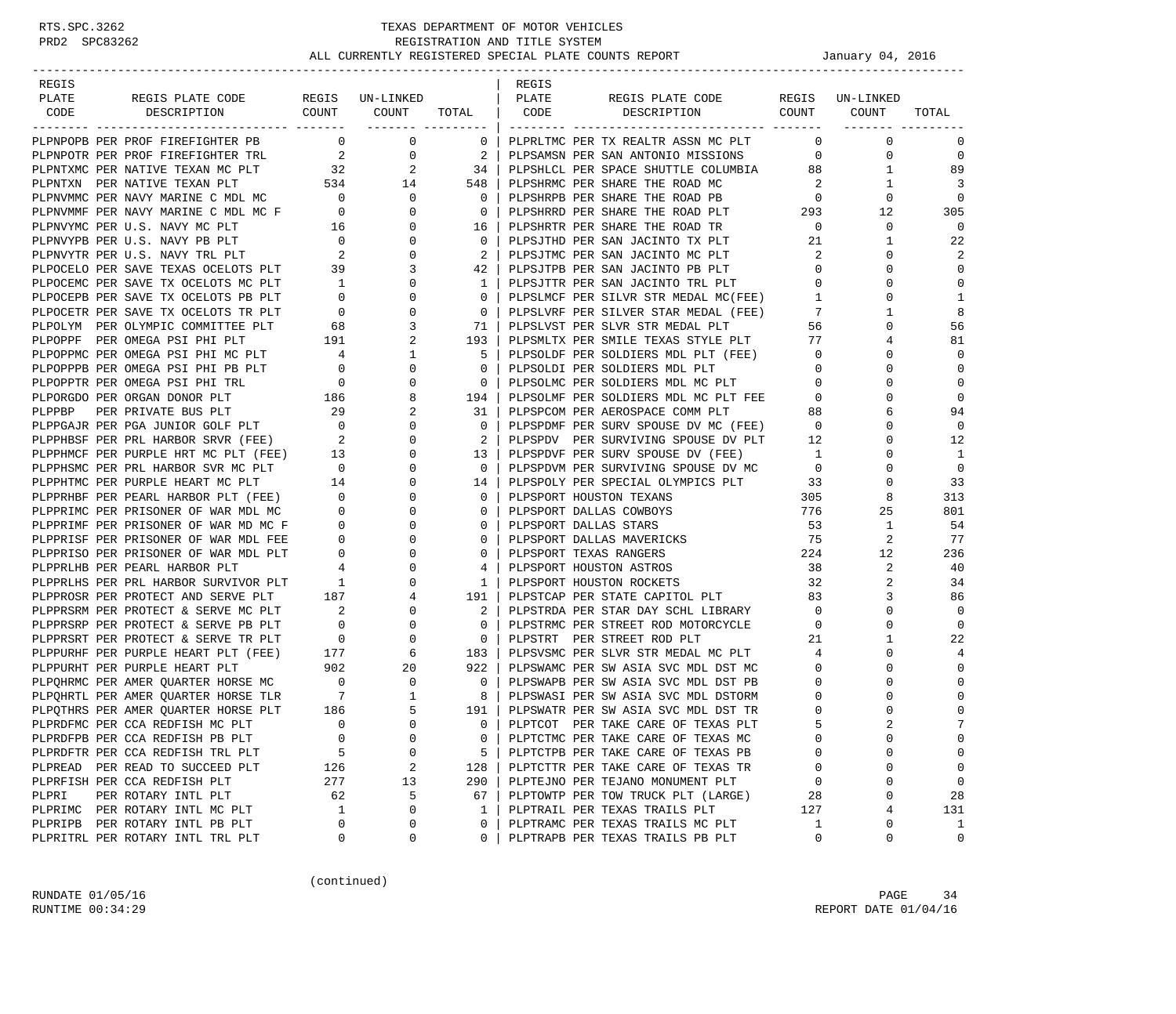RTS.SPC.3262
PRD2 SPC83262

# TEXAS DEPARTMENT OF MOTOR VEHICLES
## REGISTRATION AND TITLE SYSTEM
### ALL CURRENTLY REGISTERED SPECIAL PLATE COUNTS REPORT

January 04, 2016

| REGIS PLATE CODE | REGIS PLATE CODE DESCRIPTION | REGIS COUNT | UN-LINKED COUNT | TOTAL |
|---|---|---|---|---|
| PLPNPOPB | PER PROF FIREFIGHTER PB | 0 | 0 | 0 |
| PLPNPOTR | PER PROF FIREFIGHTER TRL | 2 | 0 | 2 |
| PLPNTXMC | PER NATIVE TEXAN MC PLT | 32 | 2 | 34 |
| PLPNTXN | PER NATIVE TEXAN PLT | 534 | 14 | 548 |
| PLPNVMMC | PER NAVY MARINE C MDL MC | 0 | 0 | 0 |
| PLPNVMMF | PER NAVY MARINE C MDL MC F | 0 | 0 | 0 |
| PLPNVYMC | PER U.S. NAVY MC PLT | 16 | 0 | 16 |
| PLPNVYPB | PER U.S. NAVY PB PLT | 0 | 0 | 0 |
| PLPNVYTR | PER U.S. NAVY TRL PLT | 2 | 0 | 2 |
| PLPOCELO | PER SAVE TEXAS OCELOTS PLT | 39 | 3 | 42 |
| PLPOCEMC | PER SAVE TX OCELOTS MC PLT | 1 | 0 | 1 |
| PLPOCEPB | PER SAVE TX OCELOTS PB PLT | 0 | 0 | 0 |
| PLPOCETR | PER SAVE TX OCELOTS TR PLT | 0 | 0 | 0 |
| PLPOLYM | PER OLYMPIC COMMITTEE PLT | 68 | 3 | 71 |
| PLPOPPF | PER OMEGA PSI PHI PLT | 191 | 2 | 193 |
| PLPOPPMC | PER OMEGA PSI PHI MC PLT | 4 | 1 | 5 |
| PLPOPPPB | PER OMEGA PSI PHI PB PLT | 0 | 0 | 0 |
| PLPOPPTR | PER OMEGA PSI PHI TRL | 0 | 0 | 0 |
| PLPORGDO | PER ORGAN DONOR PLT | 186 | 8 | 194 |
| PLPPBP | PER PRIVATE BUS PLT | 29 | 2 | 31 |
| PLPPGAJR | PER PGA JUNIOR GOLF PLT | 0 | 0 | 0 |
| PLPPHBSF | PER PRL HARBOR SRVR (FEE) | 2 | 0 | 2 |
| PLPPHMCF | PER PURPLE HRT MC PLT (FEE) | 13 | 0 | 13 |
| PLPPHSMC | PER PRL HARBOR SVR MC PLT | 0 | 0 | 0 |
| PLPPHTMC | PER PURPLE HEART MC PLT | 14 | 0 | 14 |
| PLPPRHBF | PER PEARL HARBOR PLT (FEE) | 0 | 0 | 0 |
| PLPPRIMC | PER PRISONER OF WAR MDL MC | 0 | 0 | 0 |
| PLPPRIMF | PER PRISONER OF WAR MD MC F | 0 | 0 | 0 |
| PLPPRISF | PER PRISONER OF WAR MDL FEE | 0 | 0 | 0 |
| PLPPRISO | PER PRISONER OF WAR MDL PLT | 0 | 0 | 0 |
| PLPPRLHB | PER PEARL HARBOR PLT | 4 | 0 | 4 |
| PLPPRLHS | PER PRL HARBOR SURVIVOR PLT | 1 | 0 | 1 |
| PLPPROSR | PER PROTECT AND SERVE PLT | 187 | 4 | 191 |
| PLPPRSRM | PER PROTECT & SERVE MC PLT | 2 | 0 | 2 |
| PLPPRSRP | PER PROTECT & SERVE PB PLT | 0 | 0 | 0 |
| PLPPRSRT | PER PROTECT & SERVE TR PLT | 0 | 0 | 0 |
| PLPPURHF | PER PURPLE HEART PLT (FEE) | 177 | 6 | 183 |
| PLPPURHT | PER PURPLE HEART PLT | 902 | 20 | 922 |
| PLPQHRMC | PER AMER QUARTER HORSE MC | 0 | 0 | 0 |
| PLPQHRTL | PER AMER QUARTER HORSE TLR | 7 | 1 | 8 |
| PLPQTHRS | PER AMER QUARTER HORSE PLT | 186 | 5 | 191 |
| PLPRDFMC | PER CCA REDFISH MC PLT | 0 | 0 | 0 |
| PLPRDFPB | PER CCA REDFISH PB PLT | 0 | 0 | 0 |
| PLPRDFTR | PER CCA REDFISH TRL PLT | 5 | 0 | 5 |
| PLPREAD | PER READ TO SUCCEED PLT | 126 | 2 | 128 |
| PLPRFISH | PER CCA REDFISH PLT | 277 | 13 | 290 |
| PLPRI | PER ROTARY INTL PLT | 62 | 5 | 67 |
| PLPRIMC | PER ROTARY INTL MC PLT | 1 | 0 | 1 |
| PLPRIPB | PER ROTARY INTL PB PLT | 0 | 0 | 0 |
| PLPRITRL | PER ROTARY INTL TRL PLT | 0 | 0 | 0 |
| PLPRLTMC | PER TX REALTR ASSN MC PLT | 0 | 0 | 0 |
| PLPSAMSN | PER SAN ANTONIO MISSIONS | 0 | 0 | 0 |
| PLPSHLCL | PER SPACE SHUTTLE COLUMBIA | 88 | 1 | 89 |
| PLPSHRMC | PER SHARE THE ROAD MC | 2 | 1 | 3 |
| PLPSHRPB | PER SHARE THE ROAD PB | 0 | 0 | 0 |
| PLPSHRRD | PER SHARE THE ROAD PLT | 293 | 12 | 305 |
| PLPSHRTR | PER SHARE THE ROAD TR | 0 | 0 | 0 |
| PLPSJTHD | PER SAN JACINTO TX PLT | 21 | 1 | 22 |
| PLPSJTMC | PER SAN JACINTO MC PLT | 2 | 0 | 2 |
| PLPSJTPB | PER SAN JACINTO PB PLT | 0 | 0 | 0 |
| PLPSJTTR | PER SAN JACINTO TRL PLT | 0 | 0 | 0 |
| PLPSLMCF | PER SILVR STR MEDAL MC(FEE) | 1 | 0 | 1 |
| PLPSLVRF | PER SILVER STAR MEDAL (FEE) | 7 | 1 | 8 |
| PLPSLVST | PER SLVR STR MEDAL PLT | 56 | 0 | 56 |
| PLPSMLTX | PER SMILE TEXAS STYLE PLT | 77 | 4 | 81 |
| PLPSOLDF | PER SOLDIERS MDL PLT (FEE) | 0 | 0 | 0 |
| PLPSOLDI | PER SOLDIERS MDL PLT | 0 | 0 | 0 |
| PLPSOLMC | PER SOLDIERS MDL MC PLT | 0 | 0 | 0 |
| PLPSOLMF | PER SOLDIERS MDL MC PLT FEE | 0 | 0 | 0 |
| PLPSPCOM | PER AEROSPACE COMM PLT | 88 | 6 | 94 |
| PLPSPDMF | PER SURV SPOUSE DV MC (FEE) | 0 | 0 | 0 |
| PLPSPDV | PER SURVIVING SPOUSE DV PLT | 12 | 0 | 12 |
| PLPSPDVF | PER SURV SPOUSE DV (FEE) | 1 | 0 | 1 |
| PLPSPDVM | PER SURVIVING SPOUSE DV MC | 0 | 0 | 0 |
| PLPSPOLY | PER SPECIAL OLYMPICS PLT | 33 | 0 | 33 |
| PLPSPORT | HOUSTON TEXANS | 305 | 8 | 313 |
| PLPSPORT | DALLAS COWBOYS | 776 | 25 | 801 |
| PLPSPORT | DALLAS STARS | 53 | 1 | 54 |
| PLPSPORT | DALLAS MAVERICKS | 75 | 2 | 77 |
| PLPSPORT | TEXAS RANGERS | 224 | 12 | 236 |
| PLPSPORT | HOUSTON ASTROS | 38 | 2 | 40 |
| PLPSPORT | HOUSTON ROCKETS | 32 | 2 | 34 |
| PLPSTCAP | PER STATE CAPITOL PLT | 83 | 3 | 86 |
| PLPSTRDA | PER STAR DAY SCHL LIBRARY | 0 | 0 | 0 |
| PLPSTRMC | PER STREET ROD MOTORCYCLE | 0 | 0 | 0 |
| PLPSTRT | PER STREET ROD PLT | 21 | 1 | 22 |
| PLPSVSMC | PER SLVR STR MEDAL MC PLT | 4 | 0 | 4 |
| PLPSWAMC | PER SW ASIA SVC MDL DST MC | 0 | 0 | 0 |
| PLPSWAPB | PER SW ASIA SVC MDL DST PB | 0 | 0 | 0 |
| PLPSWASI | PER SW ASIA SVC MDL DSTORM | 0 | 0 | 0 |
| PLPSWATR | PER SW ASIA SVC MDL DST TR | 0 | 0 | 0 |
| PLPTCOT | PER TAKE CARE OF TEXAS PLT | 5 | 2 | 7 |
| PLPTCTMC | PER TAKE CARE OF TEXAS MC | 0 | 0 | 0 |
| PLPTCTPB | PER TAKE CARE OF TEXAS PB | 0 | 0 | 0 |
| PLPTCTTR | PER TAKE CARE OF TEXAS TR | 0 | 0 | 0 |
| PLPTEJNO | PER TEJANO MONUMENT PLT | 0 | 0 | 0 |
| PLPTOWTP | PER TOW TRUCK PLT (LARGE) | 28 | 0 | 28 |
| PLPTRAIL | PER TEXAS TRAILS PLT | 127 | 4 | 131 |
| PLPTRAMC | PER TEXAS TRAILS MC PLT | 1 | 0 | 1 |
| PLPTRAPB | PER TEXAS TRAILS PB PLT | 0 | 0 | 0 |

(continued)

RUNDATE 01/05/16
RUNTIME 00:34:29

REPORT DATE 01/04/16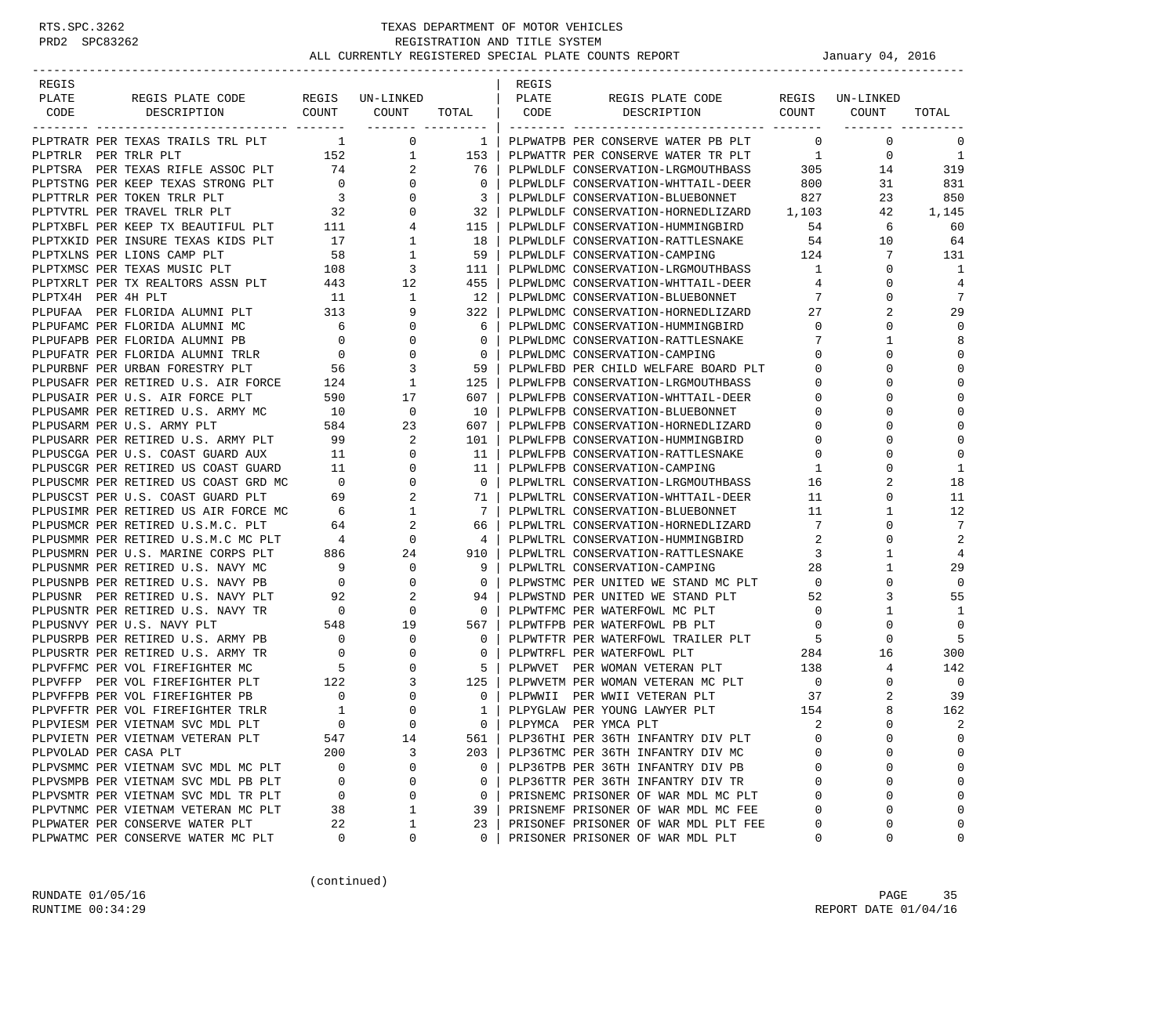# TEXAS DEPARTMENT OF MOTOR VEHICLES
## REGISTRATION AND TITLE SYSTEM
### ALL CURRENTLY REGISTERED SPECIAL PLATE COUNTS REPORT — January 04, 2016

RTS.SPC.3262
PRD2 SPC83262

| REGIS PLATE CODE | REGIS PLATE CODE DESCRIPTION | REGIS COUNT | UN-LINKED COUNT | TOTAL |
|---|---|---|---|---|
| PLPTRATR | PER TEXAS TRAILS TRL PLT | 1 | 0 | 1 |
| PLPTRLR | PER TRLR PLT | 152 | 1 | 153 |
| PLPTSRA | PER TEXAS RIFLE ASSOC PLT | 74 | 2 | 76 |
| PLPTSTNG | PER KEEP TEXAS STRONG PLT | 0 | 0 | 0 |
| PLPTTRLR | PER TOKEN TRLR PLT | 3 | 0 | 3 |
| PLPTVTRL | PER TRAVEL TRLR PLT | 32 | 0 | 32 |
| PLPTXBFL | PER KEEP TX BEAUTIFUL PLT | 111 | 4 | 115 |
| PLPTXKID | PER INSURE TEXAS KIDS PLT | 17 | 1 | 18 |
| PLPTXLNS | PER LIONS CAMP PLT | 58 | 1 | 59 |
| PLPTXMSC | PER TEXAS MUSIC PLT | 108 | 3 | 111 |
| PLPTXRLT | PER TX REALTORS ASSN PLT | 443 | 12 | 455 |
| PLPTX4H | PER 4H PLT | 11 | 1 | 12 |
| PLPUFAA | PER FLORIDA ALUMNI PLT | 313 | 9 | 322 |
| PLPUFAMC | PER FLORIDA ALUMNI MC | 6 | 0 | 6 |
| PLPUFAPB | PER FLORIDA ALUMNI PB | 0 | 0 | 0 |
| PLPUFATR | PER FLORIDA ALUMNI TRLR | 0 | 0 | 0 |
| PLPURBNF | PER URBAN FORESTRY PLT | 56 | 3 | 59 |
| PLPUSAFR | PER RETIRED U.S. AIR FORCE | 124 | 1 | 125 |
| PLPUSAIR | PER U.S. AIR FORCE PLT | 590 | 17 | 607 |
| PLPUSAMR | PER RETIRED U.S. ARMY MC | 10 | 0 | 10 |
| PLPUSARM | PER U.S. ARMY PLT | 584 | 23 | 607 |
| PLPUSARR | PER RETIRED U.S. ARMY PLT | 99 | 2 | 101 |
| PLPUSCGA | PER U.S. COAST GUARD AUX | 11 | 0 | 11 |
| PLPUSCGR | PER RETIRED US COAST GUARD | 11 | 0 | 11 |
| PLPUSCMR | PER RETIRED US COAST GRD MC | 0 | 0 | 0 |
| PLPUSCST | PER U.S. COAST GUARD PLT | 69 | 2 | 71 |
| PLPUSIMR | PER RETIRED US AIR FORCE MC | 6 | 1 | 7 |
| PLPUSMCR | PER RETIRED U.S.M.C. PLT | 64 | 2 | 66 |
| PLPUSMMR | PER RETIRED U.S.M.C MC PLT | 4 | 0 | 4 |
| PLPUSMRN | PER U.S. MARINE CORPS PLT | 886 | 24 | 910 |
| PLPUSNMR | PER RETIRED U.S. NAVY MC | 9 | 0 | 9 |
| PLPUSNPB | PER RETIRED U.S. NAVY PB | 0 | 0 | 0 |
| PLPUSNR | PER RETIRED U.S. NAVY PLT | 92 | 2 | 94 |
| PLPUSNTR | PER RETIRED U.S. NAVY TR | 0 | 0 | 0 |
| PLPUSNVY | PER U.S. NAVY PLT | 548 | 19 | 567 |
| PLPUSRPB | PER RETIRED U.S. ARMY PB | 0 | 0 | 0 |
| PLPUSRTR | PER RETIRED U.S. ARMY TR | 0 | 0 | 0 |
| PLPVFFMC | PER VOL FIREFIGHTER MC | 5 | 0 | 5 |
| PLPVFFP | PER VOL FIREFIGHTER PLT | 122 | 3 | 125 |
| PLPVFFPB | PER VOL FIREFIGHTER PB | 0 | 0 | 0 |
| PLPVFFTR | PER VOL FIREFIGHTER TRLR | 1 | 0 | 1 |
| PLPVIESM | PER VIETNAM SVC MDL PLT | 0 | 0 | 0 |
| PLPVIETN | PER VIETNAM VETERAN PLT | 547 | 14 | 561 |
| PLPVOLAD | PER CASA PLT | 200 | 3 | 203 |
| PLPVSMMC | PER VIETNAM SVC MDL MC PLT | 0 | 0 | 0 |
| PLPVSMPB | PER VIETNAM SVC MDL PB PLT | 0 | 0 | 0 |
| PLPVSMTR | PER VIETNAM SVC MDL TR PLT | 0 | 0 | 0 |
| PLPVTNMC | PER VIETNAM VETERAN MC PLT | 38 | 1 | 39 |
| PLPWATER | PER CONSERVE WATER PLT | 22 | 1 | 23 |
| PLPWATMC | PER CONSERVE WATER MC PLT | 0 | 0 | 0 |
| PLPWATPB | PER CONSERVE WATER PB PLT | 0 | 0 | 0 |
| PLPWATTR | PER CONSERVE WATER TR PLT | 1 | 0 | 1 |
| PLPWLDLF | CONSERVATION-LRGMOUTHBASS | 305 | 14 | 319 |
| PLPWLDLF | CONSERVATION-WHTTAIL-DEER | 800 | 31 | 831 |
| PLPWLDLF | CONSERVATION-BLUEBONNET | 827 | 23 | 850 |
| PLPWLDLF | CONSERVATION-HORNEDLIZARD | 1,103 | 42 | 1,145 |
| PLPWLDLF | CONSERVATION-HUMMINGBIRD | 54 | 6 | 60 |
| PLPWLDLF | CONSERVATION-RATTLESNAKE | 54 | 10 | 64 |
| PLPWLDLF | CONSERVATION-CAMPING | 124 | 7 | 131 |
| PLPWLDMC | CONSERVATION-LRGMOUTHBASS | 1 | 0 | 1 |
| PLPWLDMC | CONSERVATION-WHTTAIL-DEER | 4 | 0 | 4 |
| PLPWLDMC | CONSERVATION-BLUEBONNET | 7 | 0 | 7 |
| PLPWLDMC | CONSERVATION-HORNEDLIZARD | 27 | 2 | 29 |
| PLPWLDMC | CONSERVATION-HUMMINGBIRD | 0 | 0 | 0 |
| PLPWLDMC | CONSERVATION-RATTLESNAKE | 7 | 1 | 8 |
| PLPWLDMC | CONSERVATION-CAMPING | 0 | 0 | 0 |
| PLPWLFBD | PER CHILD WELFARE BOARD PLT | 0 | 0 | 0 |
| PLPWLFPB | CONSERVATION-LRGMOUTHBASS | 0 | 0 | 0 |
| PLPWLFPB | CONSERVATION-WHTTAIL-DEER | 0 | 0 | 0 |
| PLPWLFPB | CONSERVATION-BLUEBONNET | 0 | 0 | 0 |
| PLPWLFPB | CONSERVATION-HORNEDLIZARD | 0 | 0 | 0 |
| PLPWLFPB | CONSERVATION-HUMMINGBIRD | 0 | 0 | 0 |
| PLPWLFPB | CONSERVATION-RATTLESNAKE | 0 | 0 | 0 |
| PLPWLFPB | CONSERVATION-CAMPING | 1 | 0 | 1 |
| PLPWLTRL | CONSERVATION-LRGMOUTHBASS | 16 | 2 | 18 |
| PLPWLTRL | CONSERVATION-WHTTAIL-DEER | 11 | 0 | 11 |
| PLPWLTRL | CONSERVATION-BLUEBONNET | 11 | 1 | 12 |
| PLPWLTRL | CONSERVATION-HORNEDLIZARD | 7 | 0 | 7 |
| PLPWLTRL | CONSERVATION-HUMMINGBIRD | 2 | 0 | 2 |
| PLPWLTRL | CONSERVATION-RATTLESNAKE | 3 | 1 | 4 |
| PLPWLTRL | CONSERVATION-CAMPING | 28 | 1 | 29 |
| PLPWSTMC | PER UNITED WE STAND MC PLT | 0 | 0 | 0 |
| PLPWSTND | PER UNITED WE STAND PLT | 52 | 3 | 55 |
| PLPWTFMC | PER WATERFOWL MC PLT | 0 | 1 | 1 |
| PLPWTFPB | PER WATERFOWL PB PLT | 0 | 0 | 0 |
| PLPWTFTR | PER WATERFOWL TRAILER PLT | 5 | 0 | 5 |
| PLPWTRFL | PER WATERFOWL PLT | 284 | 16 | 300 |
| PLPWVET | PER WOMAN VETERAN PLT | 138 | 4 | 142 |
| PLPWVETM | PER WOMAN VETERAN MC PLT | 0 | 0 | 0 |
| PLPWWII | PER WWII VETERAN PLT | 37 | 2 | 39 |
| PLPYGLAW | PER YOUNG LAWYER PLT | 154 | 8 | 162 |
| PLPYMCA | PER YMCA PLT | 2 | 0 | 2 |
| PLP36THI | PER 36TH INFANTRY DIV PLT | 0 | 0 | 0 |
| PLP36TMC | PER 36TH INFANTRY DIV MC | 0 | 0 | 0 |
| PLP36TPB | PER 36TH INFANTRY DIV PB | 0 | 0 | 0 |
| PLP36TTR | PER 36TH INFANTRY DIV TR | 0 | 0 | 0 |
| PRISNEMC | PRISONER OF WAR MDL MC PLT | 0 | 0 | 0 |
| PRISNEMF | PRISONER OF WAR MDL MC FEE | 0 | 0 | 0 |
| PRISONEF | PRISONER OF WAR MDL PLT FEE | 0 | 0 | 0 |
| PRISONER | PRISONER OF WAR MDL PLT | 0 | 0 | 0 |

(continued)

RUNDATE 01/05/16
RUNTIME 00:34:29
REPORT DATE 01/04/16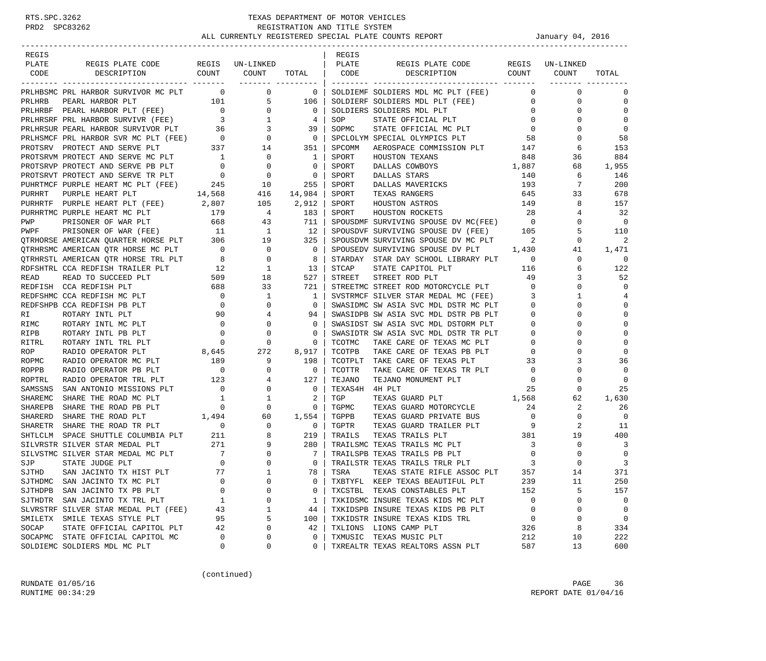# TEXAS DEPARTMENT OF MOTOR VEHICLES
## REGISTRATION AND TITLE SYSTEM
### ALL CURRENTLY REGISTERED SPECIAL PLATE COUNTS REPORT — January 04, 2016

| REGIS PLATE CODE | REGIS PLATE CODE DESCRIPTION | REGIS COUNT | UN-LINKED COUNT | TOTAL |
|---|---|---|---|---|
| PRLHBSMC | PRL HARBOR SURVIVOR MC PLT | 0 | 0 | 0 |
| PRLHRB | PEARL HARBOR PLT | 101 | 5 | 106 |
| PRLHRBF | PEARL HARBOR PLT (FEE) | 0 | 0 | 0 |
| PRLHRSRF | PRL HARBOR SURVIVR (FEE) | 3 | 1 | 4 |
| PRLHRSUR | PEARL HARBOR SURVIVOR PLT | 36 | 3 | 39 |
| PRLHSMCF | PRL HARBOR SVR MC PLT (FEE) | 0 | 0 | 0 |
| PROTSRV | PROTECT AND SERVE PLT | 337 | 14 | 351 |
| PROTSRVM | PROTECT AND SERVE MC PLT | 1 | 0 | 1 |
| PROTSRVP | PROTECT AND SERVE PB PLT | 0 | 0 | 0 |
| PROTSRVT | PROTECT AND SERVE TR PLT | 0 | 0 | 0 |
| PUHRTMCF | PURPLE HEART MC PLT (FEE) | 245 | 10 | 255 |
| PURHRT | PURPLE HEART PLT | 14,568 | 416 | 14,984 |
| PURHRTF | PURPLE HEART PLT (FEE) | 2,807 | 105 | 2,912 |
| PURHRTMC | PURPLE HEART MC PLT | 179 | 4 | 183 |
| PWP | PRISONER OF WAR PLT | 668 | 43 | 711 |
| PWPF | PRISONER OF WAR (FEE) | 11 | 1 | 12 |
| QTRHORSE | AMERICAN QUARTER HORSE PLT | 306 | 19 | 325 |
| QTRHRSMC | AMERICAN QTR HORSE MC PLT | 0 | 0 | 0 |
| QTRHRSTL | AMERICAN QTR HORSE TRL PLT | 8 | 0 | 8 |
| RDFSHTRL | CCA REDFISH TRAILER PLT | 12 | 1 | 13 |
| READ | READ TO SUCCEED PLT | 509 | 18 | 527 |
| REDFISH | CCA REDFISH PLT | 688 | 33 | 721 |
| REDFSHMC | CCA REDFISH MC PLT | 0 | 1 | 1 |
| REDFSHPB | CCA REDFISH PB PLT | 0 | 0 | 0 |
| RI | ROTARY INTL PLT | 90 | 4 | 94 |
| RIMC | ROTARY INTL MC PLT | 0 | 0 | 0 |
| RIPB | ROTARY INTL PB PLT | 0 | 0 | 0 |
| RITRL | ROTARY INTL TRL PLT | 0 | 0 | 0 |
| ROP | RADIO OPERATOR PLT | 8,645 | 272 | 8,917 |
| ROPMC | RADIO OPERATOR MC PLT | 189 | 9 | 198 |
| ROPPB | RADIO OPERATOR PB PLT | 0 | 0 | 0 |
| ROPTRL | RADIO OPERATOR TRL PLT | 123 | 4 | 127 |
| SAMSSNS | SAN ANTONIO MISSIONS PLT | 0 | 0 | 0 |
| SHAREMC | SHARE THE ROAD MC PLT | 1 | 1 | 2 |
| SHAREPB | SHARE THE ROAD PB PLT | 0 | 0 | 0 |
| SHARERD | SHARE THE ROAD PLT | 1,494 | 60 | 1,554 |
| SHARETR | SHARE THE ROAD TR PLT | 0 | 0 | 0 |
| SHTLCLM | SPACE SHUTTLE COLUMBIA PLT | 211 | 8 | 219 |
| SILVRSTR | SILVER STAR MEDAL PLT | 271 | 9 | 280 |
| SILVSTMC | SILVER STAR MEDAL MC PLT | 7 | 0 | 7 |
| SJP | STATE JUDGE PLT | 0 | 0 | 0 |
| SJTHD | SAN JACINTO TX HIST PLT | 77 | 1 | 78 |
| SJTHDMC | SAN JACINTO TX MC PLT | 0 | 0 | 0 |
| SJTHDPB | SAN JACINTO TX PB PLT | 0 | 0 | 0 |
| SJTHDTR | SAN JACINTO TX TRL PLT | 1 | 0 | 1 |
| SLVRSTRF | SILVER STAR MEDAL PLT (FEE) | 43 | 1 | 44 |
| SMILETX | SMILE TEXAS STYLE PLT | 95 | 5 | 100 |
| SOCAP | STATE OFFICIAL CAPITOL PLT | 42 | 0 | 42 |
| SOCAPMC | STATE OFFICIAL CAPITOL MC | 0 | 0 | 0 |
| SOLDIEMC | SOLDIERS MDL MC PLT | 0 | 0 | 0 |
| SOLDIEMF | SOLDIERS MDL MC PLT (FEE) | 0 | 0 | 0 |
| SOLDIERF | SOLDIERS MDL PLT (FEE) | 0 | 0 | 0 |
| SOLDIERS | SOLDIERS MDL PLT | 0 | 0 | 0 |
| SOP | STATE OFFICIAL PLT | 0 | 0 | 0 |
| SOPMC | STATE OFFICIAL MC PLT | 0 | 0 | 0 |
| SPCLOLYM | SPECIAL OLYMPICS PLT | 58 | 0 | 58 |
| SPCOMM | AEROSPACE COMMISSION PLT | 147 | 6 | 153 |
| SPORT | HOUSTON TEXANS | 848 | 36 | 884 |
| SPORT | DALLAS COWBOYS | 1,887 | 68 | 1,955 |
| SPORT | DALLAS STARS | 140 | 6 | 146 |
| SPORT | DALLAS MAVERICKS | 193 | 7 | 200 |
| SPORT | TEXAS RANGERS | 645 | 33 | 678 |
| SPORT | HOUSTON ASTROS | 149 | 8 | 157 |
| SPORT | HOUSTON ROCKETS | 28 | 4 | 32 |
| SPOUSDMF | SURVIVING SPOUSE DV MC(FEE) | 0 | 0 | 0 |
| SPOUSDVF | SURVIVING SPOUSE DV (FEE) | 105 | 5 | 110 |
| SPOUSDVM | SURVIVING SPOUSE DV MC PLT | 2 | 0 | 2 |
| SPOUSEDV | SURVIVING SPOUSE DV PLT | 1,430 | 41 | 1,471 |
| STARDAY | STAR DAY SCHOOL LIBRARY PLT | 0 | 0 | 0 |
| STCAP | STATE CAPITOL PLT | 116 | 6 | 122 |
| STREET | STREET ROD PLT | 49 | 3 | 52 |
| STREETMC | STREET ROD MOTORCYCLE PLT | 0 | 0 | 0 |
| SVSTRMCF | SILVER STAR MEDAL MC (FEE) | 3 | 1 | 4 |
| SWASIDMC | SW ASIA SVC MDL DSTR MC PLT | 0 | 0 | 0 |
| SWASIDPB | SW ASIA SVC MDL DSTR PB PLT | 0 | 0 | 0 |
| SWASIDST | SW ASIA SVC MDL DSTORM PLT | 0 | 0 | 0 |
| SWASIDTR | SW ASIA SVC MDL DSTR TR PLT | 0 | 0 | 0 |
| TCOTMC | TAKE CARE OF TEXAS MC PLT | 0 | 0 | 0 |
| TCOTPB | TAKE CARE OF TEXAS PB PLT | 0 | 0 | 0 |
| TCOTPLT | TAKE CARE OF TEXAS PLT | 33 | 3 | 36 |
| TCOTTR | TAKE CARE OF TEXAS TR PLT | 0 | 0 | 0 |
| TEJANO | TEJANO MONUMENT PLT | 0 | 0 | 0 |
| TEXAS4H | 4H PLT | 25 | 0 | 25 |
| TGP | TEXAS GUARD PLT | 1,568 | 62 | 1,630 |
| TGPMC | TEXAS GUARD MOTORCYCLE | 24 | 2 | 26 |
| TGPPB | TEXAS GUARD PRIVATE BUS | 0 | 0 | 0 |
| TGPTR | TEXAS GUARD TRAILER PLT | 9 | 2 | 11 |
| TRAILS | TEXAS TRAILS PLT | 381 | 19 | 400 |
| TRAILSMC | TEXAS TRAILS MC PLT | 3 | 0 | 3 |
| TRAILSPB | TEXAS TRAILS PB PLT | 0 | 0 | 0 |
| TRAILSTR | TEXAS TRAILS TRLR PLT | 3 | 0 | 3 |
| TSRA | TEXAS STATE RIFLE ASSOC PLT | 357 | 14 | 371 |
| TXBTYFL | KEEP TEXAS BEAUTIFUL PLT | 239 | 11 | 250 |
| TXCSTBL | TEXAS CONSTABLES PLT | 152 | 5 | 157 |
| TXKIDSMC | INSURE TEXAS KIDS MC PLT | 0 | 0 | 0 |
| TXKIDSPB | INSURE TEXAS KIDS PB PLT | 0 | 0 | 0 |
| TXKIDSTR | INSURE TEXAS KIDS TRL | 0 | 0 | 0 |
| TXLIONS | LIONS CAMP PLT | 326 | 8 | 334 |
| TXMUSIC | TEXAS MUSIC PLT | 212 | 10 | 222 |
| TXREALTR | TEXAS REALTORS ASSN PLT | 587 | 13 | 600 |

(continued)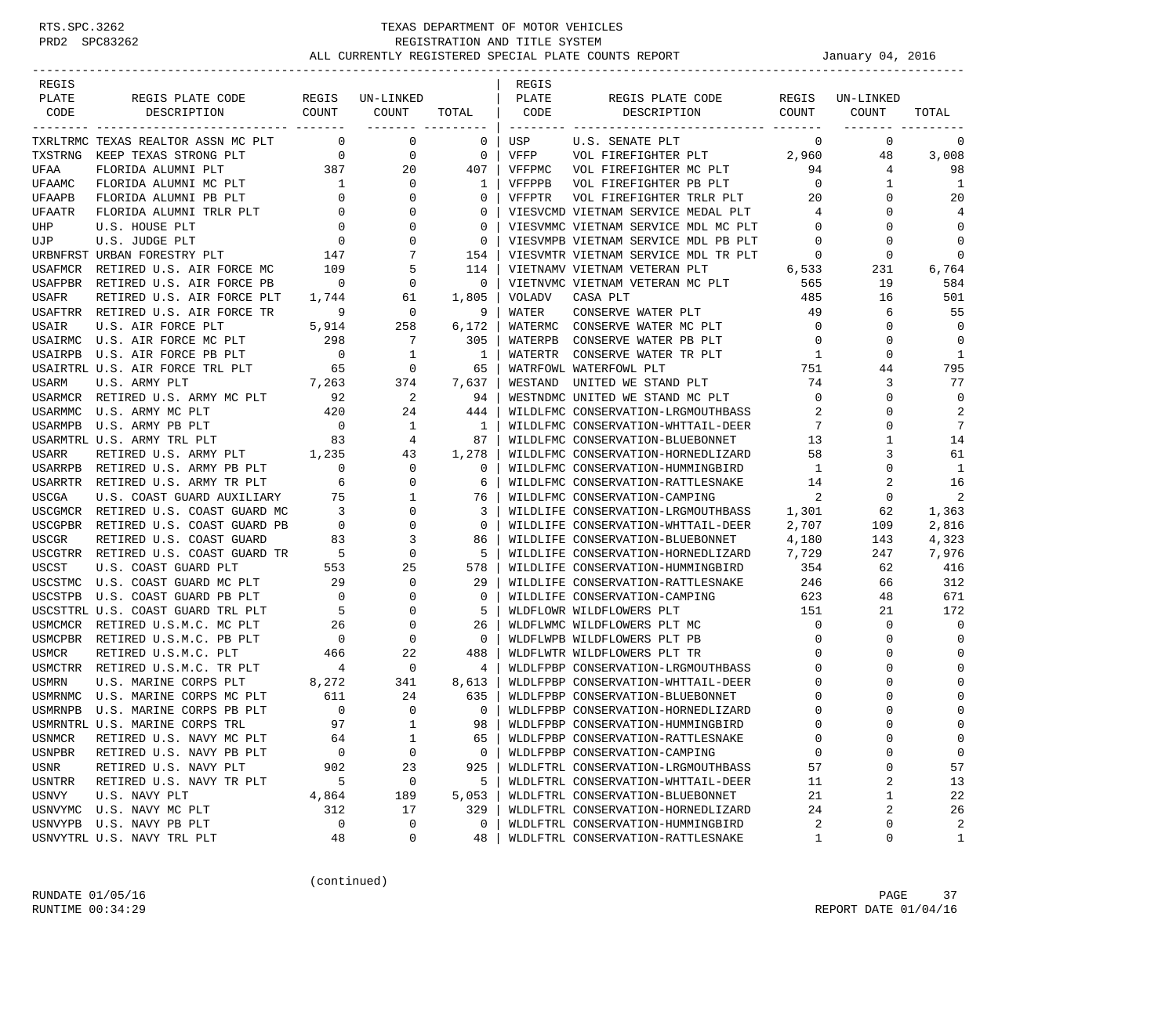# TEXAS DEPARTMENT OF MOTOR VEHICLES
## REGISTRATION AND TITLE SYSTEM
### ALL CURRENTLY REGISTERED SPECIAL PLATE COUNTS REPORT

January 04, 2016

| REGIS PLATE CODE | REGIS PLATE CODE DESCRIPTION | REGIS COUNT | UN-LINKED COUNT | TOTAL |
|---|---|---|---|---|
| TXRLTRMC | TEXAS REALTOR ASSN MC PLT | 0 | 0 | 0 |
| TXSTRNG | KEEP TEXAS STRONG PLT | 0 | 0 | 0 |
| UFAA | FLORIDA ALUMNI PLT | 387 | 20 | 407 |
| UFAAMC | FLORIDA ALUMNI MC PLT | 1 | 0 | 1 |
| UFAAPB | FLORIDA ALUMNI PB PLT | 0 | 0 | 0 |
| UFAATR | FLORIDA ALUMNI TRLR PLT | 0 | 0 | 0 |
| UHP | U.S. HOUSE PLT | 0 | 0 | 0 |
| UJP | U.S. JUDGE PLT | 0 | 0 | 0 |
| URBNFRST | URBAN FORESTRY PLT | 147 | 7 | 154 |
| USAFMCR | RETIRED U.S. AIR FORCE MC | 109 | 5 | 114 |
| USAFPBR | RETIRED U.S. AIR FORCE PB | 0 | 0 | 0 |
| USAFR | RETIRED U.S. AIR FORCE PLT | 1,744 | 61 | 1,805 |
| USAFTRR | RETIRED U.S. AIR FORCE TR | 9 | 0 | 9 |
| USAIR | U.S. AIR FORCE PLT | 5,914 | 258 | 6,172 |
| USAIRMC | U.S. AIR FORCE MC PLT | 298 | 7 | 305 |
| USAIRPB | U.S. AIR FORCE PB PLT | 0 | 1 | 1 |
| USAIRTRL | U.S. AIR FORCE TRL PLT | 65 | 0 | 65 |
| USARM | U.S. ARMY PLT | 7,263 | 374 | 7,637 |
| USARMCR | RETIRED U.S. ARMY MC PLT | 92 | 2 | 94 |
| USARMMC | U.S. ARMY MC PLT | 420 | 24 | 444 |
| USARMPB | U.S. ARMY PB PLT | 0 | 1 | 1 |
| USARMTRL | U.S. ARMY TRL PLT | 83 | 4 | 87 |
| USARR | RETIRED U.S. ARMY PLT | 1,235 | 43 | 1,278 |
| USARRPB | RETIRED U.S. ARMY PB PLT | 0 | 0 | 0 |
| USARRTR | RETIRED U.S. ARMY TR PLT | 6 | 0 | 6 |
| USCGA | U.S. COAST GUARD AUXILIARY | 75 | 1 | 76 |
| USCGMCR | RETIRED U.S. COAST GUARD MC | 3 | 0 | 3 |
| USCGPBR | RETIRED U.S. COAST GUARD PB | 0 | 0 | 0 |
| USCGR | RETIRED U.S. COAST GUARD | 83 | 3 | 86 |
| USCGTRR | RETIRED U.S. COAST GUARD TR | 5 | 0 | 5 |
| USCST | U.S. COAST GUARD PLT | 553 | 25 | 578 |
| USCSTMC | U.S. COAST GUARD MC PLT | 29 | 0 | 29 |
| USCSTPB | U.S. COAST GUARD PB PLT | 0 | 0 | 0 |
| USCSTTRL | U.S. COAST GUARD TRL PLT | 5 | 0 | 5 |
| USMCMCR | RETIRED U.S.M.C. MC PLT | 26 | 0 | 26 |
| USMCPBR | RETIRED U.S.M.C. PB PLT | 0 | 0 | 0 |
| USMCR | RETIRED U.S.M.C. PLT | 466 | 22 | 488 |
| USMCTRR | RETIRED U.S.M.C. TR PLT | 4 | 0 | 4 |
| USMRN | U.S. MARINE CORPS PLT | 8,272 | 341 | 8,613 |
| USMRNMC | U.S. MARINE CORPS MC PLT | 611 | 24 | 635 |
| USMRNPB | U.S. MARINE CORPS PB PLT | 0 | 0 | 0 |
| USMRNTRL | U.S. MARINE CORPS TRL | 97 | 1 | 98 |
| USNMCR | RETIRED U.S. NAVY MC PLT | 64 | 1 | 65 |
| USNPBR | RETIRED U.S. NAVY PB PLT | 0 | 0 | 0 |
| USNR | RETIRED U.S. NAVY PLT | 902 | 23 | 925 |
| USNTRR | RETIRED U.S. NAVY TR PLT | 5 | 0 | 5 |
| USNVY | U.S. NAVY PLT | 4,864 | 189 | 5,053 |
| USNVYMC | U.S. NAVY MC PLT | 312 | 17 | 329 |
| USNVYPB | U.S. NAVY PB PLT | 0 | 0 | 0 |
| USNVYTRL | U.S. NAVY TRL PLT | 48 | 0 | 48 |
| USP | U.S. SENATE PLT | 0 | 0 | 0 |
| VFFP | VOL FIREFIGHTER PLT | 2,960 | 48 | 3,008 |
| VFFPMC | VOL FIREFIGHTER MC PLT | 94 | 4 | 98 |
| VFFPPB | VOL FIREFIGHTER PB PLT | 0 | 1 | 1 |
| VFFPTR | VOL FIREFIGHTER TRLR PLT | 20 | 0 | 20 |
| VIESVCMD | VIETNAM SERVICE MEDAL PLT | 4 | 0 | 4 |
| VIESVMMC | VIETNAM SERVICE MDL MC PLT | 0 | 0 | 0 |
| VIESVMPB | VIETNAM SERVICE MDL PB PLT | 0 | 0 | 0 |
| VIESVMTR | VIETNAM SERVICE MDL TR PLT | 0 | 0 | 0 |
| VIETNAMV | VIETNAM VETERAN PLT | 6,533 | 231 | 6,764 |
| VIETNVMC | VIETNAM VETERAN MC PLT | 565 | 19 | 584 |
| VOLADV | CASA PLT | 485 | 16 | 501 |
| WATER | CONSERVE WATER PLT | 49 | 6 | 55 |
| WATERMC | CONSERVE WATER MC PLT | 0 | 0 | 0 |
| WATERPB | CONSERVE WATER PB PLT | 0 | 0 | 0 |
| WATERTR | CONSERVE WATER TR PLT | 1 | 0 | 1 |
| WATRFOWL | WATERFOWL PLT | 751 | 44 | 795 |
| WESTAND | UNITED WE STAND PLT | 74 | 3 | 77 |
| WESTNDMC | UNITED WE STAND MC PLT | 0 | 0 | 0 |
| WILDLFMC | CONSERVATION-LRGMOUTHBASS | 2 | 0 | 2 |
| WILDLFMC | CONSERVATION-WHTTAIL-DEER | 7 | 0 | 7 |
| WILDLFMC | CONSERVATION-BLUEBONNET | 13 | 1 | 14 |
| WILDLFMC | CONSERVATION-HORNEDLIZARD | 58 | 3 | 61 |
| WILDLFMC | CONSERVATION-HUMMINGBIRD | 1 | 0 | 1 |
| WILDLFMC | CONSERVATION-RATTLESNAKE | 14 | 2 | 16 |
| WILDLFMC | CONSERVATION-CAMPING | 2 | 0 | 2 |
| WILDLIFE | CONSERVATION-LRGMOUTHBASS | 1,301 | 62 | 1,363 |
| WILDLIFE | CONSERVATION-WHTTAIL-DEER | 2,707 | 109 | 2,816 |
| WILDLIFE | CONSERVATION-BLUEBONNET | 4,180 | 143 | 4,323 |
| WILDLIFE | CONSERVATION-HORNEDLIZARD | 7,729 | 247 | 7,976 |
| WILDLIFE | CONSERVATION-HUMMINGBIRD | 354 | 62 | 416 |
| WILDLIFE | CONSERVATION-RATTLESNAKE | 246 | 66 | 312 |
| WILDLIFE | CONSERVATION-CAMPING | 623 | 48 | 671 |
| WLDFLOWR | WILDFLOWERS PLT | 151 | 21 | 172 |
| WLDFLWMC | WILDFLOWERS PLT MC | 0 | 0 | 0 |
| WLDFLWPB | WILDFLOWERS PLT PB | 0 | 0 | 0 |
| WLDFLWTR | WILDFLOWERS PLT TR | 0 | 0 | 0 |
| WLDLFPBP | CONSERVATION-LRGMOUTHBASS | 0 | 0 | 0 |
| WLDLFPBP | CONSERVATION-WHTTAIL-DEER | 0 | 0 | 0 |
| WLDLFPBP | CONSERVATION-BLUEBONNET | 0 | 0 | 0 |
| WLDLFPBP | CONSERVATION-HORNEDLIZARD | 0 | 0 | 0 |
| WLDLFPBP | CONSERVATION-HUMMINGBIRD | 0 | 0 | 0 |
| WLDLFPBP | CONSERVATION-RATTLESNAKE | 0 | 0 | 0 |
| WLDLFPBP | CONSERVATION-CAMPING | 0 | 0 | 0 |
| WLDLFTRL | CONSERVATION-LRGMOUTHBASS | 57 | 0 | 57 |
| WLDLFTRL | CONSERVATION-WHTTAIL-DEER | 11 | 2 | 13 |
| WLDLFTRL | CONSERVATION-BLUEBONNET | 21 | 1 | 22 |
| WLDLFTRL | CONSERVATION-HORNEDLIZARD | 24 | 2 | 26 |
| WLDLFTRL | CONSERVATION-HUMMINGBIRD | 2 | 0 | 2 |
| WLDLFTRL | CONSERVATION-RATTLESNAKE | 1 | 0 | 1 |

(continued)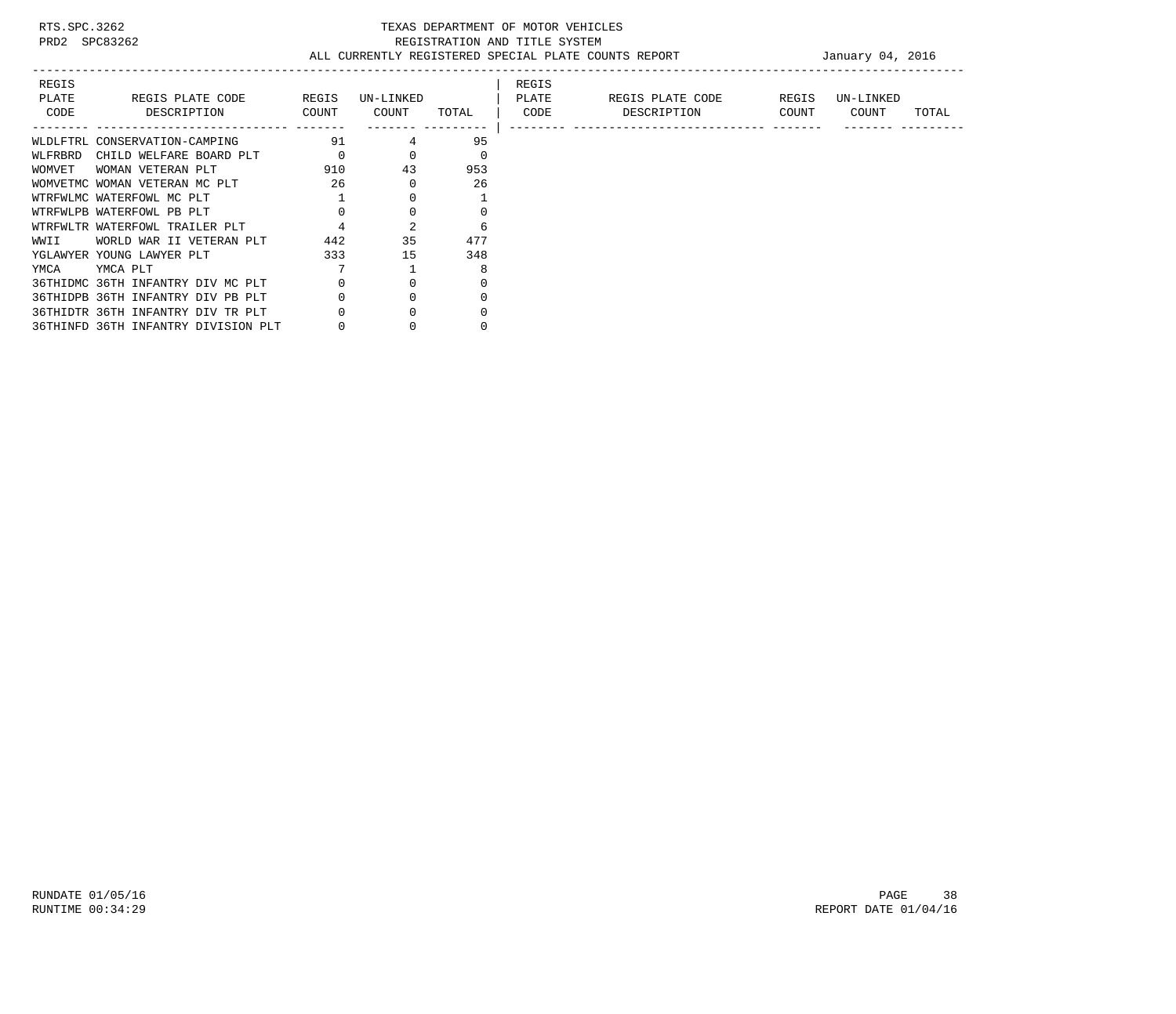RTS.SPC.3262 TEXAS DEPARTMENT OF MOTOR VEHICLES
PRD2 SPC83262 REGISTRATION AND TITLE SYSTEM
ALL CURRENTLY REGISTERED SPECIAL PLATE COUNTS REPORT January 04, 2016

| REGIS PLATE CODE | REGIS PLATE CODE DESCRIPTION | REGIS COUNT | UN-LINKED COUNT | TOTAL | REGIS PLATE CODE | REGIS PLATE CODE DESCRIPTION | REGIS COUNT | UN-LINKED COUNT | TOTAL |
|---|---|---|---|---|---|---|---|---|---|
| WLDLFTRL | CONSERVATION-CAMPING | 91 | 4 | 95 | | | | | |
| WLFRBRD | CHILD WELFARE BOARD PLT | 0 | 0 | 0 | | | | | |
| WOMVET | WOMAN VETERAN PLT | 910 | 43 | 953 | | | | | |
| WOMVETMC | WOMAN VETERAN MC PLT | 26 | 0 | 26 | | | | | |
| WTRFWLMC | WATERFOWL MC PLT | 1 | 0 | 1 | | | | | |
| WTRFWLPB | WATERFOWL PB PLT | 0 | 0 | 0 | | | | | |
| WTRFWLTR | WATERFOWL TRAILER PLT | 4 | 2 | 6 | | | | | |
| WWII | WORLD WAR II VETERAN PLT | 442 | 35 | 477 | | | | | |
| YGLAWYER | YOUNG LAWYER PLT | 333 | 15 | 348 | | | | | |
| YMCA | YMCA PLT | 7 | 1 | 8 | | | | | |
| 36THIDMC | 36TH INFANTRY DIV MC PLT | 0 | 0 | 0 | | | | | |
| 36THIDPB | 36TH INFANTRY DIV PB PLT | 0 | 0 | 0 | | | | | |
| 36THIDTR | 36TH INFANTRY DIV TR PLT | 0 | 0 | 0 | | | | | |
| 36THINFD | 36TH INFANTRY DIVISION PLT | 0 | 0 | 0 | | | | | |

RUNDATE 01/05/16
RUNTIME 00:34:29
REPORT DATE 01/04/16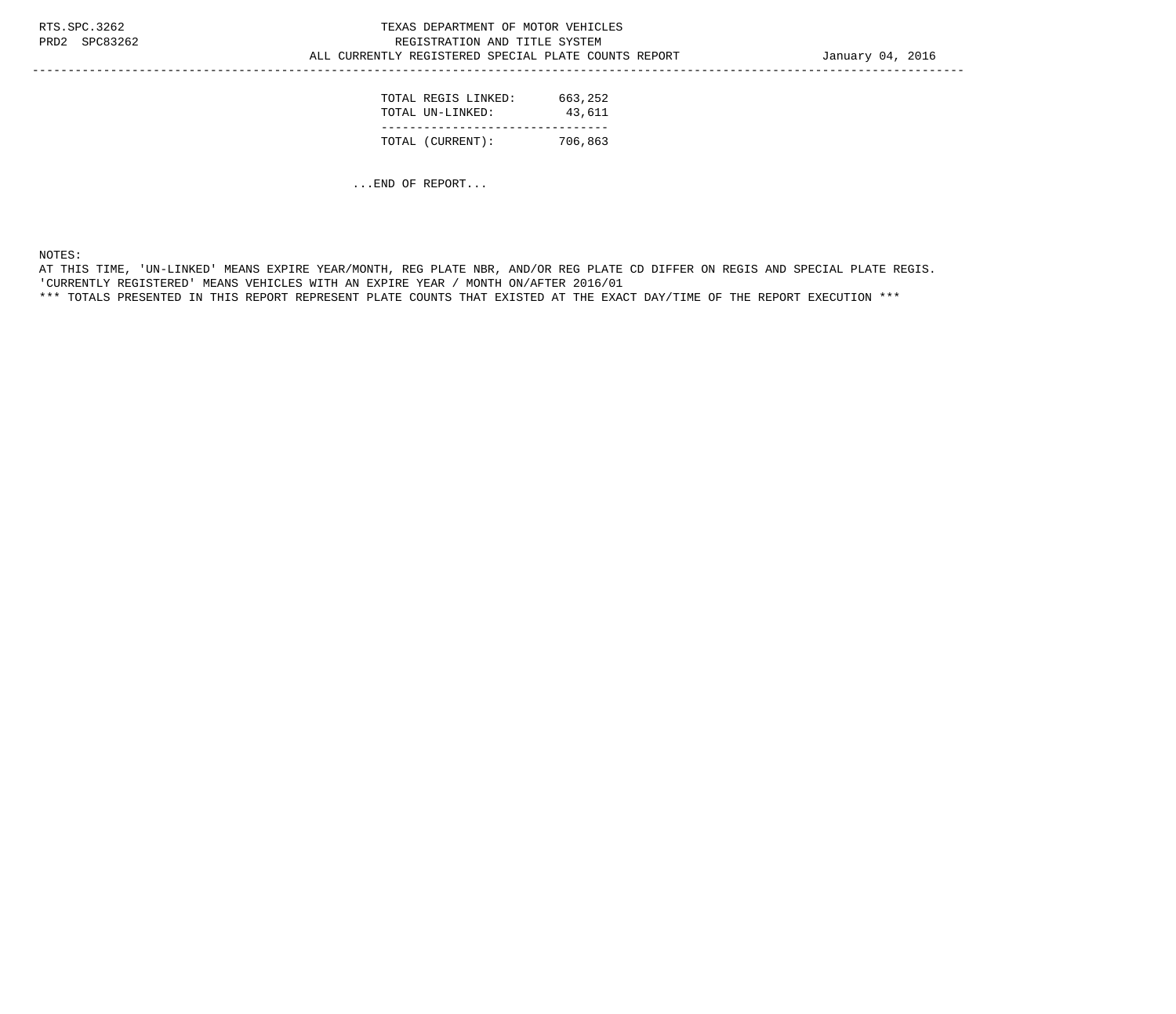RTS.SPC.3262 TEXAS DEPARTMENT OF MOTOR VEHICLES
PRD2 SPC83262 REGISTRATION AND TITLE SYSTEM
ALL CURRENTLY REGISTERED SPECIAL PLATE COUNTS REPORT January 04, 2016

| | |
|---|---|
| TOTAL REGIS LINKED: | 663,252 |
| TOTAL UN-LINKED: | 43,611 |
| TOTAL (CURRENT): | 706,863 |

...END OF REPORT...

NOTES:
AT THIS TIME, 'UN-LINKED' MEANS EXPIRE YEAR/MONTH, REG PLATE NBR, AND/OR REG PLATE CD DIFFER ON REGIS AND SPECIAL PLATE REGIS.
'CURRENTLY REGISTERED' MEANS VEHICLES WITH AN EXPIRE YEAR / MONTH ON/AFTER 2016/01
*** TOTALS PRESENTED IN THIS REPORT REPRESENT PLATE COUNTS THAT EXISTED AT THE EXACT DAY/TIME OF THE REPORT EXECUTION ***